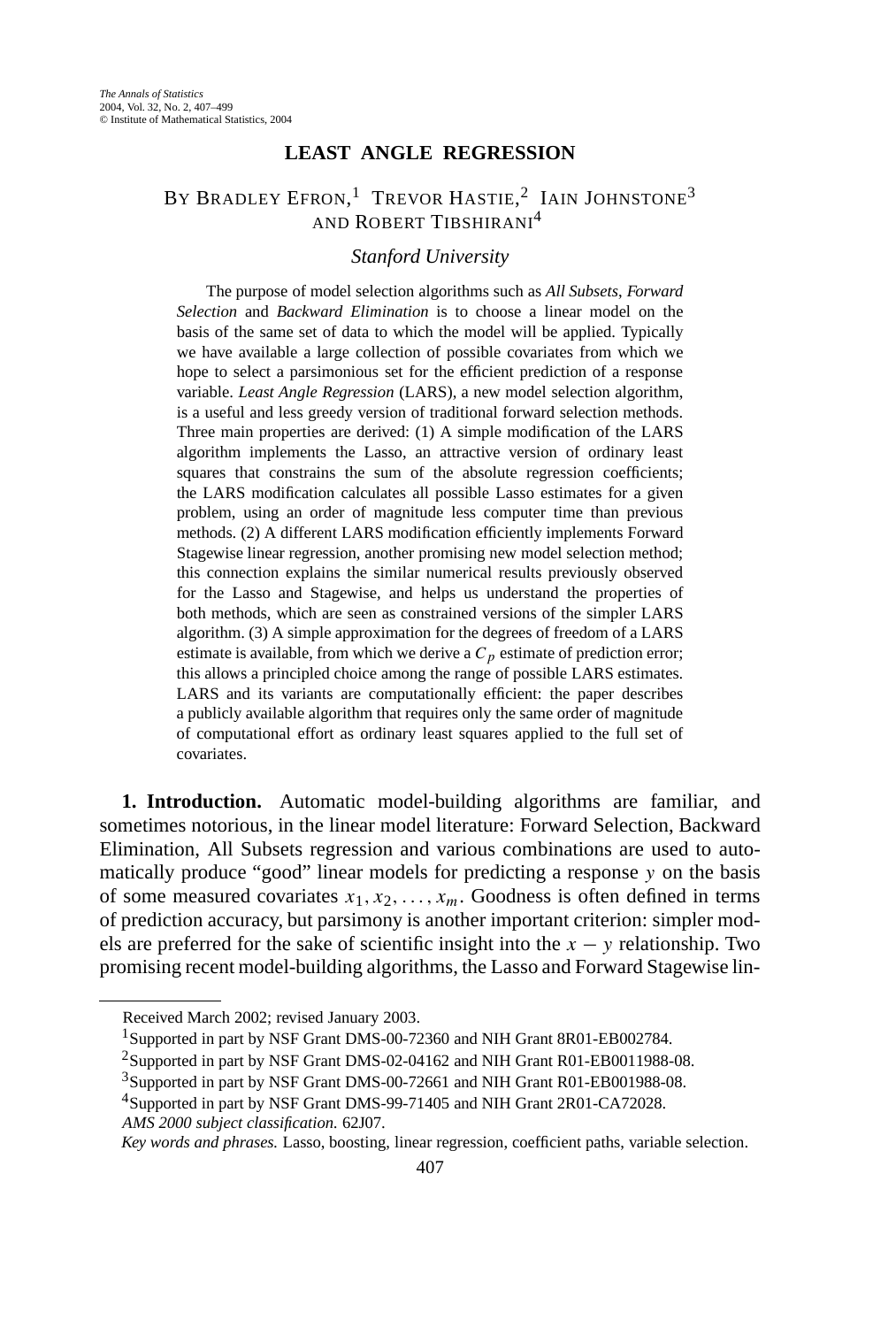# LEAST ANGLE REGRESSION

BY BRADLEY EFRON,[1] TREVOR HASTIE,[2] IAIN JOHNSTONE[3] AND ROBERT TIBSHIRANI[4]

*Stanford University*

The purpose of model selection algorithms such as *All Subsets*, *Forward Selection* and *Backward Elimination* is to choose a linear model on the basis of the same set of data to which the model will be applied. Typically we have available a large collection of possible covariates from which we hope to select a parsimonious set for the efficient prediction of a response variable. *Least Angle Regression* (LARS), a new model selection algorithm, is a useful and less greedy version of traditional forward selection methods. Three main properties are derived: (1) A simple modification of the LARS algorithm implements the Lasso, an attractive version of ordinary least squares that constrains the sum of the absolute regression coefficients; the LARS modification calculates all possible Lasso estimates for a given problem, using an order of magnitude less computer time than previous methods. (2) A different LARS modification efficiently implements Forward Stagewise linear regression, another promising new model selection method; this connection explains the similar numerical results previously observed for the Lasso and Stagewise, and helps us understand the properties of both methods, which are seen as constrained versions of the simpler LARS algorithm. (3) A simple approximation for the degrees of freedom of a LARS estimate is available, from which we derive a $C_p$ estimate of prediction error; this allows a principled choice among the range of possible LARS estimates. LARS and its variants are computationally efficient: the paper describes a publicly available algorithm that requires only the same order of magnitude of computational effort as ordinary least squares applied to the full set of covariates.

**1. Introduction.** Automatic model-building algorithms are familiar, and sometimes notorious, in the linear model literature: Forward Selection, Backward Elimination, All Subsets regression and various combinations are used to automatically produce "good" linear models for predicting a response $y$ on the basis of some measured covariates $x_1, x_2, \ldots, x_m$. Goodness is often defined in terms of prediction accuracy, but parsimony is another important criterion: simpler models are preferred for the sake of scientific insight into the $x - y$ relationship. Two promising recent model-building algorithms, the Lasso and Forward Stagewise lin-

---

Received March 2002; revised January 2003.

[1]Supported in part by NSF Grant DMS-00-72360 and NIH Grant 8R01-EB002784.

[2]Supported in part by NSF Grant DMS-02-04162 and NIH Grant R01-EB0011988-08.

[3]Supported in part by NSF Grant DMS-00-72661 and NIH Grant R01-EB001988-08.

[4]Supported in part by NSF Grant DMS-99-71405 and NIH Grant 2R01-CA72028.

*AMS 2000 subject classification.* 62J07.

*Key words and phrases.* Lasso, boosting, linear regression, coefficient paths, variable selection.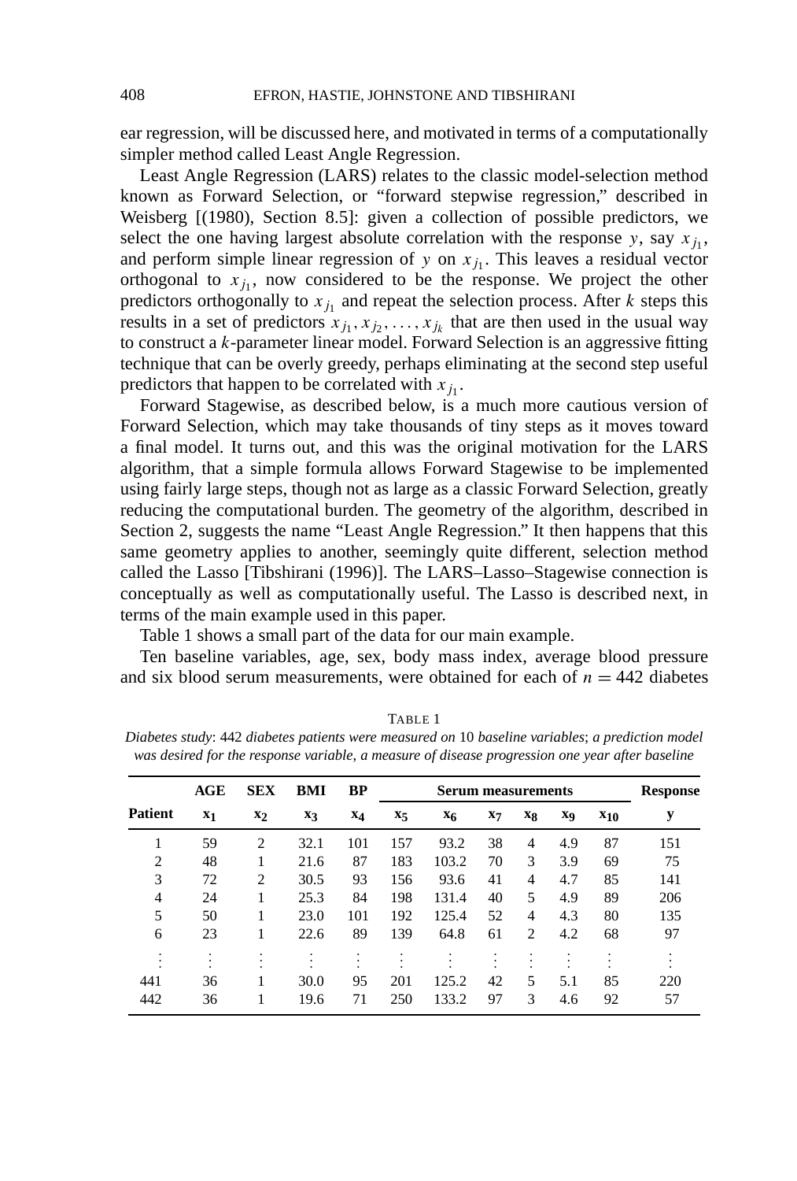ear regression, will be discussed here, and motivated in terms of a computationally simpler method called Least Angle Regression.

Least Angle Regression (LARS) relates to the classic model-selection method known as Forward Selection, or "forward stepwise regression," described in Weisberg [(1980), Section 8.5]: given a collection of possible predictors, we select the one having largest absolute correlation with the response $y$, say $x_{j_1}$, and perform simple linear regression of $y$ on $x_{j_1}$. This leaves a residual vector orthogonal to $x_{j_1}$, now considered to be the response. We project the other predictors orthogonally to $x_{j_1}$ and repeat the selection process. After $k$ steps this results in a set of predictors $x_{j_1}, x_{j_2}, \dots, x_{j_k}$ that are then used in the usual way to construct a $k$-parameter linear model. Forward Selection is an aggressive fitting technique that can be overly greedy, perhaps eliminating at the second step useful predictors that happen to be correlated with $x_{j_1}$.

Forward Stagewise, as described below, is a much more cautious version of Forward Selection, which may take thousands of tiny steps as it moves toward a final model. It turns out, and this was the original motivation for the LARS algorithm, that a simple formula allows Forward Stagewise to be implemented using fairly large steps, though not as large as a classic Forward Selection, greatly reducing the computational burden. The geometry of the algorithm, described in Section 2, suggests the name "Least Angle Regression." It then happens that this same geometry applies to another, seemingly quite different, selection method called the Lasso [Tibshirani (1996)]. The LARS–Lasso–Stagewise connection is conceptually as well as computationally useful. The Lasso is described next, in terms of the main example used in this paper.

Table 1 shows a small part of the data for our main example.

Ten baseline variables, age, sex, body mass index, average blood pressure and six blood serum measurements, were obtained for each of $n = 442$ diabetes

TABLE 1

*Diabetes study*: 442 *diabetes patients were measured on* 10 *baseline variables*; *a prediction model was desired for the response variable, a measure of disease progression one year after baseline*

| | AGE | SEX | BMI | BP | Serum measurements | | | | | | Response |
|---|---|---|---|---|---|---|---|---|---|---|---|
| **Patient** | $\mathbf{x_1}$ | $\mathbf{x_2}$ | $\mathbf{x_3}$ | $\mathbf{x_4}$ | $\mathbf{x_5}$ | $\mathbf{x_6}$ | $\mathbf{x_7}$ | $\mathbf{x_8}$ | $\mathbf{x_9}$ | $\mathbf{x_{10}}$ | $\mathbf{y}$ |
| 1 | 59 | 2 | 32.1 | 101 | 157 | 93.2 | 38 | 4 | 4.9 | 87 | 151 |
| 2 | 48 | 1 | 21.6 | 87 | 183 | 103.2 | 70 | 3 | 3.9 | 69 | 75 |
| 3 | 72 | 2 | 30.5 | 93 | 156 | 93.6 | 41 | 4 | 4.7 | 85 | 141 |
| 4 | 24 | 1 | 25.3 | 84 | 198 | 131.4 | 40 | 5 | 4.9 | 89 | 206 |
| 5 | 50 | 1 | 23.0 | 101 | 192 | 125.4 | 52 | 4 | 4.3 | 80 | 135 |
| 6 | 23 | 1 | 22.6 | 89 | 139 | 64.8 | 61 | 2 | 4.2 | 68 | 97 |
| ⋮ | ⋮ | ⋮ | ⋮ | ⋮ | ⋮ | ⋮ | ⋮ | ⋮ | ⋮ | ⋮ | ⋮ |
| 441 | 36 | 1 | 30.0 | 95 | 201 | 125.2 | 42 | 5 | 5.1 | 85 | 220 |
| 442 | 36 | 1 | 19.6 | 71 | 250 | 133.2 | 97 | 3 | 4.6 | 92 | 57 |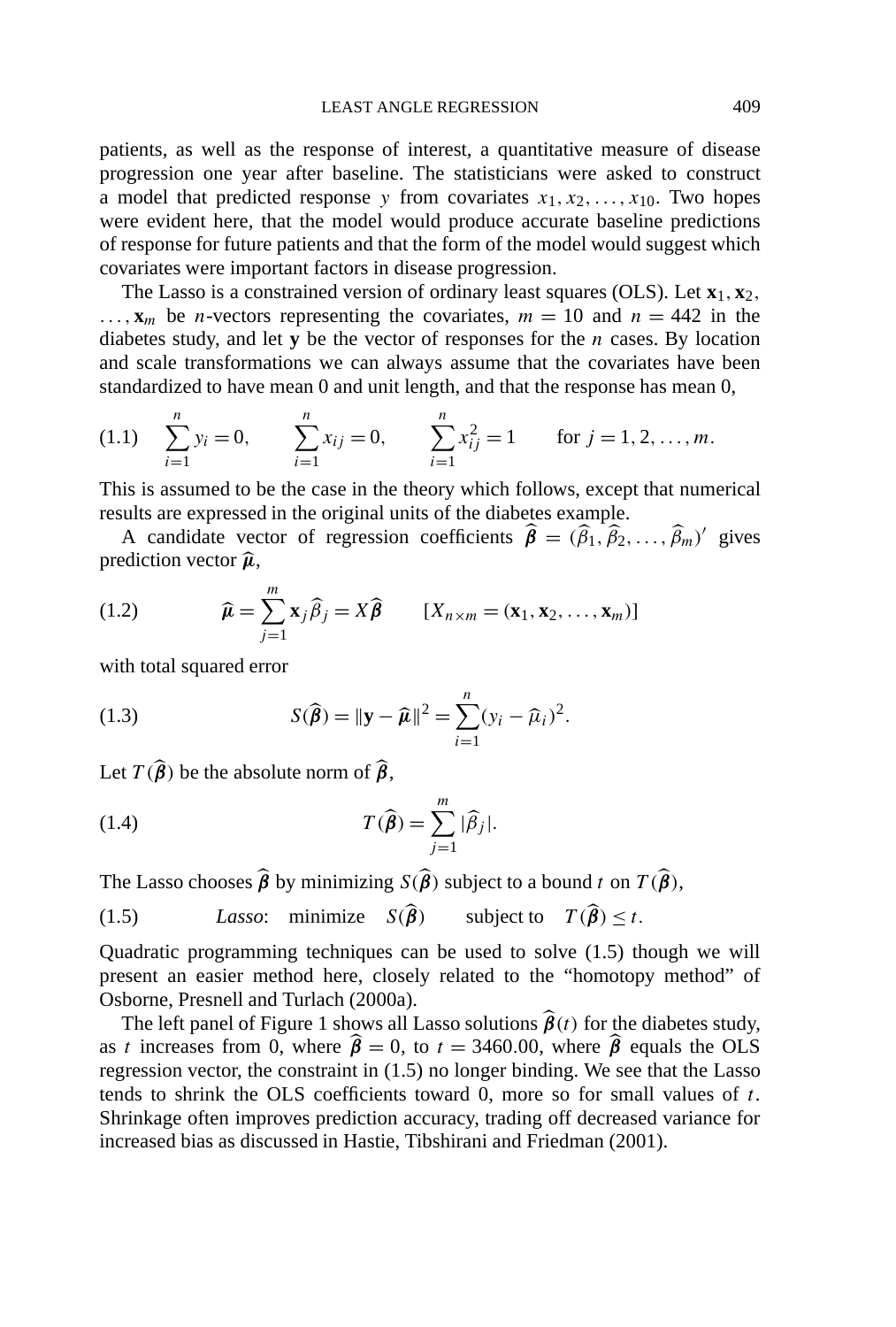patients, as well as the response of interest, a quantitative measure of disease progression one year after baseline. The statisticians were asked to construct a model that predicted response $y$ from covariates $x_1, x_2, \dots, x_{10}$. Two hopes were evident here, that the model would produce accurate baseline predictions of response for future patients and that the form of the model would suggest which covariates were important factors in disease progression.

The Lasso is a constrained version of ordinary least squares (OLS). Let $\mathbf{x}_1, \mathbf{x}_2, \dots, \mathbf{x}_m$ be $n$-vectors representing the covariates, $m = 10$ and $n = 442$ in the diabetes study, and let $\mathbf{y}$ be the vector of responses for the $n$ cases. By location and scale transformations we can always assume that the covariates have been standardized to have mean 0 and unit length, and that the response has mean 0,

$$\sum_{i=1}^{n} y_i = 0, \qquad \sum_{i=1}^{n} x_{ij} = 0, \qquad \sum_{i=1}^{n} x_{ij}^2 = 1 \qquad \text{for } j = 1, 2, \dots, m. \tag{1.1}$$

This is assumed to be the case in the theory which follows, except that numerical results are expressed in the original units of the diabetes example.

A candidate vector of regression coefficients $\widehat{\boldsymbol{\beta}} = (\widehat{\beta}_1, \widehat{\beta}_2, \dots, \widehat{\beta}_m)'$ gives prediction vector $\widehat{\boldsymbol{\mu}}$,

$$\widehat{\boldsymbol{\mu}} = \sum_{j=1}^{m} \mathbf{x}_j \widehat{\beta}_j = X\widehat{\boldsymbol{\beta}} \qquad [X_{n \times m} = (\mathbf{x}_1, \mathbf{x}_2, \dots, \mathbf{x}_m)] \tag{1.2}$$

with total squared error

$$S(\widehat{\boldsymbol{\beta}}) = \|\mathbf{y} - \widehat{\boldsymbol{\mu}}\|^2 = \sum_{i=1}^{n} (y_i - \widehat{\mu}_i)^2. \tag{1.3}$$

Let $T(\widehat{\boldsymbol{\beta}})$ be the absolute norm of $\widehat{\boldsymbol{\beta}}$,

$$T(\widehat{\boldsymbol{\beta}}) = \sum_{j=1}^{m} |\widehat{\beta}_j|. \tag{1.4}$$

The Lasso chooses $\widehat{\boldsymbol{\beta}}$ by minimizing $S(\widehat{\boldsymbol{\beta}})$ subject to a bound $t$ on $T(\widehat{\boldsymbol{\beta}})$,

$$\textit{Lasso}: \quad \text{minimize} \quad S(\widehat{\boldsymbol{\beta}}) \qquad \text{subject to} \quad T(\widehat{\boldsymbol{\beta}}) \le t. \tag{1.5}$$

Quadratic programming techniques can be used to solve (1.5) though we will present an easier method here, closely related to the "homotopy method" of Osborne, Presnell and Turlach (2000a).

The left panel of Figure 1 shows all Lasso solutions $\widehat{\boldsymbol{\beta}}(t)$ for the diabetes study, as $t$ increases from 0, where $\widehat{\boldsymbol{\beta}} = 0$, to $t = 3460.00$, where $\widehat{\boldsymbol{\beta}}$ equals the OLS regression vector, the constraint in (1.5) no longer binding. We see that the Lasso tends to shrink the OLS coefficients toward 0, more so for small values of $t$. Shrinkage often improves prediction accuracy, trading off decreased variance for increased bias as discussed in Hastie, Tibshirani and Friedman (2001).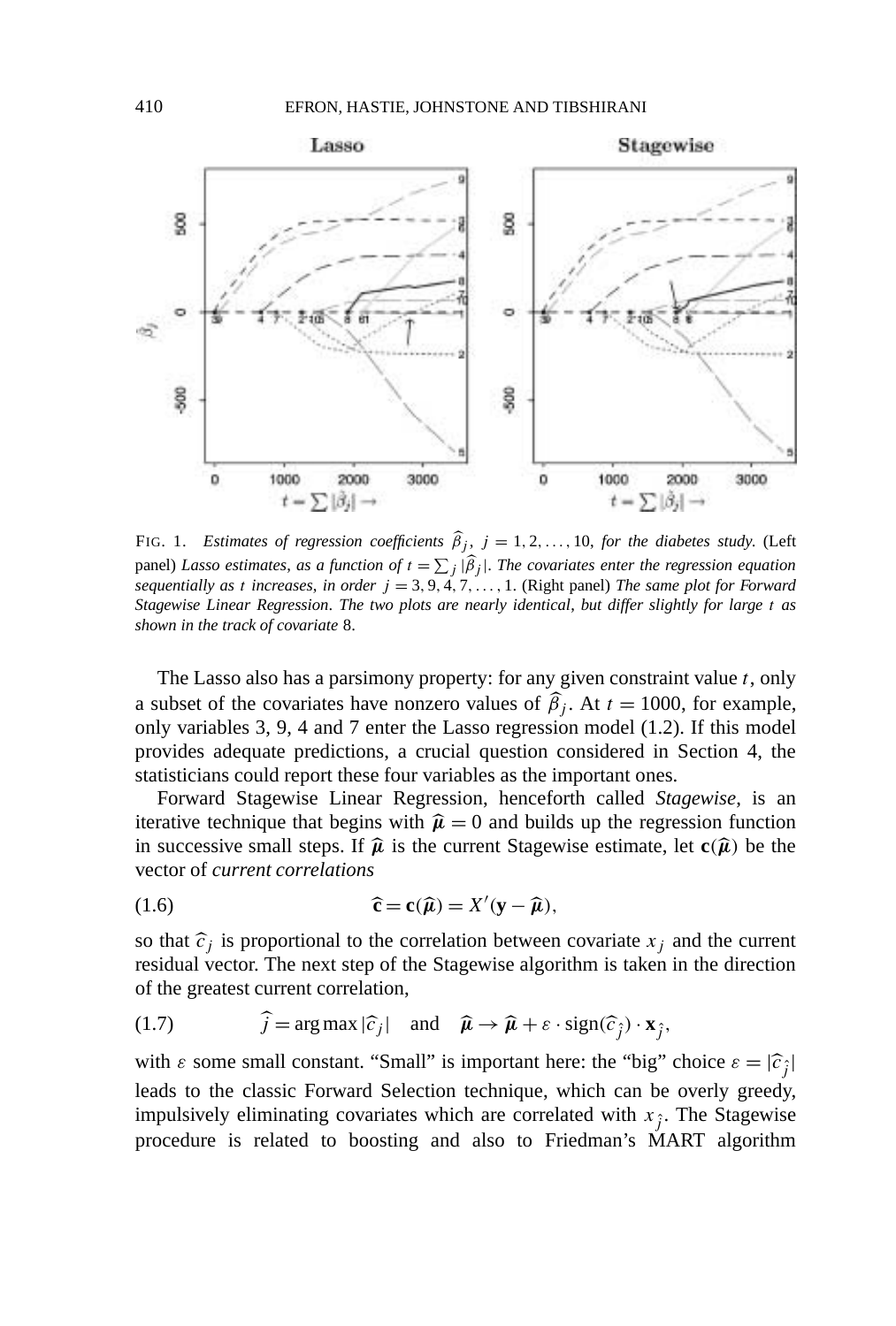FIG. 1. *Estimates of regression coefficients* $\widehat{\beta}_j$, $j = 1, 2, \ldots, 10$, *for the diabetes study.* (Left panel) *Lasso estimates, as a function of* $t = \sum_j |\widehat{\beta}_j|$. *The covariates enter the regression equation sequentially as* $t$ *increases, in order* $j = 3, 9, 4, 7, \ldots, 1$. (Right panel) *The same plot for Forward Stagewise Linear Regression. The two plots are nearly identical, but differ slightly for large* $t$ *as shown in the track of covariate* 8.

The Lasso also has a parsimony property: for any given constraint value $t$, only a subset of the covariates have nonzero values of $\widehat{\beta}_j$. At $t = 1000$, for example, only variables 3, 9, 4 and 7 enter the Lasso regression model (1.2). If this model provides adequate predictions, a crucial question considered in Section 4, the statisticians could report these four variables as the important ones.

Forward Stagewise Linear Regression, henceforth called *Stagewise*, is an iterative technique that begins with $\widehat{\boldsymbol{\mu}} = 0$ and builds up the regression function in successive small steps. If $\widehat{\boldsymbol{\mu}}$ is the current Stagewise estimate, let $\mathbf{c}(\widehat{\boldsymbol{\mu}})$ be the vector of *current correlations*

$$\widehat{\mathbf{c}} = \mathbf{c}(\widehat{\boldsymbol{\mu}}) = X'(\mathbf{y} - \widehat{\boldsymbol{\mu}}), \tag{1.6}$$

so that $\widehat{c}_j$ is proportional to the correlation between covariate $x_j$ and the current residual vector. The next step of the Stagewise algorithm is taken in the direction of the greatest current correlation,

$$\widehat{j} = \arg\max |\widehat{c}_j| \quad \text{and} \quad \widehat{\boldsymbol{\mu}} \to \widehat{\boldsymbol{\mu}} + \varepsilon \cdot \operatorname{sign}(\widehat{c}_{\hat{j}}) \cdot \mathbf{x}_{\hat{j}}, \tag{1.7}$$

with $\varepsilon$ some small constant. "Small" is important here: the "big" choice $\varepsilon = |\widehat{c}_{\hat{j}}|$ leads to the classic Forward Selection technique, which can be overly greedy, impulsively eliminating covariates which are correlated with $x_{\hat{j}}$. The Stagewise procedure is related to boosting and also to Friedman's MART algorithm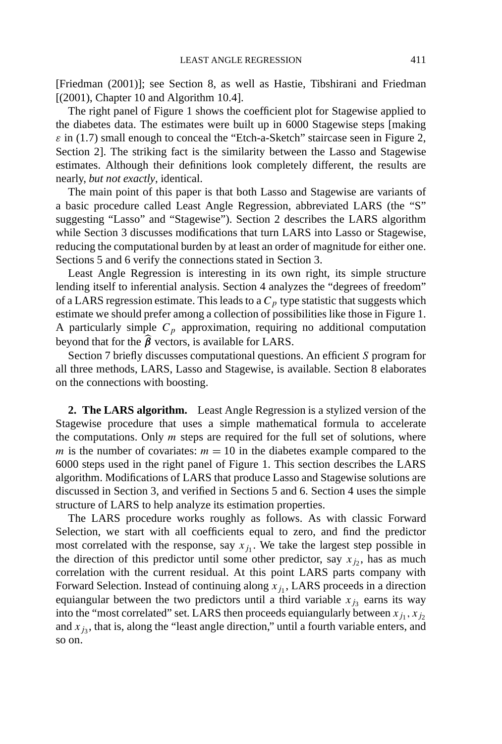[Friedman (2001)]; see Section 8, as well as Hastie, Tibshirani and Friedman [(2001), Chapter 10 and Algorithm 10.4].

The right panel of Figure 1 shows the coefficient plot for Stagewise applied to the diabetes data. The estimates were built up in 6000 Stagewise steps [making $\varepsilon$ in (1.7) small enough to conceal the "Etch-a-Sketch" staircase seen in Figure 2, Section 2]. The striking fact is the similarity between the Lasso and Stagewise estimates. Although their definitions look completely different, the results are nearly, *but not exactly*, identical.

The main point of this paper is that both Lasso and Stagewise are variants of a basic procedure called Least Angle Regression, abbreviated LARS (the "S" suggesting "Lasso" and "Stagewise"). Section 2 describes the LARS algorithm while Section 3 discusses modifications that turn LARS into Lasso or Stagewise, reducing the computational burden by at least an order of magnitude for either one. Sections 5 and 6 verify the connections stated in Section 3.

Least Angle Regression is interesting in its own right, its simple structure lending itself to inferential analysis. Section 4 analyzes the "degrees of freedom" of a LARS regression estimate. This leads to a $C_p$ type statistic that suggests which estimate we should prefer among a collection of possibilities like those in Figure 1. A particularly simple $C_p$ approximation, requiring no additional computation beyond that for the $\widehat{\boldsymbol{\beta}}$ vectors, is available for LARS.

Section 7 briefly discusses computational questions. An efficient *S* program for all three methods, LARS, Lasso and Stagewise, is available. Section 8 elaborates on the connections with boosting.

## 2. The LARS algorithm.

Least Angle Regression is a stylized version of the Stagewise procedure that uses a simple mathematical formula to accelerate the computations. Only $m$ steps are required for the full set of solutions, where $m$ is the number of covariates: $m = 10$ in the diabetes example compared to the 6000 steps used in the right panel of Figure 1. This section describes the LARS algorithm. Modifications of LARS that produce Lasso and Stagewise solutions are discussed in Section 3, and verified in Sections 5 and 6. Section 4 uses the simple structure of LARS to help analyze its estimation properties.

The LARS procedure works roughly as follows. As with classic Forward Selection, we start with all coefficients equal to zero, and find the predictor most correlated with the response, say $x_{j_1}$. We take the largest step possible in the direction of this predictor until some other predictor, say $x_{j_2}$, has as much correlation with the current residual. At this point LARS parts company with Forward Selection. Instead of continuing along $x_{j_1}$, LARS proceeds in a direction equiangular between the two predictors until a third variable $x_{j_3}$ earns its way into the "most correlated" set. LARS then proceeds equiangularly between $x_{j_1}, x_{j_2}$ and $x_{j_3}$, that is, along the "least angle direction," until a fourth variable enters, and so on.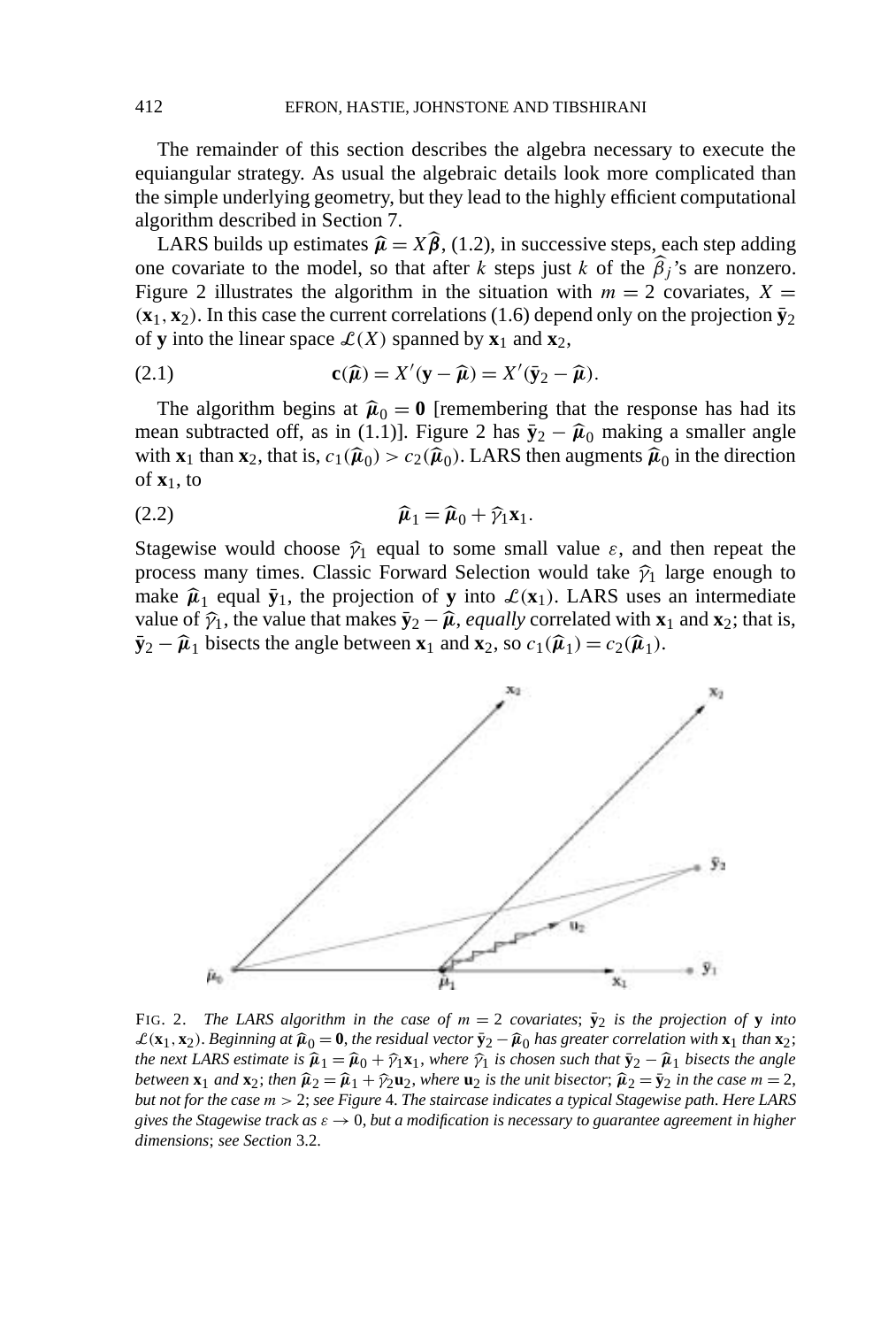The remainder of this section describes the algebra necessary to execute the equiangular strategy. As usual the algebraic details look more complicated than the simple underlying geometry, but they lead to the highly efficient computational algorithm described in Section 7.

LARS builds up estimates $\widehat{\boldsymbol{\mu}} = X\widehat{\boldsymbol{\beta}}$, (1.2), in successive steps, each step adding one covariate to the model, so that after $k$ steps just $k$ of the $\widehat{\beta}_j$'s are nonzero. Figure 2 illustrates the algorithm in the situation with $m = 2$ covariates, $X = (\mathbf{x}_1, \mathbf{x}_2)$. In this case the current correlations (1.6) depend only on the projection $\bar{\mathbf{y}}_2$ of $\mathbf{y}$ into the linear space $\mathcal{L}(X)$ spanned by $\mathbf{x}_1$ and $\mathbf{x}_2$,

$$\mathbf{c}(\widehat{\boldsymbol{\mu}}) = X'(\mathbf{y} - \widehat{\boldsymbol{\mu}}) = X'(\bar{\mathbf{y}}_2 - \widehat{\boldsymbol{\mu}}). \tag{2.1}$$

The algorithm begins at $\widehat{\boldsymbol{\mu}}_0 = \mathbf{0}$ [remembering that the response has had its mean subtracted off, as in (1.1)]. Figure 2 has $\bar{\mathbf{y}}_2 - \widehat{\boldsymbol{\mu}}_0$ making a smaller angle with $\mathbf{x}_1$ than $\mathbf{x}_2$, that is, $c_1(\widehat{\boldsymbol{\mu}}_0) > c_2(\widehat{\boldsymbol{\mu}}_0)$. LARS then augments $\widehat{\boldsymbol{\mu}}_0$ in the direction of $\mathbf{x}_1$, to

$$\widehat{\boldsymbol{\mu}}_1 = \widehat{\boldsymbol{\mu}}_0 + \widehat{\gamma}_1 \mathbf{x}_1. \tag{2.2}$$

Stagewise would choose $\widehat{\gamma}_1$ equal to some small value $\varepsilon$, and then repeat the process many times. Classic Forward Selection would take $\widehat{\gamma}_1$ large enough to make $\widehat{\boldsymbol{\mu}}_1$ equal $\bar{\mathbf{y}}_1$, the projection of $\mathbf{y}$ into $\mathcal{L}(\mathbf{x}_1)$. LARS uses an intermediate value of $\widehat{\gamma}_1$, the value that makes $\bar{\mathbf{y}}_2 - \widehat{\boldsymbol{\mu}}$, *equally* correlated with $\mathbf{x}_1$ and $\mathbf{x}_2$; that is, $\bar{\mathbf{y}}_2 - \widehat{\boldsymbol{\mu}}_1$ bisects the angle between $\mathbf{x}_1$ and $\mathbf{x}_2$, so $c_1(\widehat{\boldsymbol{\mu}}_1) = c_2(\widehat{\boldsymbol{\mu}}_1)$.

FIG. 2. *The LARS algorithm in the case of $m = 2$ covariates; $\bar{\mathbf{y}}_2$ is the projection of $\mathbf{y}$ into $\mathcal{L}(\mathbf{x}_1, \mathbf{x}_2)$. Beginning at $\widehat{\boldsymbol{\mu}}_0 = \mathbf{0}$, the residual vector $\bar{\mathbf{y}}_2 - \widehat{\boldsymbol{\mu}}_0$ has greater correlation with $\mathbf{x}_1$ than $\mathbf{x}_2$; the next LARS estimate is $\widehat{\boldsymbol{\mu}}_1 = \widehat{\boldsymbol{\mu}}_0 + \widehat{\gamma}_1 \mathbf{x}_1$, where $\widehat{\gamma}_1$ is chosen such that $\bar{\mathbf{y}}_2 - \widehat{\boldsymbol{\mu}}_1$ bisects the angle between $\mathbf{x}_1$ and $\mathbf{x}_2$; then $\widehat{\boldsymbol{\mu}}_2 = \widehat{\boldsymbol{\mu}}_1 + \widehat{\gamma}_2 \mathbf{u}_2$, where $\mathbf{u}_2$ is the unit bisector; $\widehat{\boldsymbol{\mu}}_2 = \bar{\mathbf{y}}_2$ in the case $m = 2$, but not for the case $m > 2$; see Figure* 4. *The staircase indicates a typical Stagewise path. Here LARS gives the Stagewise track as $\varepsilon \to 0$, but a modification is necessary to guarantee agreement in higher dimensions; see Section* 3.2.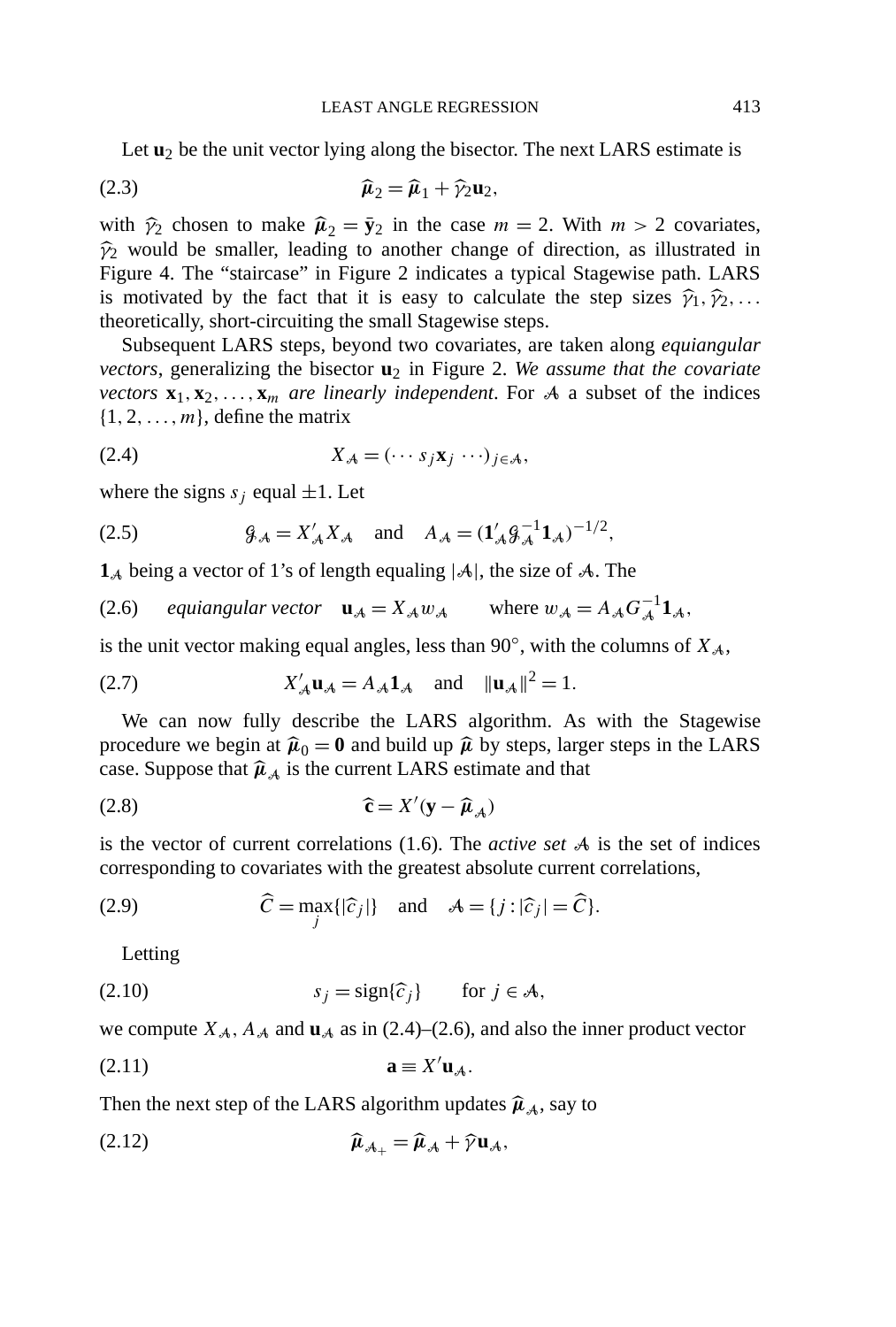Let $\mathbf{u}_2$ be the unit vector lying along the bisector. The next LARS estimate is

$$\widehat{\boldsymbol{\mu}}_2 = \widehat{\boldsymbol{\mu}}_1 + \widehat{\gamma}_2 \mathbf{u}_2, \tag{2.3}$$

with $\widehat{\gamma}_2$ chosen to make $\widehat{\boldsymbol{\mu}}_2 = \bar{\mathbf{y}}_2$ in the case $m = 2$. With $m > 2$ covariates, $\widehat{\gamma}_2$ would be smaller, leading to another change of direction, as illustrated in Figure 4. The "staircase" in Figure 2 indicates a typical Stagewise path. LARS is motivated by the fact that it is easy to calculate the step sizes $\widehat{\gamma}_1, \widehat{\gamma}_2, \ldots$ theoretically, short-circuiting the small Stagewise steps.

Subsequent LARS steps, beyond two covariates, are taken along *equiangular vectors*, generalizing the bisector $\mathbf{u}_2$ in Figure 2. *We assume that the covariate vectors $\mathbf{x}_1, \mathbf{x}_2, \ldots, \mathbf{x}_m$ are linearly independent*. For $\mathcal{A}$ a subset of the indices $\{1, 2, \ldots, m\}$, define the matrix

$$X_{\mathcal{A}} = (\cdots s_j \mathbf{x}_j \cdots)_{j \in \mathcal{A}}, \tag{2.4}$$

where the signs $s_j$ equal $\pm 1$. Let

$$\mathcal{G}_{\mathcal{A}} = X'_{\mathcal{A}} X_{\mathcal{A}} \quad \text{and} \quad A_{\mathcal{A}} = (\mathbf{1}'_{\mathcal{A}} \mathcal{G}_{\mathcal{A}}^{-1} \mathbf{1}_{\mathcal{A}})^{-1/2}, \tag{2.5}$$

$\mathbf{1}_{\mathcal{A}}$ being a vector of 1's of length equaling $|\mathcal{A}|$, the size of $\mathcal{A}$. The

$$\textit{equiangular vector} \quad \mathbf{u}_{\mathcal{A}} = X_{\mathcal{A}} w_{\mathcal{A}} \qquad \text{where } w_{\mathcal{A}} = A_{\mathcal{A}} G_{\mathcal{A}}^{-1} \mathbf{1}_{\mathcal{A}}, \tag{2.6}$$

is the unit vector making equal angles, less than $90^\circ$, with the columns of $X_{\mathcal{A}}$,

$$X'_{\mathcal{A}} \mathbf{u}_{\mathcal{A}} = A_{\mathcal{A}} \mathbf{1}_{\mathcal{A}} \quad \text{and} \quad \|\mathbf{u}_{\mathcal{A}}\|^2 = 1. \tag{2.7}$$

We can now fully describe the LARS algorithm. As with the Stagewise procedure we begin at $\widehat{\boldsymbol{\mu}}_0 = \mathbf{0}$ and build up $\widehat{\boldsymbol{\mu}}$ by steps, larger steps in the LARS case. Suppose that $\widehat{\boldsymbol{\mu}}_{\mathcal{A}}$ is the current LARS estimate and that

$$\widehat{\mathbf{c}} = X'(\mathbf{y} - \widehat{\boldsymbol{\mu}}_{\mathcal{A}}) \tag{2.8}$$

is the vector of current correlations (1.6). The *active set* $\mathcal{A}$ is the set of indices corresponding to covariates with the greatest absolute current correlations,

$$\widehat{C} = \max_j \{|\widehat{c}_j|\} \quad \text{and} \quad \mathcal{A} = \{j : |\widehat{c}_j| = \widehat{C}\}. \tag{2.9}$$

Letting

$$s_j = \text{sign}\{\widehat{c}_j\} \qquad \text{for } j \in \mathcal{A}, \tag{2.10}$$

we compute $X_{\mathcal{A}}$, $A_{\mathcal{A}}$ and $\mathbf{u}_{\mathcal{A}}$ as in (2.4)–(2.6), and also the inner product vector

$$\mathbf{a} \equiv X' \mathbf{u}_{\mathcal{A}}. \tag{2.11}$$

Then the next step of the LARS algorithm updates $\widehat{\boldsymbol{\mu}}_{\mathcal{A}}$, say to

$$\widehat{\boldsymbol{\mu}}_{\mathcal{A}_+} = \widehat{\boldsymbol{\mu}}_{\mathcal{A}} + \widehat{\gamma} \mathbf{u}_{\mathcal{A}}, \tag{2.12}$$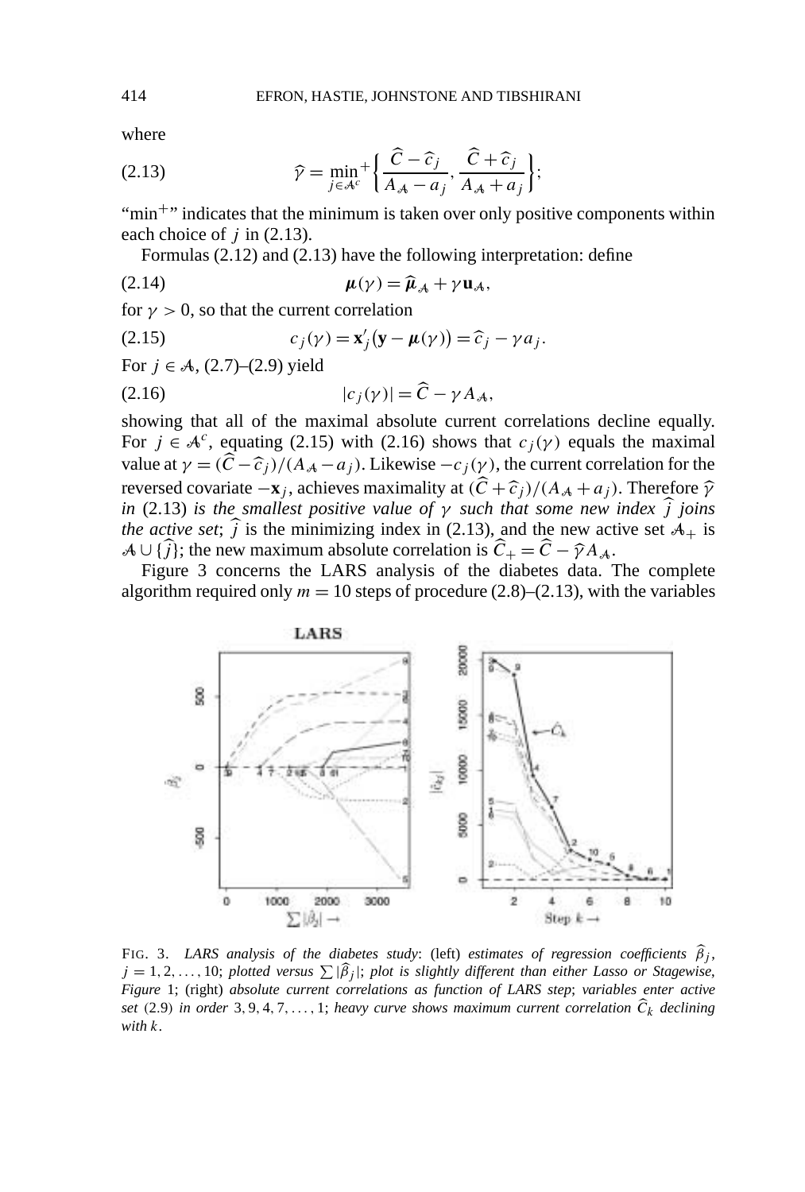where

$$\widehat{\gamma} = \min_{j \in \mathcal{A}^c}{}^{+} \left\{ \frac{\widehat{C} - \widehat{c}_j}{A_{\mathcal{A}} - a_j}, \frac{\widehat{C} + \widehat{c}_j}{A_{\mathcal{A}} + a_j} \right\}; \tag{2.13}$$

"$\min^+$" indicates that the minimum is taken over only positive components within each choice of $j$ in (2.13).

Formulas (2.12) and (2.13) have the following interpretation: define

$$\boldsymbol{\mu}(\gamma) = \widehat{\boldsymbol{\mu}}_{\mathcal{A}} + \gamma \mathbf{u}_{\mathcal{A}}, \tag{2.14}$$

for $\gamma > 0$, so that the current correlation

$$c_j(\gamma) = \mathbf{x}_j'\big(\mathbf{y} - \boldsymbol{\mu}(\gamma)\big) = \widehat{c}_j - \gamma a_j. \tag{2.15}$$

For $j \in \mathcal{A}$, (2.7)–(2.9) yield

$$|c_j(\gamma)| = \widehat{C} - \gamma A_{\mathcal{A}}, \tag{2.16}$$

showing that all of the maximal absolute current correlations decline equally. For $j \in \mathcal{A}^c$, equating (2.15) with (2.16) shows that $c_j(\gamma)$ equals the maximal value at $\gamma = (\widehat{C} - \widehat{c}_j)/(A_{\mathcal{A}} - a_j)$. Likewise $-c_j(\gamma)$, the current correlation for the reversed covariate $-\mathbf{x}_j$, achieves maximality at $(\widehat{C} + \widehat{c}_j)/(A_{\mathcal{A}} + a_j)$. Therefore $\widehat{\gamma}$ *in* (2.13) *is the smallest positive value of* $\gamma$ *such that some new index* $\widehat{j}$ *joins the active set*; $\widehat{j}$ is the minimizing index in (2.13), and the new active set $\mathcal{A}_+$ is $\mathcal{A} \cup \{\widehat{j}\}$; the new maximum absolute correlation is $\widehat{C}_+ = \widehat{C} - \widehat{\gamma} A_{\mathcal{A}}$.

Figure 3 concerns the LARS analysis of the diabetes data. The complete algorithm required only $m = 10$ steps of procedure (2.8)–(2.13), with the variables

FIG. 3. *LARS analysis of the diabetes study*: (left) *estimates of regression coefficients* $\widehat{\beta}_j$, $j = 1, 2, \ldots, 10$; *plotted versus* $\sum |\widehat{\beta}_j|$; *plot is slightly different than either Lasso or Stagewise, Figure* 1; (right) *absolute current correlations as function of LARS step*; *variables enter active set* (2.9) *in order* $3, 9, 4, 7, \ldots, 1$; *heavy curve shows maximum current correlation* $\widehat{C}_k$ *declining with* $k$.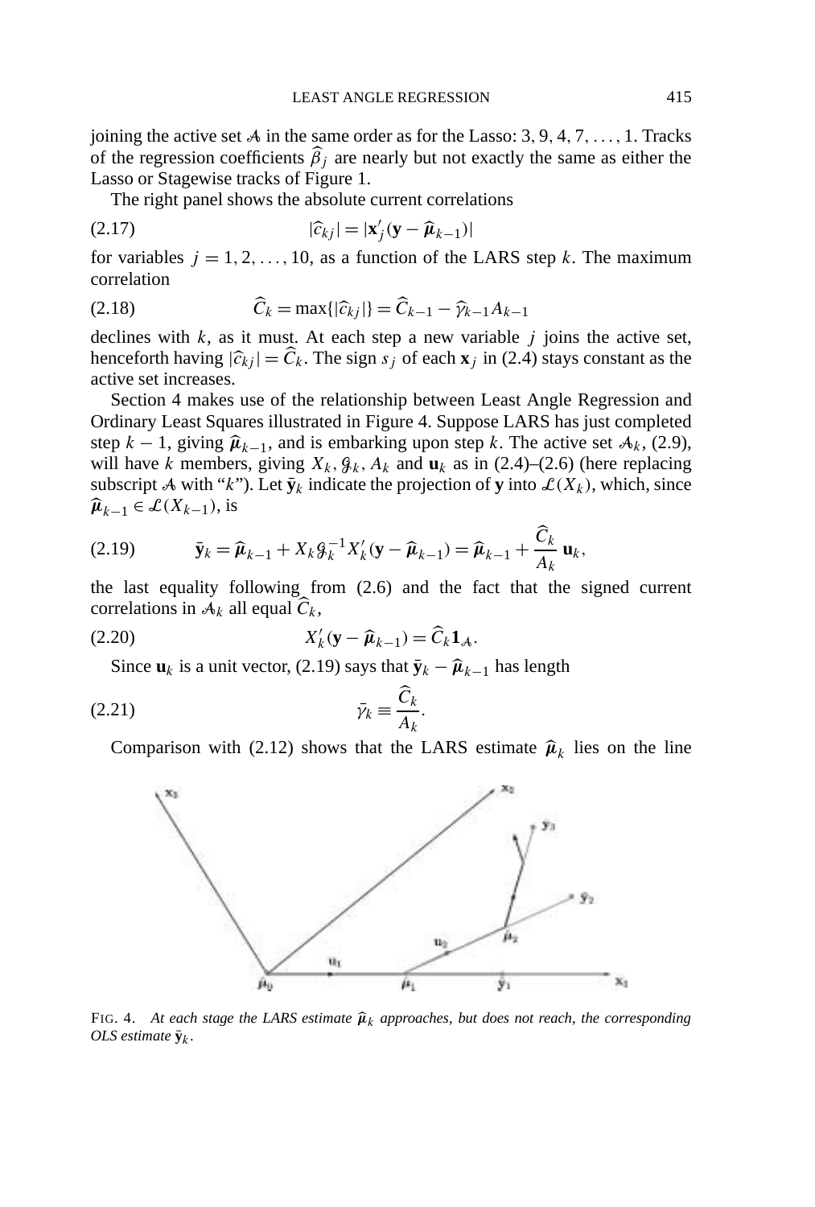joining the active set $\mathcal{A}$ in the same order as for the Lasso: $3, 9, 4, 7, \ldots, 1$. Tracks of the regression coefficients $\widehat{\beta}_j$ are nearly but not exactly the same as either the Lasso or Stagewise tracks of Figure 1.

The right panel shows the absolute current correlations

$$|\widehat{c}_{kj}| = |\mathbf{x}_j'(\mathbf{y} - \widehat{\boldsymbol{\mu}}_{k-1})| \tag{2.17}$$

for variables $j = 1, 2, \ldots, 10$, as a function of the LARS step $k$. The maximum correlation

$$\widehat{C}_k = \max\{|\widehat{c}_{kj}|\} = \widehat{C}_{k-1} - \widehat{\gamma}_{k-1} A_{k-1} \tag{2.18}$$

declines with $k$, as it must. At each step a new variable $j$ joins the active set, henceforth having $|\widehat{c}_{kj}| = \widehat{C}_k$. The sign $s_j$ of each $\mathbf{x}_j$ in (2.4) stays constant as the active set increases.

Section 4 makes use of the relationship between Least Angle Regression and Ordinary Least Squares illustrated in Figure 4. Suppose LARS has just completed step $k-1$, giving $\widehat{\boldsymbol{\mu}}_{k-1}$, and is embarking upon step $k$. The active set $\mathcal{A}_k$, (2.9), will have $k$ members, giving $X_k, \mathcal{G}_k, A_k$ and $\mathbf{u}_k$ as in (2.4)–(2.6) (here replacing subscript $\mathcal{A}$ with "$k$"). Let $\bar{\mathbf{y}}_k$ indicate the projection of $\mathbf{y}$ into $\mathcal{L}(X_k)$, which, since $\widehat{\boldsymbol{\mu}}_{k-1} \in \mathcal{L}(X_{k-1})$, is

$$\bar{\mathbf{y}}_k = \widehat{\boldsymbol{\mu}}_{k-1} + X_k \mathcal{G}_k^{-1} X_k'(\mathbf{y} - \widehat{\boldsymbol{\mu}}_{k-1}) = \widehat{\boldsymbol{\mu}}_{k-1} + \frac{\widehat{C}_k}{A_k}\,\mathbf{u}_k, \tag{2.19}$$

the last equality following from (2.6) and the fact that the signed current correlations in $\mathcal{A}_k$ all equal $\widehat{C}_k$,

$$X_k'(\mathbf{y} - \widehat{\boldsymbol{\mu}}_{k-1}) = \widehat{C}_k \mathbf{1}_{\mathcal{A}}. \tag{2.20}$$

Since $\mathbf{u}_k$ is a unit vector, (2.19) says that $\bar{\mathbf{y}}_k - \widehat{\boldsymbol{\mu}}_{k-1}$ has length

$$\bar{\gamma}_k \equiv \frac{\widehat{C}_k}{A_k}. \tag{2.21}$$

Comparison with (2.12) shows that the LARS estimate $\widehat{\boldsymbol{\mu}}_k$ lies on the line

FIG. 4. *At each stage the LARS estimate $\widehat{\boldsymbol{\mu}}_k$ approaches, but does not reach, the corresponding OLS estimate $\bar{\mathbf{y}}_k$.*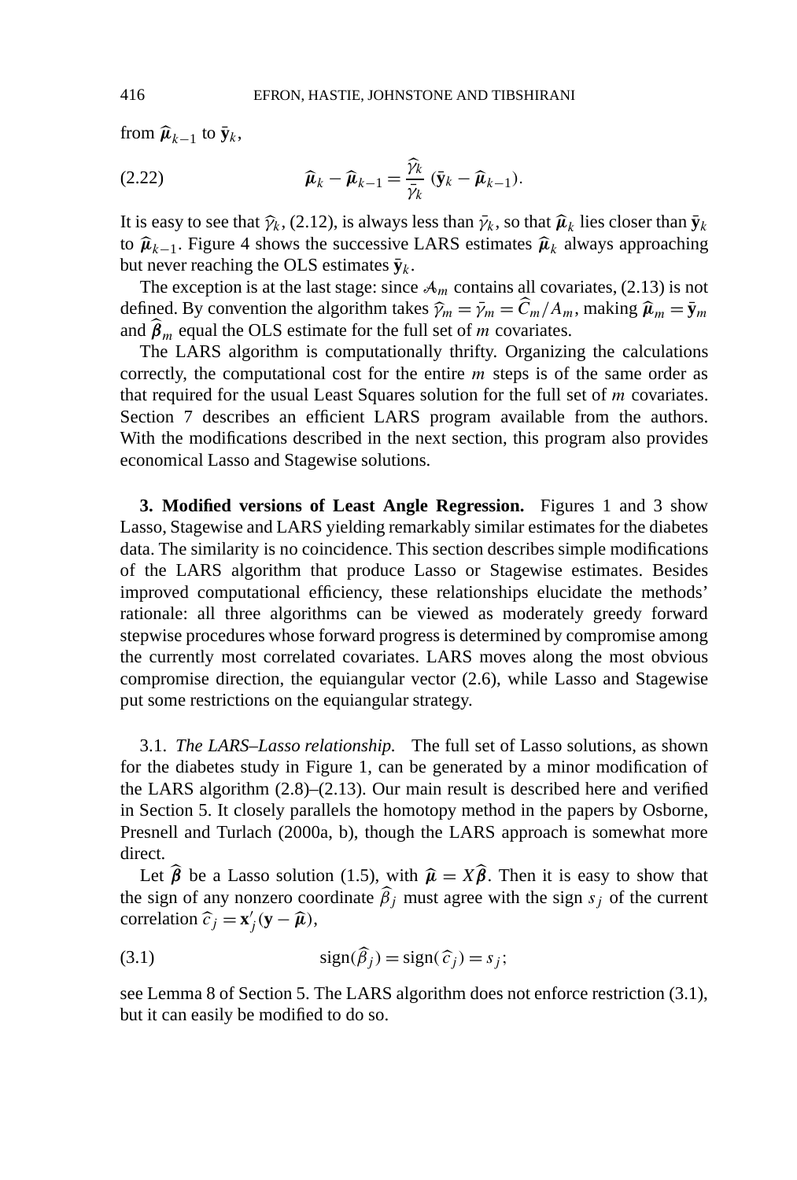from $\widehat{\boldsymbol{\mu}}_{k-1}$ to $\bar{\mathbf{y}}_k$,

$$\widehat{\boldsymbol{\mu}}_k - \widehat{\boldsymbol{\mu}}_{k-1} = \frac{\widehat{\gamma}_k}{\bar{\gamma}_k}\,(\bar{\mathbf{y}}_k - \widehat{\boldsymbol{\mu}}_{k-1}). \tag{2.22}$$

It is easy to see that $\widehat{\gamma}_k$, (2.12), is always less than $\bar{\gamma}_k$, so that $\widehat{\boldsymbol{\mu}}_k$ lies closer than $\bar{\mathbf{y}}_k$ to $\widehat{\boldsymbol{\mu}}_{k-1}$. Figure 4 shows the successive LARS estimates $\widehat{\boldsymbol{\mu}}_k$ always approaching but never reaching the OLS estimates $\bar{\mathbf{y}}_k$.

The exception is at the last stage: since $\mathcal{A}_m$ contains all covariates, (2.13) is not defined. By convention the algorithm takes $\widehat{\gamma}_m = \bar{\gamma}_m = \widehat{C}_m / A_m$, making $\widehat{\boldsymbol{\mu}}_m = \bar{\mathbf{y}}_m$ and $\widehat{\boldsymbol{\beta}}_m$ equal the OLS estimate for the full set of $m$ covariates.

The LARS algorithm is computationally thrifty. Organizing the calculations correctly, the computational cost for the entire $m$ steps is of the same order as that required for the usual Least Squares solution for the full set of $m$ covariates. Section 7 describes an efficient LARS program available from the authors. With the modifications described in the next section, this program also provides economical Lasso and Stagewise solutions.

## 3. Modified versions of Least Angle Regression.

Figures 1 and 3 show Lasso, Stagewise and LARS yielding remarkably similar estimates for the diabetes data. The similarity is no coincidence. This section describes simple modifications of the LARS algorithm that produce Lasso or Stagewise estimates. Besides improved computational efficiency, these relationships elucidate the methods' rationale: all three algorithms can be viewed as moderately greedy forward stepwise procedures whose forward progress is determined by compromise among the currently most correlated covariates. LARS moves along the most obvious compromise direction, the equiangular vector (2.6), while Lasso and Stagewise put some restrictions on the equiangular strategy.

### 3.1. *The LARS–Lasso relationship.*

The full set of Lasso solutions, as shown for the diabetes study in Figure 1, can be generated by a minor modification of the LARS algorithm (2.8)–(2.13). Our main result is described here and verified in Section 5. It closely parallels the homotopy method in the papers by Osborne, Presnell and Turlach (2000a, b), though the LARS approach is somewhat more direct.

Let $\widehat{\boldsymbol{\beta}}$ be a Lasso solution (1.5), with $\widehat{\boldsymbol{\mu}} = X\widehat{\boldsymbol{\beta}}$. Then it is easy to show that the sign of any nonzero coordinate $\widehat{\beta}_j$ must agree with the sign $s_j$ of the current correlation $\widehat{c}_j = \mathbf{x}_j'(\mathbf{y} - \widehat{\boldsymbol{\mu}})$,

$$\operatorname{sign}(\widehat{\beta}_j) = \operatorname{sign}(\widehat{c}_j) = s_j; \tag{3.1}$$

see Lemma 8 of Section 5. The LARS algorithm does not enforce restriction (3.1), but it can easily be modified to do so.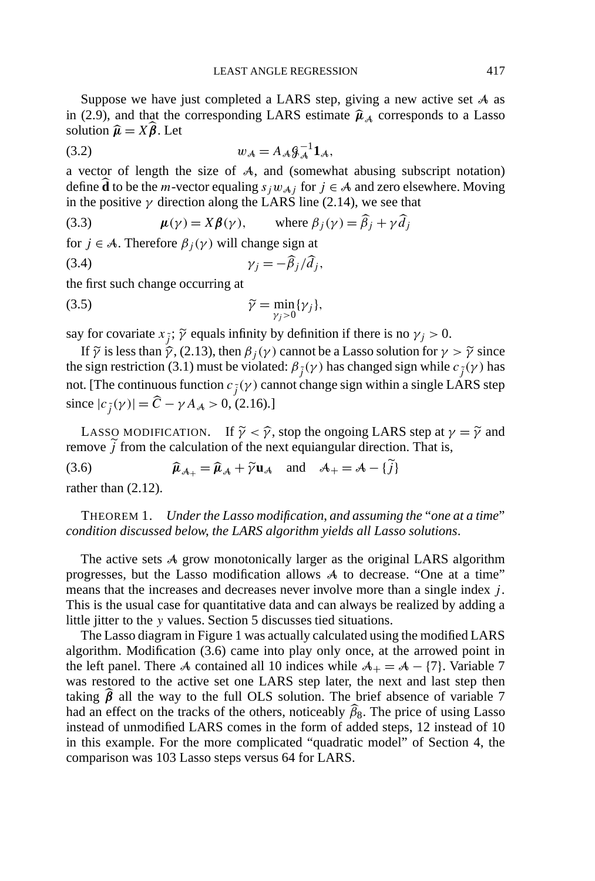Suppose we have just completed a LARS step, giving a new active set $\mathcal{A}$ as in (2.9), and that the corresponding LARS estimate $\widehat{\boldsymbol{\mu}}_{\mathcal{A}}$ corresponds to a Lasso solution $\widehat{\boldsymbol{\mu}} = X\widehat{\boldsymbol{\beta}}$. Let

$$w_{\mathcal{A}} = A_{\mathcal{A}} \mathcal{G}_{\mathcal{A}}^{-1} \mathbf{1}_{\mathcal{A}}, \tag{3.2}$$

a vector of length the size of $\mathcal{A}$, and (somewhat abusing subscript notation) define $\widehat{\mathbf{d}}$ to be the $m$-vector equaling $s_j w_{\mathcal{A}j}$ for $j \in \mathcal{A}$ and zero elsewhere. Moving in the positive $\gamma$ direction along the LARS line (2.14), we see that

$$\boldsymbol{\mu}(\gamma) = X\boldsymbol{\beta}(\gamma), \qquad \text{where } \beta_j(\gamma) = \widehat{\beta}_j + \gamma \widehat{d}_j \tag{3.3}$$

for $j \in \mathcal{A}$. Therefore $\beta_j(\gamma)$ will change sign at

$$\gamma_j = -\widehat{\beta}_j / \widehat{d}_j, \tag{3.4}$$

the first such change occurring at

$$\widetilde{\gamma} = \min_{\gamma_j > 0} \{\gamma_j\}, \tag{3.5}$$

say for covariate $x_{\tilde{j}}$; $\widetilde{\gamma}$ equals infinity by definition if there is no $\gamma_j > 0$.

If $\widetilde{\gamma}$ is less than $\widehat{\gamma}$, (2.13), then $\beta_j(\gamma)$ cannot be a Lasso solution for $\gamma > \widetilde{\gamma}$ since the sign restriction (3.1) must be violated: $\beta_{\tilde{j}}(\gamma)$ has changed sign while $c_{\tilde{j}}(\gamma)$ has not. [The continuous function $c_{\tilde{j}}(\gamma)$ cannot change sign within a single LARS step since $|c_{\tilde{j}}(\gamma)| = \widehat{C} - \gamma A_{\mathcal{A}} > 0$, (2.16).]

LASSO MODIFICATION. If $\widetilde{\gamma} < \widehat{\gamma}$, stop the ongoing LARS step at $\gamma = \widetilde{\gamma}$ and remove $\tilde{j}$ from the calculation of the next equiangular direction. That is,

$$\widehat{\boldsymbol{\mu}}_{\mathcal{A}_+} = \widehat{\boldsymbol{\mu}}_{\mathcal{A}} + \widetilde{\gamma} \mathbf{u}_{\mathcal{A}} \quad \text{and} \quad \mathcal{A}_+ = \mathcal{A} - \{\tilde{j}\} \tag{3.6}$$

rather than (2.12).

THEOREM 1. *Under the Lasso modification, and assuming the "one at a time" condition discussed below, the LARS algorithm yields all Lasso solutions.*

The active sets $\mathcal{A}$ grow monotonically larger as the original LARS algorithm progresses, but the Lasso modification allows $\mathcal{A}$ to decrease. "One at a time" means that the increases and decreases never involve more than a single index $j$. This is the usual case for quantitative data and can always be realized by adding a little jitter to the $y$ values. Section 5 discusses tied situations.

The Lasso diagram in Figure 1 was actually calculated using the modified LARS algorithm. Modification (3.6) came into play only once, at the arrowed point in the left panel. There $\mathcal{A}$ contained all 10 indices while $\mathcal{A}_+ = \mathcal{A} - \{7\}$. Variable 7 was restored to the active set one LARS step later, the next and last step then taking $\widehat{\boldsymbol{\beta}}$ all the way to the full OLS solution. The brief absence of variable 7 had an effect on the tracks of the others, noticeably $\widehat{\beta}_8$. The price of using Lasso instead of unmodified LARS comes in the form of added steps, 12 instead of 10 in this example. For the more complicated "quadratic model" of Section 4, the comparison was 103 Lasso steps versus 64 for LARS.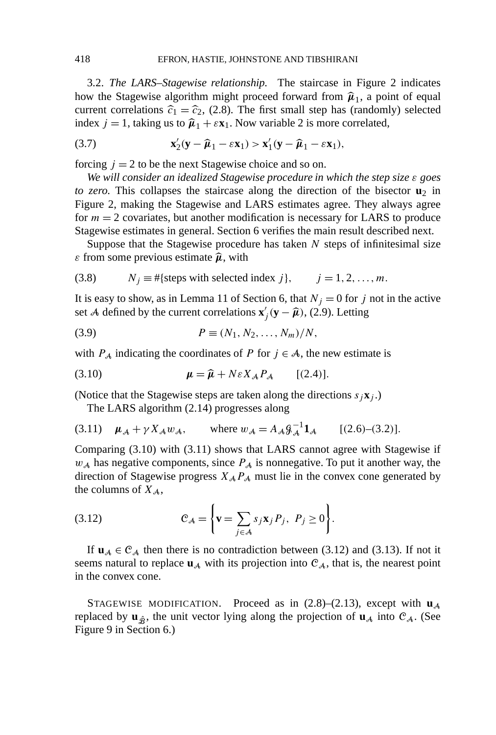3.2. *The LARS–Stagewise relationship.* The staircase in Figure 2 indicates how the Stagewise algorithm might proceed forward from $\widehat{\boldsymbol{\mu}}_1$, a point of equal current correlations $\widehat{c}_1 = \widehat{c}_2$, (2.8). The first small step has (randomly) selected index $j = 1$, taking us to $\widehat{\boldsymbol{\mu}}_1 + \varepsilon \mathbf{x}_1$. Now variable 2 is more correlated,

$$\mathbf{x}_2'(\mathbf{y} - \widehat{\boldsymbol{\mu}}_1 - \varepsilon \mathbf{x}_1) > \mathbf{x}_1'(\mathbf{y} - \widehat{\boldsymbol{\mu}}_1 - \varepsilon \mathbf{x}_1), \tag{3.7}$$

forcing $j = 2$ to be the next Stagewise choice and so on.

*We will consider an idealized Stagewise procedure in which the step size $\varepsilon$ goes to zero.* This collapses the staircase along the direction of the bisector $\mathbf{u}_2$ in Figure 2, making the Stagewise and LARS estimates agree. They always agree for $m = 2$ covariates, but another modification is necessary for LARS to produce Stagewise estimates in general. Section 6 verifies the main result described next.

Suppose that the Stagewise procedure has taken $N$ steps of infinitesimal size $\varepsilon$ from some previous estimate $\widehat{\boldsymbol{\mu}}$, with

$$N_j \equiv \#\{\text{steps with selected index } j\}, \qquad j = 1, 2, \ldots, m. \tag{3.8}$$

It is easy to show, as in Lemma 11 of Section 6, that $N_j = 0$ for $j$ not in the active set $\mathcal{A}$ defined by the current correlations $\mathbf{x}_j'(\mathbf{y} - \widehat{\boldsymbol{\mu}})$, (2.9). Letting

$$P \equiv (N_1, N_2, \ldots, N_m)/N, \tag{3.9}$$

with $P_{\mathcal{A}}$ indicating the coordinates of $P$ for $j \in \mathcal{A}$, the new estimate is

$$\boldsymbol{\mu} = \widehat{\boldsymbol{\mu}} + N\varepsilon X_{\mathcal{A}} P_{\mathcal{A}} \qquad [(2.4)]. \tag{3.10}$$

(Notice that the Stagewise steps are taken along the directions $s_j \mathbf{x}_j$.)

The LARS algorithm (2.14) progresses along

$$\boldsymbol{\mu}_{\mathcal{A}} + \gamma X_{\mathcal{A}} w_{\mathcal{A}}, \qquad \text{where } w_{\mathcal{A}} = A_{\mathcal{A}} \mathcal{G}_{\mathcal{A}}^{-1} \mathbf{1}_{\mathcal{A}} \qquad [(2.6)\text{–}(3.2)]. \tag{3.11}$$

Comparing (3.10) with (3.11) shows that LARS cannot agree with Stagewise if $w_{\mathcal{A}}$ has negative components, since $P_{\mathcal{A}}$ is nonnegative. To put it another way, the direction of Stagewise progress $X_{\mathcal{A}} P_{\mathcal{A}}$ must lie in the convex cone generated by the columns of $X_{\mathcal{A}}$,

$$\mathcal{C}_{\mathcal{A}} = \left\{ \mathbf{v} = \sum_{j \in \mathcal{A}} s_j \mathbf{x}_j P_j, \ P_j \geq 0 \right\}. \tag{3.12}$$

If $\mathbf{u}_{\mathcal{A}} \in \mathcal{C}_{\mathcal{A}}$ then there is no contradiction between (3.12) and (3.13). If not it seems natural to replace $\mathbf{u}_{\mathcal{A}}$ with its projection into $\mathcal{C}_{\mathcal{A}}$, that is, the nearest point in the convex cone.

STAGEWISE MODIFICATION. Proceed as in (2.8)–(2.13), except with $\mathbf{u}_{\mathcal{A}}$ replaced by $\mathbf{u}_{\hat{\mathcal{B}}}$, the unit vector lying along the projection of $\mathbf{u}_{\mathcal{A}}$ into $\mathcal{C}_{\mathcal{A}}$. (See Figure 9 in Section 6.)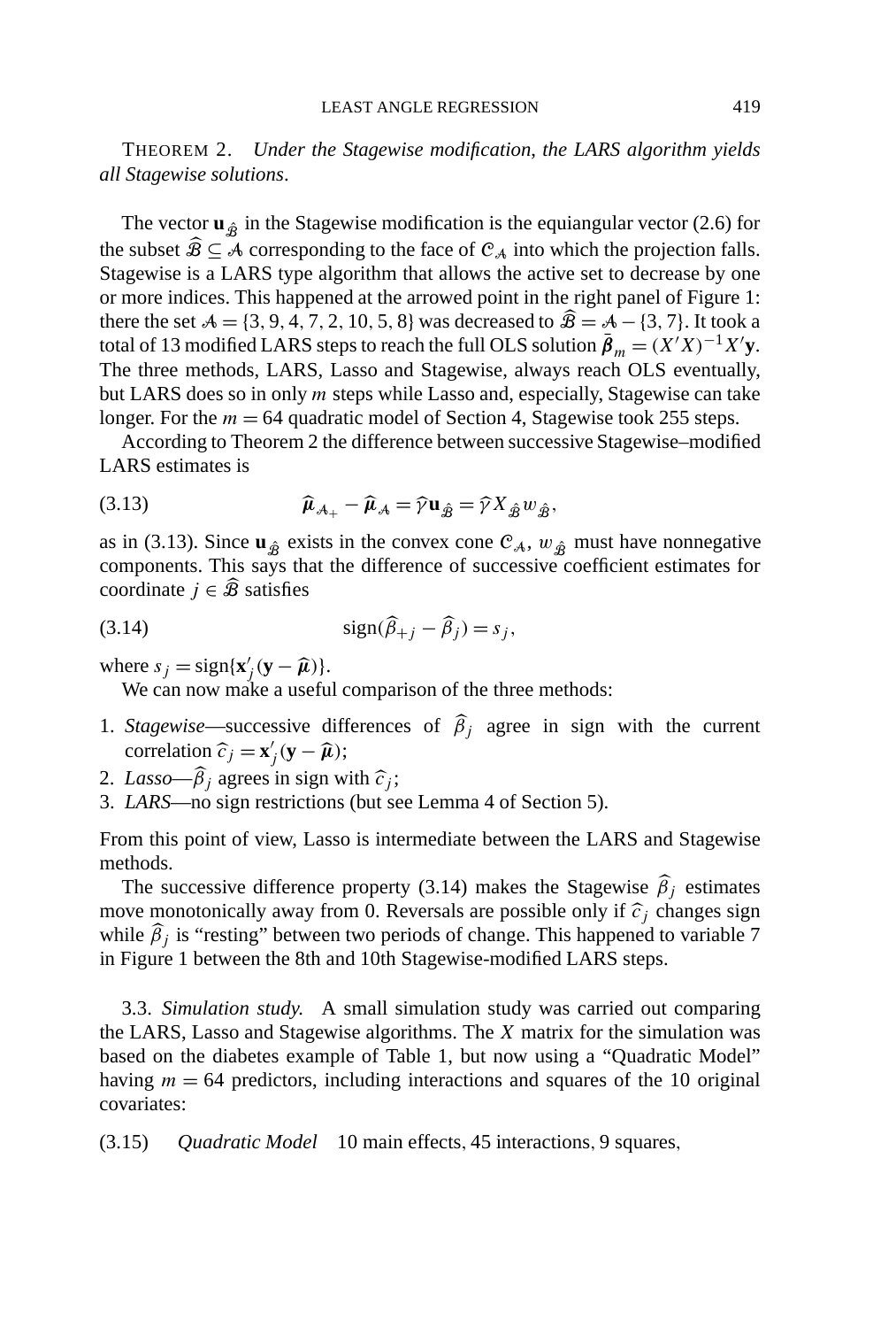THEOREM 2. *Under the Stagewise modification, the LARS algorithm yields all Stagewise solutions.*

The vector $\mathbf{u}_{\hat{\mathcal{B}}}$ in the Stagewise modification is the equiangular vector (2.6) for the subset $\widehat{\mathcal{B}} \subseteq \mathcal{A}$ corresponding to the face of $\mathcal{C}_{\mathcal{A}}$ into which the projection falls. Stagewise is a LARS type algorithm that allows the active set to decrease by one or more indices. This happened at the arrowed point in the right panel of Figure 1: there the set $\mathcal{A} = \{3, 9, 4, 7, 2, 10, 5, 8\}$ was decreased to $\widehat{\mathcal{B}} = \mathcal{A} - \{3, 7\}$. It took a total of 13 modified LARS steps to reach the full OLS solution $\bar{\boldsymbol{\beta}}_m = (X'X)^{-1}X'\mathbf{y}$. The three methods, LARS, Lasso and Stagewise, always reach OLS eventually, but LARS does so in only $m$ steps while Lasso and, especially, Stagewise can take longer. For the $m = 64$ quadratic model of Section 4, Stagewise took 255 steps.

According to Theorem 2 the difference between successive Stagewise–modified LARS estimates is

$$\widehat{\boldsymbol{\mu}}_{\mathcal{A}_+} - \widehat{\boldsymbol{\mu}}_{\mathcal{A}} = \widehat{\gamma}\mathbf{u}_{\hat{\mathcal{B}}} = \widehat{\gamma} X_{\hat{\mathcal{B}}} w_{\hat{\mathcal{B}}}, \tag{3.13}$$

as in (3.13). Since $\mathbf{u}_{\hat{\mathcal{B}}}$ exists in the convex cone $\mathcal{C}_{\mathcal{A}}$, $w_{\hat{\mathcal{B}}}$ must have nonnegative components. This says that the difference of successive coefficient estimates for coordinate $j \in \widehat{\mathcal{B}}$ satisfies

$$\operatorname{sign}(\widehat{\beta}_{+j} - \widehat{\beta}_j) = s_j, \tag{3.14}$$

where $s_j = \operatorname{sign}\{\mathbf{x}_j'(\mathbf{y} - \widehat{\boldsymbol{\mu}})\}$.

We can now make a useful comparison of the three methods:

1. *Stagewise*—successive differences of $\widehat{\beta}_j$ agree in sign with the current correlation $\widehat{c}_j = \mathbf{x}_j'(\mathbf{y} - \widehat{\boldsymbol{\mu}})$;
2. *Lasso*—$\widehat{\beta}_j$ agrees in sign with $\widehat{c}_j$;
3. *LARS*—no sign restrictions (but see Lemma 4 of Section 5).

From this point of view, Lasso is intermediate between the LARS and Stagewise methods.

The successive difference property (3.14) makes the Stagewise $\widehat{\beta}_j$ estimates move monotonically away from 0. Reversals are possible only if $\widehat{c}_j$ changes sign while $\widehat{\beta}_j$ is "resting" between two periods of change. This happened to variable 7 in Figure 1 between the 8th and 10th Stagewise-modified LARS steps.

3.3. *Simulation study.* A small simulation study was carried out comparing the LARS, Lasso and Stagewise algorithms. The $X$ matrix for the simulation was based on the diabetes example of Table 1, but now using a "Quadratic Model" having $m = 64$ predictors, including interactions and squares of the 10 original covariates:

$$\textit{Quadratic Model} \quad \text{10 main effects, 45 interactions, 9 squares,} \tag{3.15}$$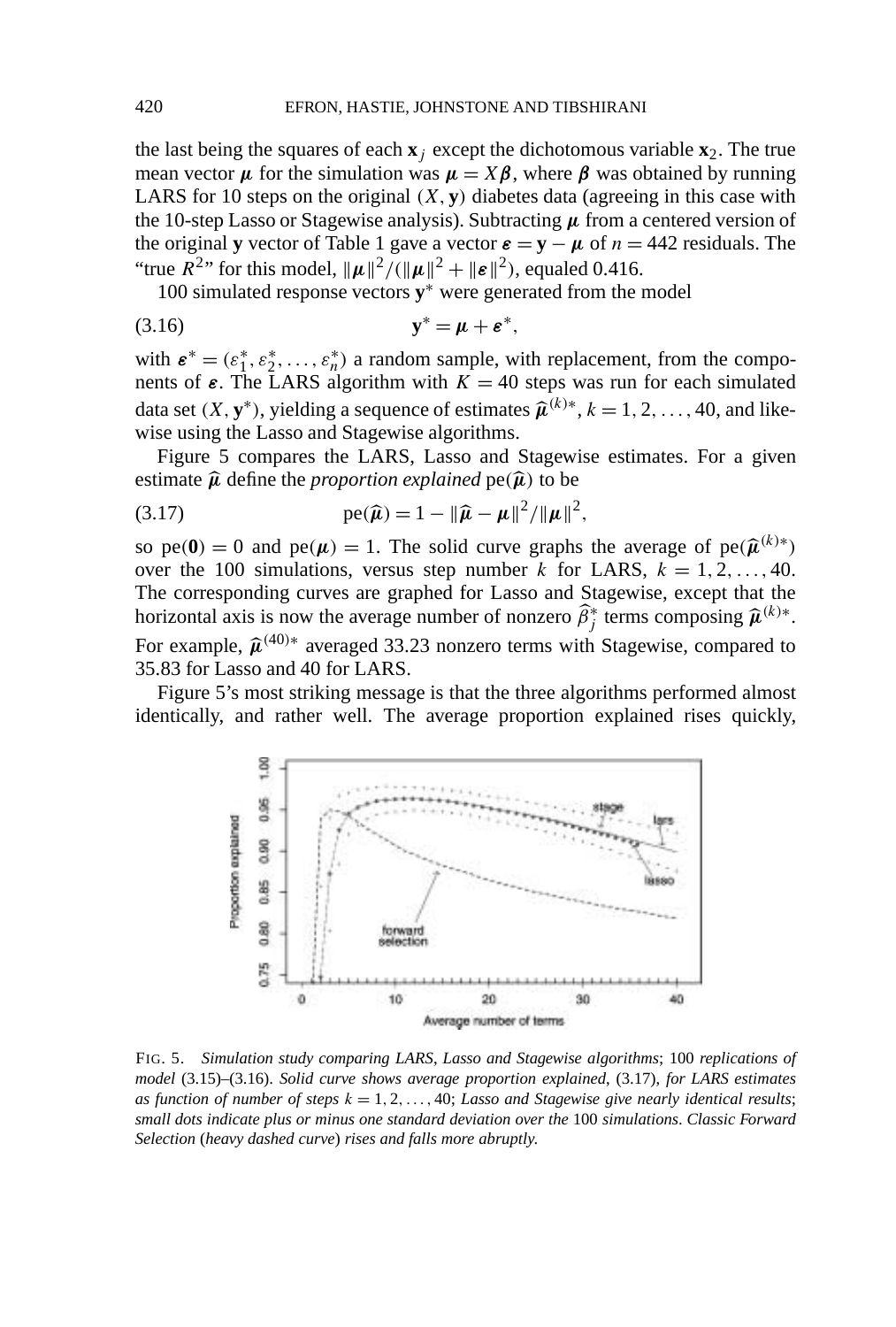the last being the squares of each $\mathbf{x}_j$ except the dichotomous variable $\mathbf{x}_2$. The true mean vector $\boldsymbol{\mu}$ for the simulation was $\boldsymbol{\mu} = X\boldsymbol{\beta}$, where $\boldsymbol{\beta}$ was obtained by running LARS for 10 steps on the original $(X, \mathbf{y})$ diabetes data (agreeing in this case with the 10-step Lasso or Stagewise analysis). Subtracting $\boldsymbol{\mu}$ from a centered version of the original $\mathbf{y}$ vector of Table 1 gave a vector $\boldsymbol{\varepsilon} = \mathbf{y} - \boldsymbol{\mu}$ of $n = 442$ residuals. The "true $R^2$" for this model, $\|\boldsymbol{\mu}\|^2/(\|\boldsymbol{\mu}\|^2 + \|\boldsymbol{\varepsilon}\|^2)$, equaled 0.416.

100 simulated response vectors $\mathbf{y}^*$ were generated from the model

$$\mathbf{y}^* = \boldsymbol{\mu} + \boldsymbol{\varepsilon}^*, \tag{3.16}$$

with $\boldsymbol{\varepsilon}^* = (\varepsilon_1^*, \varepsilon_2^*, \ldots, \varepsilon_n^*)$ a random sample, with replacement, from the components of $\boldsymbol{\varepsilon}$. The LARS algorithm with $K = 40$ steps was run for each simulated data set $(X, \mathbf{y}^*)$, yielding a sequence of estimates $\widehat{\boldsymbol{\mu}}^{(k)*}$, $k = 1, 2, \ldots, 40$, and likewise using the Lasso and Stagewise algorithms.

Figure 5 compares the LARS, Lasso and Stagewise estimates. For a given estimate $\widehat{\boldsymbol{\mu}}$ define the *proportion explained* $\mathrm{pe}(\widehat{\boldsymbol{\mu}})$ to be

$$\mathrm{pe}(\widehat{\boldsymbol{\mu}}) = 1 - \|\widehat{\boldsymbol{\mu}} - \boldsymbol{\mu}\|^2/\|\boldsymbol{\mu}\|^2, \tag{3.17}$$

so $\mathrm{pe}(\mathbf{0}) = 0$ and $\mathrm{pe}(\boldsymbol{\mu}) = 1$. The solid curve graphs the average of $\mathrm{pe}(\widehat{\boldsymbol{\mu}}^{(k)*})$ over the 100 simulations, versus step number $k$ for LARS, $k = 1, 2, \ldots, 40$. The corresponding curves are graphed for Lasso and Stagewise, except that the horizontal axis is now the average number of nonzero $\widehat{\beta}_j^*$ terms composing $\widehat{\boldsymbol{\mu}}^{(k)*}$. For example, $\widehat{\boldsymbol{\mu}}^{(40)*}$ averaged 33.23 nonzero terms with Stagewise, compared to 35.83 for Lasso and 40 for LARS.

Figure 5's most striking message is that the three algorithms performed almost identically, and rather well. The average proportion explained rises quickly,

FIG. 5. *Simulation study comparing LARS, Lasso and Stagewise algorithms*; 100 *replications of model* (3.15)–(3.16). *Solid curve shows average proportion explained*, (3.17), *for LARS estimates as function of number of steps* $k = 1, 2, \ldots, 40$; *Lasso and Stagewise give nearly identical results*; *small dots indicate plus or minus one standard deviation over the* 100 *simulations*. *Classic Forward Selection* (*heavy dashed curve*) *rises and falls more abruptly.*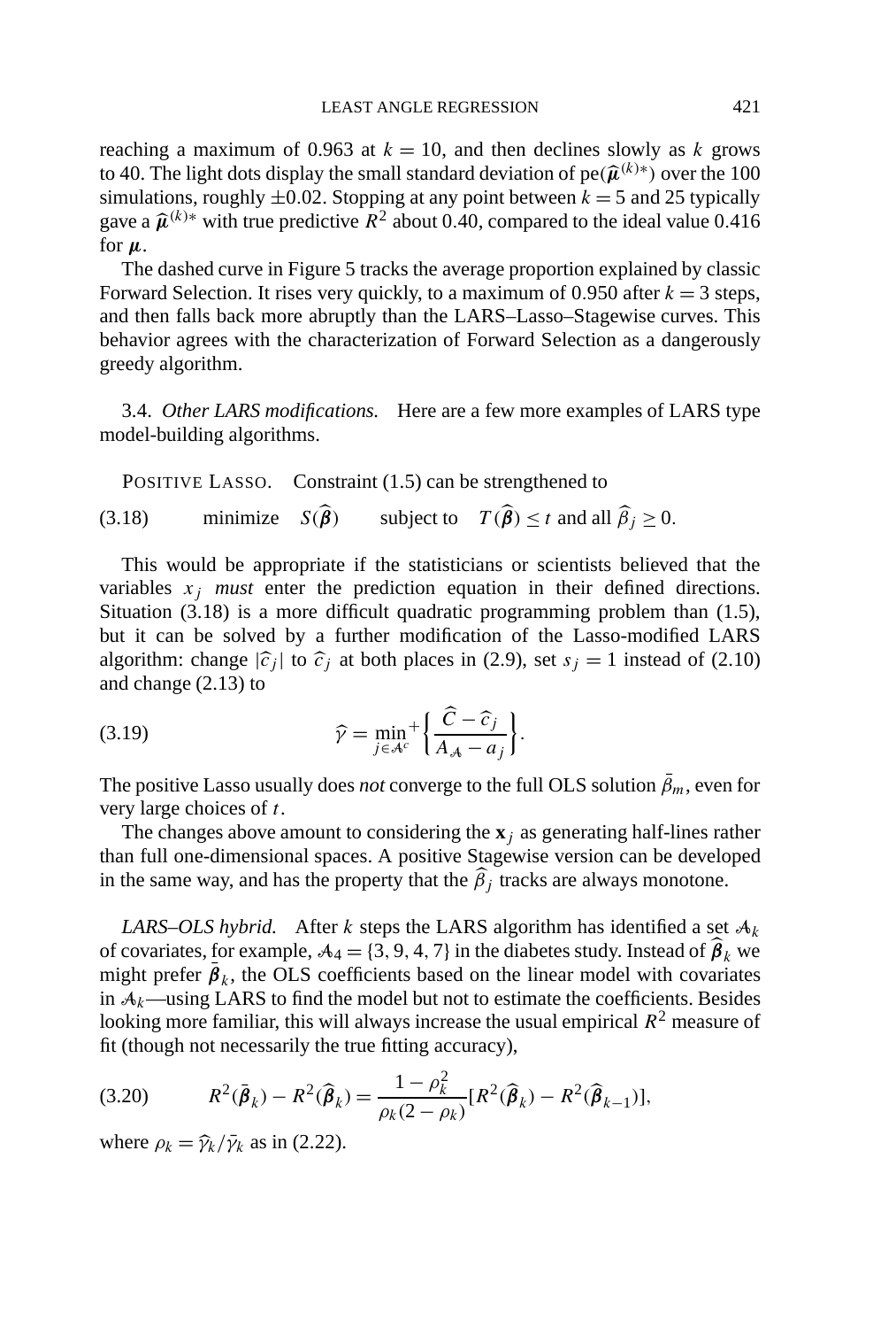reaching a maximum of 0.963 at $k = 10$, and then declines slowly as $k$ grows to 40. The light dots display the small standard deviation of $\text{pe}(\widehat{\boldsymbol{\mu}}^{(k)*})$ over the 100 simulations, roughly $\pm 0.02$. Stopping at any point between $k = 5$ and 25 typically gave a $\widehat{\boldsymbol{\mu}}^{(k)*}$ with true predictive $R^2$ about 0.40, compared to the ideal value 0.416 for $\boldsymbol{\mu}$.

The dashed curve in Figure 5 tracks the average proportion explained by classic Forward Selection. It rises very quickly, to a maximum of 0.950 after $k = 3$ steps, and then falls back more abruptly than the LARS–Lasso–Stagewise curves. This behavior agrees with the characterization of Forward Selection as a dangerously greedy algorithm.

### 3.4. *Other LARS modifications.*

Here are a few more examples of LARS type model-building algorithms.

POSITIVE LASSO. Constraint (1.5) can be strengthened to

$$\text{minimize} \quad S(\widehat{\boldsymbol{\beta}}) \qquad \text{subject to} \quad T(\widehat{\boldsymbol{\beta}}) \le t \text{ and all } \widehat{\beta}_j \ge 0. \tag{3.18}$$

This would be appropriate if the statisticians or scientists believed that the variables $x_j$ *must* enter the prediction equation in their defined directions. Situation (3.18) is a more difficult quadratic programming problem than (1.5), but it can be solved by a further modification of the Lasso-modified LARS algorithm: change $|\widehat{c}_j|$ to $\widehat{c}_j$ at both places in (2.9), set $s_j = 1$ instead of (2.10) and change (2.13) to

$$\widehat{\gamma} = \min_{j \in \mathcal{A}^c}{}^{+} \left\{ \frac{\widehat{C} - \widehat{c}_j}{A_{\mathcal{A}} - a_j} \right\}. \tag{3.19}$$

The positive Lasso usually does *not* converge to the full OLS solution $\bar{\beta}_m$, even for very large choices of $t$.

The changes above amount to considering the $\mathbf{x}_j$ as generating half-lines rather than full one-dimensional spaces. A positive Stagewise version can be developed in the same way, and has the property that the $\widehat{\beta}_j$ tracks are always monotone.

*LARS–OLS hybrid.* After $k$ steps the LARS algorithm has identified a set $\mathcal{A}_k$ of covariates, for example, $\mathcal{A}_4 = \{3, 9, 4, 7\}$ in the diabetes study. Instead of $\widehat{\boldsymbol{\beta}}_k$ we might prefer $\bar{\boldsymbol{\beta}}_k$, the OLS coefficients based on the linear model with covariates in $\mathcal{A}_k$—using LARS to find the model but not to estimate the coefficients. Besides looking more familiar, this will always increase the usual empirical $R^2$ measure of fit (though not necessarily the true fitting accuracy),

$$R^2(\bar{\boldsymbol{\beta}}_k) - R^2(\widehat{\boldsymbol{\beta}}_k) = \frac{1 - \rho_k^2}{\rho_k(2 - \rho_k)} [R^2(\widehat{\boldsymbol{\beta}}_k) - R^2(\widehat{\boldsymbol{\beta}}_{k-1})], \tag{3.20}$$

where $\rho_k = \widehat{\gamma}_k / \bar{\gamma}_k$ as in (2.22).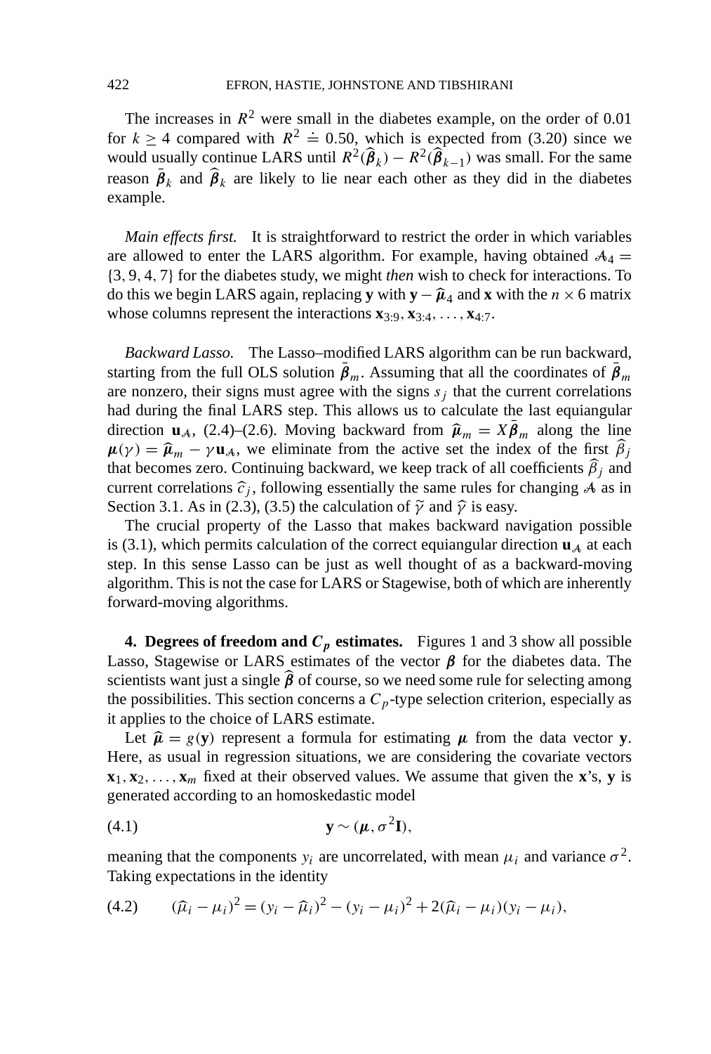The increases in $R^2$ were small in the diabetes example, on the order of 0.01 for $k \geq 4$ compared with $R^2 \doteq 0.50$, which is expected from (3.20) since we would usually continue LARS until $R^2(\widehat{\boldsymbol{\beta}}_k) - R^2(\widehat{\boldsymbol{\beta}}_{k-1})$ was small. For the same reason $\bar{\boldsymbol{\beta}}_k$ and $\widehat{\boldsymbol{\beta}}_k$ are likely to lie near each other as they did in the diabetes example.

*Main effects first.* It is straightforward to restrict the order in which variables are allowed to enter the LARS algorithm. For example, having obtained $\mathcal{A}_4 = \{3, 9, 4, 7\}$ for the diabetes study, we might *then* wish to check for interactions. To do this we begin LARS again, replacing $\mathbf{y}$ with $\mathbf{y} - \widehat{\boldsymbol{\mu}}_4$ and $\mathbf{x}$ with the $n \times 6$ matrix whose columns represent the interactions $\mathbf{x}_{3:9}, \mathbf{x}_{3:4}, \ldots, \mathbf{x}_{4:7}$.

*Backward Lasso.* The Lasso–modified LARS algorithm can be run backward, starting from the full OLS solution $\bar{\boldsymbol{\beta}}_m$. Assuming that all the coordinates of $\bar{\boldsymbol{\beta}}_m$ are nonzero, their signs must agree with the signs $s_j$ that the current correlations had during the final LARS step. This allows us to calculate the last equiangular direction $\mathbf{u}_{\mathcal{A}}$, (2.4)–(2.6). Moving backward from $\widehat{\boldsymbol{\mu}}_m = X\bar{\boldsymbol{\beta}}_m$ along the line $\boldsymbol{\mu}(\gamma) = \widehat{\boldsymbol{\mu}}_m - \gamma \mathbf{u}_{\mathcal{A}}$, we eliminate from the active set the index of the first $\widehat{\beta}_j$ that becomes zero. Continuing backward, we keep track of all coefficients $\widehat{\beta}_j$ and current correlations $\widehat{c}_j$, following essentially the same rules for changing $\mathcal{A}$ as in Section 3.1. As in (2.3), (3.5) the calculation of $\widetilde{\gamma}$ and $\widehat{\gamma}$ is easy.

The crucial property of the Lasso that makes backward navigation possible is (3.1), which permits calculation of the correct equiangular direction $\mathbf{u}_{\mathcal{A}}$ at each step. In this sense Lasso can be just as well thought of as a backward-moving algorithm. This is not the case for LARS or Stagewise, both of which are inherently forward-moving algorithms.

**4. Degrees of freedom and $C_p$ estimates.** Figures 1 and 3 show all possible Lasso, Stagewise or LARS estimates of the vector $\boldsymbol{\beta}$ for the diabetes data. The scientists want just a single $\widehat{\boldsymbol{\beta}}$ of course, so we need some rule for selecting among the possibilities. This section concerns a $C_p$-type selection criterion, especially as it applies to the choice of LARS estimate.

Let $\widehat{\boldsymbol{\mu}} = g(\mathbf{y})$ represent a formula for estimating $\boldsymbol{\mu}$ from the data vector $\mathbf{y}$. Here, as usual in regression situations, we are considering the covariate vectors $\mathbf{x}_1, \mathbf{x}_2, \ldots, \mathbf{x}_m$ fixed at their observed values. We assume that given the $\mathbf{x}$'s, $\mathbf{y}$ is generated according to an homoskedastic model

$$\mathbf{y} \sim (\boldsymbol{\mu}, \sigma^2 \mathbf{I}), \tag{4.1}$$

meaning that the components $y_i$ are uncorrelated, with mean $\mu_i$ and variance $\sigma^2$. Taking expectations in the identity

$$(\widehat{\mu}_i - \mu_i)^2 = (y_i - \widehat{\mu}_i)^2 - (y_i - \mu_i)^2 + 2(\widehat{\mu}_i - \mu_i)(y_i - \mu_i), \tag{4.2}$$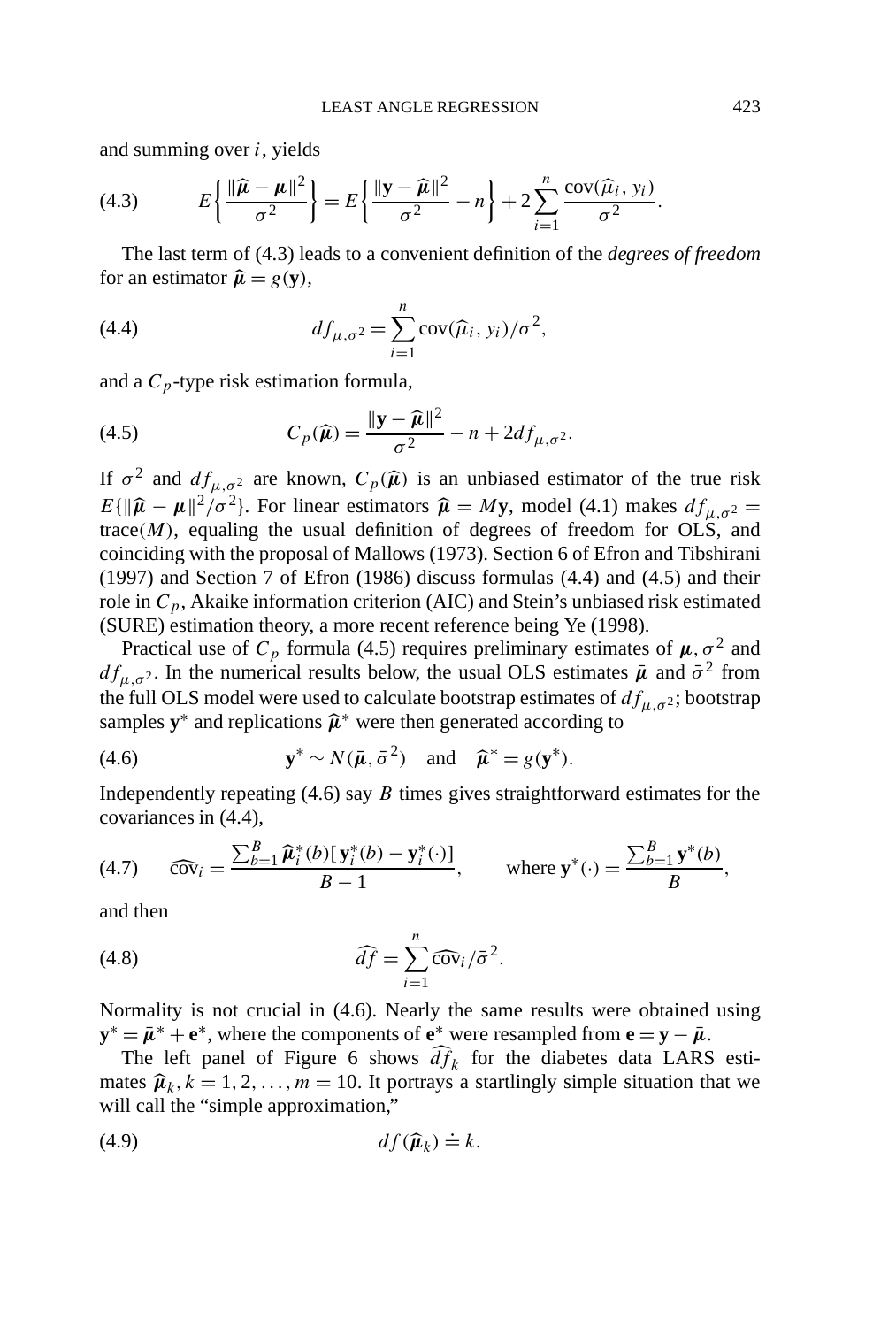and summing over $i$, yields

$$E\left\{\frac{\|\widehat{\boldsymbol{\mu}} - \boldsymbol{\mu}\|^2}{\sigma^2}\right\} = E\left\{\frac{\|\mathbf{y} - \widehat{\boldsymbol{\mu}}\|^2}{\sigma^2} - n\right\} + 2\sum_{i=1}^{n} \frac{\operatorname{cov}(\widehat{\mu}_i, y_i)}{\sigma^2}. \tag{4.3}$$

The last term of (4.3) leads to a convenient definition of the *degrees of freedom* for an estimator $\widehat{\boldsymbol{\mu}} = g(\mathbf{y})$,

$$df_{\mu,\sigma^2} = \sum_{i=1}^{n} \operatorname{cov}(\widehat{\mu}_i, y_i)/\sigma^2, \tag{4.4}$$

and a $C_p$-type risk estimation formula,

$$C_p(\widehat{\boldsymbol{\mu}}) = \frac{\|\mathbf{y} - \widehat{\boldsymbol{\mu}}\|^2}{\sigma^2} - n + 2df_{\mu,\sigma^2}. \tag{4.5}$$

If $\sigma^2$ and $df_{\mu,\sigma^2}$ are known, $C_p(\widehat{\boldsymbol{\mu}})$ is an unbiased estimator of the true risk $E\{\|\widehat{\boldsymbol{\mu}} - \boldsymbol{\mu}\|^2/\sigma^2\}$. For linear estimators $\widehat{\boldsymbol{\mu}} = M\mathbf{y}$, model (4.1) makes $df_{\mu,\sigma^2} = \operatorname{trace}(M)$, equaling the usual definition of degrees of freedom for OLS, and coinciding with the proposal of Mallows (1973). Section 6 of Efron and Tibshirani (1997) and Section 7 of Efron (1986) discuss formulas (4.4) and (4.5) and their role in $C_p$, Akaike information criterion (AIC) and Stein's unbiased risk estimated (SURE) estimation theory, a more recent reference being Ye (1998).

Practical use of $C_p$ formula (4.5) requires preliminary estimates of $\boldsymbol{\mu}, \sigma^2$ and $df_{\mu,\sigma^2}$. In the numerical results below, the usual OLS estimates $\bar{\boldsymbol{\mu}}$ and $\bar{\sigma}^2$ from the full OLS model were used to calculate bootstrap estimates of $df_{\mu,\sigma^2}$; bootstrap samples $\mathbf{y}^*$ and replications $\widehat{\boldsymbol{\mu}}^*$ were then generated according to

$$\mathbf{y}^* \sim N(\bar{\boldsymbol{\mu}}, \bar{\sigma}^2) \quad \text{and} \quad \widehat{\boldsymbol{\mu}}^* = g(\mathbf{y}^*). \tag{4.6}$$

Independently repeating (4.6) say $B$ times gives straightforward estimates for the covariances in (4.4),

$$\widehat{\operatorname{cov}}_i = \frac{\sum_{b=1}^{B} \widehat{\boldsymbol{\mu}}_i^*(b)[\mathbf{y}_i^*(b) - \mathbf{y}_i^*(\cdot)]}{B-1}, \qquad \text{where } \mathbf{y}^*(\cdot) = \frac{\sum_{b=1}^{B} \mathbf{y}^*(b)}{B}, \tag{4.7}$$

and then

$$\widehat{df} = \sum_{i=1}^{n} \widehat{\operatorname{cov}}_i/\bar{\sigma}^2. \tag{4.8}$$

Normality is not crucial in (4.6). Nearly the same results were obtained using $\mathbf{y}^* = \bar{\boldsymbol{\mu}}^* + \mathbf{e}^*$, where the components of $\mathbf{e}^*$ were resampled from $\mathbf{e} = \mathbf{y} - \bar{\boldsymbol{\mu}}$.

The left panel of Figure 6 shows $\widehat{df}_k$ for the diabetes data LARS estimates $\widehat{\boldsymbol{\mu}}_k, k = 1, 2, \ldots, m = 10$. It portrays a startlingly simple situation that we will call the "simple approximation,"

$$df(\widehat{\boldsymbol{\mu}}_k) \doteq k. \tag{4.9}$$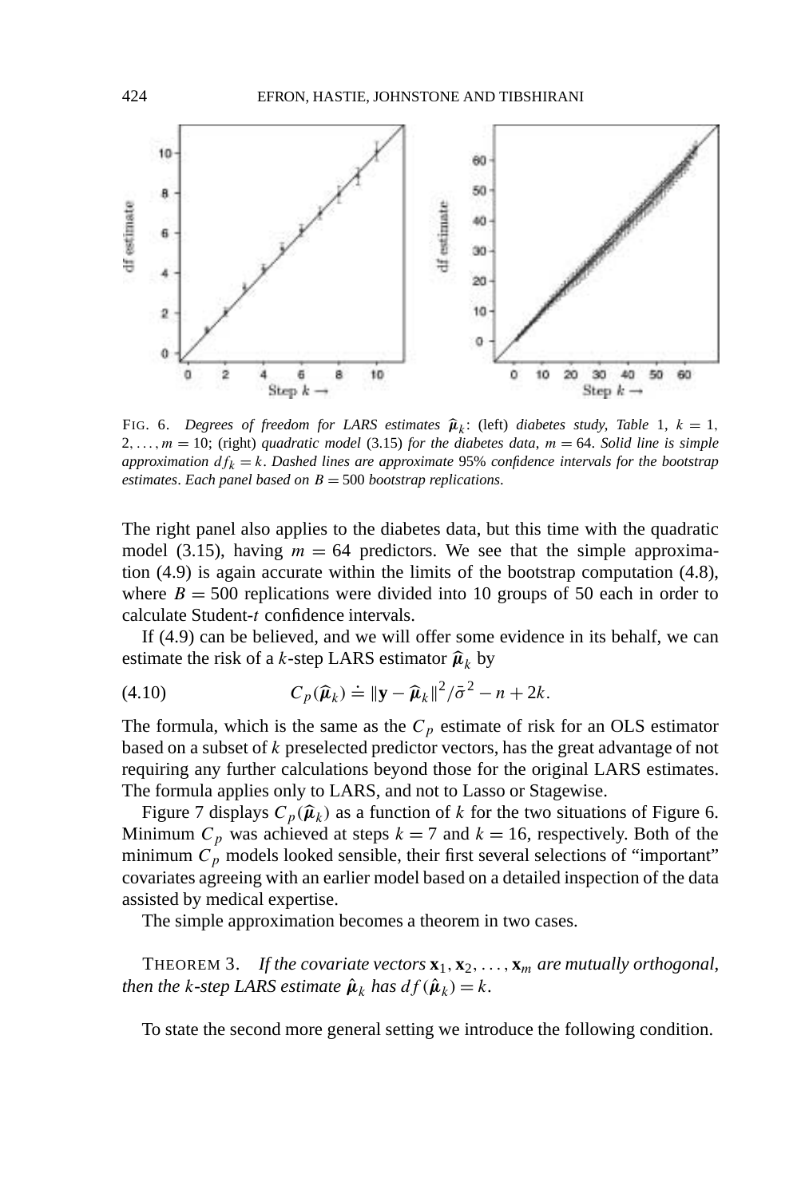FIG. 6. *Degrees of freedom for LARS estimates $\widehat{\boldsymbol{\mu}}_k$: (left) diabetes study, Table 1, $k = 1, 2, \ldots, m = 10$; (right) quadratic model (3.15) for the diabetes data, $m = 64$. Solid line is simple approximation $df_k = k$. Dashed lines are approximate 95% confidence intervals for the bootstrap estimates. Each panel based on $B = 500$ bootstrap replications.*

The right panel also applies to the diabetes data, but this time with the quadratic model (3.15), having $m = 64$ predictors. We see that the simple approximation (4.9) is again accurate within the limits of the bootstrap computation (4.8), where $B = 500$ replications were divided into 10 groups of 50 each in order to calculate Student-$t$ confidence intervals.

If (4.9) can be believed, and we will offer some evidence in its behalf, we can estimate the risk of a $k$-step LARS estimator $\widehat{\boldsymbol{\mu}}_k$ by

$$C_p(\widehat{\boldsymbol{\mu}}_k) \doteq \|\mathbf{y} - \widehat{\boldsymbol{\mu}}_k\|^2/\bar{\sigma}^2 - n + 2k. \tag{4.10}$$

The formula, which is the same as the $C_p$ estimate of risk for an OLS estimator based on a subset of $k$ preselected predictor vectors, has the great advantage of not requiring any further calculations beyond those for the original LARS estimates. The formula applies only to LARS, and not to Lasso or Stagewise.

Figure 7 displays $C_p(\widehat{\boldsymbol{\mu}}_k)$ as a function of $k$ for the two situations of Figure 6. Minimum $C_p$ was achieved at steps $k = 7$ and $k = 16$, respectively. Both of the minimum $C_p$ models looked sensible, their first several selections of "important" covariates agreeing with an earlier model based on a detailed inspection of the data assisted by medical expertise.

The simple approximation becomes a theorem in two cases.

THEOREM 3. *If the covariate vectors $\mathbf{x}_1, \mathbf{x}_2, \ldots, \mathbf{x}_m$ are mutually orthogonal, then the $k$-step LARS estimate $\hat{\boldsymbol{\mu}}_k$ has $df(\hat{\boldsymbol{\mu}}_k) = k$.*

To state the second more general setting we introduce the following condition.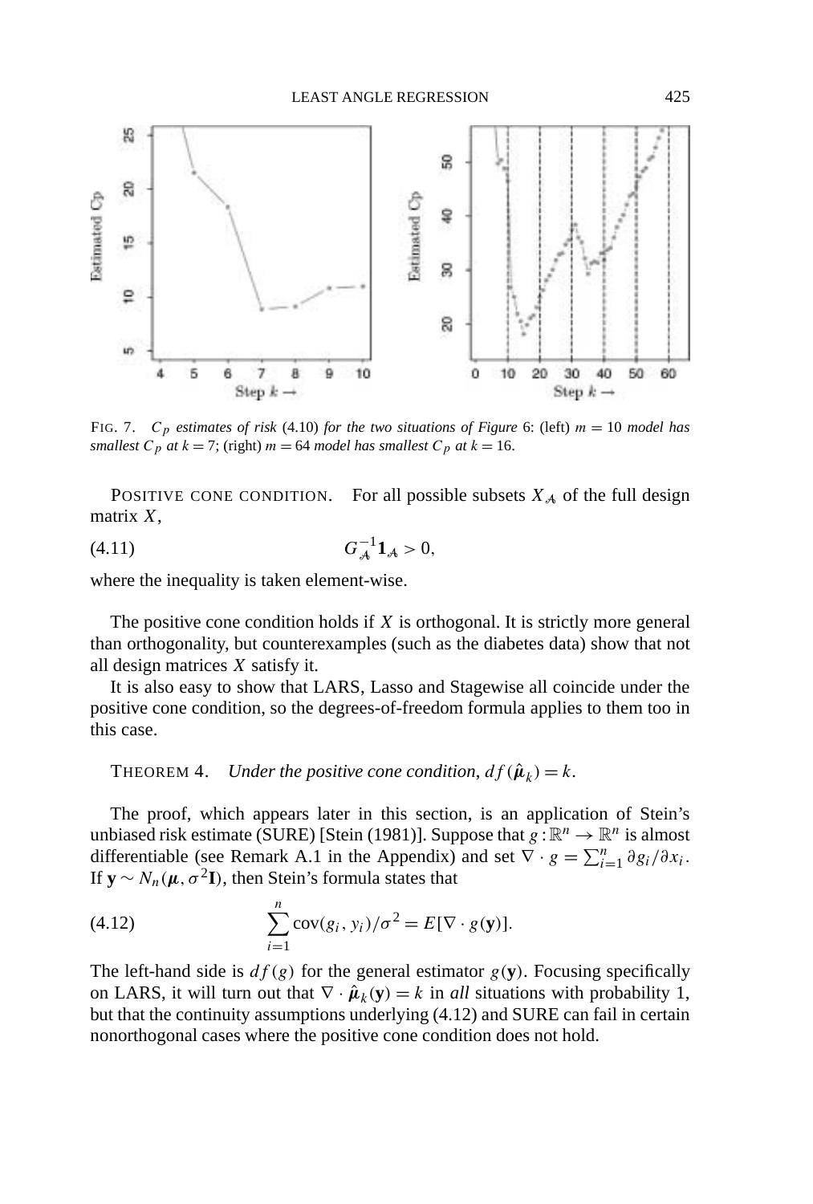FIG. 7. *$C_p$ estimates of risk* (4.10) *for the two situations of Figure* 6: (left) $m = 10$ *model has smallest* $C_p$ *at* $k = 7$; (right) $m = 64$ *model has smallest* $C_p$ *at* $k = 16$.

POSITIVE CONE CONDITION. For all possible subsets $X_{\mathcal{A}}$ of the full design matrix $X$,

$$G_{\mathcal{A}}^{-1}\mathbf{1}_{\mathcal{A}} > 0, \tag{4.11}$$

where the inequality is taken element-wise.

The positive cone condition holds if $X$ is orthogonal. It is strictly more general than orthogonality, but counterexamples (such as the diabetes data) show that not all design matrices $X$ satisfy it.

It is also easy to show that LARS, Lasso and Stagewise all coincide under the positive cone condition, so the degrees-of-freedom formula applies to them too in this case.

THEOREM 4. *Under the positive cone condition,* $df(\hat{\boldsymbol{\mu}}_k) = k$.

The proof, which appears later in this section, is an application of Stein's unbiased risk estimate (SURE) [Stein (1981)]. Suppose that $g : \mathbb{R}^n \to \mathbb{R}^n$ is almost differentiable (see Remark A.1 in the Appendix) and set $\nabla \cdot g = \sum_{i=1}^n \partial g_i / \partial x_i$. If $\mathbf{y} \sim N_n(\boldsymbol{\mu}, \sigma^2 \mathbf{I})$, then Stein's formula states that

$$\sum_{i=1}^n \operatorname{cov}(g_i, y_i)/\sigma^2 = E[\nabla \cdot g(\mathbf{y})]. \tag{4.12}$$

The left-hand side is $df(g)$ for the general estimator $g(\mathbf{y})$. Focusing specifically on LARS, it will turn out that $\nabla \cdot \hat{\boldsymbol{\mu}}_k(\mathbf{y}) = k$ in *all* situations with probability 1, but that the continuity assumptions underlying (4.12) and SURE can fail in certain nonorthogonal cases where the positive cone condition does not hold.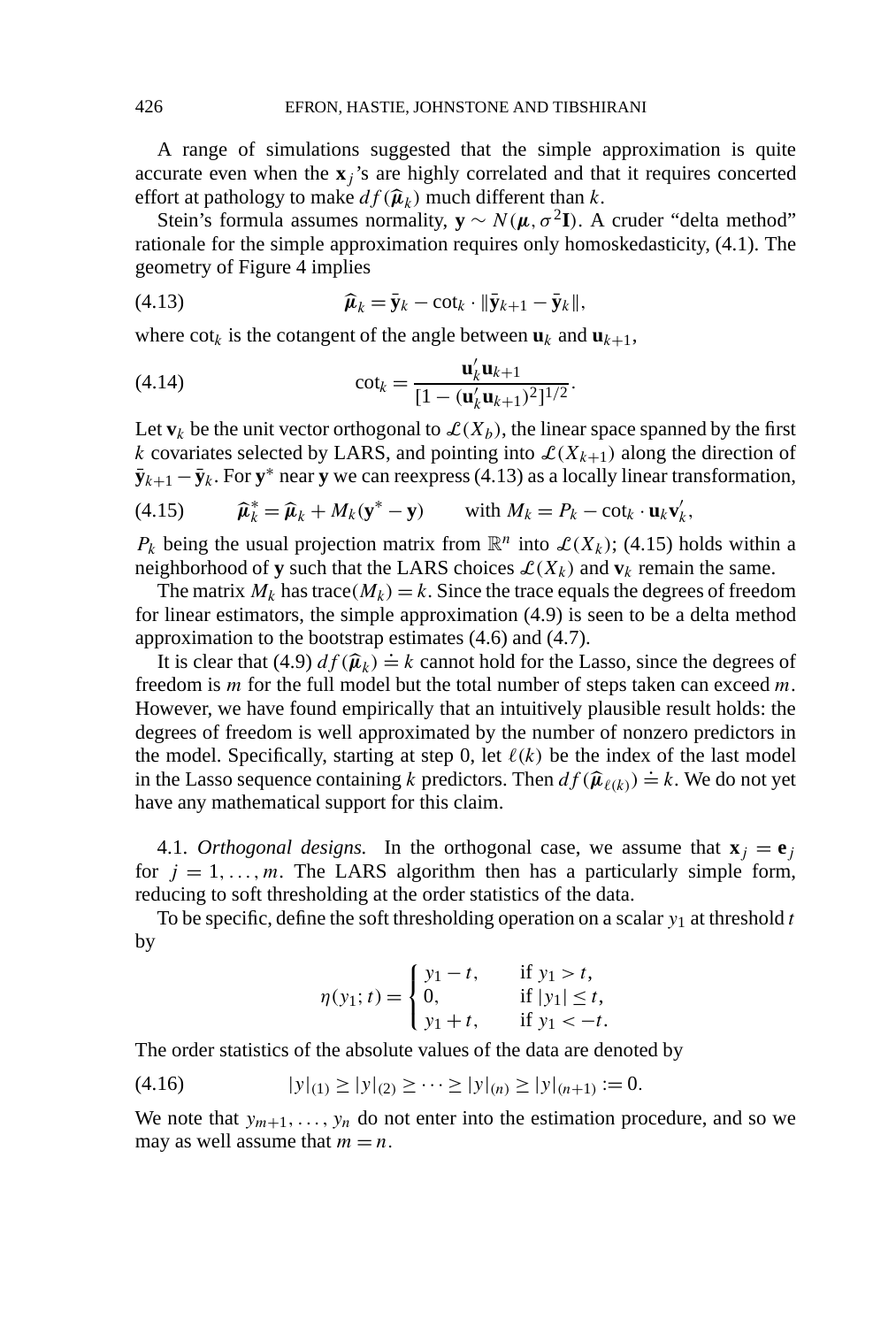A range of simulations suggested that the simple approximation is quite accurate even when the $\mathbf{x}_j$'s are highly correlated and that it requires concerted effort at pathology to make $df(\widehat{\boldsymbol{\mu}}_k)$ much different than $k$.

Stein's formula assumes normality, $\mathbf{y} \sim N(\boldsymbol{\mu}, \sigma^2 \mathbf{I})$. A cruder "delta method" rationale for the simple approximation requires only homoskedasticity, (4.1). The geometry of Figure 4 implies

$$\widehat{\boldsymbol{\mu}}_k = \bar{\mathbf{y}}_k - \cot_k \cdot \|\bar{\mathbf{y}}_{k+1} - \bar{\mathbf{y}}_k\|, \tag{4.13}$$

where $\cot_k$ is the cotangent of the angle between $\mathbf{u}_k$ and $\mathbf{u}_{k+1}$,

$$\cot_k = \frac{\mathbf{u}_k' \mathbf{u}_{k+1}}{[1 - (\mathbf{u}_k' \mathbf{u}_{k+1})^2]^{1/2}}. \tag{4.14}$$

Let $\mathbf{v}_k$ be the unit vector orthogonal to $\mathcal{L}(X_b)$, the linear space spanned by the first $k$ covariates selected by LARS, and pointing into $\mathcal{L}(X_{k+1})$ along the direction of $\bar{\mathbf{y}}_{k+1} - \bar{\mathbf{y}}_k$. For $\mathbf{y}^*$ near $\mathbf{y}$ we can reexpress (4.13) as a locally linear transformation,

$$\widehat{\boldsymbol{\mu}}_k^* = \widehat{\boldsymbol{\mu}}_k + M_k(\mathbf{y}^* - \mathbf{y}) \qquad \text{with } M_k = P_k - \cot_k \cdot \mathbf{u}_k \mathbf{v}_k', \tag{4.15}$$

$P_k$ being the usual projection matrix from $\mathbb{R}^n$ into $\mathcal{L}(X_k)$; (4.15) holds within a neighborhood of $\mathbf{y}$ such that the LARS choices $\mathcal{L}(X_k)$ and $\mathbf{v}_k$ remain the same.

The matrix $M_k$ has $\text{trace}(M_k) = k$. Since the trace equals the degrees of freedom for linear estimators, the simple approximation (4.9) is seen to be a delta method approximation to the bootstrap estimates (4.6) and (4.7).

It is clear that (4.9) $df(\widehat{\boldsymbol{\mu}}_k) \doteq k$ cannot hold for the Lasso, since the degrees of freedom is $m$ for the full model but the total number of steps taken can exceed $m$. However, we have found empirically that an intuitively plausible result holds: the degrees of freedom is well approximated by the number of nonzero predictors in the model. Specifically, starting at step 0, let $\ell(k)$ be the index of the last model in the Lasso sequence containing $k$ predictors. Then $df(\widehat{\boldsymbol{\mu}}_{\ell(k)}) \doteq k$. We do not yet have any mathematical support for this claim.

4.1. *Orthogonal designs.* In the orthogonal case, we assume that $\mathbf{x}_j = \mathbf{e}_j$ for $j = 1, \dots, m$. The LARS algorithm then has a particularly simple form, reducing to soft thresholding at the order statistics of the data.

To be specific, define the soft thresholding operation on a scalar $y_1$ at threshold $t$ by

$$\eta(y_1; t) = \begin{cases} y_1 - t, & \text{if } y_1 > t, \\ 0, & \text{if } |y_1| \le t, \\ y_1 + t, & \text{if } y_1 < -t. \end{cases}$$

The order statistics of the absolute values of the data are denoted by

$$|y|_{(1)} \ge |y|_{(2)} \ge \cdots \ge |y|_{(n)} \ge |y|_{(n+1)} := 0. \tag{4.16}$$

We note that $y_{m+1}, \dots, y_n$ do not enter into the estimation procedure, and so we may as well assume that $m = n$.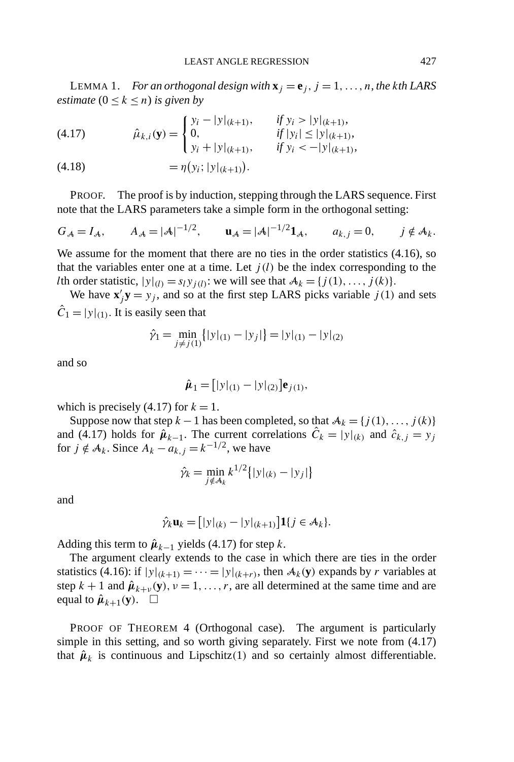LEMMA 1. *For an orthogonal design with* $\mathbf{x}_j = \mathbf{e}_j$, $j = 1, \ldots, n$, *the kth LARS estimate* $(0 \le k \le n)$ *is given by*

$$
\hat{\mu}_{k,i}(\mathbf{y}) = \begin{cases} y_i - |y|_{(k+1)}, & \text{if } y_i > |y|_{(k+1)}, \\ 0, & \text{if } |y_i| \le |y|_{(k+1)}, \\ y_i + |y|_{(k+1)}, & \text{if } y_i < -|y|_{(k+1)}, \end{cases} \tag{4.17}
$$

$$
= \eta\big(y_i; |y|_{(k+1)}\big). \tag{4.18}
$$

PROOF. The proof is by induction, stepping through the LARS sequence. First note that the LARS parameters take a simple form in the orthogonal setting:

$$
G_{\mathcal{A}} = I_{\mathcal{A}}, \qquad A_{\mathcal{A}} = |\mathcal{A}|^{-1/2}, \qquad \mathbf{u}_{\mathcal{A}} = |\mathcal{A}|^{-1/2}\mathbf{1}_{\mathcal{A}}, \qquad a_{k,j} = 0, \qquad j \notin \mathcal{A}_k.
$$

We assume for the moment that there are no ties in the order statistics (4.16), so that the variables enter one at a time. Let $j(l)$ be the index corresponding to the $l$th order statistic, $|y|_{(l)} = s_l y_{j(l)}$: we will see that $\mathcal{A}_k = \{j(1), \ldots, j(k)\}$.

We have $\mathbf{x}_j' \mathbf{y} = y_j$, and so at the first step LARS picks variable $j(1)$ and sets $\hat{C}_1 = |y|_{(1)}$. It is easily seen that

$$
\hat{\gamma}_1 = \min_{j \ne j(1)} \big\{ |y|_{(1)} - |y_j| \big\} = |y|_{(1)} - |y|_{(2)}
$$

and so

$$
\hat{\boldsymbol{\mu}}_1 = \big[|y|_{(1)} - |y|_{(2)}\big] \mathbf{e}_{j(1)},
$$

which is precisely (4.17) for $k = 1$.

Suppose now that step $k - 1$ has been completed, so that $\mathcal{A}_k = \{j(1), \ldots, j(k)\}$ and (4.17) holds for $\hat{\boldsymbol{\mu}}_{k-1}$. The current correlations $\hat{C}_k = |y|_{(k)}$ and $\hat{c}_{k,j} = y_j$ for $j \notin \mathcal{A}_k$. Since $A_k - a_{k,j} = k^{-1/2}$, we have

$$
\hat{\gamma}_k = \min_{j \notin \mathcal{A}_k} k^{1/2} \big\{ |y|_{(k)} - |y_j| \big\}
$$

and

$$
\hat{\gamma}_k \mathbf{u}_k = \big[ |y|_{(k)} - |y|_{(k+1)} \big] \mathbf{1}\{ j \in \mathcal{A}_k \}.
$$

Adding this term to $\hat{\boldsymbol{\mu}}_{k-1}$ yields (4.17) for step $k$.

The argument clearly extends to the case in which there are ties in the order statistics (4.16): if $|y|_{(k+1)} = \cdots = |y|_{(k+r)}$, then $\mathcal{A}_k(\mathbf{y})$ expands by $r$ variables at step $k + 1$ and $\hat{\boldsymbol{\mu}}_{k+\nu}(\mathbf{y})$, $\nu = 1, \ldots, r$, are all determined at the same time and are equal to $\hat{\boldsymbol{\mu}}_{k+1}(\mathbf{y})$. $\square$

PROOF OF THEOREM 4 (Orthogonal case). The argument is particularly simple in this setting, and so worth giving separately. First we note from (4.17) that $\hat{\boldsymbol{\mu}}_k$ is continuous and Lipschitz(1) and so certainly almost differentiable.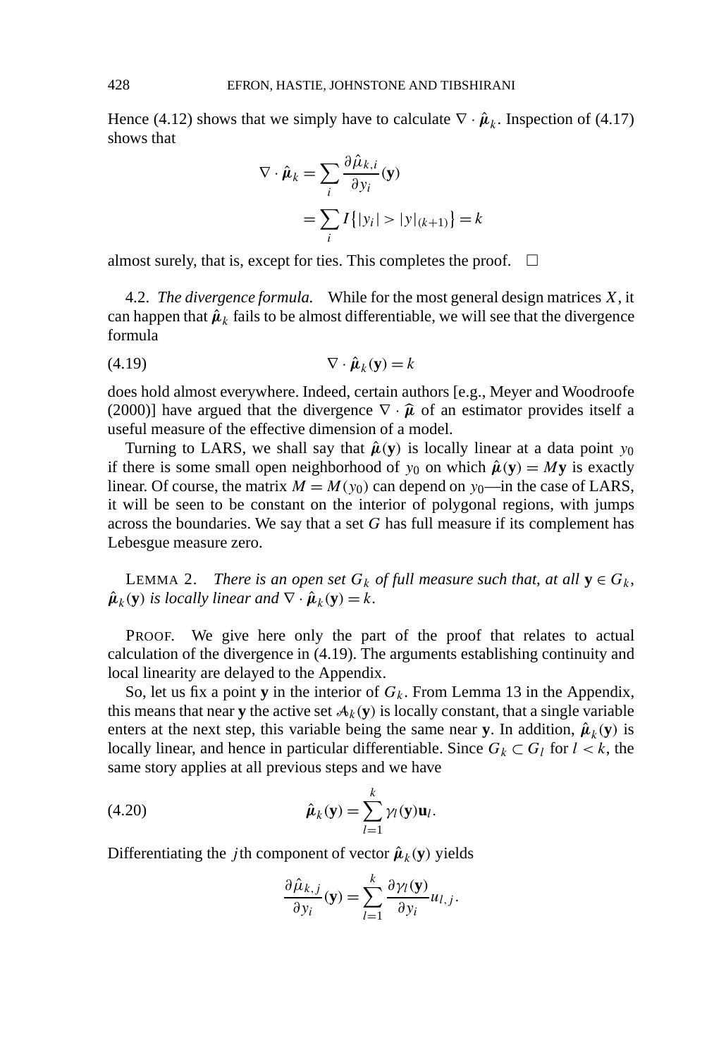Hence (4.12) shows that we simply have to calculate $\nabla \cdot \hat{\boldsymbol{\mu}}_k$. Inspection of (4.17) shows that

$$\begin{aligned}
\nabla \cdot \hat{\boldsymbol{\mu}}_k &= \sum_i \frac{\partial \hat{\mu}_{k,i}}{\partial y_i}(\mathbf{y}) \\
&= \sum_i I\{|y_i| > |y|_{(k+1)}\} = k
\end{aligned}$$

almost surely, that is, except for ties. This completes the proof. $\square$

4.2. *The divergence formula.* While for the most general design matrices $X$, it can happen that $\hat{\boldsymbol{\mu}}_k$ fails to be almost differentiable, we will see that the divergence formula

$$\nabla \cdot \hat{\boldsymbol{\mu}}_k(\mathbf{y}) = k \tag{4.19}$$

does hold almost everywhere. Indeed, certain authors [e.g., Meyer and Woodroofe (2000)] have argued that the divergence $\nabla \cdot \widehat{\boldsymbol{\mu}}$ of an estimator provides itself a useful measure of the effective dimension of a model.

Turning to LARS, we shall say that $\hat{\boldsymbol{\mu}}(\mathbf{y})$ is locally linear at a data point $y_0$ if there is some small open neighborhood of $y_0$ on which $\hat{\boldsymbol{\mu}}(\mathbf{y}) = M\mathbf{y}$ is exactly linear. Of course, the matrix $M = M(y_0)$ can depend on $y_0$—in the case of LARS, it will be seen to be constant on the interior of polygonal regions, with jumps across the boundaries. We say that a set $G$ has full measure if its complement has Lebesgue measure zero.

LEMMA 2. *There is an open set $G_k$ of full measure such that, at all $\mathbf{y} \in G_k$, $\hat{\boldsymbol{\mu}}_k(\mathbf{y})$ is locally linear and $\nabla \cdot \hat{\boldsymbol{\mu}}_k(\mathbf{y}) = k$.*

PROOF. We give here only the part of the proof that relates to actual calculation of the divergence in (4.19). The arguments establishing continuity and local linearity are delayed to the Appendix.

So, let us fix a point $\mathbf{y}$ in the interior of $G_k$. From Lemma 13 in the Appendix, this means that near $\mathbf{y}$ the active set $\mathcal{A}_k(\mathbf{y})$ is locally constant, that a single variable enters at the next step, this variable being the same near $\mathbf{y}$. In addition, $\hat{\boldsymbol{\mu}}_k(\mathbf{y})$ is locally linear, and hence in particular differentiable. Since $G_k \subset G_l$ for $l < k$, the same story applies at all previous steps and we have

$$\hat{\boldsymbol{\mu}}_k(\mathbf{y}) = \sum_{l=1}^{k} \gamma_l(\mathbf{y})\mathbf{u}_l. \tag{4.20}$$

Differentiating the $j$th component of vector $\hat{\boldsymbol{\mu}}_k(\mathbf{y})$ yields

$$\frac{\partial \hat{\mu}_{k,j}}{\partial y_i}(\mathbf{y}) = \sum_{l=1}^{k} \frac{\partial \gamma_l(\mathbf{y})}{\partial y_i} u_{l,j}.$$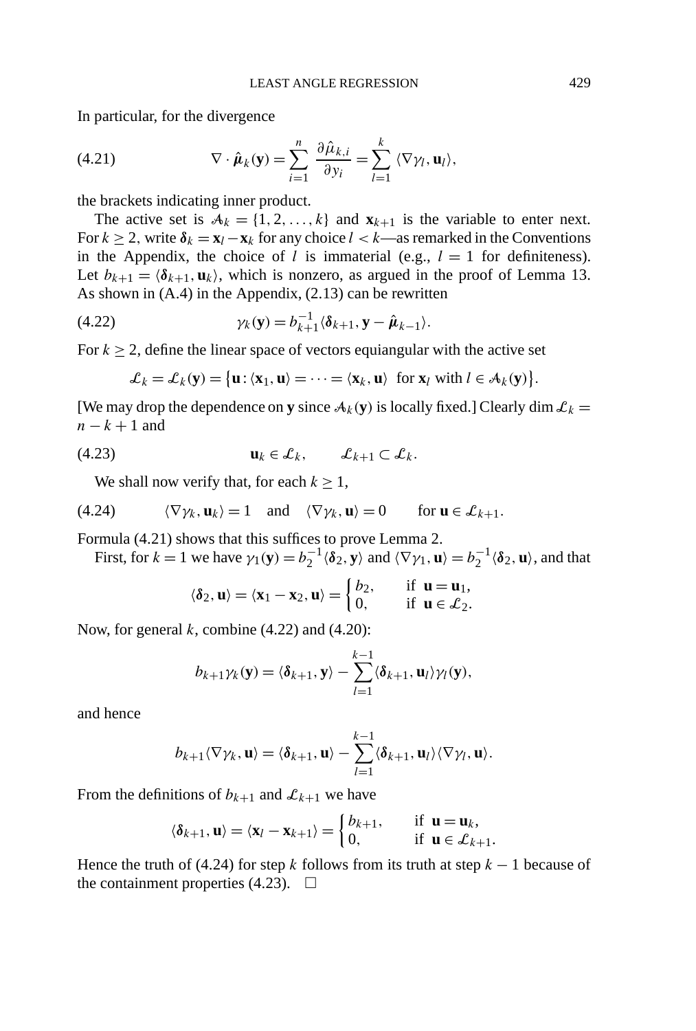In particular, for the divergence

$$\nabla \cdot \hat{\boldsymbol{\mu}}_k(\mathbf{y}) = \sum_{i=1}^{n} \frac{\partial \hat{\mu}_{k,i}}{\partial y_i} = \sum_{l=1}^{k} \langle \nabla \gamma_l, \mathbf{u}_l \rangle, \tag{4.21}$$

the brackets indicating inner product.

The active set is $\mathcal{A}_k = \{1, 2, \ldots, k\}$ and $\mathbf{x}_{k+1}$ is the variable to enter next. For $k \geq 2$, write $\boldsymbol{\delta}_k = \mathbf{x}_l - \mathbf{x}_k$ for any choice $l < k$—as remarked in the Conventions in the Appendix, the choice of $l$ is immaterial (e.g., $l = 1$ for definiteness). Let $b_{k+1} = \langle \boldsymbol{\delta}_{k+1}, \mathbf{u}_k \rangle$, which is nonzero, as argued in the proof of Lemma 13. As shown in (A.4) in the Appendix, (2.13) can be rewritten

$$\gamma_k(\mathbf{y}) = b_{k+1}^{-1} \langle \boldsymbol{\delta}_{k+1}, \mathbf{y} - \hat{\boldsymbol{\mu}}_{k-1} \rangle. \tag{4.22}$$

For $k \geq 2$, define the linear space of vectors equiangular with the active set

$$\mathcal{L}_k = \mathcal{L}_k(\mathbf{y}) = \{\mathbf{u} : \langle \mathbf{x}_1, \mathbf{u} \rangle = \cdots = \langle \mathbf{x}_k, \mathbf{u} \rangle \text{ for } \mathbf{x}_l \text{ with } l \in \mathcal{A}_k(\mathbf{y})\}.$$

[We may drop the dependence on $\mathbf{y}$ since $\mathcal{A}_k(\mathbf{y})$ is locally fixed.] Clearly $\dim \mathcal{L}_k = n - k + 1$ and

$$\mathbf{u}_k \in \mathcal{L}_k, \qquad \mathcal{L}_{k+1} \subset \mathcal{L}_k. \tag{4.23}$$

We shall now verify that, for each $k \geq 1$,

$$\langle \nabla \gamma_k, \mathbf{u}_k \rangle = 1 \quad \text{and} \quad \langle \nabla \gamma_k, \mathbf{u} \rangle = 0 \qquad \text{for } \mathbf{u} \in \mathcal{L}_{k+1}. \tag{4.24}$$

Formula (4.21) shows that this suffices to prove Lemma 2.

First, for $k = 1$ we have $\gamma_1(\mathbf{y}) = b_2^{-1} \langle \boldsymbol{\delta}_2, \mathbf{y} \rangle$ and $\langle \nabla \gamma_1, \mathbf{u} \rangle = b_2^{-1} \langle \boldsymbol{\delta}_2, \mathbf{u} \rangle$, and that

$$\langle \boldsymbol{\delta}_2, \mathbf{u} \rangle = \langle \mathbf{x}_1 - \mathbf{x}_2, \mathbf{u} \rangle = \begin{cases} b_2, & \text{if } \mathbf{u} = \mathbf{u}_1, \\ 0, & \text{if } \mathbf{u} \in \mathcal{L}_2. \end{cases}$$

Now, for general $k$, combine (4.22) and (4.20):

$$b_{k+1} \gamma_k(\mathbf{y}) = \langle \boldsymbol{\delta}_{k+1}, \mathbf{y} \rangle - \sum_{l=1}^{k-1} \langle \boldsymbol{\delta}_{k+1}, \mathbf{u}_l \rangle \gamma_l(\mathbf{y}),$$

and hence

$$b_{k+1} \langle \nabla \gamma_k, \mathbf{u} \rangle = \langle \boldsymbol{\delta}_{k+1}, \mathbf{u} \rangle - \sum_{l=1}^{k-1} \langle \boldsymbol{\delta}_{k+1}, \mathbf{u}_l \rangle \langle \nabla \gamma_l, \mathbf{u} \rangle.$$

From the definitions of $b_{k+1}$ and $\mathcal{L}_{k+1}$ we have

$$\langle \boldsymbol{\delta}_{k+1}, \mathbf{u} \rangle = \langle \mathbf{x}_l - \mathbf{x}_{k+1} \rangle = \begin{cases} b_{k+1}, & \text{if } \mathbf{u} = \mathbf{u}_k, \\ 0, & \text{if } \mathbf{u} \in \mathcal{L}_{k+1}. \end{cases}$$

Hence the truth of (4.24) for step $k$ follows from its truth at step $k - 1$ because of the containment properties (4.23). $\square$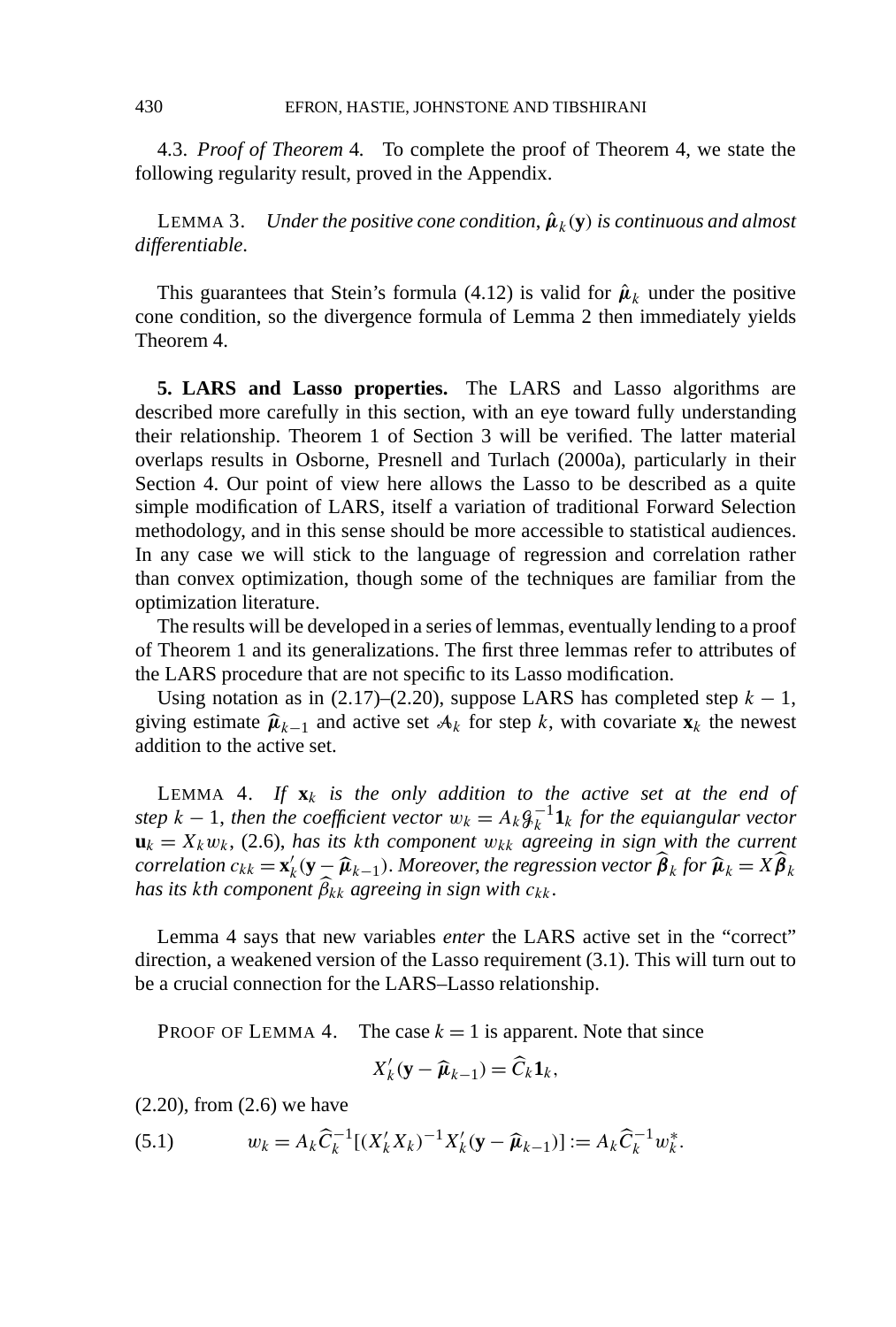4.3. *Proof of Theorem* 4. To complete the proof of Theorem 4, we state the following regularity result, proved in the Appendix.

LEMMA 3. *Under the positive cone condition*, $\hat{\boldsymbol{\mu}}_k(\mathbf{y})$ *is continuous and almost differentiable*.

This guarantees that Stein's formula (4.12) is valid for $\hat{\boldsymbol{\mu}}_k$ under the positive cone condition, so the divergence formula of Lemma 2 then immediately yields Theorem 4.

**5. LARS and Lasso properties.** The LARS and Lasso algorithms are described more carefully in this section, with an eye toward fully understanding their relationship. Theorem 1 of Section 3 will be verified. The latter material overlaps results in Osborne, Presnell and Turlach (2000a), particularly in their Section 4. Our point of view here allows the Lasso to be described as a quite simple modification of LARS, itself a variation of traditional Forward Selection methodology, and in this sense should be more accessible to statistical audiences. In any case we will stick to the language of regression and correlation rather than convex optimization, though some of the techniques are familiar from the optimization literature.

The results will be developed in a series of lemmas, eventually lending to a proof of Theorem 1 and its generalizations. The first three lemmas refer to attributes of the LARS procedure that are not specific to its Lasso modification.

Using notation as in (2.17)–(2.20), suppose LARS has completed step $k-1$, giving estimate $\widehat{\boldsymbol{\mu}}_{k-1}$ and active set $\mathcal{A}_k$ for step $k$, with covariate $\mathbf{x}_k$ the newest addition to the active set.

LEMMA 4. *If* $\mathbf{x}_k$ *is the only addition to the active set at the end of step* $k-1$, *then the coefficient vector* $w_k = A_k \mathcal{G}_k^{-1}\mathbf{1}_k$ *for the equiangular vector* $\mathbf{u}_k = X_k w_k$, (2.6), *has its* $k$*th component* $w_{kk}$ *agreeing in sign with the current correlation* $c_{kk} = \mathbf{x}_k'(\mathbf{y} - \widehat{\boldsymbol{\mu}}_{k-1})$. *Moreover, the regression vector* $\widehat{\boldsymbol{\beta}}_k$ *for* $\widehat{\boldsymbol{\mu}}_k = X\widehat{\boldsymbol{\beta}}_k$ *has its* $k$*th component* $\widehat{\beta}_{kk}$ *agreeing in sign with* $c_{kk}$.

Lemma 4 says that new variables *enter* the LARS active set in the "correct" direction, a weakened version of the Lasso requirement (3.1). This will turn out to be a crucial connection for the LARS–Lasso relationship.

PROOF OF LEMMA 4. The case $k=1$ is apparent. Note that since

$$X_k'(\mathbf{y} - \widehat{\boldsymbol{\mu}}_{k-1}) = \widehat{C}_k \mathbf{1}_k,$$

(2.20), from (2.6) we have

$$w_k = A_k \widehat{C}_k^{-1}[(X_k'X_k)^{-1}X_k'(\mathbf{y} - \widehat{\boldsymbol{\mu}}_{k-1})] := A_k \widehat{C}_k^{-1} w_k^*. \tag{5.1}$$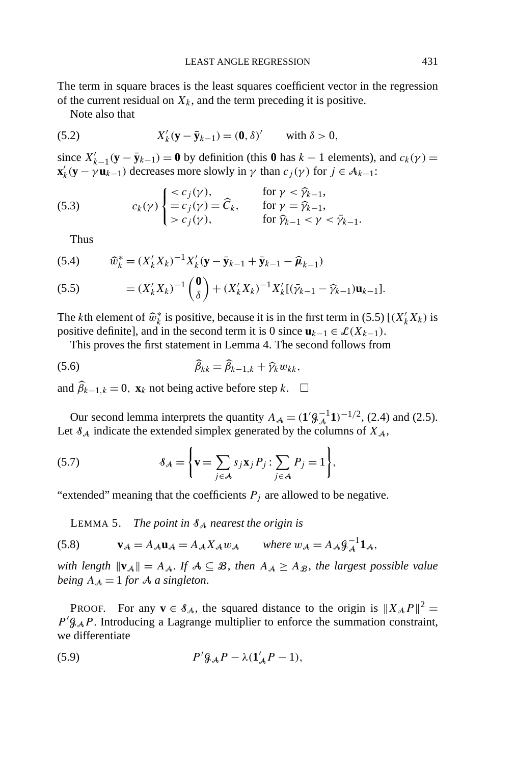The term in square braces is the least squares coefficient vector in the regression of the current residual on $X_k$, and the term preceding it is positive.

Note also that

$$X_k'(\mathbf{y} - \bar{\mathbf{y}}_{k-1}) = (\mathbf{0}, \delta)' \qquad \text{with } \delta > 0, \tag{5.2}$$

since $X_{k-1}'(\mathbf{y} - \bar{\mathbf{y}}_{k-1}) = \mathbf{0}$ by definition (this $\mathbf{0}$ has $k-1$ elements), and $c_k(\gamma) = \mathbf{x}_k'(\mathbf{y} - \gamma \mathbf{u}_{k-1})$ decreases more slowly in $\gamma$ than $c_j(\gamma)$ for $j \in \mathcal{A}_{k-1}$:

$$c_k(\gamma) \begin{cases} < c_j(\gamma), & \text{for } \gamma < \widehat{\gamma}_{k-1}, \\ = c_j(\gamma) = \widehat{C}_k, & \text{for } \gamma = \widehat{\gamma}_{k-1}, \\ > c_j(\gamma), & \text{for } \widehat{\gamma}_{k-1} < \gamma < \bar{\gamma}_{k-1}. \end{cases} \tag{5.3}$$

Thus

$$\widehat{w}_k^* = (X_k'X_k)^{-1}X_k'(\mathbf{y} - \bar{\mathbf{y}}_{k-1} + \bar{\mathbf{y}}_{k-1} - \widehat{\boldsymbol{\mu}}_{k-1}) \tag{5.4}$$

$$= (X_k'X_k)^{-1}\begin{pmatrix} \mathbf{0} \\ \delta \end{pmatrix} + (X_k'X_k)^{-1}X_k'[(\bar{\gamma}_{k-1} - \widehat{\gamma}_{k-1})\mathbf{u}_{k-1}]. \tag{5.5}$$

The $k$th element of $\widehat{w}_k^*$ is positive, because it is in the first term in (5.5) [$(X_k'X_k)$ is positive definite], and in the second term it is 0 since $\mathbf{u}_{k-1} \in \mathcal{L}(X_{k-1})$.

This proves the first statement in Lemma 4. The second follows from

$$\widehat{\beta}_{kk} = \widehat{\beta}_{k-1,k} + \widehat{\gamma}_k w_{kk}, \tag{5.6}$$

and $\widehat{\beta}_{k-1,k} = 0$, $\mathbf{x}_k$ not being active before step $k$. $\square$

Our second lemma interprets the quantity $A_{\mathcal{A}} = (\mathbf{1}'\mathcal{G}_{\mathcal{A}}^{-1}\mathbf{1})^{-1/2}$, (2.4) and (2.5). Let $\mathcal{S}_{\mathcal{A}}$ indicate the extended simplex generated by the columns of $X_{\mathcal{A}}$,

$$\mathcal{S}_{\mathcal{A}} = \left\{ \mathbf{v} = \sum_{j \in \mathcal{A}} s_j \mathbf{x}_j P_j : \sum_{j \in \mathcal{A}} P_j = 1 \right\}, \tag{5.7}$$

"extended" meaning that the coefficients $P_j$ are allowed to be negative.

LEMMA 5. *The point in $\mathcal{S}_{\mathcal{A}}$ nearest the origin is*

$$\mathbf{v}_{\mathcal{A}} = A_{\mathcal{A}}\mathbf{u}_{\mathcal{A}} = A_{\mathcal{A}}X_{\mathcal{A}}w_{\mathcal{A}} \qquad \textit{where } w_{\mathcal{A}} = A_{\mathcal{A}}\mathcal{G}_{\mathcal{A}}^{-1}\mathbf{1}_{\mathcal{A}}, \tag{5.8}$$

*with length $\|\mathbf{v}_{\mathcal{A}}\| = A_{\mathcal{A}}$. If $\mathcal{A} \subseteq \mathcal{B}$, then $A_{\mathcal{A}} \geq A_{\mathcal{B}}$, the largest possible value being $A_{\mathcal{A}} = 1$ for $\mathcal{A}$ a singleton.*

PROOF. For any $\mathbf{v} \in \mathcal{S}_{\mathcal{A}}$, the squared distance to the origin is $\|X_{\mathcal{A}}P\|^2 = P'\mathcal{G}_{\mathcal{A}}P$. Introducing a Lagrange multiplier to enforce the summation constraint, we differentiate

$$P'\mathcal{G}_{\mathcal{A}}P - \lambda(\mathbf{1}_{\mathcal{A}}'P - 1), \tag{5.9}$$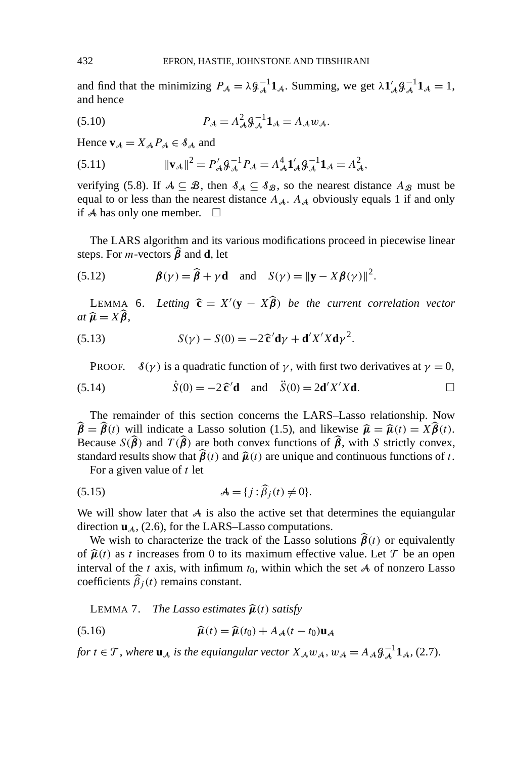and find that the minimizing $P_{\mathcal{A}} = \lambda \mathcal{G}_{\mathcal{A}}^{-1} \mathbf{1}_{\mathcal{A}}$. Summing, we get $\lambda \mathbf{1}_{\mathcal{A}}' \mathcal{G}_{\mathcal{A}}^{-1} \mathbf{1}_{\mathcal{A}} = 1$, and hence

$$P_{\mathcal{A}} = A_{\mathcal{A}}^2 \mathcal{G}_{\mathcal{A}}^{-1} \mathbf{1}_{\mathcal{A}} = A_{\mathcal{A}} w_{\mathcal{A}}. \tag{5.10}$$

Hence $\mathbf{v}_{\mathcal{A}} = X_{\mathcal{A}} P_{\mathcal{A}} \in \mathcal{S}_{\mathcal{A}}$ and

$$\|\mathbf{v}_{\mathcal{A}}\|^2 = P_{\mathcal{A}}' \mathcal{G}_{\mathcal{A}}^{-1} P_{\mathcal{A}} = A_{\mathcal{A}}^4 \mathbf{1}_{\mathcal{A}}' \mathcal{G}_{\mathcal{A}}^{-1} \mathbf{1}_{\mathcal{A}} = A_{\mathcal{A}}^2, \tag{5.11}$$

verifying (5.8). If $\mathcal{A} \subseteq \mathcal{B}$, then $\mathcal{S}_{\mathcal{A}} \subseteq \mathcal{S}_{\mathcal{B}}$, so the nearest distance $A_{\mathcal{B}}$ must be equal to or less than the nearest distance $A_{\mathcal{A}}$. $A_{\mathcal{A}}$ obviously equals 1 if and only if $\mathcal{A}$ has only one member. $\square$

The LARS algorithm and its various modifications proceed in piecewise linear steps. For $m$-vectors $\widehat{\boldsymbol{\beta}}$ and $\mathbf{d}$, let

$$\boldsymbol{\beta}(\gamma) = \widehat{\boldsymbol{\beta}} + \gamma \mathbf{d} \quad \text{and} \quad S(\gamma) = \|\mathbf{y} - X\boldsymbol{\beta}(\gamma)\|^2. \tag{5.12}$$

Lemma 6. *Letting $\widehat{\mathbf{c}} = X'(\mathbf{y} - X\widehat{\boldsymbol{\beta}})$ be the current correlation vector at $\widehat{\boldsymbol{\mu}} = X\widehat{\boldsymbol{\beta}}$,*

$$S(\gamma) - S(0) = -2\widehat{\mathbf{c}}'\mathbf{d}\gamma + \mathbf{d}'X'X\mathbf{d}\gamma^2. \tag{5.13}$$

Proof. $\mathcal{S}(\gamma)$ is a quadratic function of $\gamma$, with first two derivatives at $\gamma = 0$,

$$\dot{S}(0) = -2\widehat{\mathbf{c}}'\mathbf{d} \quad \text{and} \quad \ddot{S}(0) = 2\mathbf{d}'X'X\mathbf{d}. \tag{5.14}$$

$\square$

The remainder of this section concerns the LARS–Lasso relationship. Now $\widehat{\boldsymbol{\beta}} = \widehat{\boldsymbol{\beta}}(t)$ will indicate a Lasso solution (1.5), and likewise $\widehat{\boldsymbol{\mu}} = \widehat{\boldsymbol{\mu}}(t) = X\widehat{\boldsymbol{\beta}}(t)$. Because $S(\widehat{\boldsymbol{\beta}})$ and $T(\widehat{\boldsymbol{\beta}})$ are both convex functions of $\widehat{\boldsymbol{\beta}}$, with $S$ strictly convex, standard results show that $\widehat{\boldsymbol{\beta}}(t)$ and $\widehat{\boldsymbol{\mu}}(t)$ are unique and continuous functions of $t$.

For a given value of $t$ let

$$\mathcal{A} = \{j : \widehat{\beta}_j(t) \neq 0\}. \tag{5.15}$$

We will show later that $\mathcal{A}$ is also the active set that determines the equiangular direction $\mathbf{u}_{\mathcal{A}}$, (2.6), for the LARS–Lasso computations.

We wish to characterize the track of the Lasso solutions $\widehat{\boldsymbol{\beta}}(t)$ or equivalently of $\widehat{\boldsymbol{\mu}}(t)$ as $t$ increases from 0 to its maximum effective value. Let $\mathcal{T}$ be an open interval of the $t$ axis, with infimum $t_0$, within which the set $\mathcal{A}$ of nonzero Lasso coefficients $\widehat{\beta}_j(t)$ remains constant.

Lemma 7. *The Lasso estimates $\widehat{\boldsymbol{\mu}}(t)$ satisfy*

$$\widehat{\boldsymbol{\mu}}(t) = \widehat{\boldsymbol{\mu}}(t_0) + A_{\mathcal{A}}(t - t_0)\mathbf{u}_{\mathcal{A}} \tag{5.16}$$

*for $t \in \mathcal{T}$, where $\mathbf{u}_{\mathcal{A}}$ is the equiangular vector $X_{\mathcal{A}} w_{\mathcal{A}}$, $w_{\mathcal{A}} = A_{\mathcal{A}} \mathcal{G}_{\mathcal{A}}^{-1} \mathbf{1}_{\mathcal{A}}$, (2.7).*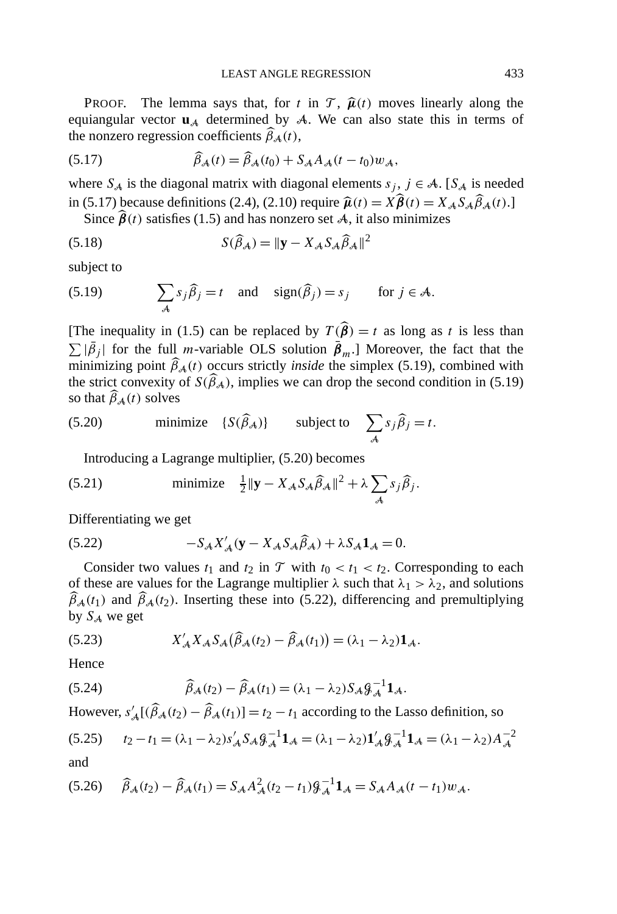PROOF. The lemma says that, for $t$ in $\mathcal{T}$, $\widehat{\boldsymbol{\mu}}(t)$ moves linearly along the equiangular vector $\mathbf{u}_{\mathcal{A}}$ determined by $\mathcal{A}$. We can also state this in terms of the nonzero regression coefficients $\widehat{\beta}_{\mathcal{A}}(t)$,

$$\widehat{\beta}_{\mathcal{A}}(t) = \widehat{\beta}_{\mathcal{A}}(t_0) + S_{\mathcal{A}} A_{\mathcal{A}} (t - t_0) w_{\mathcal{A}}, \tag{5.17}$$

where $S_{\mathcal{A}}$ is the diagonal matrix with diagonal elements $s_j$, $j \in \mathcal{A}$. [$S_{\mathcal{A}}$ is needed in (5.17) because definitions (2.4), (2.10) require $\widehat{\boldsymbol{\mu}}(t) = X\widehat{\boldsymbol{\beta}}(t) = X_{\mathcal{A}} S_{\mathcal{A}} \widehat{\beta}_{\mathcal{A}}(t)$.]

Since $\widehat{\boldsymbol{\beta}}(t)$ satisfies (1.5) and has nonzero set $\mathcal{A}$, it also minimizes

$$S(\widehat{\beta}_{\mathcal{A}}) = \|\mathbf{y} - X_{\mathcal{A}} S_{\mathcal{A}} \widehat{\beta}_{\mathcal{A}}\|^2 \tag{5.18}$$

subject to

$$\sum_{\mathcal{A}} s_j \widehat{\beta}_j = t \quad \text{and} \quad \operatorname{sign}(\widehat{\beta}_j) = s_j \qquad \text{for } j \in \mathcal{A}. \tag{5.19}$$

[The inequality in (1.5) can be replaced by $T(\widehat{\boldsymbol{\beta}}) = t$ as long as $t$ is less than $\sum |\bar{\beta}_j|$ for the full $m$-variable OLS solution $\bar{\boldsymbol{\beta}}_m$.] Moreover, the fact that the minimizing point $\widehat{\beta}_{\mathcal{A}}(t)$ occurs strictly *inside* the simplex (5.19), combined with the strict convexity of $S(\widehat{\beta}_{\mathcal{A}})$, implies we can drop the second condition in (5.19) so that $\widehat{\beta}_{\mathcal{A}}(t)$ solves

$$\text{minimize} \quad \{S(\widehat{\beta}_{\mathcal{A}})\} \qquad \text{subject to} \quad \sum_{\mathcal{A}} s_j \widehat{\beta}_j = t. \tag{5.20}$$

Introducing a Lagrange multiplier, (5.20) becomes

$$\text{minimize} \quad \tfrac{1}{2}\|\mathbf{y} - X_{\mathcal{A}} S_{\mathcal{A}} \widehat{\beta}_{\mathcal{A}}\|^2 + \lambda \sum_{\mathcal{A}} s_j \widehat{\beta}_j. \tag{5.21}$$

Differentiating we get

$$-S_{\mathcal{A}} X'_{\mathcal{A}} (\mathbf{y} - X_{\mathcal{A}} S_{\mathcal{A}} \widehat{\beta}_{\mathcal{A}}) + \lambda S_{\mathcal{A}} \mathbf{1}_{\mathcal{A}} = 0. \tag{5.22}$$

Consider two values $t_1$ and $t_2$ in $\mathcal{T}$ with $t_0 < t_1 < t_2$. Corresponding to each of these are values for the Lagrange multiplier $\lambda$ such that $\lambda_1 > \lambda_2$, and solutions $\widehat{\beta}_{\mathcal{A}}(t_1)$ and $\widehat{\beta}_{\mathcal{A}}(t_2)$. Inserting these into (5.22), differencing and premultiplying by $S_{\mathcal{A}}$ we get

$$X'_{\mathcal{A}} X_{\mathcal{A}} S_{\mathcal{A}} \big(\widehat{\beta}_{\mathcal{A}}(t_2) - \widehat{\beta}_{\mathcal{A}}(t_1)\big) = (\lambda_1 - \lambda_2) \mathbf{1}_{\mathcal{A}}. \tag{5.23}$$

Hence

$$\widehat{\beta}_{\mathcal{A}}(t_2) - \widehat{\beta}_{\mathcal{A}}(t_1) = (\lambda_1 - \lambda_2) S_{\mathcal{A}} \mathcal{G}_{\mathcal{A}}^{-1} \mathbf{1}_{\mathcal{A}}. \tag{5.24}$$

However, $s'_{\mathcal{A}}[(\widehat{\beta}_{\mathcal{A}}(t_2) - \widehat{\beta}_{\mathcal{A}}(t_1)] = t_2 - t_1$ according to the Lasso definition, so

$$t_2 - t_1 = (\lambda_1 - \lambda_2) s'_{\mathcal{A}} S_{\mathcal{A}} \mathcal{G}_{\mathcal{A}}^{-1} \mathbf{1}_{\mathcal{A}} = (\lambda_1 - \lambda_2) \mathbf{1}'_{\mathcal{A}} \mathcal{G}_{\mathcal{A}}^{-1} \mathbf{1}_{\mathcal{A}} = (\lambda_1 - \lambda_2) A_{\mathcal{A}}^{-2} \tag{5.25}$$

and

$$\widehat{\beta}_{\mathcal{A}}(t_2) - \widehat{\beta}_{\mathcal{A}}(t_1) = S_{\mathcal{A}} A_{\mathcal{A}}^2 (t_2 - t_1) \mathcal{G}_{\mathcal{A}}^{-1} \mathbf{1}_{\mathcal{A}} = S_{\mathcal{A}} A_{\mathcal{A}} (t - t_1) w_{\mathcal{A}}. \tag{5.26}$$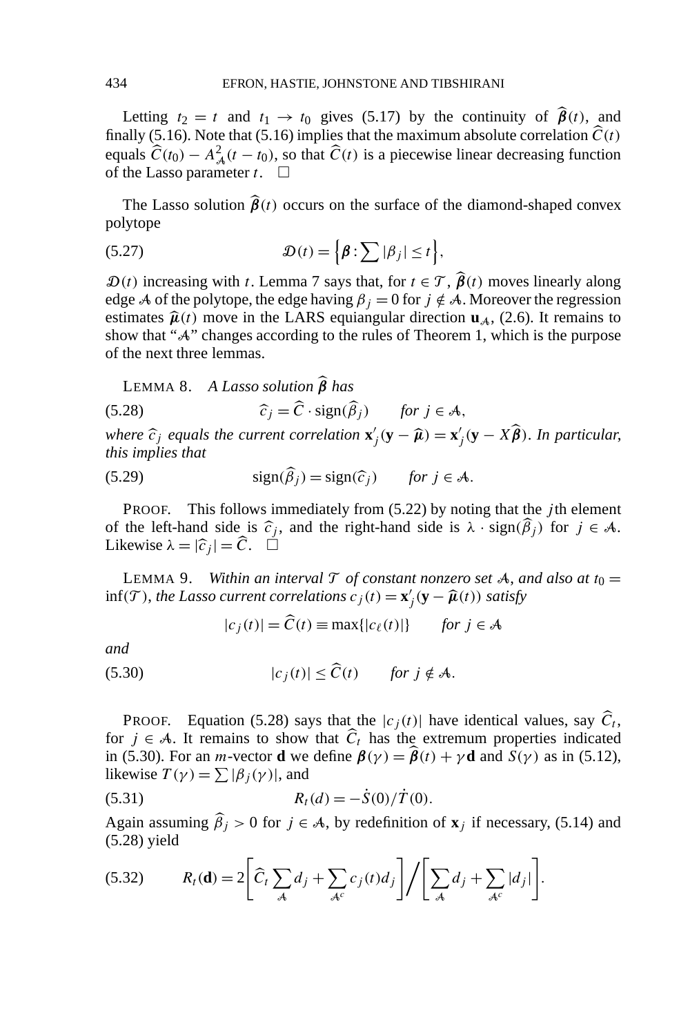Letting $t_2 = t$ and $t_1 \to t_0$ gives (5.17) by the continuity of $\widehat{\boldsymbol{\beta}}(t)$, and finally (5.16). Note that (5.16) implies that the maximum absolute correlation $\widehat{C}(t)$ equals $\widehat{C}(t_0) - A_{\mathcal{A}}^2(t - t_0)$, so that $\widehat{C}(t)$ is a piecewise linear decreasing function of the Lasso parameter $t$. $\square$

The Lasso solution $\widehat{\boldsymbol{\beta}}(t)$ occurs on the surface of the diamond-shaped convex polytope

$$\mathcal{D}(t) = \Big\{\boldsymbol{\beta} : \sum |\beta_j| \le t\Big\}, \tag{5.27}$$

$\mathcal{D}(t)$ increasing with $t$. Lemma 7 says that, for $t \in \mathcal{T}$, $\widehat{\boldsymbol{\beta}}(t)$ moves linearly along edge $\mathcal{A}$ of the polytope, the edge having $\beta_j = 0$ for $j \notin \mathcal{A}$. Moreover the regression estimates $\widehat{\boldsymbol{\mu}}(t)$ move in the LARS equiangular direction $\mathbf{u}_{\mathcal{A}}$, (2.6). It remains to show that "$\mathcal{A}$" changes according to the rules of Theorem 1, which is the purpose of the next three lemmas.

LEMMA 8. *A Lasso solution $\widehat{\boldsymbol{\beta}}$ has*

$$\widehat{c}_j = \widehat{C} \cdot \operatorname{sign}(\widehat{\beta}_j) \qquad \text{for } j \in \mathcal{A}, \tag{5.28}$$

*where $\widehat{c}_j$ equals the current correlation $\mathbf{x}_j'(\mathbf{y} - \widehat{\boldsymbol{\mu}}) = \mathbf{x}_j'(\mathbf{y} - X\widehat{\boldsymbol{\beta}})$. In particular, this implies that*

$$\operatorname{sign}(\widehat{\beta}_j) = \operatorname{sign}(\widehat{c}_j) \qquad \text{for } j \in \mathcal{A}. \tag{5.29}$$

PROOF. This follows immediately from (5.22) by noting that the $j$th element of the left-hand side is $\widehat{c}_j$, and the right-hand side is $\lambda \cdot \operatorname{sign}(\widehat{\beta}_j)$ for $j \in \mathcal{A}$. Likewise $\lambda = |\widehat{c}_j| = \widehat{C}$. $\square$

LEMMA 9. *Within an interval $\mathcal{T}$ of constant nonzero set $\mathcal{A}$, and also at $t_0 = \inf(\mathcal{T})$, the Lasso current correlations $c_j(t) = \mathbf{x}_j'(\mathbf{y} - \widehat{\boldsymbol{\mu}}(t))$ satisfy*

$$|c_j(t)| = \widehat{C}(t) \equiv \max\{|c_\ell(t)|\} \qquad \text{for } j \in \mathcal{A}$$

*and*

$$|c_j(t)| \le \widehat{C}(t) \qquad \text{for } j \notin \mathcal{A}. \tag{5.30}$$

PROOF. Equation (5.28) says that the $|c_j(t)|$ have identical values, say $\widehat{C}_t$, for $j \in \mathcal{A}$. It remains to show that $\widehat{C}_t$ has the extremum properties indicated in (5.30). For an $m$-vector $\mathbf{d}$ we define $\boldsymbol{\beta}(\gamma) = \widehat{\boldsymbol{\beta}}(t) + \gamma\mathbf{d}$ and $S(\gamma)$ as in (5.12), likewise $T(\gamma) = \sum |\beta_j(\gamma)|$, and

$$R_t(d) = -\dot{S}(0)/\dot{T}(0). \tag{5.31}$$

Again assuming $\widehat{\beta}_j > 0$ for $j \in \mathcal{A}$, by redefinition of $\mathbf{x}_j$ if necessary, (5.14) and (5.28) yield

$$R_t(\mathbf{d}) = 2\left[\widehat{C}_t \sum_{\mathcal{A}} d_j + \sum_{\mathcal{A}^c} c_j(t) d_j\right] \Big/ \left[\sum_{\mathcal{A}} d_j + \sum_{\mathcal{A}^c} |d_j|\right]. \tag{5.32}$$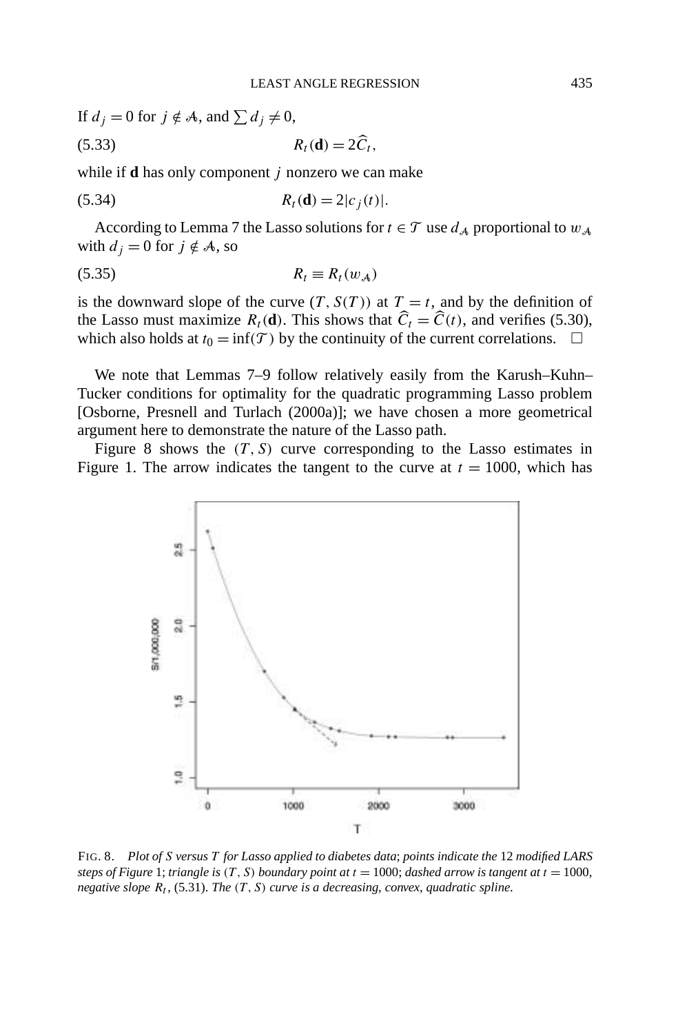If $d_j = 0$ for $j \notin \mathcal{A}$, and $\sum d_j \neq 0$,

$$R_t(\mathbf{d}) = 2\widehat{C}_t, \tag{5.33}$$

while if $\mathbf{d}$ has only component $j$ nonzero we can make

$$R_t(\mathbf{d}) = 2|c_j(t)|. \tag{5.34}$$

According to Lemma 7 the Lasso solutions for $t \in \mathcal{T}$ use $d_{\mathcal{A}}$ proportional to $w_{\mathcal{A}}$ with $d_j = 0$ for $j \notin \mathcal{A}$, so

$$R_t \equiv R_t(w_{\mathcal{A}}) \tag{5.35}$$

is the downward slope of the curve $(T, S(T))$ at $T = t$, and by the definition of the Lasso must maximize $R_t(\mathbf{d})$. This shows that $\widehat{C}_t = \widehat{C}(t)$, and verifies (5.30), which also holds at $t_0 = \inf(\mathcal{T})$ by the continuity of the current correlations. $\square$

We note that Lemmas 7–9 follow relatively easily from the Karush–Kuhn–Tucker conditions for optimality for the quadratic programming Lasso problem [Osborne, Presnell and Turlach (2000a)]; we have chosen a more geometrical argument here to demonstrate the nature of the Lasso path.

Figure 8 shows the $(T, S)$ curve corresponding to the Lasso estimates in Figure 1. The arrow indicates the tangent to the curve at $t = 1000$, which has

FIG. 8. *Plot of S versus T for Lasso applied to diabetes data; points indicate the 12 modified LARS steps of Figure 1; triangle is $(T, S)$ boundary point at $t = 1000$; dashed arrow is tangent at $t = 1000$, negative slope $R_t$, (5.31). The $(T, S)$ curve is a decreasing, convex, quadratic spline.*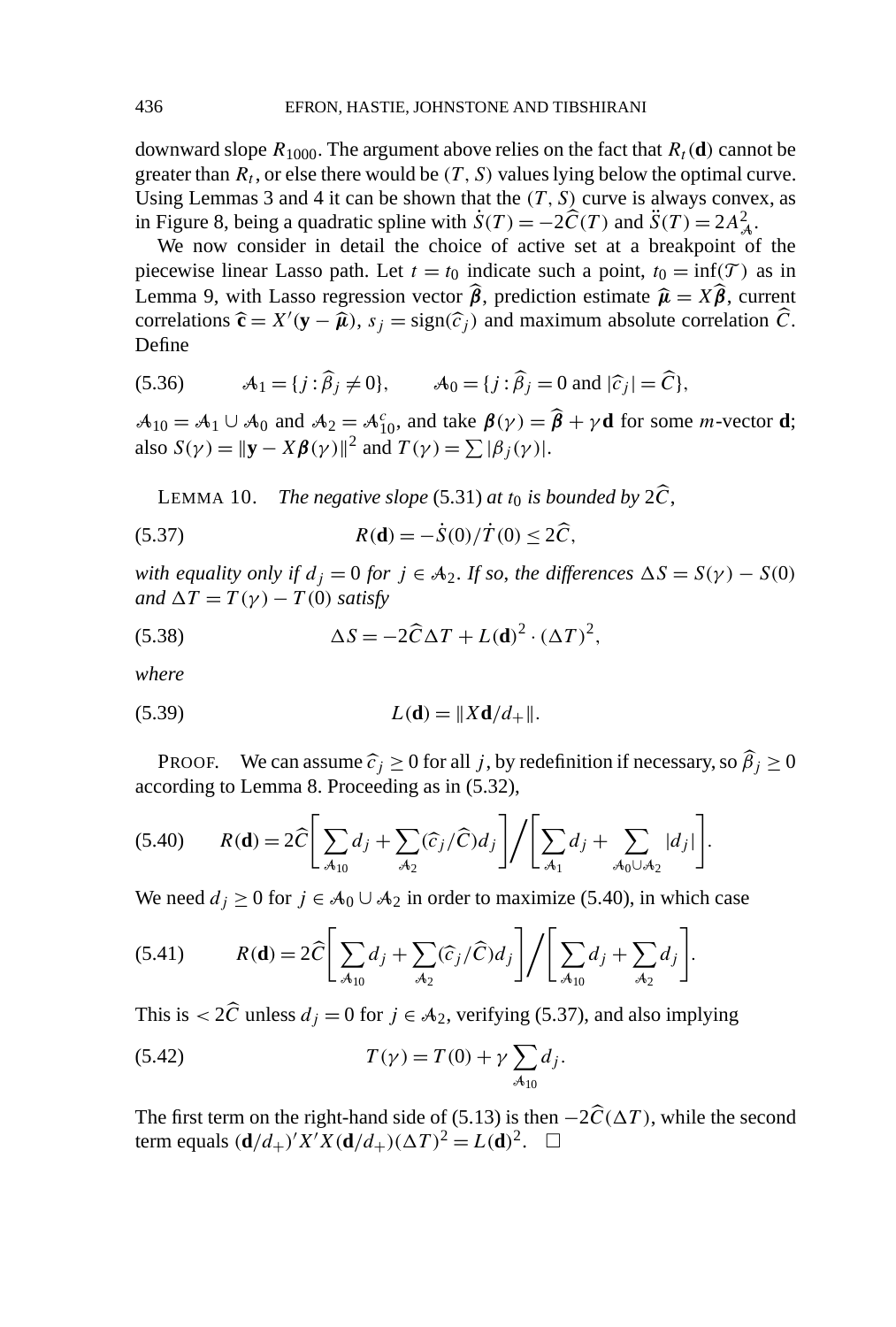downward slope $R_{1000}$. The argument above relies on the fact that $R_t(\mathbf{d})$ cannot be greater than $R_t$, or else there would be $(T, S)$ values lying below the optimal curve. Using Lemmas 3 and 4 it can be shown that the $(T, S)$ curve is always convex, as in Figure 8, being a quadratic spline with $\dot{S}(T) = -2\widehat{C}(T)$ and $\ddot{S}(T) = 2A_{\mathcal{A}}^2$.

We now consider in detail the choice of active set at a breakpoint of the piecewise linear Lasso path. Let $t = t_0$ indicate such a point, $t_0 = \inf(\mathcal{T})$ as in Lemma 9, with Lasso regression vector $\widehat{\boldsymbol{\beta}}$, prediction estimate $\widehat{\boldsymbol{\mu}} = X\widehat{\boldsymbol{\beta}}$, current correlations $\widehat{\mathbf{c}} = X'(\mathbf{y} - \widehat{\boldsymbol{\mu}})$, $s_j = \operatorname{sign}(\widehat{c}_j)$ and maximum absolute correlation $\widehat{C}$. Define

$$
\mathcal{A}_1 = \{j : \widehat{\beta}_j \neq 0\}, \qquad \mathcal{A}_0 = \{j : \widehat{\beta}_j = 0 \text{ and } |\widehat{c}_j| = \widehat{C}\}, \tag{5.36}
$$

$\mathcal{A}_{10} = \mathcal{A}_1 \cup \mathcal{A}_0$ and $\mathcal{A}_2 = \mathcal{A}_{10}^c$, and take $\boldsymbol{\beta}(\gamma) = \widehat{\boldsymbol{\beta}} + \gamma \mathbf{d}$ for some $m$-vector $\mathbf{d}$; also $S(\gamma) = \|\mathbf{y} - X\boldsymbol{\beta}(\gamma)\|^2$ and $T(\gamma) = \sum |\beta_j(\gamma)|$.

LEMMA 10. *The negative slope* (5.31) *at* $t_0$ *is bounded by* $2\widehat{C}$,

$$
R(\mathbf{d}) = -\dot{S}(0)/\dot{T}(0) \leq 2\widehat{C}, \tag{5.37}
$$

*with equality only if* $d_j = 0$ *for* $j \in \mathcal{A}_2$. *If so, the differences* $\Delta S = S(\gamma) - S(0)$ *and* $\Delta T = T(\gamma) - T(0)$ *satisfy*

$$
\Delta S = -2\widehat{C}\Delta T + L(\mathbf{d})^2 \cdot (\Delta T)^2, \tag{5.38}
$$

*where*

$$
L(\mathbf{d}) = \|X\mathbf{d}/d_+\|. \tag{5.39}
$$

PROOF. We can assume $\widehat{c}_j \geq 0$ for all $j$, by redefinition if necessary, so $\widehat{\beta}_j \geq 0$ according to Lemma 8. Proceeding as in (5.32),

$$
R(\mathbf{d}) = 2\widehat{C}\left[\sum_{\mathcal{A}_{10}} d_j + \sum_{\mathcal{A}_2} (\widehat{c}_j/\widehat{C}) d_j\right] \Bigg/ \left[\sum_{\mathcal{A}_1} d_j + \sum_{\mathcal{A}_0 \cup \mathcal{A}_2} |d_j|\right]. \tag{5.40}
$$

We need $d_j \geq 0$ for $j \in \mathcal{A}_0 \cup \mathcal{A}_2$ in order to maximize (5.40), in which case

$$
R(\mathbf{d}) = 2\widehat{C}\left[\sum_{\mathcal{A}_{10}} d_j + \sum_{\mathcal{A}_2} (\widehat{c}_j/\widehat{C}) d_j\right] \Bigg/ \left[\sum_{\mathcal{A}_{10}} d_j + \sum_{\mathcal{A}_2} d_j\right]. \tag{5.41}
$$

This is $< 2\widehat{C}$ unless $d_j = 0$ for $j \in \mathcal{A}_2$, verifying (5.37), and also implying

$$
T(\gamma) = T(0) + \gamma \sum_{\mathcal{A}_{10}} d_j. \tag{5.42}
$$

The first term on the right-hand side of (5.13) is then $-2\widehat{C}(\Delta T)$, while the second term equals $(\mathbf{d}/d_+)'X'X(\mathbf{d}/d_+)(\Delta T)^2 = L(\mathbf{d})^2$. $\square$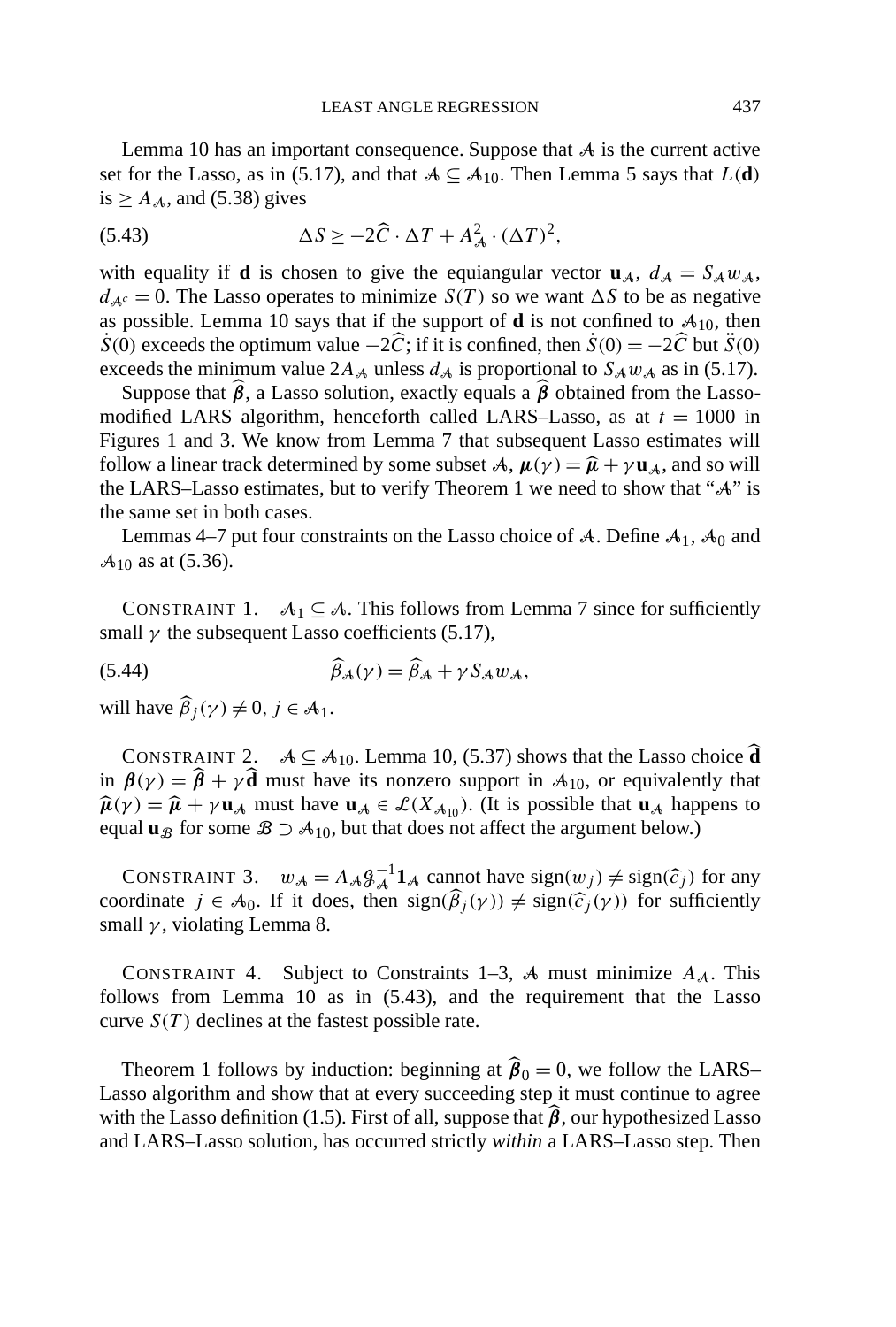Lemma 10 has an important consequence. Suppose that $\mathcal{A}$ is the current active set for the Lasso, as in (5.17), and that $\mathcal{A} \subseteq \mathcal{A}_{10}$. Then Lemma 5 says that $L(\mathbf{d})$ is $\geq A_{\mathcal{A}}$, and (5.38) gives

$$\Delta S \geq -2\widehat{C} \cdot \Delta T + A_{\mathcal{A}}^2 \cdot (\Delta T)^2, \tag{5.43}$$

with equality if $\mathbf{d}$ is chosen to give the equiangular vector $\mathbf{u}_{\mathcal{A}}$, $d_{\mathcal{A}} = S_{\mathcal{A}} w_{\mathcal{A}}$, $d_{\mathcal{A}^c} = 0$. The Lasso operates to minimize $S(T)$ so we want $\Delta S$ to be as negative as possible. Lemma 10 says that if the support of $\mathbf{d}$ is not confined to $\mathcal{A}_{10}$, then $\dot{S}(0)$ exceeds the optimum value $-2\widehat{C}$; if it is confined, then $\dot{S}(0) = -2\widehat{C}$ but $\ddot{S}(0)$ exceeds the minimum value $2A_{\mathcal{A}}$ unless $d_{\mathcal{A}}$ is proportional to $S_{\mathcal{A}} w_{\mathcal{A}}$ as in (5.17).

Suppose that $\widehat{\boldsymbol{\beta}}$, a Lasso solution, exactly equals a $\widehat{\boldsymbol{\beta}}$ obtained from the Lasso-modified LARS algorithm, henceforth called LARS–Lasso, as at $t = 1000$ in Figures 1 and 3. We know from Lemma 7 that subsequent Lasso estimates will follow a linear track determined by some subset $\mathcal{A}$, $\boldsymbol{\mu}(\gamma) = \widehat{\boldsymbol{\mu}} + \gamma \mathbf{u}_{\mathcal{A}}$, and so will the LARS–Lasso estimates, but to verify Theorem 1 we need to show that "$\mathcal{A}$" is the same set in both cases.

Lemmas 4–7 put four constraints on the Lasso choice of $\mathcal{A}$. Define $\mathcal{A}_1$, $\mathcal{A}_0$ and $\mathcal{A}_{10}$ as at (5.36).

CONSTRAINT 1. $\mathcal{A}_1 \subseteq \mathcal{A}$. This follows from Lemma 7 since for sufficiently small $\gamma$ the subsequent Lasso coefficients (5.17),

$$\widehat{\beta}_{\mathcal{A}}(\gamma) = \widehat{\beta}_{\mathcal{A}} + \gamma S_{\mathcal{A}} w_{\mathcal{A}}, \tag{5.44}$$

will have $\widehat{\beta}_j(\gamma) \neq 0$, $j \in \mathcal{A}_1$.

CONSTRAINT 2. $\mathcal{A} \subseteq \mathcal{A}_{10}$. Lemma 10, (5.37) shows that the Lasso choice $\widehat{\mathbf{d}}$ in $\boldsymbol{\beta}(\gamma) = \widehat{\boldsymbol{\beta}} + \gamma \widehat{\mathbf{d}}$ must have its nonzero support in $\mathcal{A}_{10}$, or equivalently that $\widehat{\boldsymbol{\mu}}(\gamma) = \widehat{\boldsymbol{\mu}} + \gamma \mathbf{u}_{\mathcal{A}}$ must have $\mathbf{u}_{\mathcal{A}} \in \mathcal{L}(X_{\mathcal{A}_{10}})$. (It is possible that $\mathbf{u}_{\mathcal{A}}$ happens to equal $\mathbf{u}_{\mathcal{B}}$ for some $\mathcal{B} \supset \mathcal{A}_{10}$, but that does not affect the argument below.)

CONSTRAINT 3. $w_{\mathcal{A}} = A_{\mathcal{A}} \mathcal{G}_{\mathcal{A}}^{-1} \mathbf{1}_{\mathcal{A}}$ cannot have $\text{sign}(w_j) \neq \text{sign}(\widehat{c}_j)$ for any coordinate $j \in \mathcal{A}_0$. If it does, then $\text{sign}(\widehat{\beta}_j(\gamma)) \neq \text{sign}(\widehat{c}_j(\gamma))$ for sufficiently small $\gamma$, violating Lemma 8.

CONSTRAINT 4. Subject to Constraints 1–3, $\mathcal{A}$ must minimize $A_{\mathcal{A}}$. This follows from Lemma 10 as in (5.43), and the requirement that the Lasso curve $S(T)$ declines at the fastest possible rate.

Theorem 1 follows by induction: beginning at $\widehat{\boldsymbol{\beta}}_0 = 0$, we follow the LARS–Lasso algorithm and show that at every succeeding step it must continue to agree with the Lasso definition (1.5). First of all, suppose that $\widehat{\boldsymbol{\beta}}$, our hypothesized Lasso and LARS–Lasso solution, has occurred strictly *within* a LARS–Lasso step. Then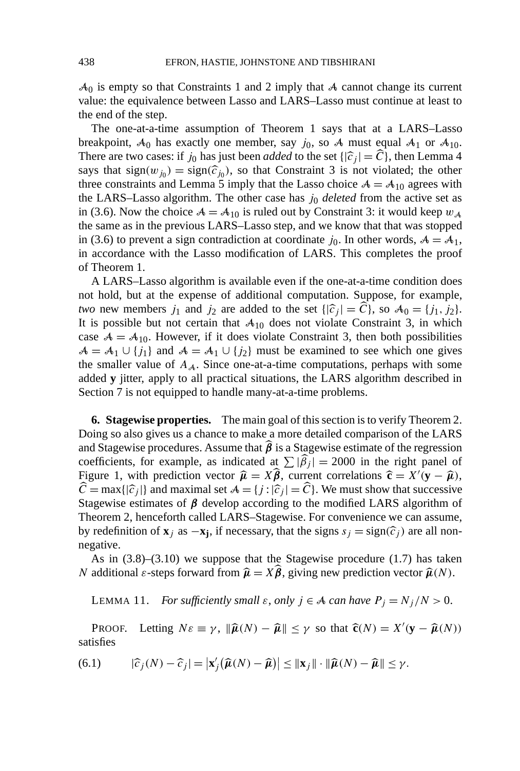$\mathcal{A}_0$ is empty so that Constraints 1 and 2 imply that $\mathcal{A}$ cannot change its current value: the equivalence between Lasso and LARS–Lasso must continue at least to the end of the step.

The one-at-a-time assumption of Theorem 1 says that at a LARS–Lasso breakpoint, $\mathcal{A}_0$ has exactly one member, say $j_0$, so $\mathcal{A}$ must equal $\mathcal{A}_1$ or $\mathcal{A}_{10}$. There are two cases: if $j_0$ has just been *added* to the set $\{|\widehat{c}_j| = \widehat{C}\}$, then Lemma 4 says that $\text{sign}(w_{j_0}) = \text{sign}(\widehat{c}_{j_0})$, so that Constraint 3 is not violated; the other three constraints and Lemma 5 imply that the Lasso choice $\mathcal{A} = \mathcal{A}_{10}$ agrees with the LARS–Lasso algorithm. The other case has $j_0$ *deleted* from the active set as in (3.6). Now the choice $\mathcal{A} = \mathcal{A}_{10}$ is ruled out by Constraint 3: it would keep $w_{\mathcal{A}}$ the same as in the previous LARS–Lasso step, and we know that that was stopped in (3.6) to prevent a sign contradiction at coordinate $j_0$. In other words, $\mathcal{A} = \mathcal{A}_1$, in accordance with the Lasso modification of LARS. This completes the proof of Theorem 1.

A LARS–Lasso algorithm is available even if the one-at-a-time condition does not hold, but at the expense of additional computation. Suppose, for example, *two* new members $j_1$ and $j_2$ are added to the set $\{|\widehat{c}_j| = \widehat{C}\}$, so $\mathcal{A}_0 = \{j_1, j_2\}$. It is possible but not certain that $\mathcal{A}_{10}$ does not violate Constraint 3, in which case $\mathcal{A} = \mathcal{A}_{10}$. However, if it does violate Constraint 3, then both possibilities $\mathcal{A} = \mathcal{A}_1 \cup \{j_1\}$ and $\mathcal{A} = \mathcal{A}_1 \cup \{j_2\}$ must be examined to see which one gives the smaller value of $A_{\mathcal{A}}$. Since one-at-a-time computations, perhaps with some added $\mathbf{y}$ jitter, apply to all practical situations, the LARS algorithm described in Section 7 is not equipped to handle many-at-a-time problems.

**6. Stagewise properties.** The main goal of this section is to verify Theorem 2. Doing so also gives us a chance to make a more detailed comparison of the LARS and Stagewise procedures. Assume that $\widehat{\boldsymbol{\beta}}$ is a Stagewise estimate of the regression coefficients, for example, as indicated at $\sum |\widehat{\beta}_j| = 2000$ in the right panel of Figure 1, with prediction vector $\widehat{\boldsymbol{\mu}} = X\widehat{\boldsymbol{\beta}}$, current correlations $\widehat{\mathbf{c}} = X'(\mathbf{y} - \widehat{\boldsymbol{\mu}})$, $\widehat{C} = \max\{|\widehat{c}_j|\}$ and maximal set $\mathcal{A} = \{j : |\widehat{c}_j| = \widehat{C}\}$. We must show that successive Stagewise estimates of $\boldsymbol{\beta}$ develop according to the modified LARS algorithm of Theorem 2, henceforth called LARS–Stagewise. For convenience we can assume, by redefinition of $\mathbf{x}_j$ as $-\mathbf{x}_j$, if necessary, that the signs $s_j = \text{sign}(\widehat{c}_j)$ are all non-negative.

As in (3.8)–(3.10) we suppose that the Stagewise procedure (1.7) has taken $N$ additional $\varepsilon$-steps forward from $\widehat{\boldsymbol{\mu}} = X\widehat{\boldsymbol{\beta}}$, giving new prediction vector $\widehat{\boldsymbol{\mu}}(N)$.

LEMMA 11. *For sufficiently small $\varepsilon$, only $j \in \mathcal{A}$ can have $P_j = N_j/N > 0$.*

PROOF. Letting $N\varepsilon \equiv \gamma$, $\|\widehat{\boldsymbol{\mu}}(N) - \widehat{\boldsymbol{\mu}}\| \leq \gamma$ so that $\widehat{\mathbf{c}}(N) = X'(\mathbf{y} - \widehat{\boldsymbol{\mu}}(N))$ satisfies

$$|\widehat{c}_j(N) - \widehat{c}_j| = |\mathbf{x}_j'(\widehat{\boldsymbol{\mu}}(N) - \widehat{\boldsymbol{\mu}})| \leq \|\mathbf{x}_j\| \cdot \|\widehat{\boldsymbol{\mu}}(N) - \widehat{\boldsymbol{\mu}}\| \leq \gamma. \tag{6.1}$$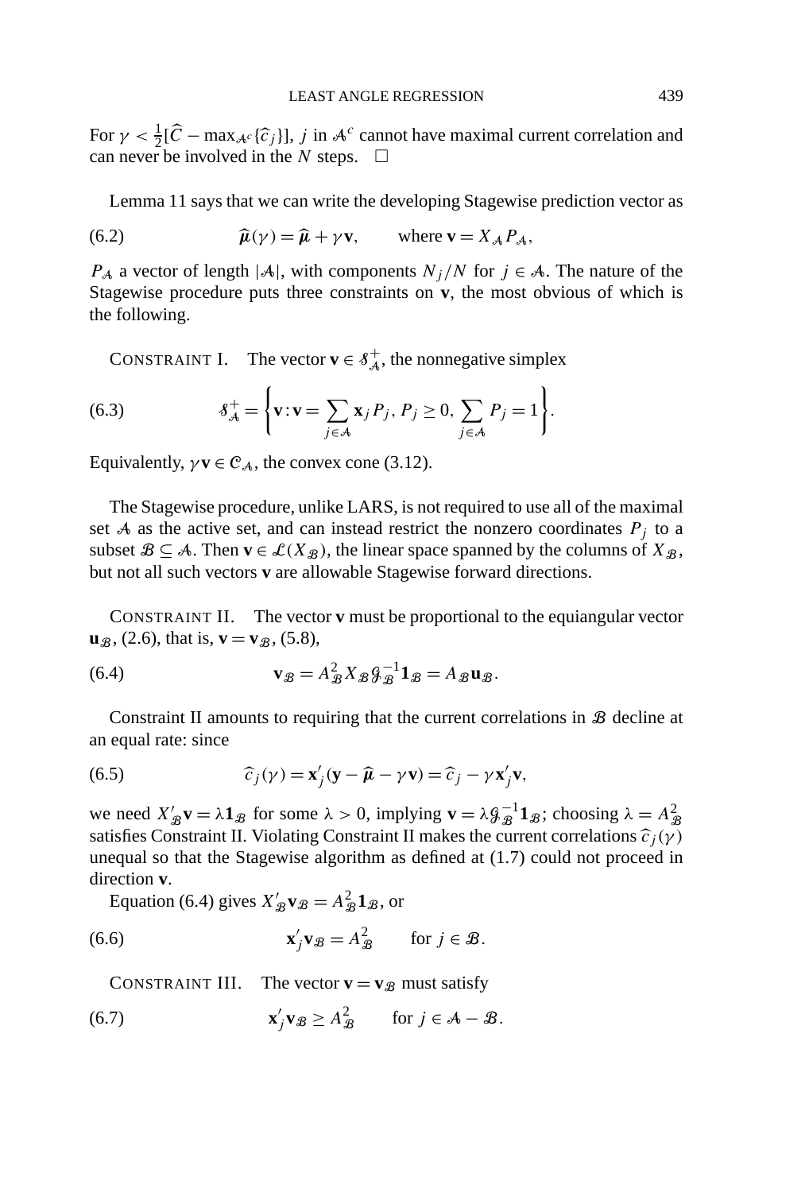For $\gamma < \frac{1}{2}[\widehat{C} - \max_{\mathcal{A}^c}\{\widehat{c}_j\}]$, $j$ in $\mathcal{A}^c$ cannot have maximal current correlation and can never be involved in the $N$ steps. $\square$

Lemma 11 says that we can write the developing Stagewise prediction vector as

$$\widehat{\boldsymbol{\mu}}(\gamma) = \widehat{\boldsymbol{\mu}} + \gamma \mathbf{v}, \qquad \text{where } \mathbf{v} = X_{\mathcal{A}} P_{\mathcal{A}}, \tag{6.2}$$

$P_{\mathcal{A}}$ a vector of length $|\mathcal{A}|$, with components $N_j/N$ for $j \in \mathcal{A}$. The nature of the Stagewise procedure puts three constraints on $\mathbf{v}$, the most obvious of which is the following.

CONSTRAINT I. The vector $\mathbf{v} \in \mathcal{S}_{\mathcal{A}}^{+}$, the nonnegative simplex

$$\mathcal{S}_{\mathcal{A}}^{+} = \left\{ \mathbf{v} : \mathbf{v} = \sum_{j \in \mathcal{A}} \mathbf{x}_j P_j,\ P_j \geq 0,\ \sum_{j \in \mathcal{A}} P_j = 1 \right\}. \tag{6.3}$$

Equivalently, $\gamma \mathbf{v} \in \mathcal{C}_{\mathcal{A}}$, the convex cone (3.12).

The Stagewise procedure, unlike LARS, is not required to use all of the maximal set $\mathcal{A}$ as the active set, and can instead restrict the nonzero coordinates $P_j$ to a subset $\mathcal{B} \subseteq \mathcal{A}$. Then $\mathbf{v} \in \mathcal{L}(X_{\mathcal{B}})$, the linear space spanned by the columns of $X_{\mathcal{B}}$, but not all such vectors $\mathbf{v}$ are allowable Stagewise forward directions.

CONSTRAINT II. The vector $\mathbf{v}$ must be proportional to the equiangular vector $\mathbf{u}_{\mathcal{B}}$, (2.6), that is, $\mathbf{v} = \mathbf{v}_{\mathcal{B}}$, (5.8),

$$\mathbf{v}_{\mathcal{B}} = A_{\mathcal{B}}^2 X_{\mathcal{B}} \mathcal{G}_{\mathcal{B}}^{-1} \mathbf{1}_{\mathcal{B}} = A_{\mathcal{B}} \mathbf{u}_{\mathcal{B}}. \tag{6.4}$$

Constraint II amounts to requiring that the current correlations in $\mathcal{B}$ decline at an equal rate: since

$$\widehat{c}_j(\gamma) = \mathbf{x}_j'(\mathbf{y} - \widehat{\boldsymbol{\mu}} - \gamma \mathbf{v}) = \widehat{c}_j - \gamma \mathbf{x}_j' \mathbf{v}, \tag{6.5}$$

we need $X_{\mathcal{B}}' \mathbf{v} = \lambda \mathbf{1}_{\mathcal{B}}$ for some $\lambda > 0$, implying $\mathbf{v} = \lambda \mathcal{G}_{\mathcal{B}}^{-1} \mathbf{1}_{\mathcal{B}}$; choosing $\lambda = A_{\mathcal{B}}^2$ satisfies Constraint II. Violating Constraint II makes the current correlations $\widehat{c}_j(\gamma)$ unequal so that the Stagewise algorithm as defined at (1.7) could not proceed in direction $\mathbf{v}$.

Equation (6.4) gives $X_{\mathcal{B}}' \mathbf{v}_{\mathcal{B}} = A_{\mathcal{B}}^2 \mathbf{1}_{\mathcal{B}}$, or

$$\mathbf{x}_j' \mathbf{v}_{\mathcal{B}} = A_{\mathcal{B}}^2 \qquad \text{for } j \in \mathcal{B}. \tag{6.6}$$

CONSTRAINT III. The vector $\mathbf{v} = \mathbf{v}_{\mathcal{B}}$ must satisfy

$$\mathbf{x}_j' \mathbf{v}_{\mathcal{B}} \geq A_{\mathcal{B}}^2 \qquad \text{for } j \in \mathcal{A} - \mathcal{B}. \tag{6.7}$$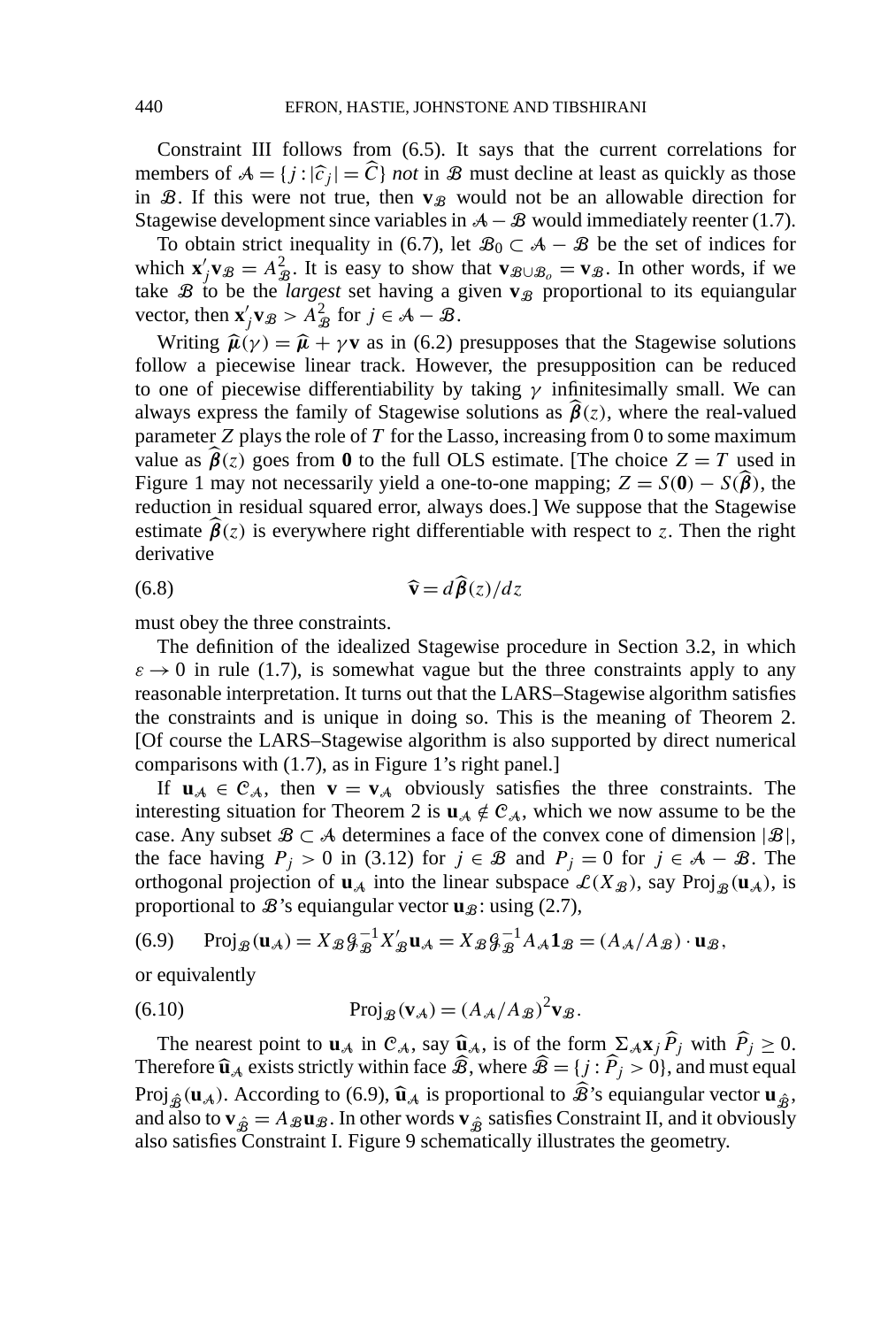Constraint III follows from (6.5). It says that the current correlations for members of $\mathcal{A} = \{j : |\widehat{c}_j| = \widehat{C}\}$ *not* in $\mathcal{B}$ must decline at least as quickly as those in $\mathcal{B}$. If this were not true, then $\mathbf{v}_{\mathcal{B}}$ would not be an allowable direction for Stagewise development since variables in $\mathcal{A} - \mathcal{B}$ would immediately reenter (1.7).

To obtain strict inequality in (6.7), let $\mathcal{B}_0 \subset \mathcal{A} - \mathcal{B}$ be the set of indices for which $\mathbf{x}_j' \mathbf{v}_{\mathcal{B}} = A_{\mathcal{B}}^2$. It is easy to show that $\mathbf{v}_{\mathcal{B} \cup \mathcal{B}_o} = \mathbf{v}_{\mathcal{B}}$. In other words, if we take $\mathcal{B}$ to be the *largest* set having a given $\mathbf{v}_{\mathcal{B}}$ proportional to its equiangular vector, then $\mathbf{x}_j' \mathbf{v}_{\mathcal{B}} > A_{\mathcal{B}}^2$ for $j \in \mathcal{A} - \mathcal{B}$.

Writing $\widehat{\boldsymbol{\mu}}(\gamma) = \widehat{\boldsymbol{\mu}} + \gamma \mathbf{v}$ as in (6.2) presupposes that the Stagewise solutions follow a piecewise linear track. However, the presupposition can be reduced to one of piecewise differentiability by taking $\gamma$ infinitesimally small. We can always express the family of Stagewise solutions as $\widehat{\boldsymbol{\beta}}(z)$, where the real-valued parameter $Z$ plays the role of $T$ for the Lasso, increasing from 0 to some maximum value as $\widehat{\boldsymbol{\beta}}(z)$ goes from $\mathbf{0}$ to the full OLS estimate. [The choice $Z = T$ used in Figure 1 may not necessarily yield a one-to-one mapping; $Z = S(\mathbf{0}) - S(\widehat{\boldsymbol{\beta}})$, the reduction in residual squared error, always does.] We suppose that the Stagewise estimate $\widehat{\boldsymbol{\beta}}(z)$ is everywhere right differentiable with respect to $z$. Then the right derivative

$$\widehat{\mathbf{v}} = d\widehat{\boldsymbol{\beta}}(z)/dz \tag{6.8}$$

must obey the three constraints.

The definition of the idealized Stagewise procedure in Section 3.2, in which $\varepsilon \to 0$ in rule (1.7), is somewhat vague but the three constraints apply to any reasonable interpretation. It turns out that the LARS–Stagewise algorithm satisfies the constraints and is unique in doing so. This is the meaning of Theorem 2. [Of course the LARS–Stagewise algorithm is also supported by direct numerical comparisons with (1.7), as in Figure 1's right panel.]

If $\mathbf{u}_{\mathcal{A}} \in \mathcal{C}_{\mathcal{A}}$, then $\mathbf{v} = \mathbf{v}_{\mathcal{A}}$ obviously satisfies the three constraints. The interesting situation for Theorem 2 is $\mathbf{u}_{\mathcal{A}} \notin \mathcal{C}_{\mathcal{A}}$, which we now assume to be the case. Any subset $\mathcal{B} \subset \mathcal{A}$ determines a face of the convex cone of dimension $|\mathcal{B}|$, the face having $P_j > 0$ in (3.12) for $j \in \mathcal{B}$ and $P_j = 0$ for $j \in \mathcal{A} - \mathcal{B}$. The orthogonal projection of $\mathbf{u}_{\mathcal{A}}$ into the linear subspace $\mathcal{L}(X_{\mathcal{B}})$, say $\mathrm{Proj}_{\mathcal{B}}(\mathbf{u}_{\mathcal{A}})$, is proportional to $\mathcal{B}$'s equiangular vector $\mathbf{u}_{\mathcal{B}}$: using (2.7),

$$\mathrm{Proj}_{\mathcal{B}}(\mathbf{u}_{\mathcal{A}}) = X_{\mathcal{B}} \mathcal{G}_{\mathcal{B}}^{-1} X_{\mathcal{B}}' \mathbf{u}_{\mathcal{A}} = X_{\mathcal{B}} \mathcal{G}_{\mathcal{B}}^{-1} A_{\mathcal{A}} \mathbf{1}_{\mathcal{B}} = (A_{\mathcal{A}}/A_{\mathcal{B}}) \cdot \mathbf{u}_{\mathcal{B}}, \tag{6.9}$$

or equivalently

$$\mathrm{Proj}_{\mathcal{B}}(\mathbf{v}_{\mathcal{A}}) = (A_{\mathcal{A}}/A_{\mathcal{B}})^2 \mathbf{v}_{\mathcal{B}}. \tag{6.10}$$

The nearest point to $\mathbf{u}_{\mathcal{A}}$ in $\mathcal{C}_{\mathcal{A}}$, say $\widehat{\mathbf{u}}_{\mathcal{A}}$, is of the form $\Sigma_{\mathcal{A}} \mathbf{x}_j \widehat{P}_j$ with $\widehat{P}_j \geq 0$. Therefore $\widehat{\mathbf{u}}_{\mathcal{A}}$ exists strictly within face $\widehat{\mathcal{B}}$, where $\widehat{\mathcal{B}} = \{j : \widehat{P}_j > 0\}$, and must equal $\mathrm{Proj}_{\widehat{\mathcal{B}}}(\mathbf{u}_{\mathcal{A}})$. According to (6.9), $\widehat{\mathbf{u}}_{\mathcal{A}}$ is proportional to $\widehat{\mathcal{B}}$'s equiangular vector $\mathbf{u}_{\widehat{\mathcal{B}}}$, and also to $\mathbf{v}_{\widehat{\mathcal{B}}} = A_{\mathcal{B}} \mathbf{u}_{\mathcal{B}}$. In other words $\mathbf{v}_{\widehat{\mathcal{B}}}$ satisfies Constraint II, and it obviously also satisfies Constraint I. Figure 9 schematically illustrates the geometry.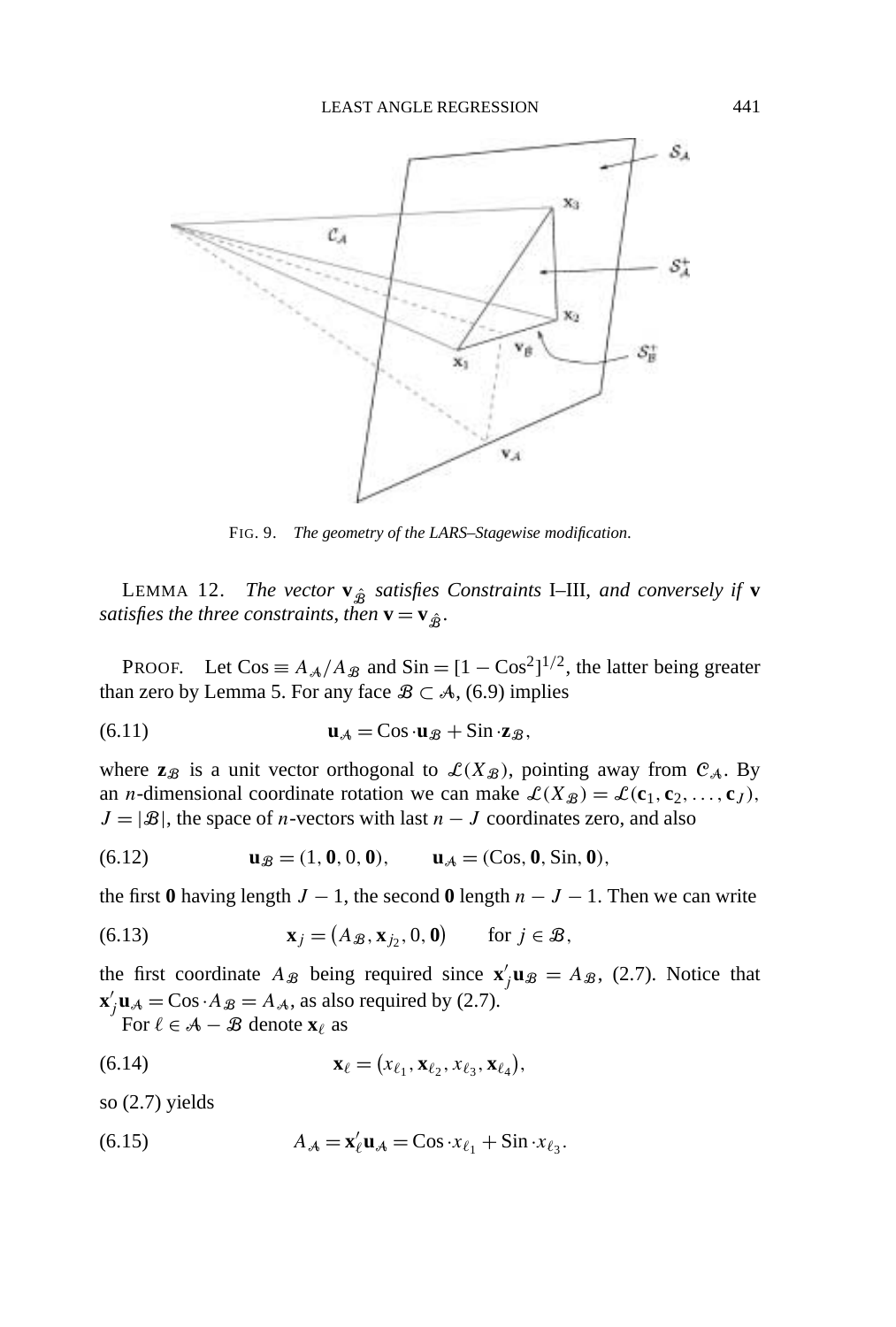FIG. 9. *The geometry of the LARS–Stagewise modification.*

LEMMA 12. *The vector $\mathbf{v}_{\hat{\mathcal{B}}}$ satisfies Constraints* I–III, *and conversely if* $\mathbf{v}$ *satisfies the three constraints, then* $\mathbf{v} = \mathbf{v}_{\hat{\mathcal{B}}}$.

PROOF. Let $\text{Cos} \equiv A_{\mathcal{A}}/A_{\mathcal{B}}$ and $\text{Sin} = [1 - \text{Cos}^2]^{1/2}$, the latter being greater than zero by Lemma 5. For any face $\mathcal{B} \subset \mathcal{A}$, (6.9) implies

$$\mathbf{u}_{\mathcal{A}} = \text{Cos} \cdot \mathbf{u}_{\mathcal{B}} + \text{Sin} \cdot \mathbf{z}_{\mathcal{B}}, \tag{6.11}$$

where $\mathbf{z}_{\mathcal{B}}$ is a unit vector orthogonal to $\mathcal{L}(X_{\mathcal{B}})$, pointing away from $\mathcal{C}_{\mathcal{A}}$. By an $n$-dimensional coordinate rotation we can make $\mathcal{L}(X_{\mathcal{B}}) = \mathcal{L}(\mathbf{c}_1, \mathbf{c}_2, \ldots, \mathbf{c}_J)$, $J = |\mathcal{B}|$, the space of $n$-vectors with last $n - J$ coordinates zero, and also

$$\mathbf{u}_{\mathcal{B}} = (1, \mathbf{0}, 0, \mathbf{0}), \qquad \mathbf{u}_{\mathcal{A}} = (\text{Cos}, \mathbf{0}, \text{Sin}, \mathbf{0}), \tag{6.12}$$

the first $\mathbf{0}$ having length $J - 1$, the second $\mathbf{0}$ length $n - J - 1$. Then we can write

$$\mathbf{x}_j = (A_{\mathcal{B}}, \mathbf{x}_{j_2}, 0, \mathbf{0}) \qquad \text{for } j \in \mathcal{B}, \tag{6.13}$$

the first coordinate $A_{\mathcal{B}}$ being required since $\mathbf{x}_j'\mathbf{u}_{\mathcal{B}} = A_{\mathcal{B}}$, (2.7). Notice that $\mathbf{x}_j'\mathbf{u}_{\mathcal{A}} = \text{Cos} \cdot A_{\mathcal{B}} = A_{\mathcal{A}}$, as also required by (2.7).

For $\ell \in \mathcal{A} - \mathcal{B}$ denote $\mathbf{x}_\ell$ as

$$\mathbf{x}_\ell = (x_{\ell_1}, \mathbf{x}_{\ell_2}, x_{\ell_3}, \mathbf{x}_{\ell_4}), \tag{6.14}$$

so (2.7) yields

$$A_{\mathcal{A}} = \mathbf{x}_\ell'\mathbf{u}_{\mathcal{A}} = \text{Cos} \cdot x_{\ell_1} + \text{Sin} \cdot x_{\ell_3}. \tag{6.15}$$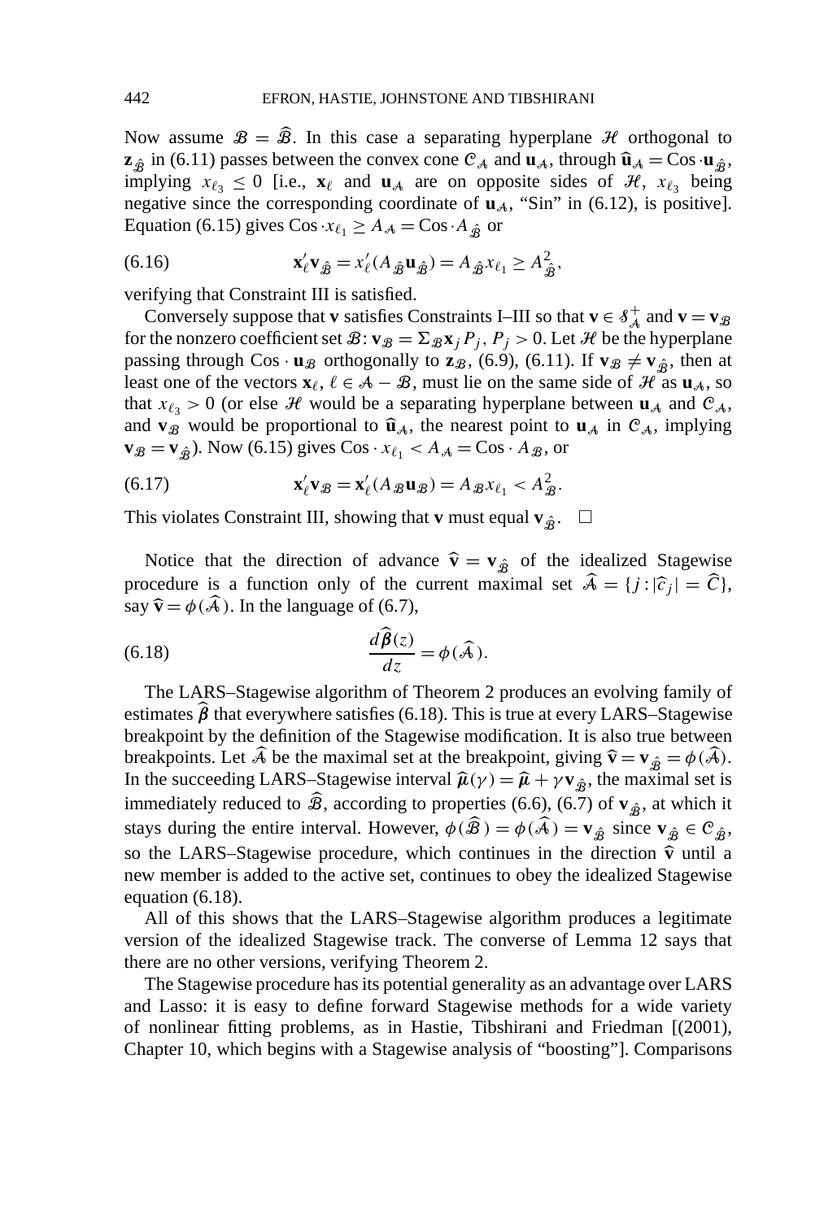Now assume $\mathcal{B} = \widehat{\mathcal{B}}$. In this case a separating hyperplane $\mathcal{H}$ orthogonal to $\mathbf{z}_{\hat{\mathcal{B}}}$ in (6.11) passes between the convex cone $\mathcal{C}_{\mathcal{A}}$ and $\mathbf{u}_{\mathcal{A}}$, through $\widehat{\mathbf{u}}_{\mathcal{A}} = \mathrm{Cos} \cdot \mathbf{u}_{\hat{\mathcal{B}}}$, implying $x_{\ell_3} \leq 0$ [i.e., $\mathbf{x}_\ell$ and $\mathbf{u}_{\mathcal{A}}$ are on opposite sides of $\mathcal{H}$, $x_{\ell_3}$ being negative since the corresponding coordinate of $\mathbf{u}_{\mathcal{A}}$, "Sin" in (6.12), is positive]. Equation (6.15) gives $\mathrm{Cos} \cdot x_{\ell_1} \geq A_{\mathcal{A}} = \mathrm{Cos} \cdot A_{\hat{\mathcal{B}}}$ or

$$\mathbf{x}_\ell' \mathbf{v}_{\hat{\mathcal{B}}} = x_\ell'(A_{\hat{\mathcal{B}}} \mathbf{u}_{\hat{\mathcal{B}}}) = A_{\hat{\mathcal{B}}} x_{\ell_1} \geq A_{\hat{\mathcal{B}}}^2, \tag{6.16}$$

verifying that Constraint III is satisfied.

Conversely suppose that $\mathbf{v}$ satisfies Constraints I–III so that $\mathbf{v} \in \mathcal{S}_{\mathcal{A}}^+$ and $\mathbf{v} = \mathbf{v}_{\mathcal{B}}$ for the nonzero coefficient set $\mathcal{B}$: $\mathbf{v}_{\mathcal{B}} = \Sigma_{\mathcal{B}} \mathbf{x}_j P_j$, $P_j > 0$. Let $\mathcal{H}$ be the hyperplane passing through $\mathrm{Cos} \cdot \mathbf{u}_{\mathcal{B}}$ orthogonally to $\mathbf{z}_{\mathcal{B}}$, (6.9), (6.11). If $\mathbf{v}_{\mathcal{B}} \neq \mathbf{v}_{\hat{\mathcal{B}}}$, then at least one of the vectors $\mathbf{x}_\ell$, $\ell \in \mathcal{A} - \mathcal{B}$, must lie on the same side of $\mathcal{H}$ as $\mathbf{u}_{\mathcal{A}}$, so that $x_{\ell_3} > 0$ (or else $\mathcal{H}$ would be a separating hyperplane between $\mathbf{u}_{\mathcal{A}}$ and $\mathcal{C}_{\mathcal{A}}$, and $\mathbf{v}_{\mathcal{B}}$ would be proportional to $\widehat{\mathbf{u}}_{\mathcal{A}}$, the nearest point to $\mathbf{u}_{\mathcal{A}}$ in $\mathcal{C}_{\mathcal{A}}$, implying $\mathbf{v}_{\mathcal{B}} = \mathbf{v}_{\hat{\mathcal{B}}}$). Now (6.15) gives $\mathrm{Cos} \cdot x_{\ell_1} < A_{\mathcal{A}} = \mathrm{Cos} \cdot A_{\mathcal{B}}$, or

$$\mathbf{x}_\ell' \mathbf{v}_{\mathcal{B}} = \mathbf{x}_\ell'(A_{\mathcal{B}} \mathbf{u}_{\mathcal{B}}) = A_{\mathcal{B}} x_{\ell_1} < A_{\mathcal{B}}^2. \tag{6.17}$$

This violates Constraint III, showing that $\mathbf{v}$ must equal $\mathbf{v}_{\hat{\mathcal{B}}}$. $\square$

Notice that the direction of advance $\widehat{\mathbf{v}} = \mathbf{v}_{\hat{\mathcal{B}}}$ of the idealized Stagewise procedure is a function only of the current maximal set $\widehat{\mathcal{A}} = \{j : |\widehat{c}_j| = \widehat{C}\}$, say $\widehat{\mathbf{v}} = \phi(\widehat{\mathcal{A}})$. In the language of (6.7),

$$\frac{d\widehat{\boldsymbol{\beta}}(z)}{dz} = \phi(\widehat{\mathcal{A}}). \tag{6.18}$$

The LARS–Stagewise algorithm of Theorem 2 produces an evolving family of estimates $\widehat{\boldsymbol{\beta}}$ that everywhere satisfies (6.18). This is true at every LARS–Stagewise breakpoint by the definition of the Stagewise modification. It is also true between breakpoints. Let $\widehat{\mathcal{A}}$ be the maximal set at the breakpoint, giving $\widehat{\mathbf{v}} = \mathbf{v}_{\hat{\mathcal{B}}} = \phi(\widehat{\mathcal{A}})$. In the succeeding LARS–Stagewise interval $\widehat{\boldsymbol{\mu}}(\gamma) = \widehat{\boldsymbol{\mu}} + \gamma \mathbf{v}_{\hat{\mathcal{B}}}$, the maximal set is immediately reduced to $\widehat{\mathcal{B}}$, according to properties (6.6), (6.7) of $\mathbf{v}_{\hat{\mathcal{B}}}$, at which it stays during the entire interval. However, $\phi(\widehat{\mathcal{B}}) = \phi(\widehat{\mathcal{A}}) = \mathbf{v}_{\hat{\mathcal{B}}}$ since $\mathbf{v}_{\hat{\mathcal{B}}} \in \mathcal{C}_{\hat{\mathcal{B}}}$, so the LARS–Stagewise procedure, which continues in the direction $\widehat{\mathbf{v}}$ until a new member is added to the active set, continues to obey the idealized Stagewise equation (6.18).

All of this shows that the LARS–Stagewise algorithm produces a legitimate version of the idealized Stagewise track. The converse of Lemma 12 says that there are no other versions, verifying Theorem 2.

The Stagewise procedure has its potential generality as an advantage over LARS and Lasso: it is easy to define forward Stagewise methods for a wide variety of nonlinear fitting problems, as in Hastie, Tibshirani and Friedman [(2001), Chapter 10, which begins with a Stagewise analysis of "boosting"]. Comparisons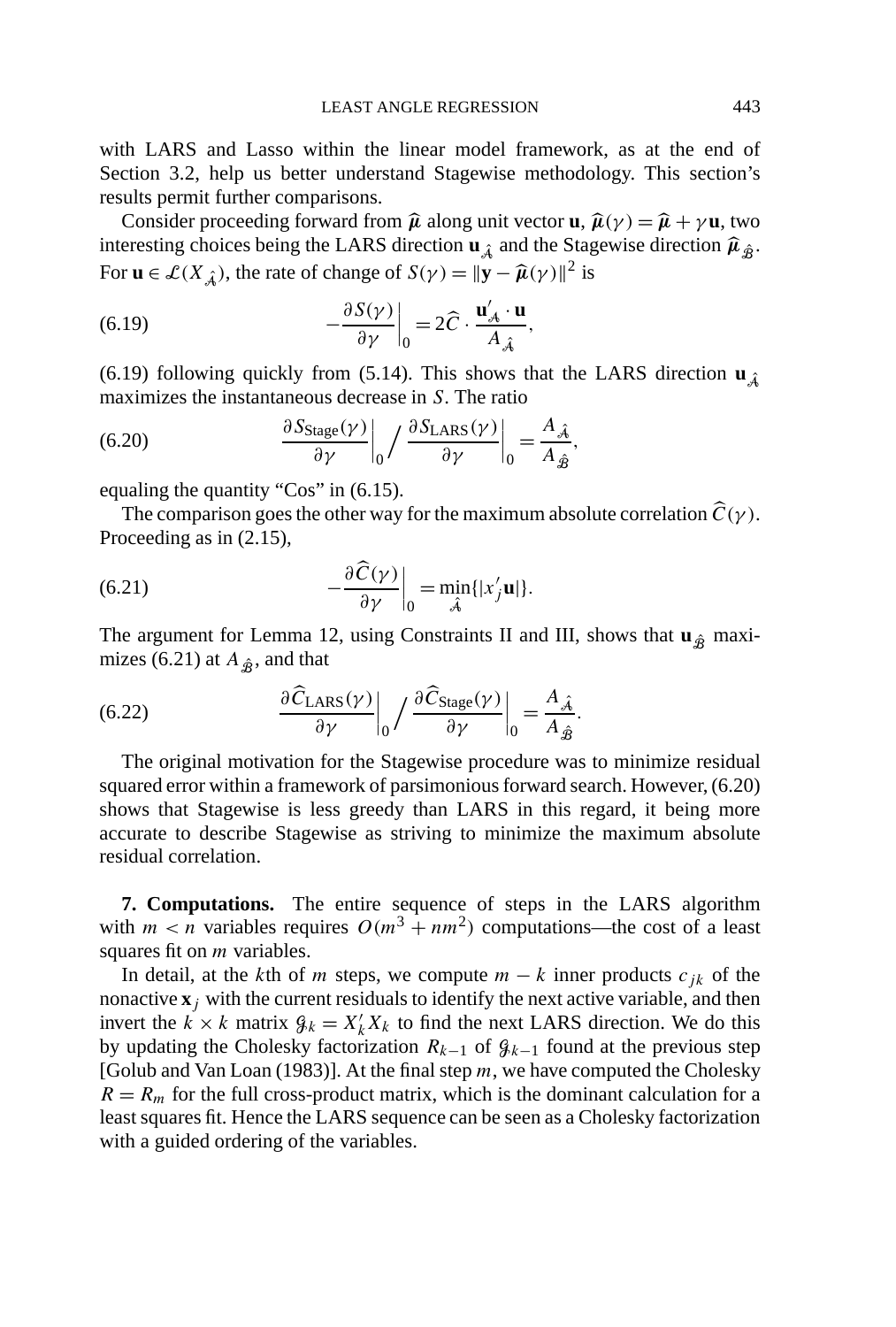with LARS and Lasso within the linear model framework, as at the end of Section 3.2, help us better understand Stagewise methodology. This section's results permit further comparisons.

Consider proceeding forward from $\widehat{\boldsymbol{\mu}}$ along unit vector $\mathbf{u}$, $\widehat{\boldsymbol{\mu}}(\gamma) = \widehat{\boldsymbol{\mu}} + \gamma\mathbf{u}$, two interesting choices being the LARS direction $\mathbf{u}_{\hat{\mathcal{A}}}$ and the Stagewise direction $\widehat{\boldsymbol{\mu}}_{\hat{\mathcal{B}}}$. For $\mathbf{u} \in \mathcal{L}(X_{\hat{\mathcal{A}}})$, the rate of change of $S(\gamma) = \|\mathbf{y} - \widehat{\boldsymbol{\mu}}(\gamma)\|^2$ is

$$-\frac{\partial S(\gamma)}{\partial \gamma}\bigg|_0 = 2\widehat{C} \cdot \frac{\mathbf{u}'_{\mathcal{A}} \cdot \mathbf{u}}{A_{\hat{\mathcal{A}}}}, \tag{6.19}$$

(6.19) following quickly from (5.14). This shows that the LARS direction $\mathbf{u}_{\hat{\mathcal{A}}}$ maximizes the instantaneous decrease in $S$. The ratio

$$\frac{\partial S_{\text{Stage}}(\gamma)}{\partial \gamma}\bigg|_0 \bigg/ \frac{\partial S_{\text{LARS}}(\gamma)}{\partial \gamma}\bigg|_0 = \frac{A_{\hat{\mathcal{A}}}}{A_{\hat{\mathcal{B}}}}, \tag{6.20}$$

equaling the quantity "Cos" in (6.15).

The comparison goes the other way for the maximum absolute correlation $\widehat{C}(\gamma)$. Proceeding as in (2.15),

$$-\frac{\partial \widehat{C}(\gamma)}{\partial \gamma}\bigg|_0 = \min_{\hat{\mathcal{A}}}\{|x'_j\mathbf{u}|\}. \tag{6.21}$$

The argument for Lemma 12, using Constraints II and III, shows that $\mathbf{u}_{\hat{\mathcal{B}}}$ maximizes (6.21) at $A_{\hat{\mathcal{B}}}$, and that

$$\frac{\partial \widehat{C}_{\text{LARS}}(\gamma)}{\partial \gamma}\bigg|_0 \bigg/ \frac{\partial \widehat{C}_{\text{Stage}}(\gamma)}{\partial \gamma}\bigg|_0 = \frac{A_{\hat{\mathcal{A}}}}{A_{\hat{\mathcal{B}}}}. \tag{6.22}$$

The original motivation for the Stagewise procedure was to minimize residual squared error within a framework of parsimonious forward search. However, (6.20) shows that Stagewise is less greedy than LARS in this regard, it being more accurate to describe Stagewise as striving to minimize the maximum absolute residual correlation.

**7. Computations.** The entire sequence of steps in the LARS algorithm with $m < n$ variables requires $O(m^3 + nm^2)$ computations—the cost of a least squares fit on $m$ variables.

In detail, at the $k$th of $m$ steps, we compute $m - k$ inner products $c_{jk}$ of the nonactive $\mathbf{x}_j$ with the current residuals to identify the next active variable, and then invert the $k \times k$ matrix $\mathcal{G}_k = X'_k X_k$ to find the next LARS direction. We do this by updating the Cholesky factorization $R_{k-1}$ of $\mathcal{G}_{k-1}$ found at the previous step [Golub and Van Loan (1983)]. At the final step $m$, we have computed the Cholesky $R = R_m$ for the full cross-product matrix, which is the dominant calculation for a least squares fit. Hence the LARS sequence can be seen as a Cholesky factorization with a guided ordering of the variables.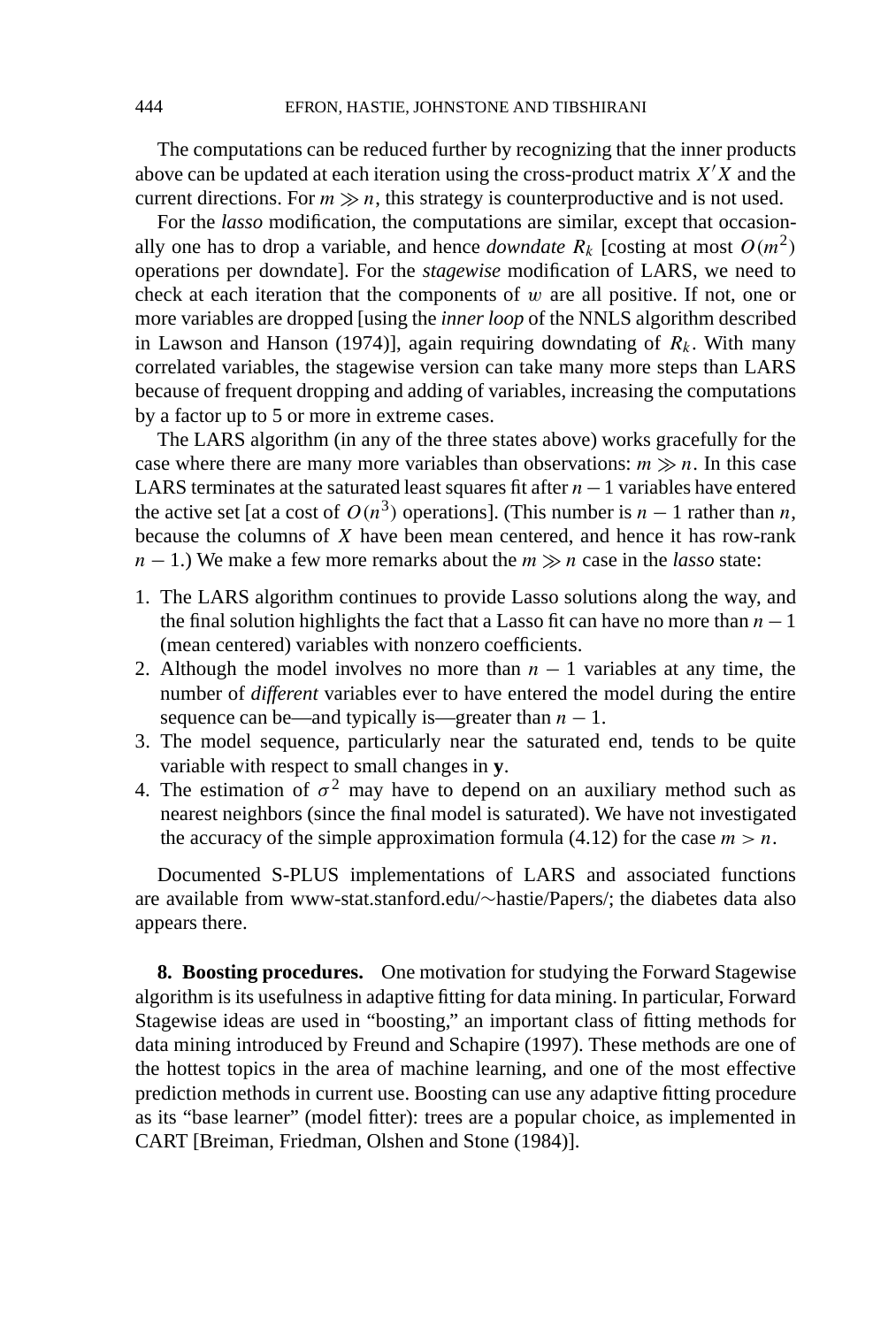The computations can be reduced further by recognizing that the inner products above can be updated at each iteration using the cross-product matrix $X'X$ and the current directions. For $m \gg n$, this strategy is counterproductive and is not used.

For the *lasso* modification, the computations are similar, except that occasionally one has to drop a variable, and hence *downdate* $R_k$ [costing at most $O(m^2)$ operations per downdate]. For the *stagewise* modification of LARS, we need to check at each iteration that the components of $w$ are all positive. If not, one or more variables are dropped [using the *inner loop* of the NNLS algorithm described in Lawson and Hanson (1974)], again requiring downdating of $R_k$. With many correlated variables, the stagewise version can take many more steps than LARS because of frequent dropping and adding of variables, increasing the computations by a factor up to 5 or more in extreme cases.

The LARS algorithm (in any of the three states above) works gracefully for the case where there are many more variables than observations: $m \gg n$. In this case LARS terminates at the saturated least squares fit after $n - 1$ variables have entered the active set [at a cost of $O(n^3)$ operations]. (This number is $n - 1$ rather than $n$, because the columns of $X$ have been mean centered, and hence it has row-rank $n - 1$.) We make a few more remarks about the $m \gg n$ case in the *lasso* state:

1. The LARS algorithm continues to provide Lasso solutions along the way, and the final solution highlights the fact that a Lasso fit can have no more than $n - 1$ (mean centered) variables with nonzero coefficients.
2. Although the model involves no more than $n - 1$ variables at any time, the number of *different* variables ever to have entered the model during the entire sequence can be—and typically is—greater than $n - 1$.
3. The model sequence, particularly near the saturated end, tends to be quite variable with respect to small changes in $\mathbf{y}$.
4. The estimation of $\sigma^2$ may have to depend on an auxiliary method such as nearest neighbors (since the final model is saturated). We have not investigated the accuracy of the simple approximation formula (4.12) for the case $m > n$.

Documented S-PLUS implementations of LARS and associated functions are available from www-stat.stanford.edu/~hastie/Papers/; the diabetes data also appears there.

## 8. Boosting procedures.

One motivation for studying the Forward Stagewise algorithm is its usefulness in adaptive fitting for data mining. In particular, Forward Stagewise ideas are used in "boosting," an important class of fitting methods for data mining introduced by Freund and Schapire (1997). These methods are one of the hottest topics in the area of machine learning, and one of the most effective prediction methods in current use. Boosting can use any adaptive fitting procedure as its "base learner" (model fitter): trees are a popular choice, as implemented in CART [Breiman, Friedman, Olshen and Stone (1984)].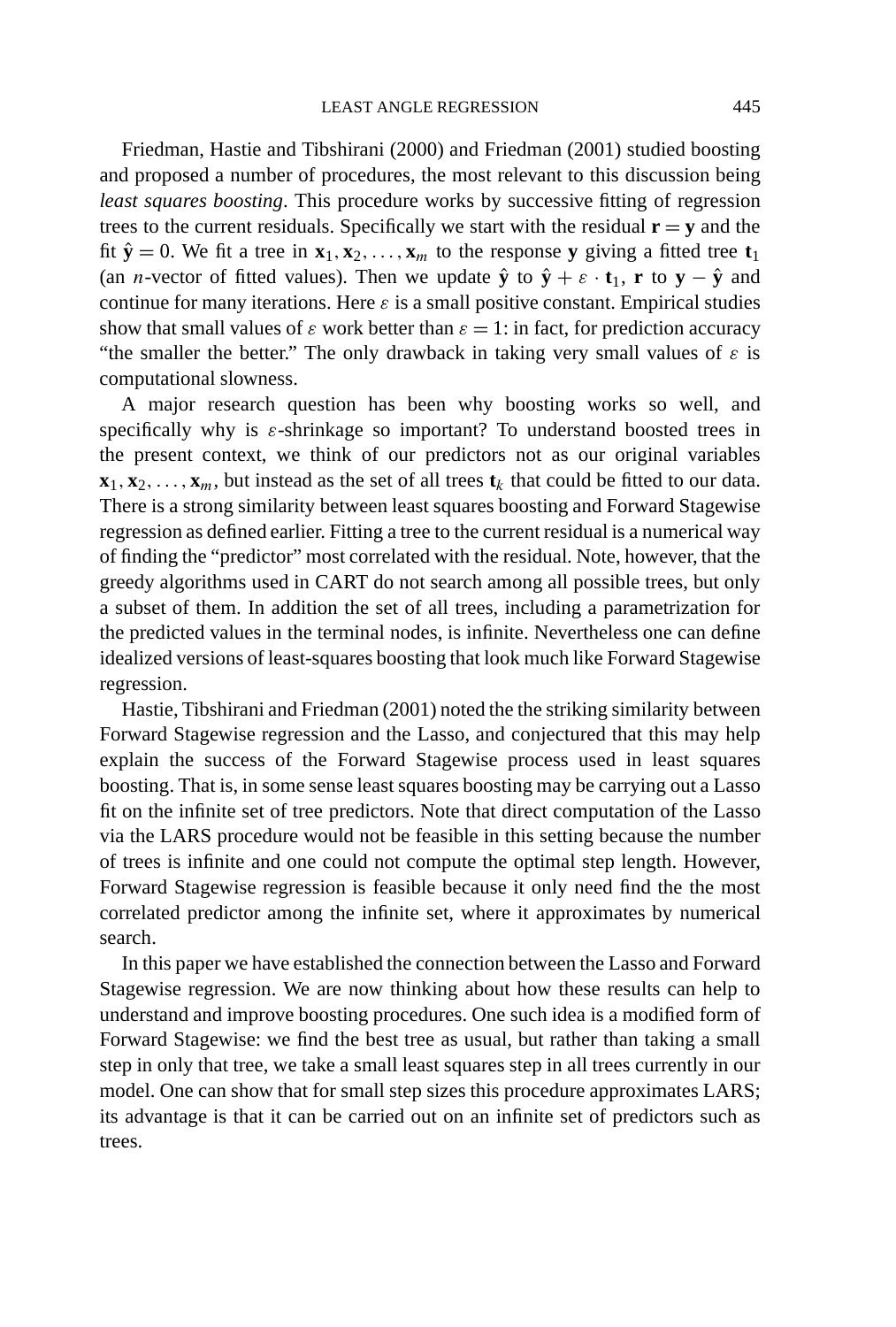Friedman, Hastie and Tibshirani (2000) and Friedman (2001) studied boosting and proposed a number of procedures, the most relevant to this discussion being *least squares boosting*. This procedure works by successive fitting of regression trees to the current residuals. Specifically we start with the residual $\mathbf{r} = \mathbf{y}$ and the fit $\hat{\mathbf{y}} = 0$. We fit a tree in $\mathbf{x}_1, \mathbf{x}_2, \ldots, \mathbf{x}_m$ to the response $\mathbf{y}$ giving a fitted tree $\mathbf{t}_1$ (an $n$-vector of fitted values). Then we update $\hat{\mathbf{y}}$ to $\hat{\mathbf{y}} + \varepsilon \cdot \mathbf{t}_1$, $\mathbf{r}$ to $\mathbf{y} - \hat{\mathbf{y}}$ and continue for many iterations. Here $\varepsilon$ is a small positive constant. Empirical studies show that small values of $\varepsilon$ work better than $\varepsilon = 1$: in fact, for prediction accuracy "the smaller the better." The only drawback in taking very small values of $\varepsilon$ is computational slowness.

A major research question has been why boosting works so well, and specifically why is $\varepsilon$-shrinkage so important? To understand boosted trees in the present context, we think of our predictors not as our original variables $\mathbf{x}_1, \mathbf{x}_2, \ldots, \mathbf{x}_m$, but instead as the set of all trees $\mathbf{t}_k$ that could be fitted to our data. There is a strong similarity between least squares boosting and Forward Stagewise regression as defined earlier. Fitting a tree to the current residual is a numerical way of finding the "predictor" most correlated with the residual. Note, however, that the greedy algorithms used in CART do not search among all possible trees, but only a subset of them. In addition the set of all trees, including a parametrization for the predicted values in the terminal nodes, is infinite. Nevertheless one can define idealized versions of least-squares boosting that look much like Forward Stagewise regression.

Hastie, Tibshirani and Friedman (2001) noted the the striking similarity between Forward Stagewise regression and the Lasso, and conjectured that this may help explain the success of the Forward Stagewise process used in least squares boosting. That is, in some sense least squares boosting may be carrying out a Lasso fit on the infinite set of tree predictors. Note that direct computation of the Lasso via the LARS procedure would not be feasible in this setting because the number of trees is infinite and one could not compute the optimal step length. However, Forward Stagewise regression is feasible because it only need find the the most correlated predictor among the infinite set, where it approximates by numerical search.

In this paper we have established the connection between the Lasso and Forward Stagewise regression. We are now thinking about how these results can help to understand and improve boosting procedures. One such idea is a modified form of Forward Stagewise: we find the best tree as usual, but rather than taking a small step in only that tree, we take a small least squares step in all trees currently in our model. One can show that for small step sizes this procedure approximates LARS; its advantage is that it can be carried out on an infinite set of predictors such as trees.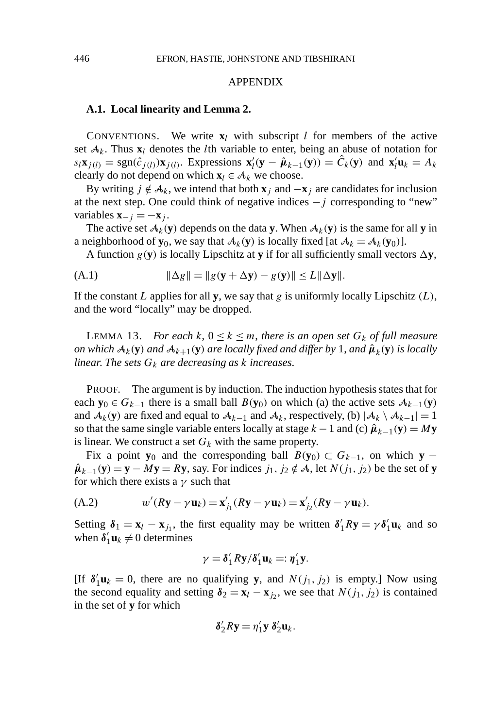## APPENDIX

### A.1. Local linearity and Lemma 2.

CONVENTIONS. We write $\mathbf{x}_l$ with subscript $l$ for members of the active set $\mathcal{A}_k$. Thus $\mathbf{x}_l$ denotes the $l$th variable to enter, being an abuse of notation for $s_l \mathbf{x}_{j(l)} = \operatorname{sgn}(\hat{c}_{j(l)})\mathbf{x}_{j(l)}$. Expressions $\mathbf{x}_l'(\mathbf{y} - \hat{\boldsymbol{\mu}}_{k-1}(\mathbf{y})) = \hat{C}_k(\mathbf{y})$ and $\mathbf{x}_l'\mathbf{u}_k = A_k$ clearly do not depend on which $\mathbf{x}_l \in \mathcal{A}_k$ we choose.

By writing $j \notin \mathcal{A}_k$, we intend that both $\mathbf{x}_j$ and $-\mathbf{x}_j$ are candidates for inclusion at the next step. One could think of negative indices $-j$ corresponding to "new" variables $\mathbf{x}_{-j} = -\mathbf{x}_j$.

The active set $\mathcal{A}_k(\mathbf{y})$ depends on the data $\mathbf{y}$. When $\mathcal{A}_k(\mathbf{y})$ is the same for all $\mathbf{y}$ in a neighborhood of $\mathbf{y}_0$, we say that $\mathcal{A}_k(\mathbf{y})$ is locally fixed [at $\mathcal{A}_k = \mathcal{A}_k(\mathbf{y}_0)$].

A function $g(\mathbf{y})$ is locally Lipschitz at $\mathbf{y}$ if for all sufficiently small vectors $\Delta\mathbf{y}$,

$$\|\Delta g\| = \|g(\mathbf{y} + \Delta\mathbf{y}) - g(\mathbf{y})\| \le L\|\Delta\mathbf{y}\|. \tag{A.1}$$

If the constant $L$ applies for all $\mathbf{y}$, we say that $g$ is uniformly locally Lipschitz $(L)$, and the word "locally" may be dropped.

LEMMA 13. *For each $k$, $0 \le k \le m$, there is an open set $G_k$ of full measure on which $\mathcal{A}_k(\mathbf{y})$ and $\mathcal{A}_{k+1}(\mathbf{y})$ are locally fixed and differ by* 1, *and $\hat{\boldsymbol{\mu}}_k(\mathbf{y})$ is locally linear. The sets $G_k$ are decreasing as $k$ increases.*

PROOF. The argument is by induction. The induction hypothesis states that for each $\mathbf{y}_0 \in G_{k-1}$ there is a small ball $B(\mathbf{y}_0)$ on which (a) the active sets $\mathcal{A}_{k-1}(\mathbf{y})$ and $\mathcal{A}_k(\mathbf{y})$ are fixed and equal to $\mathcal{A}_{k-1}$ and $\mathcal{A}_k$, respectively, (b) $|\mathcal{A}_k \setminus \mathcal{A}_{k-1}| = 1$ so that the same single variable enters locally at stage $k-1$ and (c) $\hat{\boldsymbol{\mu}}_{k-1}(\mathbf{y}) = M\mathbf{y}$ is linear. We construct a set $G_k$ with the same property.

Fix a point $\mathbf{y}_0$ and the corresponding ball $B(\mathbf{y}_0) \subset G_{k-1}$, on which $\mathbf{y} - \hat{\boldsymbol{\mu}}_{k-1}(\mathbf{y}) = \mathbf{y} - M\mathbf{y} = R\mathbf{y}$, say. For indices $j_1, j_2 \notin \mathcal{A}$, let $N(j_1, j_2)$ be the set of $\mathbf{y}$ for which there exists a $\gamma$ such that

$$w'(R\mathbf{y} - \gamma\mathbf{u}_k) = \mathbf{x}_{j_1}'(R\mathbf{y} - \gamma\mathbf{u}_k) = \mathbf{x}_{j_2}'(R\mathbf{y} - \gamma\mathbf{u}_k). \tag{A.2}$$

Setting $\boldsymbol{\delta}_1 = \mathbf{x}_l - \mathbf{x}_{j_1}$, the first equality may be written $\boldsymbol{\delta}_1' R\mathbf{y} = \gamma\boldsymbol{\delta}_1'\mathbf{u}_k$ and so when $\boldsymbol{\delta}_1'\mathbf{u}_k \ne 0$ determines

$$\gamma = \boldsymbol{\delta}_1' R\mathbf{y} / \boldsymbol{\delta}_1'\mathbf{u}_k =: \boldsymbol{\eta}_1'\mathbf{y}.$$

[If $\boldsymbol{\delta}_1'\mathbf{u}_k = 0$, there are no qualifying $\mathbf{y}$, and $N(j_1, j_2)$ is empty.] Now using the second equality and setting $\boldsymbol{\delta}_2 = \mathbf{x}_l - \mathbf{x}_{j_2}$, we see that $N(j_1, j_2)$ is contained in the set of $\mathbf{y}$ for which

$$\boldsymbol{\delta}_2' R\mathbf{y} = \eta_1'\mathbf{y}\ \boldsymbol{\delta}_2'\mathbf{u}_k.$$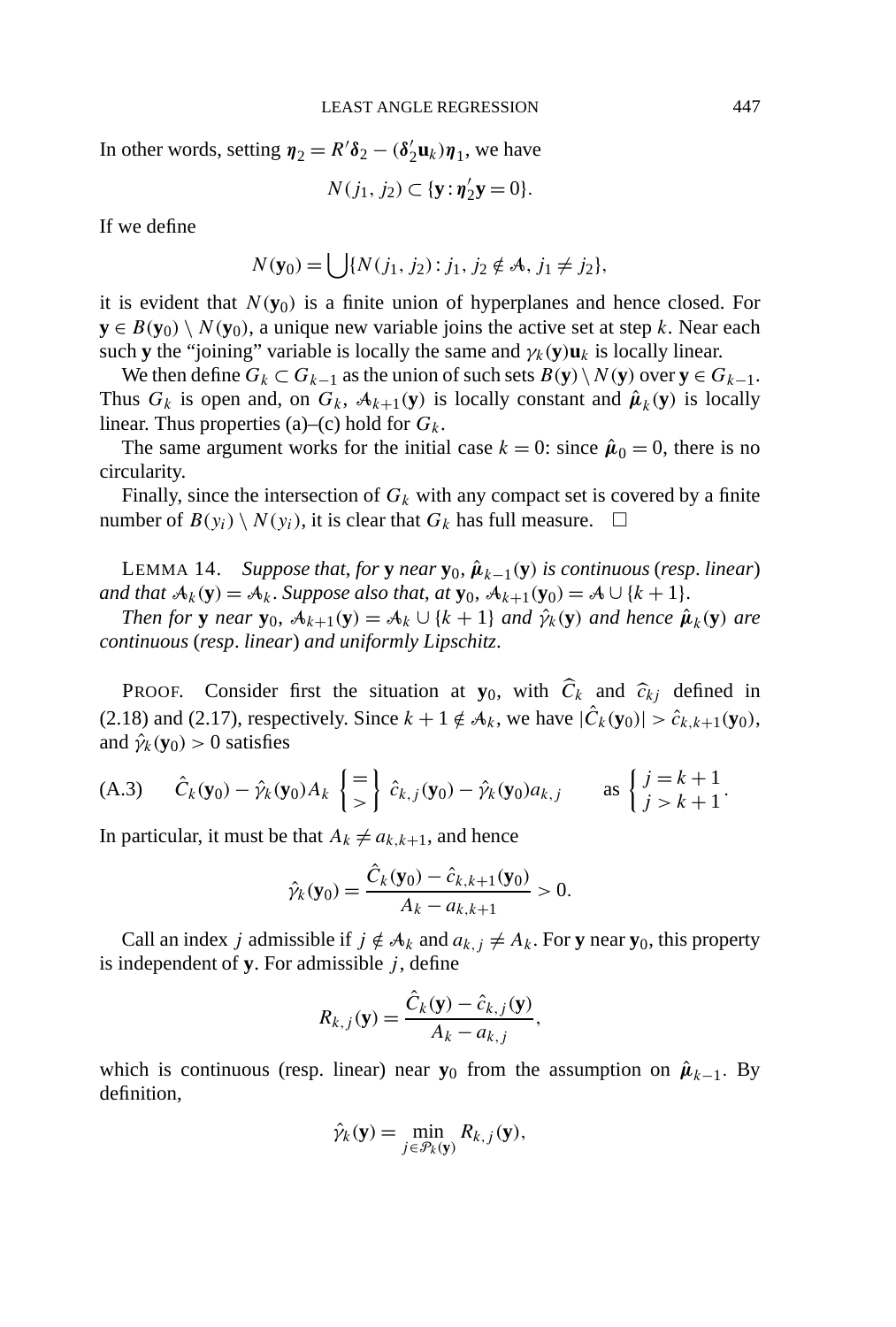In other words, setting $\boldsymbol{\eta}_2 = R'\boldsymbol{\delta}_2 - (\boldsymbol{\delta}_2'\mathbf{u}_k)\boldsymbol{\eta}_1$, we have

$$N(j_1, j_2) \subset \{\mathbf{y} : \boldsymbol{\eta}_2'\mathbf{y} = 0\}.$$

If we define

$$N(\mathbf{y}_0) = \bigcup\{N(j_1, j_2) : j_1, j_2 \notin \mathcal{A}, j_1 \neq j_2\},$$

it is evident that $N(\mathbf{y}_0)$ is a finite union of hyperplanes and hence closed. For $\mathbf{y} \in B(\mathbf{y}_0) \setminus N(\mathbf{y}_0)$, a unique new variable joins the active set at step $k$. Near each such $\mathbf{y}$ the "joining" variable is locally the same and $\gamma_k(\mathbf{y})\mathbf{u}_k$ is locally linear.

We then define $G_k \subset G_{k-1}$ as the union of such sets $B(\mathbf{y}) \setminus N(\mathbf{y})$ over $\mathbf{y} \in G_{k-1}$. Thus $G_k$ is open and, on $G_k$, $\mathcal{A}_{k+1}(\mathbf{y})$ is locally constant and $\hat{\boldsymbol{\mu}}_k(\mathbf{y})$ is locally linear. Thus properties (a)–(c) hold for $G_k$.

The same argument works for the initial case $k = 0$: since $\hat{\boldsymbol{\mu}}_0 = 0$, there is no circularity.

Finally, since the intersection of $G_k$ with any compact set is covered by a finite number of $B(y_i) \setminus N(y_i)$, it is clear that $G_k$ has full measure. $\square$

LEMMA 14. *Suppose that, for* $\mathbf{y}$ *near* $\mathbf{y}_0$, $\hat{\boldsymbol{\mu}}_{k-1}(\mathbf{y})$ *is continuous* (*resp. linear*) *and that* $\mathcal{A}_k(\mathbf{y}) = \mathcal{A}_k$. *Suppose also that, at* $\mathbf{y}_0$, $\mathcal{A}_{k+1}(\mathbf{y}_0) = \mathcal{A} \cup \{k+1\}$.

*Then for* $\mathbf{y}$ *near* $\mathbf{y}_0$, $\mathcal{A}_{k+1}(\mathbf{y}) = \mathcal{A}_k \cup \{k+1\}$ *and* $\hat{\gamma}_k(\mathbf{y})$ *and hence* $\hat{\boldsymbol{\mu}}_k(\mathbf{y})$ *are continuous* (*resp. linear*) *and uniformly Lipschitz.*

PROOF. Consider first the situation at $\mathbf{y}_0$, with $\widehat{C}_k$ and $\widehat{c}_{kj}$ defined in (2.18) and (2.17), respectively. Since $k+1 \notin \mathcal{A}_k$, we have $|\hat{C}_k(\mathbf{y}_0)| > \hat{c}_{k,k+1}(\mathbf{y}_0)$, and $\hat{\gamma}_k(\mathbf{y}_0) > 0$ satisfies

$$\hat{C}_k(\mathbf{y}_0) - \hat{\gamma}_k(\mathbf{y}_0)A_k \begin{Bmatrix} = \\ > \end{Bmatrix} \hat{c}_{k,j}(\mathbf{y}_0) - \hat{\gamma}_k(\mathbf{y}_0)a_{k,j} \qquad \text{as } \begin{cases} j = k+1 \\ j > k+1 \end{cases}. \tag{A.3}$$

In particular, it must be that $A_k \neq a_{k,k+1}$, and hence

$$\hat{\gamma}_k(\mathbf{y}_0) = \frac{\hat{C}_k(\mathbf{y}_0) - \hat{c}_{k,k+1}(\mathbf{y}_0)}{A_k - a_{k,k+1}} > 0.$$

Call an index $j$ admissible if $j \notin \mathcal{A}_k$ and $a_{k,j} \neq A_k$. For $\mathbf{y}$ near $\mathbf{y}_0$, this property is independent of $\mathbf{y}$. For admissible $j$, define

$$R_{k,j}(\mathbf{y}) = \frac{\hat{C}_k(\mathbf{y}) - \hat{c}_{k,j}(\mathbf{y})}{A_k - a_{k,j}},$$

which is continuous (resp. linear) near $\mathbf{y}_0$ from the assumption on $\hat{\boldsymbol{\mu}}_{k-1}$. By definition,

$$\hat{\gamma}_k(\mathbf{y}) = \min_{j \in \mathcal{P}_k(\mathbf{y})} R_{k,j}(\mathbf{y}),$$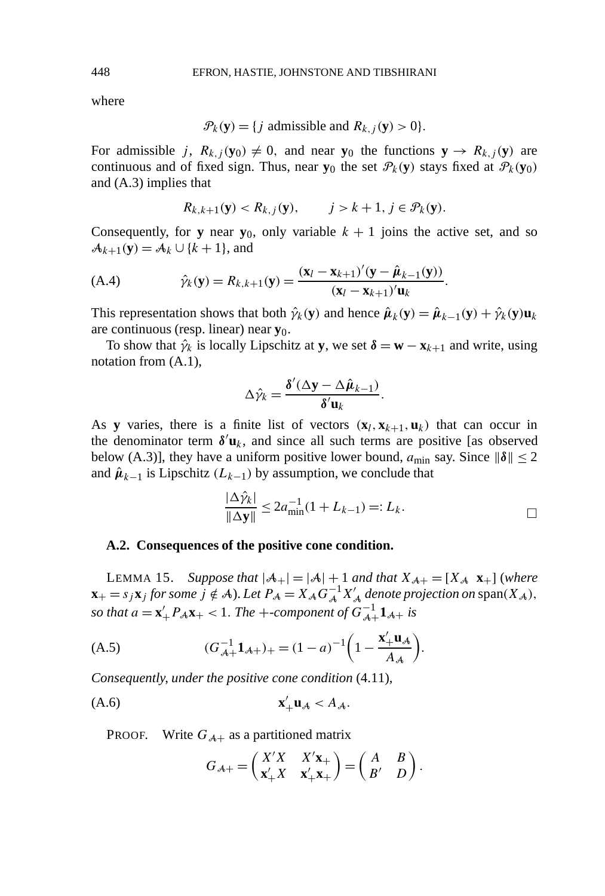where

$$\mathcal{P}_k(\mathbf{y}) = \{j \text{ admissible and } R_{k,j}(\mathbf{y}) > 0\}.$$

For admissible $j$, $R_{k,j}(\mathbf{y}_0) \neq 0$, and near $\mathbf{y}_0$ the functions $\mathbf{y} \to R_{k,j}(\mathbf{y})$ are continuous and of fixed sign. Thus, near $\mathbf{y}_0$ the set $\mathcal{P}_k(\mathbf{y})$ stays fixed at $\mathcal{P}_k(\mathbf{y}_0)$ and (A.3) implies that

$$R_{k,k+1}(\mathbf{y}) < R_{k,j}(\mathbf{y}), \qquad j > k+1, \ j \in \mathcal{P}_k(\mathbf{y}).$$

Consequently, for $\mathbf{y}$ near $\mathbf{y}_0$, only variable $k+1$ joins the active set, and so $\mathcal{A}_{k+1}(\mathbf{y}) = \mathcal{A}_k \cup \{k+1\}$, and

$$\hat{\gamma}_k(\mathbf{y}) = R_{k,k+1}(\mathbf{y}) = \frac{(\mathbf{x}_l - \mathbf{x}_{k+1})'(\mathbf{y} - \hat{\boldsymbol{\mu}}_{k-1}(\mathbf{y}))}{(\mathbf{x}_l - \mathbf{x}_{k+1})'\mathbf{u}_k}. \tag{A.4}$$

This representation shows that both $\hat{\gamma}_k(\mathbf{y})$ and hence $\hat{\boldsymbol{\mu}}_k(\mathbf{y}) = \hat{\boldsymbol{\mu}}_{k-1}(\mathbf{y}) + \hat{\gamma}_k(\mathbf{y})\mathbf{u}_k$ are continuous (resp. linear) near $\mathbf{y}_0$.

To show that $\hat{\gamma}_k$ is locally Lipschitz at $\mathbf{y}$, we set $\boldsymbol{\delta} = \mathbf{w} - \mathbf{x}_{k+1}$ and write, using notation from (A.1),

$$\Delta\hat{\gamma}_k = \frac{\boldsymbol{\delta}'(\Delta\mathbf{y} - \Delta\hat{\boldsymbol{\mu}}_{k-1})}{\boldsymbol{\delta}'\mathbf{u}_k}.$$

As $\mathbf{y}$ varies, there is a finite list of vectors $(\mathbf{x}_l, \mathbf{x}_{k+1}, \mathbf{u}_k)$ that can occur in the denominator term $\boldsymbol{\delta}'\mathbf{u}_k$, and since all such terms are positive [as observed below (A.3)], they have a uniform positive lower bound, $a_{\min}$ say. Since $\|\boldsymbol{\delta}\| \leq 2$ and $\hat{\boldsymbol{\mu}}_{k-1}$ is Lipschitz $(L_{k-1})$ by assumption, we conclude that

$$\frac{|\Delta\hat{\gamma}_k|}{\|\Delta\mathbf{y}\|} \leq 2a_{\min}^{-1}(1 + L_{k-1}) =: L_k. \qquad \square$$

### A.2. Consequences of the positive cone condition.

LEMMA 15. *Suppose that $|\mathcal{A}_+| = |\mathcal{A}| + 1$ and that $X_{\mathcal{A}+} = [X_{\mathcal{A}} \ \ \mathbf{x}_+]$ (where $\mathbf{x}_+ = s_j\mathbf{x}_j$ for some $j \notin \mathcal{A}$). Let $P_{\mathcal{A}} = X_{\mathcal{A}} G_{\mathcal{A}}^{-1} X_{\mathcal{A}}'$ denote projection on* $\operatorname{span}(X_{\mathcal{A}})$, *so that $a = \mathbf{x}_+' P_{\mathcal{A}} \mathbf{x}_+ < 1$. The $+$-component of $G_{\mathcal{A}+}^{-1}\mathbf{1}_{\mathcal{A}+}$ is*

$$(G_{\mathcal{A}+}^{-1}\mathbf{1}_{\mathcal{A}+})_+ = (1-a)^{-1}\left(1 - \frac{\mathbf{x}_+'\mathbf{u}_{\mathcal{A}}}{A_{\mathcal{A}}}\right). \tag{A.5}$$

*Consequently, under the positive cone condition* (4.11),

$$\mathbf{x}_+'\mathbf{u}_{\mathcal{A}} < A_{\mathcal{A}}. \tag{A.6}$$

PROOF. Write $G_{\mathcal{A}+}$ as a partitioned matrix

$$G_{\mathcal{A}+} = \begin{pmatrix} X'X & X'\mathbf{x}_+ \\ \mathbf{x}_+'X & \mathbf{x}_+'\mathbf{x}_+ \end{pmatrix} = \begin{pmatrix} A & B \\ B' & D \end{pmatrix}.$$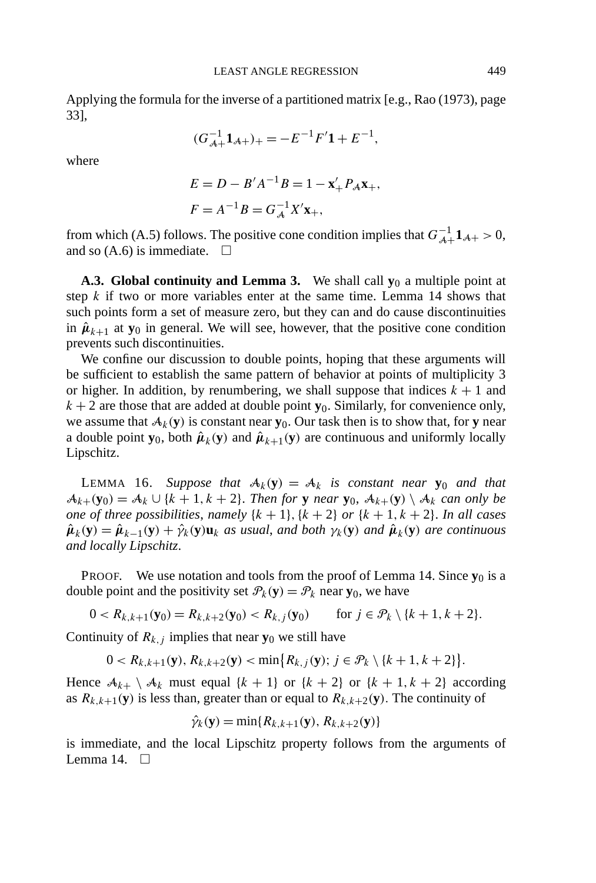Applying the formula for the inverse of a partitioned matrix [e.g., Rao (1973), page 33],

$$(G_{\mathcal{A}+}^{-1}\mathbf{1}_{\mathcal{A}+})_+ = -E^{-1}F'\mathbf{1} + E^{-1},$$

where

$$E = D - B'A^{-1}B = 1 - \mathbf{x}_+' P_{\mathcal{A}}\mathbf{x}_+,$$
$$F = A^{-1}B = G_{\mathcal{A}}^{-1}X'\mathbf{x}_+,$$

from which (A.5) follows. The positive cone condition implies that $G_{\mathcal{A}+}^{-1}\mathbf{1}_{\mathcal{A}+} > 0$, and so (A.6) is immediate. □

**A.3. Global continuity and Lemma 3.** We shall call $\mathbf{y}_0$ a multiple point at step $k$ if two or more variables enter at the same time. Lemma 14 shows that such points form a set of measure zero, but they can and do cause discontinuities in $\hat{\boldsymbol{\mu}}_{k+1}$ at $\mathbf{y}_0$ in general. We will see, however, that the positive cone condition prevents such discontinuities.

We confine our discussion to double points, hoping that these arguments will be sufficient to establish the same pattern of behavior at points of multiplicity 3 or higher. In addition, by renumbering, we shall suppose that indices $k+1$ and $k+2$ are those that are added at double point $\mathbf{y}_0$. Similarly, for convenience only, we assume that $\mathcal{A}_k(\mathbf{y})$ is constant near $\mathbf{y}_0$. Our task then is to show that, for $\mathbf{y}$ near a double point $\mathbf{y}_0$, both $\hat{\boldsymbol{\mu}}_k(\mathbf{y})$ and $\hat{\boldsymbol{\mu}}_{k+1}(\mathbf{y})$ are continuous and uniformly locally Lipschitz.

LEMMA 16. *Suppose that $\mathcal{A}_k(\mathbf{y}) = \mathcal{A}_k$ is constant near $\mathbf{y}_0$ and that $\mathcal{A}_{k+}(\mathbf{y}_0) = \mathcal{A}_k \cup \{k+1, k+2\}$. Then for $\mathbf{y}$ near $\mathbf{y}_0$, $\mathcal{A}_{k+}(\mathbf{y}) \setminus \mathcal{A}_k$ can only be one of three possibilities, namely $\{k+1\}, \{k+2\}$ or $\{k+1, k+2\}$. In all cases $\hat{\boldsymbol{\mu}}_k(\mathbf{y}) = \hat{\boldsymbol{\mu}}_{k-1}(\mathbf{y}) + \hat{\gamma}_k(\mathbf{y})\mathbf{u}_k$ as usual, and both $\gamma_k(\mathbf{y})$ and $\hat{\boldsymbol{\mu}}_k(\mathbf{y})$ are continuous and locally Lipschitz.*

PROOF. We use notation and tools from the proof of Lemma 14. Since $\mathbf{y}_0$ is a double point and the positivity set $\mathcal{P}_k(\mathbf{y}) = \mathcal{P}_k$ near $\mathbf{y}_0$, we have

$$0 < R_{k,k+1}(\mathbf{y}_0) = R_{k,k+2}(\mathbf{y}_0) < R_{k,j}(\mathbf{y}_0) \qquad \text{for } j \in \mathcal{P}_k \setminus \{k+1, k+2\}.$$

Continuity of $R_{k,j}$ implies that near $\mathbf{y}_0$ we still have

$$0 < R_{k,k+1}(\mathbf{y}), R_{k,k+2}(\mathbf{y}) < \min\{R_{k,j}(\mathbf{y}); j \in \mathcal{P}_k \setminus \{k+1, k+2\}\}.$$

Hence $\mathcal{A}_{k+} \setminus \mathcal{A}_k$ must equal $\{k+1\}$ or $\{k+2\}$ or $\{k+1, k+2\}$ according as $R_{k,k+1}(\mathbf{y})$ is less than, greater than or equal to $R_{k,k+2}(\mathbf{y})$. The continuity of

$$\hat{\gamma}_k(\mathbf{y}) = \min\{R_{k,k+1}(\mathbf{y}), R_{k,k+2}(\mathbf{y})\}$$

is immediate, and the local Lipschitz property follows from the arguments of Lemma 14. □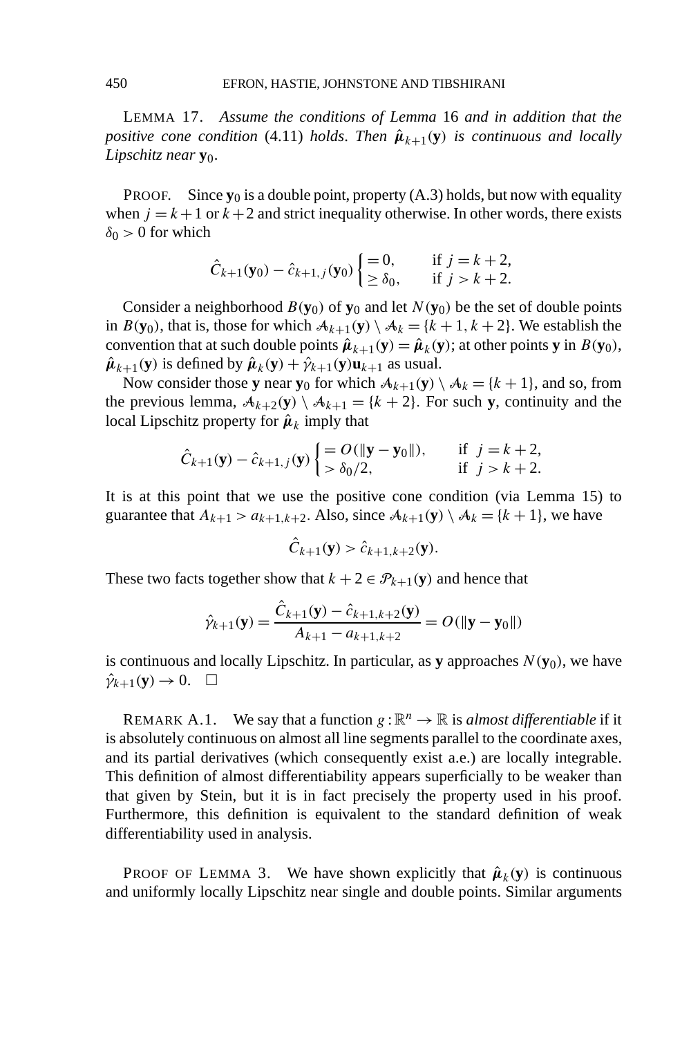LEMMA 17. *Assume the conditions of Lemma* 16 *and in addition that the positive cone condition* (4.11) *holds*. *Then* $\hat{\boldsymbol{\mu}}_{k+1}(\mathbf{y})$ *is continuous and locally Lipschitz near* $\mathbf{y}_0$.

PROOF. Since $\mathbf{y}_0$ is a double point, property (A.3) holds, but now with equality when $j = k+1$ or $k+2$ and strict inequality otherwise. In other words, there exists $\delta_0 > 0$ for which

$$\hat{C}_{k+1}(\mathbf{y}_0) - \hat{c}_{k+1,j}(\mathbf{y}_0) \begin{cases} = 0, & \text{if } j = k+2, \\ \geq \delta_0, & \text{if } j > k+2. \end{cases}$$

Consider a neighborhood $B(\mathbf{y}_0)$ of $\mathbf{y}_0$ and let $N(\mathbf{y}_0)$ be the set of double points in $B(\mathbf{y}_0)$, that is, those for which $\mathcal{A}_{k+1}(\mathbf{y}) \setminus \mathcal{A}_k = \{k+1, k+2\}$. We establish the convention that at such double points $\hat{\boldsymbol{\mu}}_{k+1}(\mathbf{y}) = \hat{\boldsymbol{\mu}}_k(\mathbf{y})$; at other points $\mathbf{y}$ in $B(\mathbf{y}_0)$, $\hat{\boldsymbol{\mu}}_{k+1}(\mathbf{y})$ is defined by $\hat{\boldsymbol{\mu}}_k(\mathbf{y}) + \hat{\gamma}_{k+1}(\mathbf{y})\mathbf{u}_{k+1}$ as usual.

Now consider those $\mathbf{y}$ near $\mathbf{y}_0$ for which $\mathcal{A}_{k+1}(\mathbf{y}) \setminus \mathcal{A}_k = \{k+1\}$, and so, from the previous lemma, $\mathcal{A}_{k+2}(\mathbf{y}) \setminus \mathcal{A}_{k+1} = \{k+2\}$. For such $\mathbf{y}$, continuity and the local Lipschitz property for $\hat{\boldsymbol{\mu}}_k$ imply that

$$\hat{C}_{k+1}(\mathbf{y}) - \hat{c}_{k+1,j}(\mathbf{y}) \begin{cases} = O(\|\mathbf{y} - \mathbf{y}_0\|), & \text{if } j = k+2, \\ > \delta_0/2, & \text{if } j > k+2. \end{cases}$$

It is at this point that we use the positive cone condition (via Lemma 15) to guarantee that $A_{k+1} > a_{k+1,k+2}$. Also, since $\mathcal{A}_{k+1}(\mathbf{y}) \setminus \mathcal{A}_k = \{k+1\}$, we have

$$\hat{C}_{k+1}(\mathbf{y}) > \hat{c}_{k+1,k+2}(\mathbf{y}).$$

These two facts together show that $k+2 \in \mathcal{P}_{k+1}(\mathbf{y})$ and hence that

$$\hat{\gamma}_{k+1}(\mathbf{y}) = \frac{\hat{C}_{k+1}(\mathbf{y}) - \hat{c}_{k+1,k+2}(\mathbf{y})}{A_{k+1} - a_{k+1,k+2}} = O(\|\mathbf{y} - \mathbf{y}_0\|)$$

is continuous and locally Lipschitz. In particular, as $\mathbf{y}$ approaches $N(\mathbf{y}_0)$, we have $\hat{\gamma}_{k+1}(\mathbf{y}) \to 0$. $\square$

REMARK A.1. We say that a function $g : \mathbb{R}^n \to \mathbb{R}$ is *almost differentiable* if it is absolutely continuous on almost all line segments parallel to the coordinate axes, and its partial derivatives (which consequently exist a.e.) are locally integrable. This definition of almost differentiability appears superficially to be weaker than that given by Stein, but it is in fact precisely the property used in his proof. Furthermore, this definition is equivalent to the standard definition of weak differentiability used in analysis.

PROOF OF LEMMA 3. We have shown explicitly that $\hat{\boldsymbol{\mu}}_k(\mathbf{y})$ is continuous and uniformly locally Lipschitz near single and double points. Similar arguments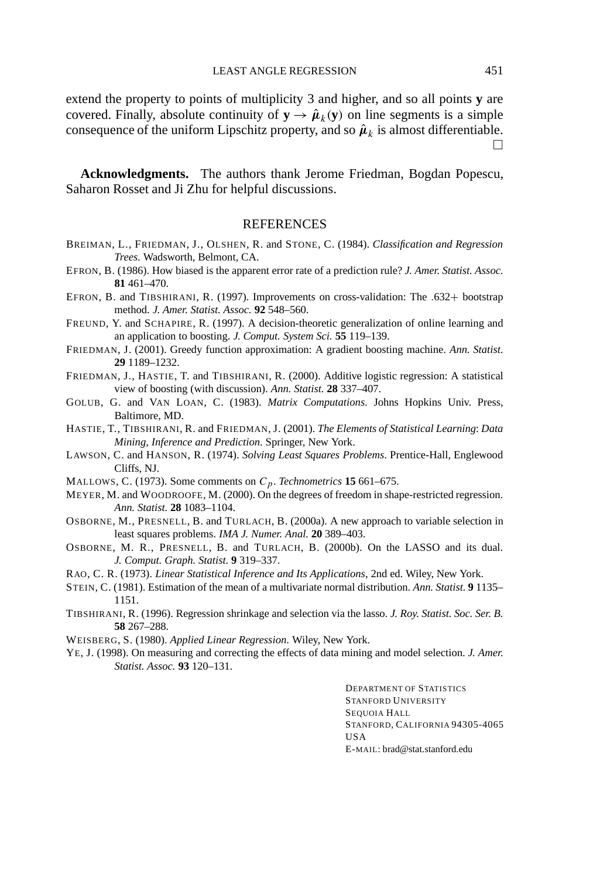extend the property to points of multiplicity 3 and higher, and so all points $\mathbf{y}$ are covered. Finally, absolute continuity of $\mathbf{y} \to \hat{\boldsymbol{\mu}}_k(\mathbf{y})$ on line segments is a simple consequence of the uniform Lipschitz property, and so $\hat{\boldsymbol{\mu}}_k$ is almost differentiable. □

**Acknowledgments.** The authors thank Jerome Friedman, Bogdan Popescu, Saharon Rosset and Ji Zhu for helpful discussions.

## REFERENCES

BREIMAN, L., FRIEDMAN, J., OLSHEN, R. and STONE, C. (1984). *Classification and Regression Trees*. Wadsworth, Belmont, CA.

EFRON, B. (1986). How biased is the apparent error rate of a prediction rule? *J. Amer. Statist. Assoc.* **81** 461–470.

EFRON, B. and TIBSHIRANI, R. (1997). Improvements on cross-validation: The .632+ bootstrap method. *J. Amer. Statist. Assoc.* **92** 548–560.

FREUND, Y. and SCHAPIRE, R. (1997). A decision-theoretic generalization of online learning and an application to boosting. *J. Comput. System Sci.* **55** 119–139.

FRIEDMAN, J. (2001). Greedy function approximation: A gradient boosting machine. *Ann. Statist.* **29** 1189–1232.

FRIEDMAN, J., HASTIE, T. and TIBSHIRANI, R. (2000). Additive logistic regression: A statistical view of boosting (with discussion). *Ann. Statist.* **28** 337–407.

GOLUB, G. and VAN LOAN, C. (1983). *Matrix Computations*. Johns Hopkins Univ. Press, Baltimore, MD.

HASTIE, T., TIBSHIRANI, R. and FRIEDMAN, J. (2001). *The Elements of Statistical Learning*: *Data Mining, Inference and Prediction*. Springer, New York.

LAWSON, C. and HANSON, R. (1974). *Solving Least Squares Problems*. Prentice-Hall, Englewood Cliffs, NJ.

MALLOWS, C. (1973). Some comments on $C_p$. *Technometrics* **15** 661–675.

MEYER, M. and WOODROOFE, M. (2000). On the degrees of freedom in shape-restricted regression. *Ann. Statist.* **28** 1083–1104.

OSBORNE, M., PRESNELL, B. and TURLACH, B. (2000a). A new approach to variable selection in least squares problems. *IMA J. Numer. Anal.* **20** 389–403.

OSBORNE, M. R., PRESNELL, B. and TURLACH, B. (2000b). On the LASSO and its dual. *J. Comput. Graph. Statist.* **9** 319–337.

RAO, C. R. (1973). *Linear Statistical Inference and Its Applications*, 2nd ed. Wiley, New York.

STEIN, C. (1981). Estimation of the mean of a multivariate normal distribution. *Ann. Statist.* **9** 1135–1151.

TIBSHIRANI, R. (1996). Regression shrinkage and selection via the lasso. *J. Roy. Statist. Soc. Ser. B.* **58** 267–288.

WEISBERG, S. (1980). *Applied Linear Regression*. Wiley, New York.

YE, J. (1998). On measuring and correcting the effects of data mining and model selection. *J. Amer. Statist. Assoc.* **93** 120–131.

DEPARTMENT OF STATISTICS
STANFORD UNIVERSITY
SEQUOIA HALL
STANFORD, CALIFORNIA 94305-4065
USA
E-MAIL: brad@stat.stanford.edu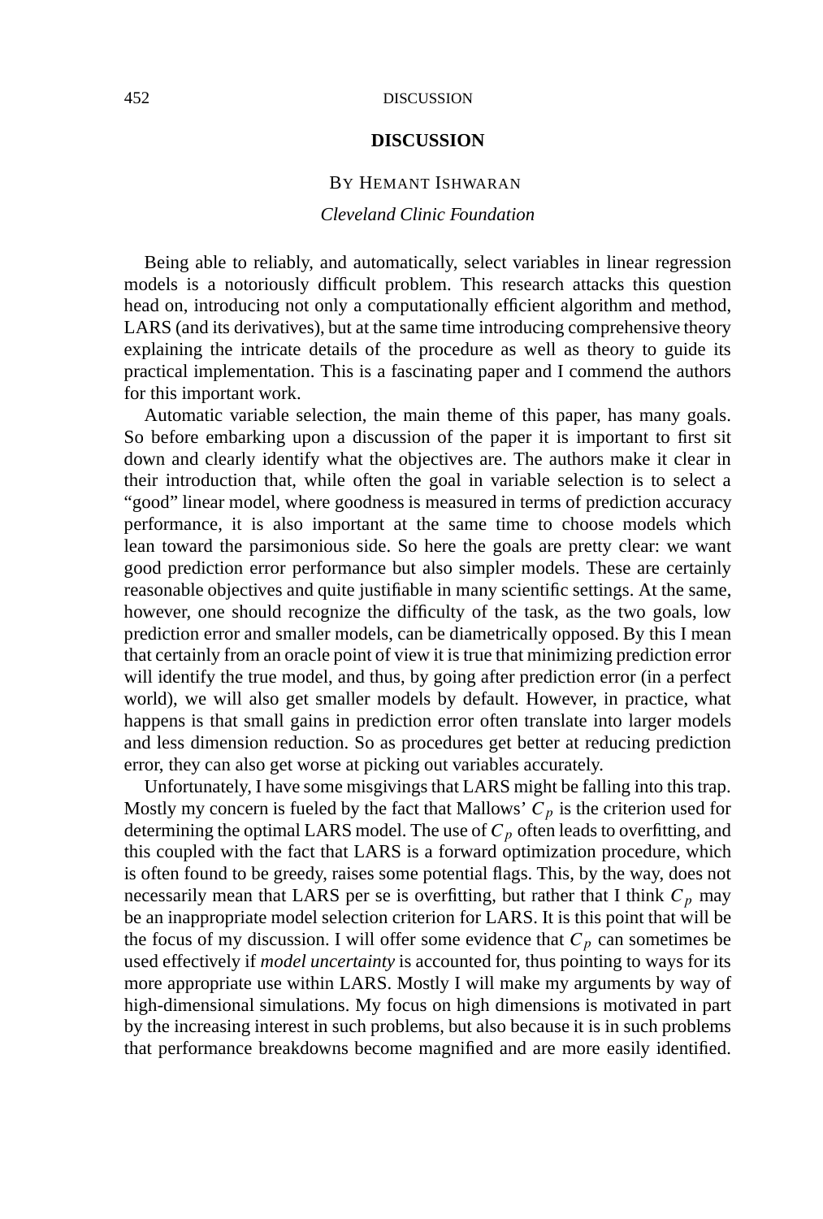# DISCUSSION

BY HEMANT ISHWARAN

*Cleveland Clinic Foundation*

Being able to reliably, and automatically, select variables in linear regression models is a notoriously difficult problem. This research attacks this question head on, introducing not only a computationally efficient algorithm and method, LARS (and its derivatives), but at the same time introducing comprehensive theory explaining the intricate details of the procedure as well as theory to guide its practical implementation. This is a fascinating paper and I commend the authors for this important work.

Automatic variable selection, the main theme of this paper, has many goals. So before embarking upon a discussion of the paper it is important to first sit down and clearly identify what the objectives are. The authors make it clear in their introduction that, while often the goal in variable selection is to select a "good" linear model, where goodness is measured in terms of prediction accuracy performance, it is also important at the same time to choose models which lean toward the parsimonious side. So here the goals are pretty clear: we want good prediction error performance but also simpler models. These are certainly reasonable objectives and quite justifiable in many scientific settings. At the same, however, one should recognize the difficulty of the task, as the two goals, low prediction error and smaller models, can be diametrically opposed. By this I mean that certainly from an oracle point of view it is true that minimizing prediction error will identify the true model, and thus, by going after prediction error (in a perfect world), we will also get smaller models by default. However, in practice, what happens is that small gains in prediction error often translate into larger models and less dimension reduction. So as procedures get better at reducing prediction error, they can also get worse at picking out variables accurately.

Unfortunately, I have some misgivings that LARS might be falling into this trap. Mostly my concern is fueled by the fact that Mallows' $C_p$ is the criterion used for determining the optimal LARS model. The use of $C_p$ often leads to overfitting, and this coupled with the fact that LARS is a forward optimization procedure, which is often found to be greedy, raises some potential flags. This, by the way, does not necessarily mean that LARS per se is overfitting, but rather that I think $C_p$ may be an inappropriate model selection criterion for LARS. It is this point that will be the focus of my discussion. I will offer some evidence that $C_p$ can sometimes be used effectively if *model uncertainty* is accounted for, thus pointing to ways for its more appropriate use within LARS. Mostly I will make my arguments by way of high-dimensional simulations. My focus on high dimensions is motivated in part by the increasing interest in such problems, but also because it is in such problems that performance breakdowns become magnified and are more easily identified.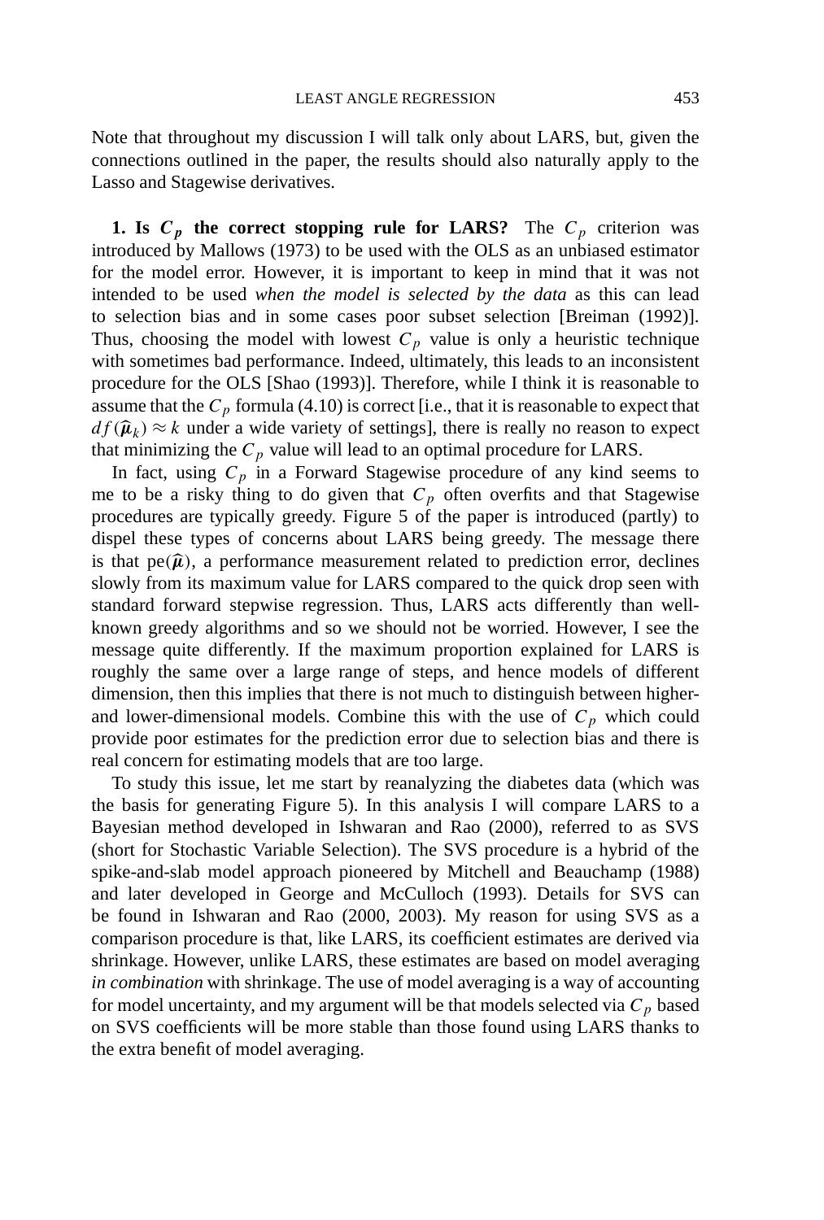Note that throughout my discussion I will talk only about LARS, but, given the connections outlined in the paper, the results should also naturally apply to the Lasso and Stagewise derivatives.

**1. Is $C_p$ the correct stopping rule for LARS?** The $C_p$ criterion was introduced by Mallows (1973) to be used with the OLS as an unbiased estimator for the model error. However, it is important to keep in mind that it was not intended to be used *when the model is selected by the data* as this can lead to selection bias and in some cases poor subset selection [Breiman (1992)]. Thus, choosing the model with lowest $C_p$ value is only a heuristic technique with sometimes bad performance. Indeed, ultimately, this leads to an inconsistent procedure for the OLS [Shao (1993)]. Therefore, while I think it is reasonable to assume that the $C_p$ formula (4.10) is correct [i.e., that it is reasonable to expect that $df(\widehat{\boldsymbol{\mu}}_k) \approx k$ under a wide variety of settings], there is really no reason to expect that minimizing the $C_p$ value will lead to an optimal procedure for LARS.

In fact, using $C_p$ in a Forward Stagewise procedure of any kind seems to me to be a risky thing to do given that $C_p$ often overfits and that Stagewise procedures are typically greedy. Figure 5 of the paper is introduced (partly) to dispel these types of concerns about LARS being greedy. The message there is that $\mathrm{pe}(\widehat{\boldsymbol{\mu}})$, a performance measurement related to prediction error, declines slowly from its maximum value for LARS compared to the quick drop seen with standard forward stepwise regression. Thus, LARS acts differently than well-known greedy algorithms and so we should not be worried. However, I see the message quite differently. If the maximum proportion explained for LARS is roughly the same over a large range of steps, and hence models of different dimension, then this implies that there is not much to distinguish between higher- and lower-dimensional models. Combine this with the use of $C_p$ which could provide poor estimates for the prediction error due to selection bias and there is real concern for estimating models that are too large.

To study this issue, let me start by reanalyzing the diabetes data (which was the basis for generating Figure 5). In this analysis I will compare LARS to a Bayesian method developed in Ishwaran and Rao (2000), referred to as SVS (short for Stochastic Variable Selection). The SVS procedure is a hybrid of the spike-and-slab model approach pioneered by Mitchell and Beauchamp (1988) and later developed in George and McCulloch (1993). Details for SVS can be found in Ishwaran and Rao (2000, 2003). My reason for using SVS as a comparison procedure is that, like LARS, its coefficient estimates are derived via shrinkage. However, unlike LARS, these estimates are based on model averaging *in combination* with shrinkage. The use of model averaging is a way of accounting for model uncertainty, and my argument will be that models selected via $C_p$ based on SVS coefficients will be more stable than those found using LARS thanks to the extra benefit of model averaging.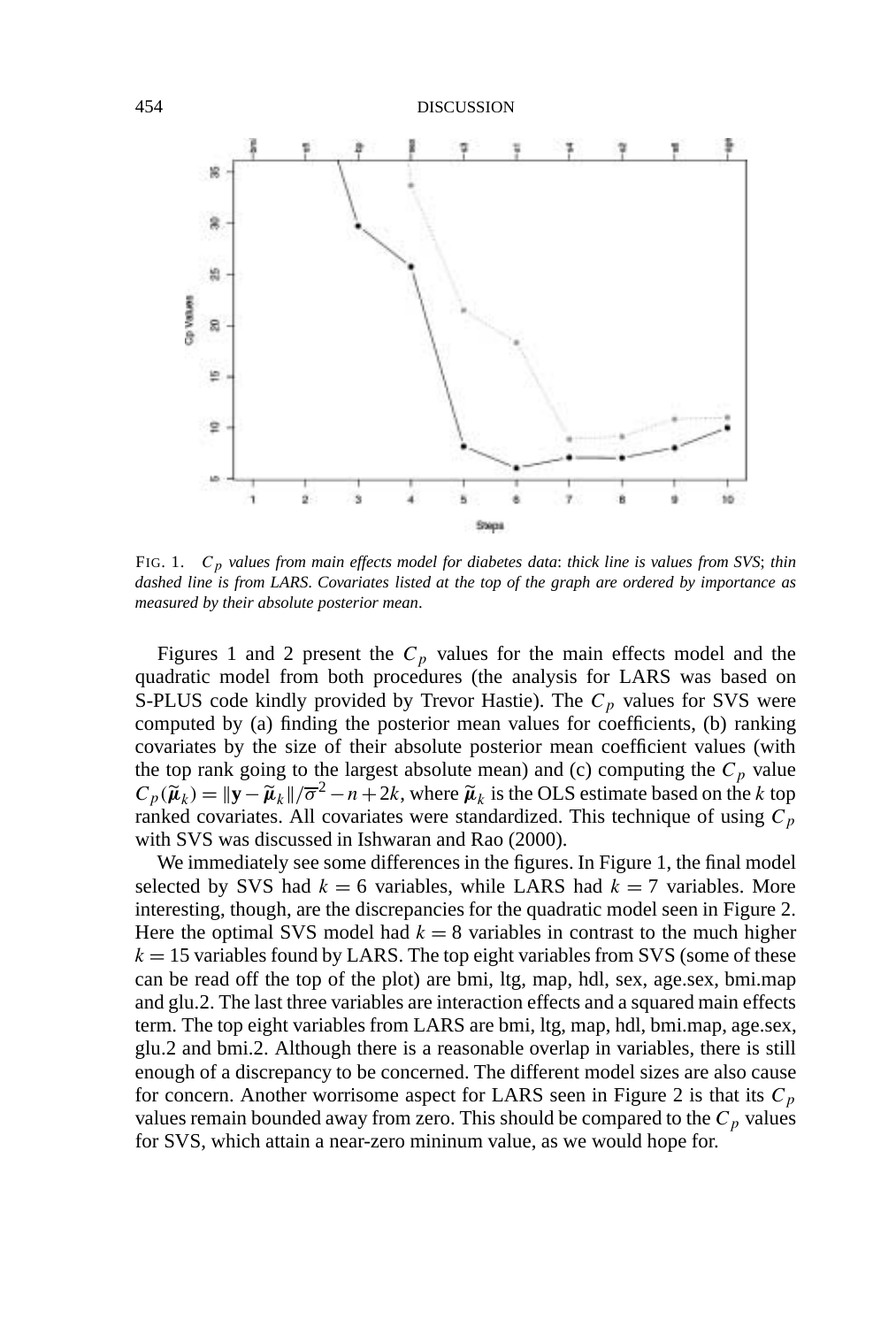FIG. 1. *$C_p$ values from main effects model for diabetes data*: *thick line is values from SVS*; *thin dashed line is from LARS*. *Covariates listed at the top of the graph are ordered by importance as measured by their absolute posterior mean*.

Figures 1 and 2 present the $C_p$ values for the main effects model and the quadratic model from both procedures (the analysis for LARS was based on S-PLUS code kindly provided by Trevor Hastie). The $C_p$ values for SVS were computed by (a) finding the posterior mean values for coefficients, (b) ranking covariates by the size of their absolute posterior mean coefficient values (with the top rank going to the largest absolute mean) and (c) computing the $C_p$ value $C_p(\tilde{\boldsymbol{\mu}}_k) = \|\mathbf{y} - \tilde{\boldsymbol{\mu}}_k\|/\overline{\sigma}^2 - n + 2k$, where $\tilde{\boldsymbol{\mu}}_k$ is the OLS estimate based on the $k$ top ranked covariates. All covariates were standardized. This technique of using $C_p$ with SVS was discussed in Ishwaran and Rao (2000).

We immediately see some differences in the figures. In Figure 1, the final model selected by SVS had $k = 6$ variables, while LARS had $k = 7$ variables. More interesting, though, are the discrepancies for the quadratic model seen in Figure 2. Here the optimal SVS model had $k = 8$ variables in contrast to the much higher $k = 15$ variables found by LARS. The top eight variables from SVS (some of these can be read off the top of the plot) are bmi, ltg, map, hdl, sex, age.sex, bmi.map and glu.2. The last three variables are interaction effects and a squared main effects term. The top eight variables from LARS are bmi, ltg, map, hdl, bmi.map, age.sex, glu.2 and bmi.2. Although there is a reasonable overlap in variables, there is still enough of a discrepancy to be concerned. The different model sizes are also cause for concern. Another worrisome aspect for LARS seen in Figure 2 is that its $C_p$ values remain bounded away from zero. This should be compared to the $C_p$ values for SVS, which attain a near-zero mininum value, as we would hope for.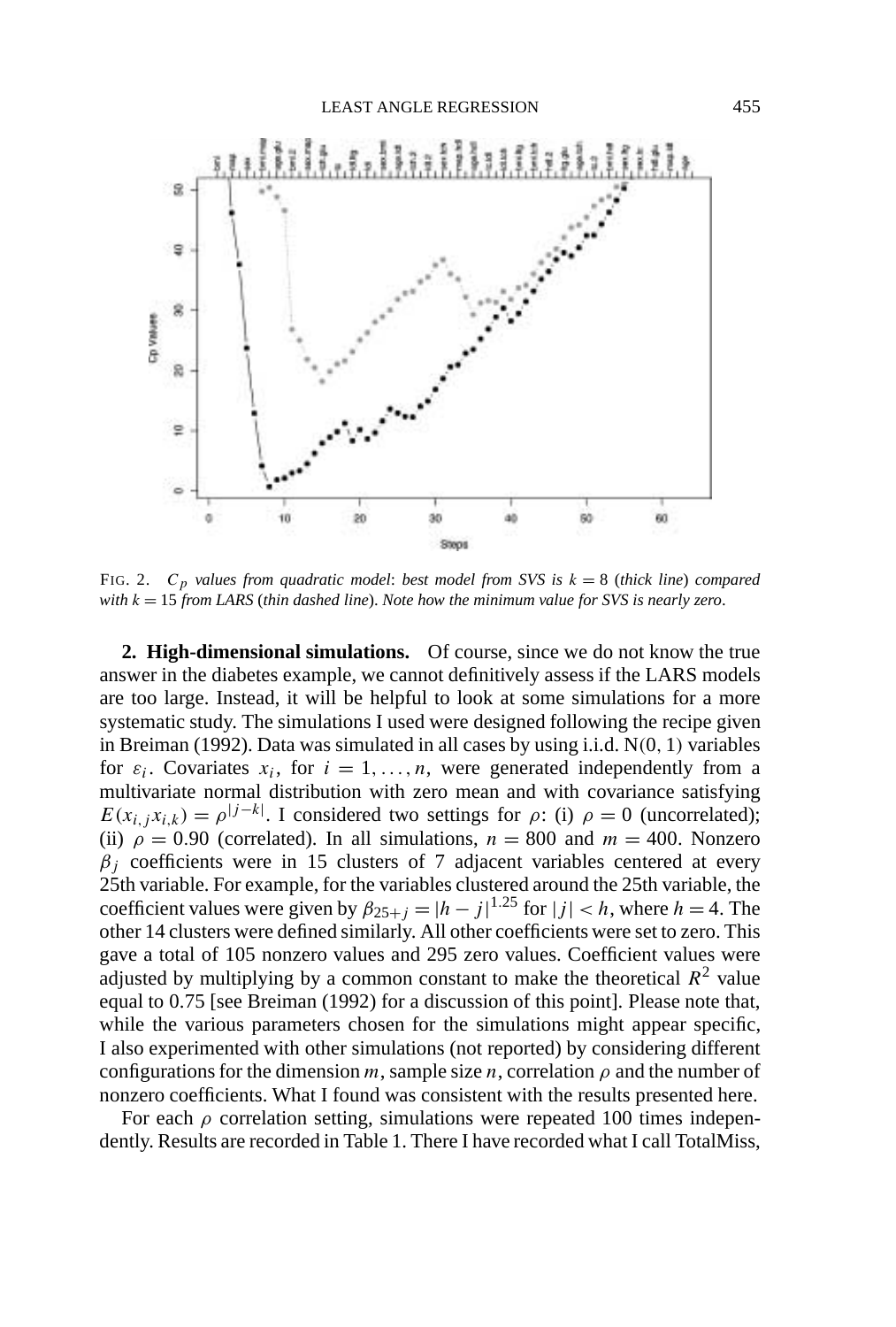FIG. 2. $C_p$ *values from quadratic model*: *best model from SVS is* $k = 8$ (*thick line*) *compared with* $k = 15$ *from LARS* (*thin dashed line*). *Note how the minimum value for SVS is nearly zero*.

**2. High-dimensional simulations.** Of course, since we do not know the true answer in the diabetes example, we cannot definitively assess if the LARS models are too large. Instead, it will be helpful to look at some simulations for a more systematic study. The simulations I used were designed following the recipe given in Breiman (1992). Data was simulated in all cases by using i.i.d. $N(0, 1)$ variables for $\varepsilon_i$. Covariates $x_i$, for $i = 1, \dots, n$, were generated independently from a multivariate normal distribution with zero mean and with covariance satisfying $E(x_{i,j}x_{i,k}) = \rho^{|j-k|}$. I considered two settings for $\rho$: (i) $\rho = 0$ (uncorrelated); (ii) $\rho = 0.90$ (correlated). In all simulations, $n = 800$ and $m = 400$. Nonzero $\beta_j$ coefficients were in 15 clusters of 7 adjacent variables centered at every 25th variable. For example, for the variables clustered around the 25th variable, the coefficient values were given by $\beta_{25+j} = |h - j|^{1.25}$ for $|j| < h$, where $h = 4$. The other 14 clusters were defined similarly. All other coefficients were set to zero. This gave a total of 105 nonzero values and 295 zero values. Coefficient values were adjusted by multiplying by a common constant to make the theoretical $R^2$ value equal to 0.75 [see Breiman (1992) for a discussion of this point]. Please note that, while the various parameters chosen for the simulations might appear specific, I also experimented with other simulations (not reported) by considering different configurations for the dimension $m$, sample size $n$, correlation $\rho$ and the number of nonzero coefficients. What I found was consistent with the results presented here.

For each $\rho$ correlation setting, simulations were repeated 100 times independently. Results are recorded in Table 1. There I have recorded what I call TotalMiss,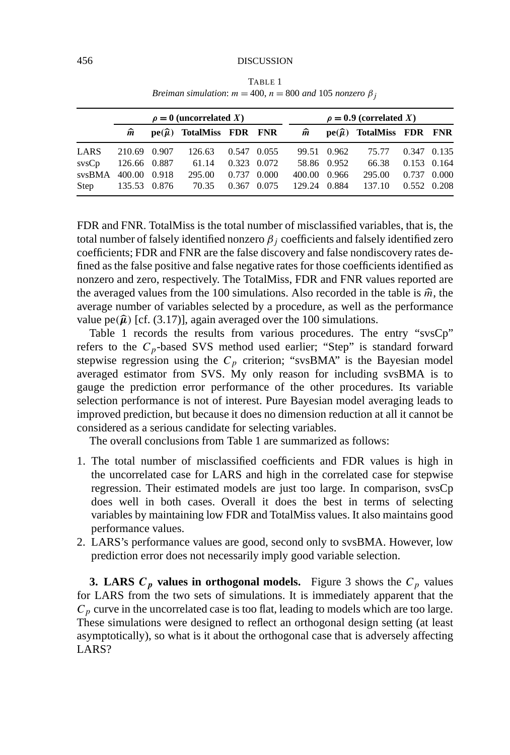TABLE 1

*Breiman simulation*: $m = 400$, $n = 800$ *and* 105 *nonzero* $\beta_j$

| | $\rho = 0$ (uncorrelated $X$) | | | | | $\rho = 0.9$ (correlated $X$) | | | | |
|---|---|---|---|---|---|---|---|---|---|---|
| | $\widehat{m}$ | $\mathbf{pe}(\widehat{\mu})$ | **TotalMiss** | **FDR** | **FNR** | $\widehat{m}$ | $\mathbf{pe}(\widehat{\mu})$ | **TotalMiss** | **FDR** | **FNR** |
| LARS | 210.69 | 0.907 | 126.63 | 0.547 | 0.055 | 99.51 | 0.962 | 75.77 | 0.347 | 0.135 |
| svsCp | 126.66 | 0.887 | 61.14 | 0.323 | 0.072 | 58.86 | 0.952 | 66.38 | 0.153 | 0.164 |
| svsBMA | 400.00 | 0.918 | 295.00 | 0.737 | 0.000 | 400.00 | 0.966 | 295.00 | 0.737 | 0.000 |
| Step | 135.53 | 0.876 | 70.35 | 0.367 | 0.075 | 129.24 | 0.884 | 137.10 | 0.552 | 0.208 |

FDR and FNR. TotalMiss is the total number of misclassified variables, that is, the total number of falsely identified nonzero $\beta_j$ coefficients and falsely identified zero coefficients; FDR and FNR are the false discovery and false nondiscovery rates defined as the false positive and false negative rates for those coefficients identified as nonzero and zero, respectively. The TotalMiss, FDR and FNR values reported are the averaged values from the 100 simulations. Also recorded in the table is $\widehat{m}$, the average number of variables selected by a procedure, as well as the performance value $\mathrm{pe}(\widehat{\boldsymbol{\mu}})$ [cf. (3.17)], again averaged over the 100 simulations.

Table 1 records the results from various procedures. The entry "svsCp" refers to the $C_p$-based SVS method used earlier; "Step" is standard forward stepwise regression using the $C_p$ criterion; "svsBMA" is the Bayesian model averaged estimator from SVS. My only reason for including svsBMA is to gauge the prediction error performance of the other procedures. Its variable selection performance is not of interest. Pure Bayesian model averaging leads to improved prediction, but because it does no dimension reduction at all it cannot be considered as a serious candidate for selecting variables.

The overall conclusions from Table 1 are summarized as follows:

1. The total number of misclassified coefficients and FDR values is high in the uncorrelated case for LARS and high in the correlated case for stepwise regression. Their estimated models are just too large. In comparison, svsCp does well in both cases. Overall it does the best in terms of selecting variables by maintaining low FDR and TotalMiss values. It also maintains good performance values.
2. LARS's performance values are good, second only to svsBMA. However, low prediction error does not necessarily imply good variable selection.

**3. LARS $C_p$ values in orthogonal models.** Figure 3 shows the $C_p$ values for LARS from the two sets of simulations. It is immediately apparent that the $C_p$ curve in the uncorrelated case is too flat, leading to models which are too large. These simulations were designed to reflect an orthogonal design setting (at least asymptotically), so what is it about the orthogonal case that is adversely affecting LARS?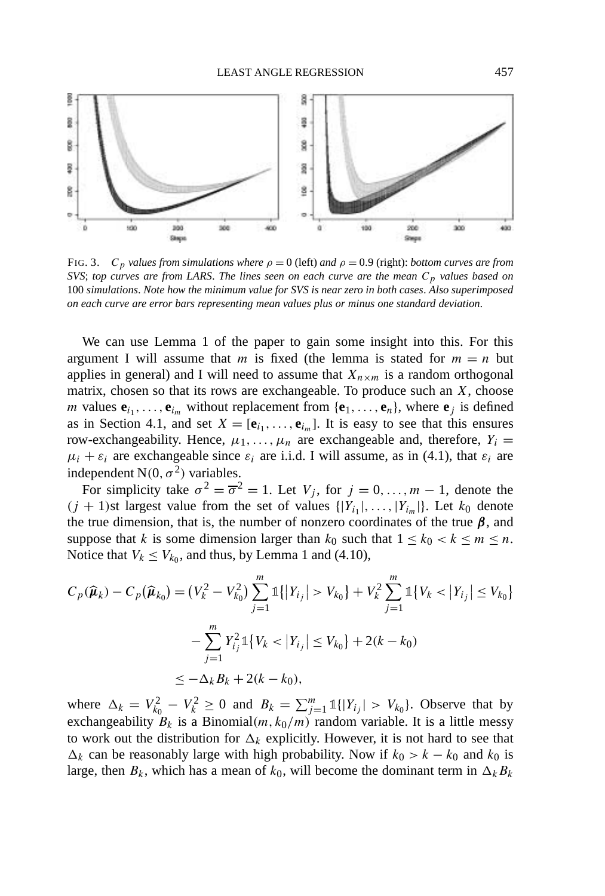FIG. 3. $C_p$ *values from simulations where* $\rho = 0$ (left) *and* $\rho = 0.9$ (right): *bottom curves are from SVS*; *top curves are from LARS*. *The lines seen on each curve are the mean* $C_p$ *values based on* 100 *simulations*. *Note how the minimum value for SVS is near zero in both cases*. *Also superimposed on each curve are error bars representing mean values plus or minus one standard deviation*.

We can use Lemma 1 of the paper to gain some insight into this. For this argument I will assume that $m$ is fixed (the lemma is stated for $m = n$ but applies in general) and I will need to assume that $X_{n \times m}$ is a random orthogonal matrix, chosen so that its rows are exchangeable. To produce such an $X$, choose $m$ values $\mathbf{e}_{i_1}, \dots, \mathbf{e}_{i_m}$ without replacement from $\{\mathbf{e}_1, \dots, \mathbf{e}_n\}$, where $\mathbf{e}_j$ is defined as in Section 4.1, and set $X = [\mathbf{e}_{i_1}, \dots, \mathbf{e}_{i_m}]$. It is easy to see that this ensures row-exchangeability. Hence, $\mu_1, \dots, \mu_n$ are exchangeable and, therefore, $Y_i = \mu_i + \varepsilon_i$ are exchangeable since $\varepsilon_i$ are i.i.d. I will assume, as in (4.1), that $\varepsilon_i$ are independent $\mathrm{N}(0, \sigma^2)$ variables.

For simplicity take $\sigma^2 = \overline{\sigma}^2 = 1$. Let $V_j$, for $j = 0, \dots, m-1$, denote the $(j+1)$st largest value from the set of values $\{|Y_{i_1}|, \dots, |Y_{i_m}|\}$. Let $k_0$ denote the true dimension, that is, the number of nonzero coordinates of the true $\boldsymbol{\beta}$, and suppose that $k$ is some dimension larger than $k_0$ such that $1 \le k_0 < k \le m \le n$. Notice that $V_k \le V_{k_0}$, and thus, by Lemma 1 and (4.10),

$$
\begin{aligned}
C_p(\widehat{\boldsymbol{\mu}}_k) - C_p(\widehat{\boldsymbol{\mu}}_{k_0}) &= \left(V_k^2 - V_{k_0}^2\right) \sum_{j=1}^{m} \mathbb{1}\{|Y_{i_j}| > V_{k_0}\} + V_k^2 \sum_{j=1}^{m} \mathbb{1}\{V_k < |Y_{i_j}| \le V_{k_0}\} \\
&\quad - \sum_{j=1}^{m} Y_{i_j}^2 \mathbb{1}\{V_k < |Y_{i_j}| \le V_{k_0}\} + 2(k - k_0) \\
&\le -\Delta_k B_k + 2(k - k_0),
\end{aligned}
$$

where $\Delta_k = V_{k_0}^2 - V_k^2 \ge 0$ and $B_k = \sum_{j=1}^{m} \mathbb{1}\{|Y_{i_j}| > V_{k_0}\}$. Observe that by exchangeability $B_k$ is a Binomial$(m, k_0/m)$ random variable. It is a little messy to work out the distribution for $\Delta_k$ explicitly. However, it is not hard to see that $\Delta_k$ can be reasonably large with high probability. Now if $k_0 > k - k_0$ and $k_0$ is large, then $B_k$, which has a mean of $k_0$, will become the dominant term in $\Delta_k B_k$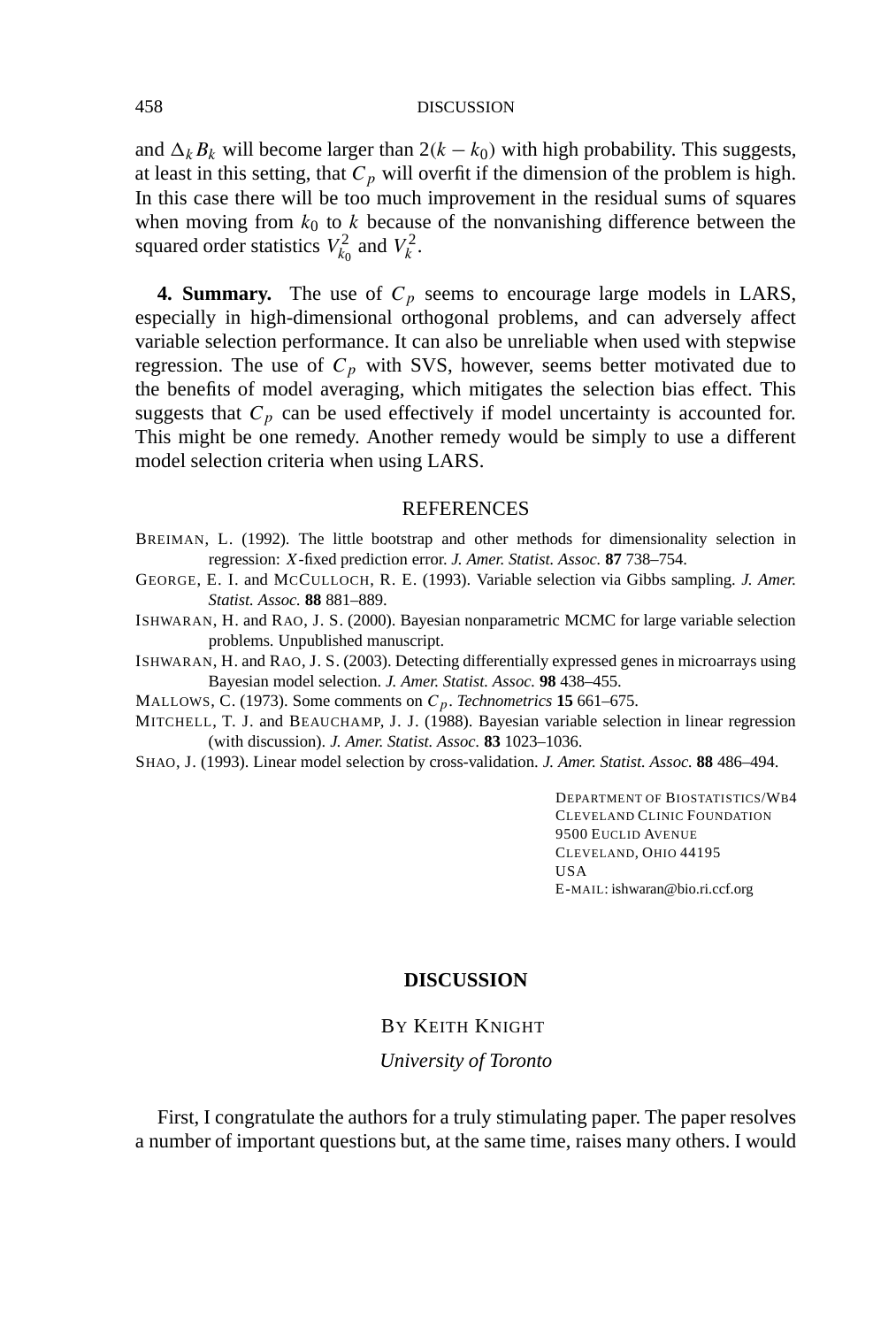and $\Delta_k B_k$ will become larger than $2(k - k_0)$ with high probability. This suggests, at least in this setting, that $C_p$ will overfit if the dimension of the problem is high. In this case there will be too much improvement in the residual sums of squares when moving from $k_0$ to $k$ because of the nonvanishing difference between the squared order statistics $V_{k_0}^2$ and $V_k^2$.

**4. Summary.** The use of $C_p$ seems to encourage large models in LARS, especially in high-dimensional orthogonal problems, and can adversely affect variable selection performance. It can also be unreliable when used with stepwise regression. The use of $C_p$ with SVS, however, seems better motivated due to the benefits of model averaging, which mitigates the selection bias effect. This suggests that $C_p$ can be used effectively if model uncertainty is accounted for. This might be one remedy. Another remedy would be simply to use a different model selection criteria when using LARS.

## REFERENCES

BREIMAN, L. (1992). The little bootstrap and other methods for dimensionality selection in regression: $X$-fixed prediction error. *J. Amer. Statist. Assoc.* **87** 738–754.

GEORGE, E. I. and MCCULLOCH, R. E. (1993). Variable selection via Gibbs sampling. *J. Amer. Statist. Assoc.* **88** 881–889.

ISHWARAN, H. and RAO, J. S. (2000). Bayesian nonparametric MCMC for large variable selection problems. Unpublished manuscript.

ISHWARAN, H. and RAO, J. S. (2003). Detecting differentially expressed genes in microarrays using Bayesian model selection. *J. Amer. Statist. Assoc.* **98** 438–455.

MALLOWS, C. (1973). Some comments on $C_p$. *Technometrics* **15** 661–675.

MITCHELL, T. J. and BEAUCHAMP, J. J. (1988). Bayesian variable selection in linear regression (with discussion). *J. Amer. Statist. Assoc.* **83** 1023–1036.

SHAO, J. (1993). Linear model selection by cross-validation. *J. Amer. Statist. Assoc.* **88** 486–494.

DEPARTMENT OF BIOSTATISTICS/WB4
CLEVELAND CLINIC FOUNDATION
9500 EUCLID AVENUE
CLEVELAND, OHIO 44195
USA
E-MAIL: ishwaran@bio.ri.ccf.org

# DISCUSSION

BY KEITH KNIGHT

*University of Toronto*

First, I congratulate the authors for a truly stimulating paper. The paper resolves a number of important questions but, at the same time, raises many others. I would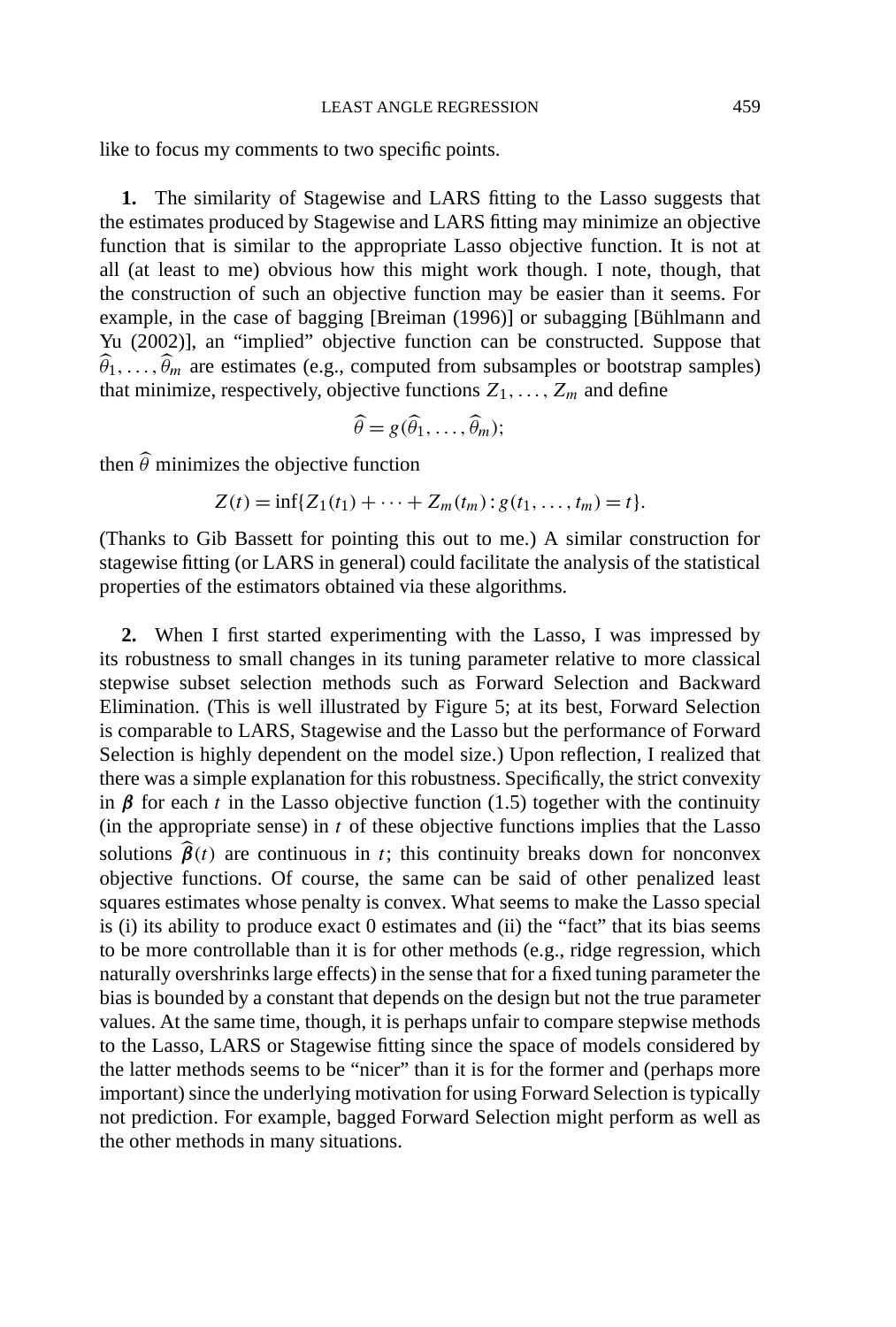like to focus my comments to two specific points.

**1.** The similarity of Stagewise and LARS fitting to the Lasso suggests that the estimates produced by Stagewise and LARS fitting may minimize an objective function that is similar to the appropriate Lasso objective function. It is not at all (at least to me) obvious how this might work though. I note, though, that the construction of such an objective function may be easier than it seems. For example, in the case of bagging [Breiman (1996)] or subagging [Bühlmann and Yu (2002)], an "implied" objective function can be constructed. Suppose that $\widehat{\theta}_1, \ldots, \widehat{\theta}_m$ are estimates (e.g., computed from subsamples or bootstrap samples) that minimize, respectively, objective functions $Z_1, \ldots, Z_m$ and define

$$\widehat{\theta} = g(\widehat{\theta}_1, \ldots, \widehat{\theta}_m);$$

then $\widehat{\theta}$ minimizes the objective function

$$Z(t) = \inf\{Z_1(t_1) + \cdots + Z_m(t_m) : g(t_1, \ldots, t_m) = t\}.$$

(Thanks to Gib Bassett for pointing this out to me.) A similar construction for stagewise fitting (or LARS in general) could facilitate the analysis of the statistical properties of the estimators obtained via these algorithms.

**2.** When I first started experimenting with the Lasso, I was impressed by its robustness to small changes in its tuning parameter relative to more classical stepwise subset selection methods such as Forward Selection and Backward Elimination. (This is well illustrated by Figure 5; at its best, Forward Selection is comparable to LARS, Stagewise and the Lasso but the performance of Forward Selection is highly dependent on the model size.) Upon reflection, I realized that there was a simple explanation for this robustness. Specifically, the strict convexity in $\boldsymbol{\beta}$ for each $t$ in the Lasso objective function (1.5) together with the continuity (in the appropriate sense) in $t$ of these objective functions implies that the Lasso solutions $\widehat{\boldsymbol{\beta}}(t)$ are continuous in $t$; this continuity breaks down for nonconvex objective functions. Of course, the same can be said of other penalized least squares estimates whose penalty is convex. What seems to make the Lasso special is (i) its ability to produce exact 0 estimates and (ii) the "fact" that its bias seems to be more controllable than it is for other methods (e.g., ridge regression, which naturally overshrinks large effects) in the sense that for a fixed tuning parameter the bias is bounded by a constant that depends on the design but not the true parameter values. At the same time, though, it is perhaps unfair to compare stepwise methods to the Lasso, LARS or Stagewise fitting since the space of models considered by the latter methods seems to be "nicer" than it is for the former and (perhaps more important) since the underlying motivation for using Forward Selection is typically not prediction. For example, bagged Forward Selection might perform as well as the other methods in many situations.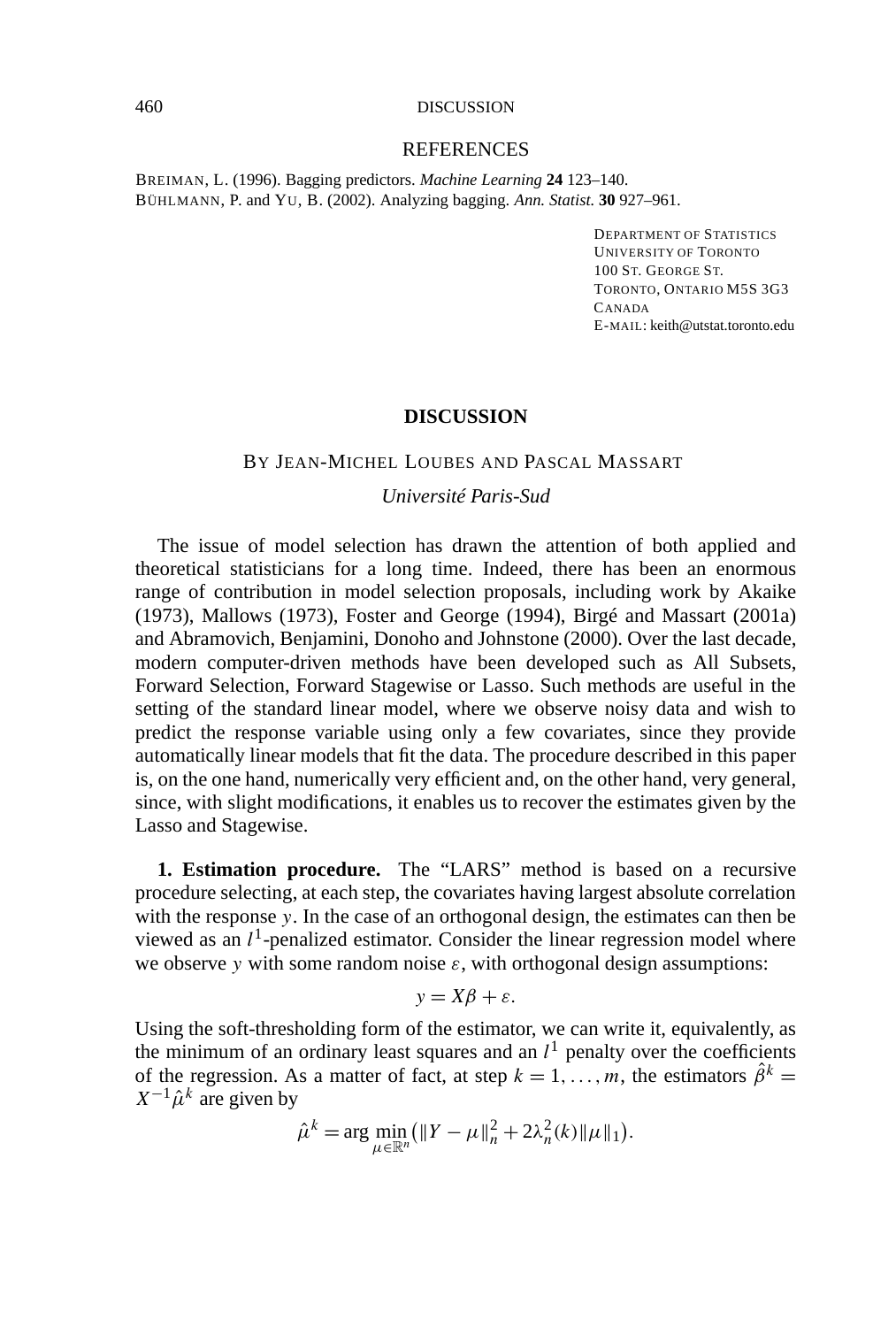## REFERENCES

BREIMAN, L. (1996). Bagging predictors. *Machine Learning* **24** 123–140.
BÜHLMANN, P. and YU, B. (2002). Analyzing bagging. *Ann. Statist.* **30** 927–961.

DEPARTMENT OF STATISTICS
UNIVERSITY OF TORONTO
100 ST. GEORGE ST.
TORONTO, ONTARIO M5S 3G3
CANADA
E-MAIL: keith@utstat.toronto.edu

# DISCUSSION

BY JEAN-MICHEL LOUBES AND PASCAL MASSART

*Université Paris-Sud*

The issue of model selection has drawn the attention of both applied and theoretical statisticians for a long time. Indeed, there has been an enormous range of contribution in model selection proposals, including work by Akaike (1973), Mallows (1973), Foster and George (1994), Birgé and Massart (2001a) and Abramovich, Benjamini, Donoho and Johnstone (2000). Over the last decade, modern computer-driven methods have been developed such as All Subsets, Forward Selection, Forward Stagewise or Lasso. Such methods are useful in the setting of the standard linear model, where we observe noisy data and wish to predict the response variable using only a few covariates, since they provide automatically linear models that fit the data. The procedure described in this paper is, on the one hand, numerically very efficient and, on the other hand, very general, since, with slight modifications, it enables us to recover the estimates given by the Lasso and Stagewise.

**1. Estimation procedure.** The "LARS" method is based on a recursive procedure selecting, at each step, the covariates having largest absolute correlation with the response $y$. In the case of an orthogonal design, the estimates can then be viewed as an $l^1$-penalized estimator. Consider the linear regression model where we observe $y$ with some random noise $\varepsilon$, with orthogonal design assumptions:

$$y = X\beta + \varepsilon.$$

Using the soft-thresholding form of the estimator, we can write it, equivalently, as the minimum of an ordinary least squares and an $l^1$ penalty over the coefficients of the regression. As a matter of fact, at step $k = 1, \dots, m$, the estimators $\hat{\beta}^k = X^{-1}\hat{\mu}^k$ are given by

$$\hat{\mu}^k = \arg\min_{\mu \in \mathbb{R}^n} \big( \|Y - \mu\|_n^2 + 2\lambda_n^2(k)\|\mu\|_1 \big).$$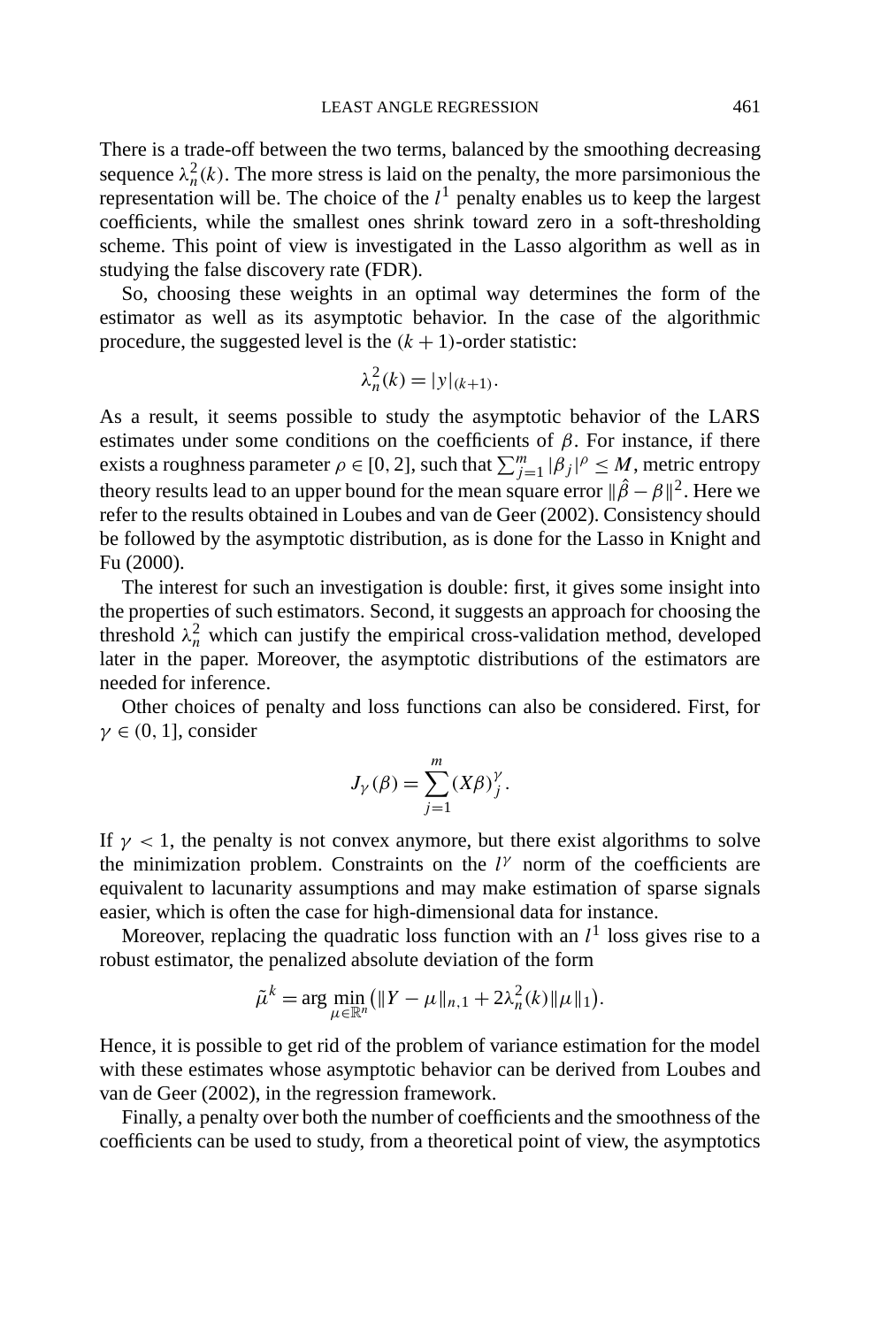There is a trade-off between the two terms, balanced by the smoothing decreasing sequence $\lambda_n^2(k)$. The more stress is laid on the penalty, the more parsimonious the representation will be. The choice of the $l^1$ penalty enables us to keep the largest coefficients, while the smallest ones shrink toward zero in a soft-thresholding scheme. This point of view is investigated in the Lasso algorithm as well as in studying the false discovery rate (FDR).

So, choosing these weights in an optimal way determines the form of the estimator as well as its asymptotic behavior. In the case of the algorithmic procedure, the suggested level is the $(k+1)$-order statistic:

$$\lambda_n^2(k) = |y|_{(k+1)}.$$

As a result, it seems possible to study the asymptotic behavior of the LARS estimates under some conditions on the coefficients of $\beta$. For instance, if there exists a roughness parameter $\rho \in [0, 2]$, such that $\sum_{j=1}^{m} |\beta_j|^\rho \leq M$, metric entropy theory results lead to an upper bound for the mean square error $\|\hat{\beta} - \beta\|^2$. Here we refer to the results obtained in Loubes and van de Geer (2002). Consistency should be followed by the asymptotic distribution, as is done for the Lasso in Knight and Fu (2000).

The interest for such an investigation is double: first, it gives some insight into the properties of such estimators. Second, it suggests an approach for choosing the threshold $\lambda_n^2$ which can justify the empirical cross-validation method, developed later in the paper. Moreover, the asymptotic distributions of the estimators are needed for inference.

Other choices of penalty and loss functions can also be considered. First, for $\gamma \in (0, 1]$, consider

$$J_\gamma(\beta) = \sum_{j=1}^{m} (X\beta)_j^\gamma.$$

If $\gamma < 1$, the penalty is not convex anymore, but there exist algorithms to solve the minimization problem. Constraints on the $l^\gamma$ norm of the coefficients are equivalent to lacunarity assumptions and may make estimation of sparse signals easier, which is often the case for high-dimensional data for instance.

Moreover, replacing the quadratic loss function with an $l^1$ loss gives rise to a robust estimator, the penalized absolute deviation of the form

$$\tilde{\mu}^k = \arg\min_{\mu \in \mathbb{R}^n} \bigl(\|Y - \mu\|_{n,1} + 2\lambda_n^2(k)\|\mu\|_1\bigr).$$

Hence, it is possible to get rid of the problem of variance estimation for the model with these estimates whose asymptotic behavior can be derived from Loubes and van de Geer (2002), in the regression framework.

Finally, a penalty over both the number of coefficients and the smoothness of the coefficients can be used to study, from a theoretical point of view, the asymptotics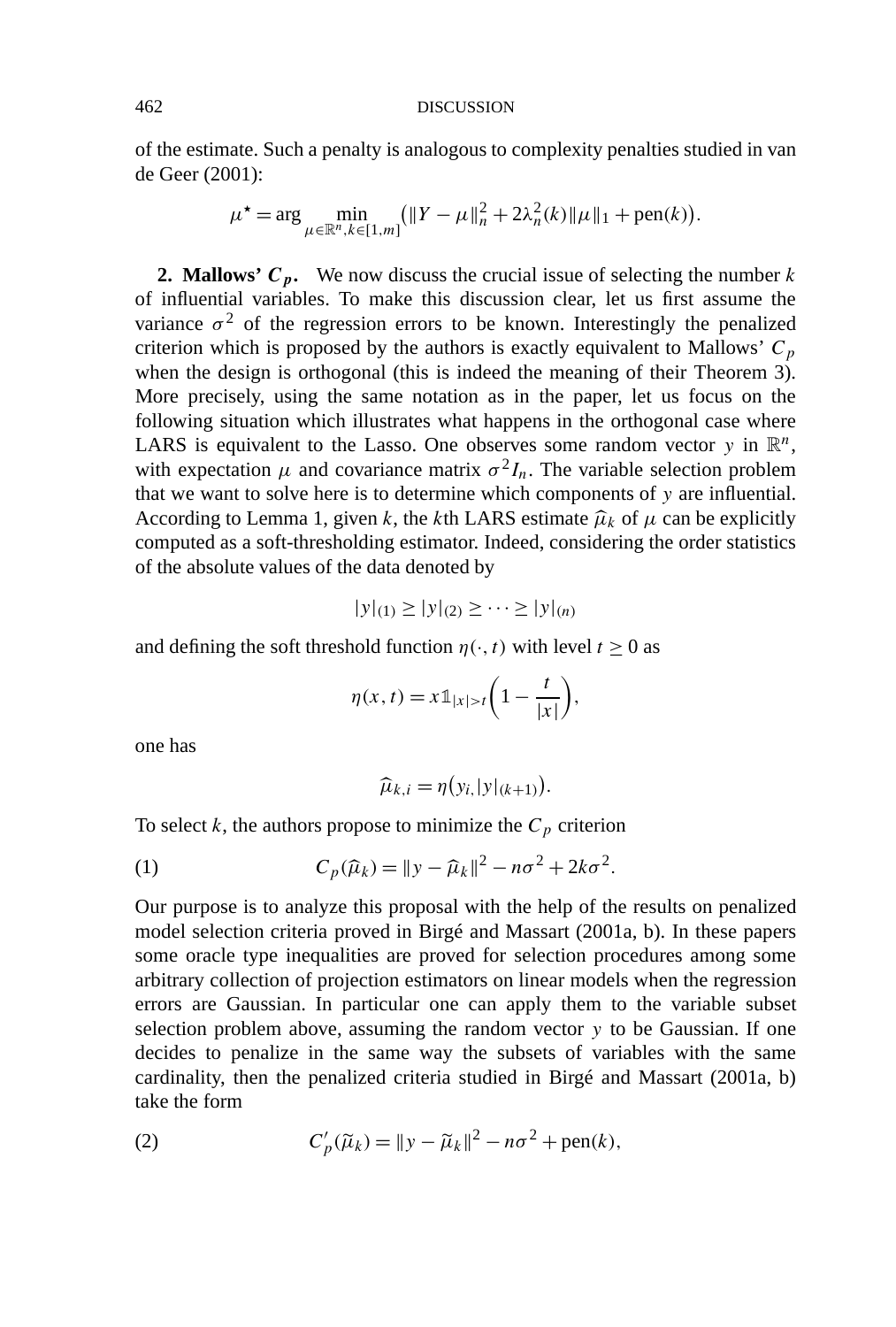of the estimate. Such a penalty is analogous to complexity penalties studied in van de Geer (2001):

$$\mu^\star = \arg\min_{\mu\in\mathbb{R}^n, k\in[1,m]} \left(\|Y-\mu\|_n^2 + 2\lambda_n^2(k)\|\mu\|_1 + \mathrm{pen}(k)\right).$$

**2. Mallows' $C_p$.** We now discuss the crucial issue of selecting the number $k$ of influential variables. To make this discussion clear, let us first assume the variance $\sigma^2$ of the regression errors to be known. Interestingly the penalized criterion which is proposed by the authors is exactly equivalent to Mallows' $C_p$ when the design is orthogonal (this is indeed the meaning of their Theorem 3). More precisely, using the same notation as in the paper, let us focus on the following situation which illustrates what happens in the orthogonal case where LARS is equivalent to the Lasso. One observes some random vector $y$ in $\mathbb{R}^n$, with expectation $\mu$ and covariance matrix $\sigma^2 I_n$. The variable selection problem that we want to solve here is to determine which components of $y$ are influential. According to Lemma 1, given $k$, the $k$th LARS estimate $\widehat{\mu}_k$ of $\mu$ can be explicitly computed as a soft-thresholding estimator. Indeed, considering the order statistics of the absolute values of the data denoted by

$$|y|_{(1)} \geq |y|_{(2)} \geq \cdots \geq |y|_{(n)}$$

and defining the soft threshold function $\eta(\cdot, t)$ with level $t \geq 0$ as

$$\eta(x,t) = x\mathbb{1}_{|x|>t}\left(1 - \frac{t}{|x|}\right),$$

one has

$$\widehat{\mu}_{k,i} = \eta\left(y_i, |y|_{(k+1)}\right).$$

To select $k$, the authors propose to minimize the $C_p$ criterion

$$C_p(\widehat{\mu}_k) = \|y - \widehat{\mu}_k\|^2 - n\sigma^2 + 2k\sigma^2. \tag{1}$$

Our purpose is to analyze this proposal with the help of the results on penalized model selection criteria proved in Birgé and Massart (2001a, b). In these papers some oracle type inequalities are proved for selection procedures among some arbitrary collection of projection estimators on linear models when the regression errors are Gaussian. In particular one can apply them to the variable subset selection problem above, assuming the random vector $y$ to be Gaussian. If one decides to penalize in the same way the subsets of variables with the same cardinality, then the penalized criteria studied in Birgé and Massart (2001a, b) take the form

$$C'_p(\widetilde{\mu}_k) = \|y - \widetilde{\mu}_k\|^2 - n\sigma^2 + \mathrm{pen}(k), \tag{2}$$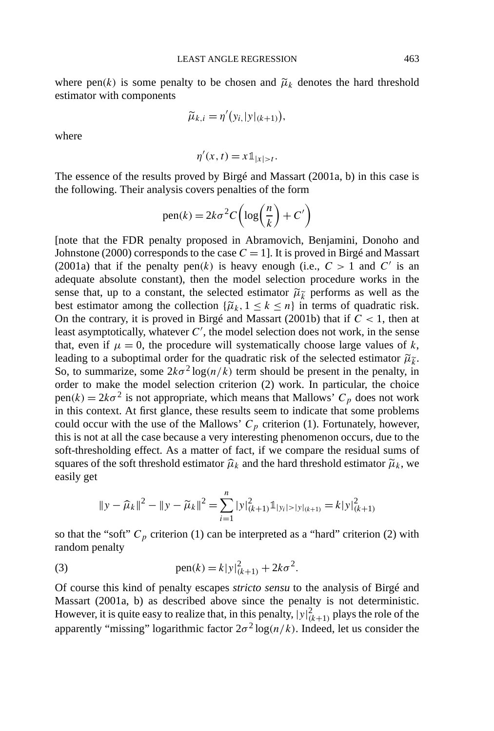where $\text{pen}(k)$ is some penalty to be chosen and $\widetilde{\mu}_k$ denotes the hard threshold estimator with components

$$\widetilde{\mu}_{k,i} = \eta'(y_i, |y|_{(k+1)}),$$

where

$$\eta'(x,t) = x\mathbb{1}_{|x|>t}.$$

The essence of the results proved by Birgé and Massart (2001a, b) in this case is the following. Their analysis covers penalties of the form

$$\text{pen}(k) = 2k\sigma^2 C\left(\log\left(\frac{n}{k}\right) + C'\right)$$

[note that the FDR penalty proposed in Abramovich, Benjamini, Donoho and Johnstone (2000) corresponds to the case $C = 1$]. It is proved in Birgé and Massart (2001a) that if the penalty $\text{pen}(k)$ is heavy enough (i.e., $C > 1$ and $C'$ is an adequate absolute constant), then the model selection procedure works in the sense that, up to a constant, the selected estimator $\widetilde{\mu}_{\widetilde{k}}$ performs as well as the best estimator among the collection $\{\widetilde{\mu}_k, 1 \le k \le n\}$ in terms of quadratic risk. On the contrary, it is proved in Birgé and Massart (2001b) that if $C < 1$, then at least asymptotically, whatever $C'$, the model selection does not work, in the sense that, even if $\mu = 0$, the procedure will systematically choose large values of $k$, leading to a suboptimal order for the quadratic risk of the selected estimator $\widetilde{\mu}_{\widetilde{k}}$. So, to summarize, some $2k\sigma^2\log(n/k)$ term should be present in the penalty, in order to make the model selection criterion (2) work. In particular, the choice $\text{pen}(k) = 2k\sigma^2$ is not appropriate, which means that Mallows' $C_p$ does not work in this context. At first glance, these results seem to indicate that some problems could occur with the use of the Mallows' $C_p$ criterion (1). Fortunately, however, this is not at all the case because a very interesting phenomenon occurs, due to the soft-thresholding effect. As a matter of fact, if we compare the residual sums of squares of the soft threshold estimator $\widehat{\mu}_k$ and the hard threshold estimator $\widetilde{\mu}_k$, we easily get

$$\|y - \widehat{\mu}_k\|^2 - \|y - \widetilde{\mu}_k\|^2 = \sum_{i=1}^{n} |y|^2_{(k+1)} \mathbb{1}_{|y_i| > |y|_{(k+1)}} = k|y|^2_{(k+1)}$$

so that the "soft" $C_p$ criterion (1) can be interpreted as a "hard" criterion (2) with random penalty

$$\text{pen}(k) = k|y|^2_{(k+1)} + 2k\sigma^2. \tag{3}$$

Of course this kind of penalty escapes *stricto sensu* to the analysis of Birgé and Massart (2001a, b) as described above since the penalty is not deterministic. However, it is quite easy to realize that, in this penalty, $|y|^2_{(k+1)}$ plays the role of the apparently "missing" logarithmic factor $2\sigma^2\log(n/k)$. Indeed, let us consider the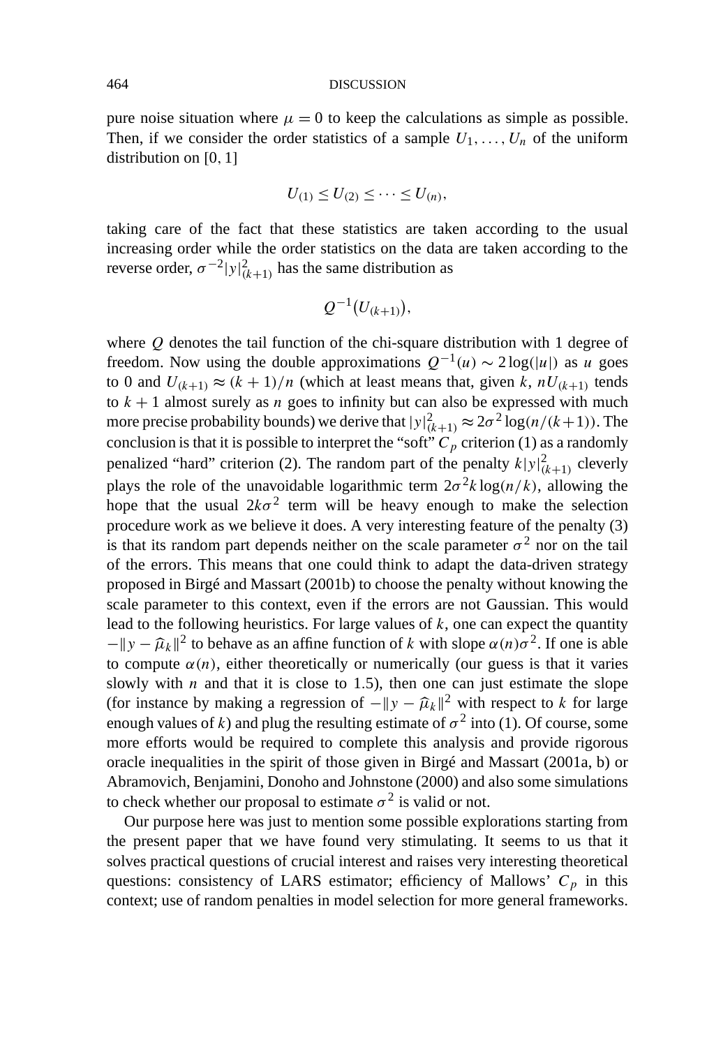pure noise situation where $\mu = 0$ to keep the calculations as simple as possible. Then, if we consider the order statistics of a sample $U_1, \dots, U_n$ of the uniform distribution on $[0, 1]$

$$U_{(1)} \leq U_{(2)} \leq \cdots \leq U_{(n)},$$

taking care of the fact that these statistics are taken according to the usual increasing order while the order statistics on the data are taken according to the reverse order, $\sigma^{-2}|y|^2_{(k+1)}$ has the same distribution as

$$Q^{-1}(U_{(k+1)}),$$

where $Q$ denotes the tail function of the chi-square distribution with 1 degree of freedom. Now using the double approximations $Q^{-1}(u) \sim 2\log(|u|)$ as $u$ goes to 0 and $U_{(k+1)} \approx (k+1)/n$ (which at least means that, given $k$, $nU_{(k+1)}$ tends to $k+1$ almost surely as $n$ goes to infinity but can also be expressed with much more precise probability bounds) we derive that $|y|^2_{(k+1)} \approx 2\sigma^2 \log(n/(k+1))$. The conclusion is that it is possible to interpret the "soft" $C_p$ criterion (1) as a randomly penalized "hard" criterion (2). The random part of the penalty $k|y|^2_{(k+1)}$ cleverly plays the role of the unavoidable logarithmic term $2\sigma^2 k \log(n/k)$, allowing the hope that the usual $2k\sigma^2$ term will be heavy enough to make the selection procedure work as we believe it does. A very interesting feature of the penalty (3) is that its random part depends neither on the scale parameter $\sigma^2$ nor on the tail of the errors. This means that one could think to adapt the data-driven strategy proposed in Birgé and Massart (2001b) to choose the penalty without knowing the scale parameter to this context, even if the errors are not Gaussian. This would lead to the following heuristics. For large values of $k$, one can expect the quantity $-\|y - \widehat{\mu}_k\|^2$ to behave as an affine function of $k$ with slope $\alpha(n)\sigma^2$. If one is able to compute $\alpha(n)$, either theoretically or numerically (our guess is that it varies slowly with $n$ and that it is close to 1.5), then one can just estimate the slope (for instance by making a regression of $-\|y - \widehat{\mu}_k\|^2$ with respect to $k$ for large enough values of $k$) and plug the resulting estimate of $\sigma^2$ into (1). Of course, some more efforts would be required to complete this analysis and provide rigorous oracle inequalities in the spirit of those given in Birgé and Massart (2001a, b) or Abramovich, Benjamini, Donoho and Johnstone (2000) and also some simulations to check whether our proposal to estimate $\sigma^2$ is valid or not.

Our purpose here was just to mention some possible explorations starting from the present paper that we have found very stimulating. It seems to us that it solves practical questions of crucial interest and raises very interesting theoretical questions: consistency of LARS estimator; efficiency of Mallows' $C_p$ in this context; use of random penalties in model selection for more general frameworks.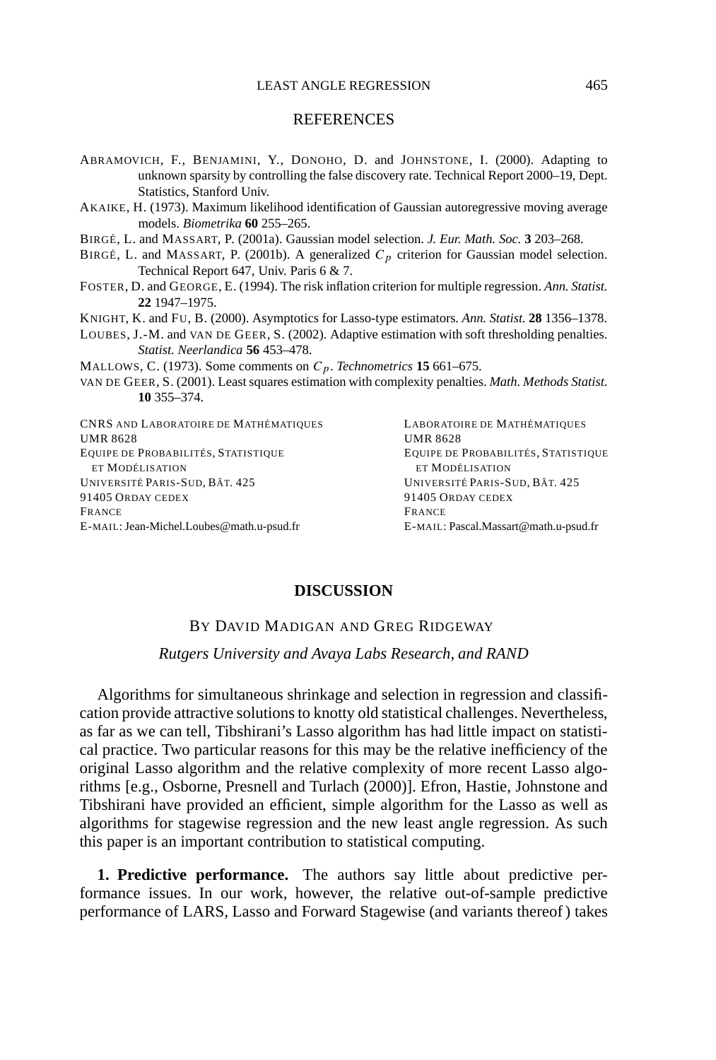## REFERENCES

ABRAMOVICH, F., BENJAMINI, Y., DONOHO, D. and JOHNSTONE, I. (2000). Adapting to unknown sparsity by controlling the false discovery rate. Technical Report 2000–19, Dept. Statistics, Stanford Univ.

AKAIKE, H. (1973). Maximum likelihood identification of Gaussian autoregressive moving average models. *Biometrika* **60** 255–265.

BIRGÉ, L. and MASSART, P. (2001a). Gaussian model selection. *J. Eur. Math. Soc.* **3** 203–268.

BIRGÉ, L. and MASSART, P. (2001b). A generalized $C_p$ criterion for Gaussian model selection. Technical Report 647, Univ. Paris 6 & 7.

FOSTER, D. and GEORGE, E. (1994). The risk inflation criterion for multiple regression. *Ann. Statist.* **22** 1947–1975.

KNIGHT, K. and FU, B. (2000). Asymptotics for Lasso-type estimators. *Ann. Statist.* **28** 1356–1378.

LOUBES, J.-M. and VAN DE GEER, S. (2002). Adaptive estimation with soft thresholding penalties. *Statist. Neerlandica* **56** 453–478.

MALLOWS, C. (1973). Some comments on $C_p$. *Technometrics* **15** 661–675.

VAN DE GEER, S. (2001). Least squares estimation with complexity penalties. *Math. Methods Statist.* **10** 355–374.

CNRS AND LABORATOIRE DE MATHÉMATIQUES
UMR 8628
EQUIPE DE PROBABILITÉS, STATISTIQUE
ET MODÉLISATION
UNIVERSITÉ PARIS-SUD, BÂT. 425
91405 ORDAY CEDEX
FRANCE
E-MAIL: Jean-Michel.Loubes@math.u-psud.fr

LABORATOIRE DE MATHÉMATIQUES
UMR 8628
EQUIPE DE PROBABILITÉS, STATISTIQUE
ET MODÉLISATION
UNIVERSITÉ PARIS-SUD, BÂT. 425
91405 ORDAY CEDEX
FRANCE
E-MAIL: Pascal.Massart@math.u-psud.fr

# DISCUSSION

BY DAVID MADIGAN AND GREG RIDGEWAY

*Rutgers University and Avaya Labs Research, and RAND*

Algorithms for simultaneous shrinkage and selection in regression and classification provide attractive solutions to knotty old statistical challenges. Nevertheless, as far as we can tell, Tibshirani's Lasso algorithm has had little impact on statistical practice. Two particular reasons for this may be the relative inefficiency of the original Lasso algorithm and the relative complexity of more recent Lasso algorithms [e.g., Osborne, Presnell and Turlach (2000)]. Efron, Hastie, Johnstone and Tibshirani have provided an efficient, simple algorithm for the Lasso as well as algorithms for stagewise regression and the new least angle regression. As such this paper is an important contribution to statistical computing.

**1. Predictive performance.** The authors say little about predictive performance issues. In our work, however, the relative out-of-sample predictive performance of LARS, Lasso and Forward Stagewise (and variants thereof) takes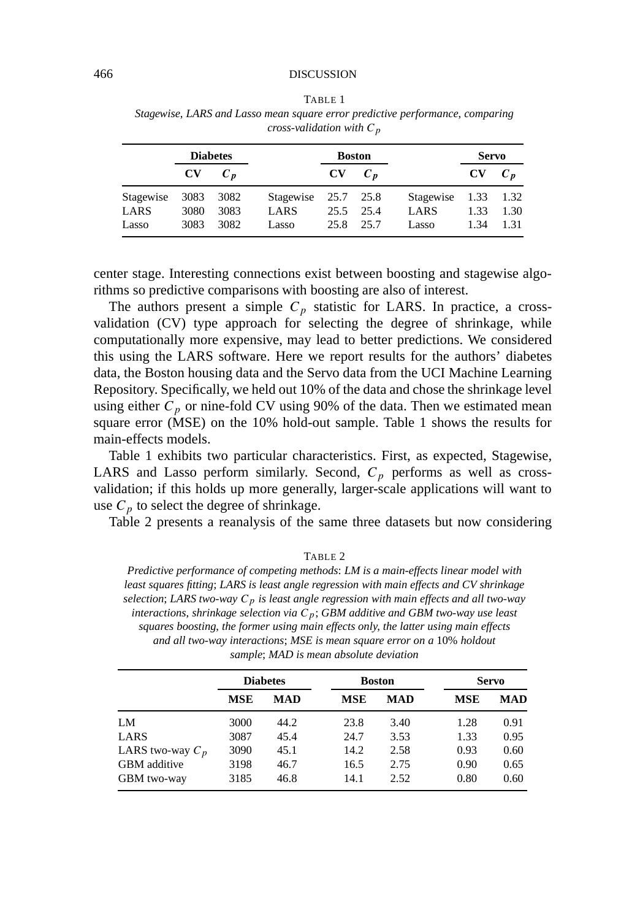TABLE 1

*Stagewise, LARS and Lasso mean square error predictive performance, comparing cross-validation with $C_p$*

| | **Diabetes** | | | **Boston** | | | **Servo** | |
|---|---|---|---|---|---|---|---|---|
| | **CV** | $C_p$ | | **CV** | $C_p$ | | **CV** | $C_p$ |
| Stagewise | 3083 | 3082 | Stagewise | 25.7 | 25.8 | Stagewise | 1.33 | 1.32 |
| LARS | 3080 | 3083 | LARS | 25.5 | 25.4 | LARS | 1.33 | 1.30 |
| Lasso | 3083 | 3082 | Lasso | 25.8 | 25.7 | Lasso | 1.34 | 1.31 |

center stage. Interesting connections exist between boosting and stagewise algorithms so predictive comparisons with boosting are also of interest.

The authors present a simple $C_p$ statistic for LARS. In practice, a cross-validation (CV) type approach for selecting the degree of shrinkage, while computationally more expensive, may lead to better predictions. We considered this using the LARS software. Here we report results for the authors' diabetes data, the Boston housing data and the Servo data from the UCI Machine Learning Repository. Specifically, we held out 10% of the data and chose the shrinkage level using either $C_p$ or nine-fold CV using 90% of the data. Then we estimated mean square error (MSE) on the 10% hold-out sample. Table 1 shows the results for main-effects models.

Table 1 exhibits two particular characteristics. First, as expected, Stagewise, LARS and Lasso perform similarly. Second, $C_p$ performs as well as cross-validation; if this holds up more generally, larger-scale applications will want to use $C_p$ to select the degree of shrinkage.

Table 2 presents a reanalysis of the same three datasets but now considering

TABLE 2

*Predictive performance of competing methods: LM is a main-effects linear model with least squares fitting; LARS is least angle regression with main effects and CV shrinkage selection; LARS two-way $C_p$ is least angle regression with main effects and all two-way interactions, shrinkage selection via $C_p$; GBM additive and GBM two-way use least squares boosting, the former using main effects only, the latter using main effects and all two-way interactions; MSE is mean square error on a 10% holdout sample; MAD is mean absolute deviation*

| | **Diabetes** | | **Boston** | | **Servo** | |
|---|---|---|---|---|---|---|
| | **MSE** | **MAD** | **MSE** | **MAD** | **MSE** | **MAD** |
| LM | 3000 | 44.2 | 23.8 | 3.40 | 1.28 | 0.91 |
| LARS | 3087 | 45.4 | 24.7 | 3.53 | 1.33 | 0.95 |
| LARS two-way $C_p$ | 3090 | 45.1 | 14.2 | 2.58 | 0.93 | 0.60 |
| GBM additive | 3198 | 46.7 | 16.5 | 2.75 | 0.90 | 0.65 |
| GBM two-way | 3185 | 46.8 | 14.1 | 2.52 | 0.80 | 0.60 |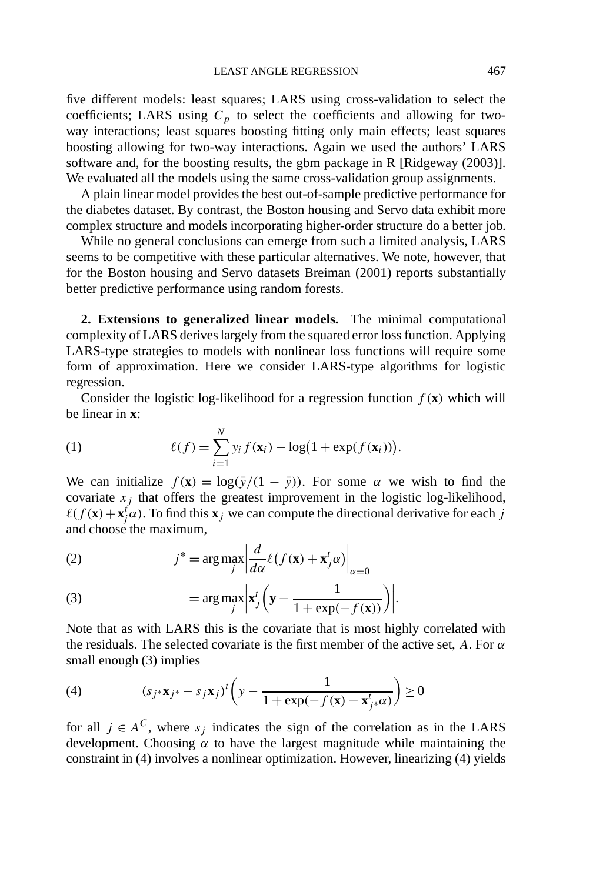five different models: least squares; LARS using cross-validation to select the coefficients; LARS using $C_p$ to select the coefficients and allowing for two-way interactions; least squares boosting fitting only main effects; least squares boosting allowing for two-way interactions. Again we used the authors' LARS software and, for the boosting results, the gbm package in R [Ridgeway (2003)]. We evaluated all the models using the same cross-validation group assignments.

A plain linear model provides the best out-of-sample predictive performance for the diabetes dataset. By contrast, the Boston housing and Servo data exhibit more complex structure and models incorporating higher-order structure do a better job.

While no general conclusions can emerge from such a limited analysis, LARS seems to be competitive with these particular alternatives. We note, however, that for the Boston housing and Servo datasets Breiman (2001) reports substantially better predictive performance using random forests.

**2. Extensions to generalized linear models.** The minimal computational complexity of LARS derives largely from the squared error loss function. Applying LARS-type strategies to models with nonlinear loss functions will require some form of approximation. Here we consider LARS-type algorithms for logistic regression.

Consider the logistic log-likelihood for a regression function $f(\mathbf{x})$ which will be linear in $\mathbf{x}$:

$$\ell(f) = \sum_{i=1}^{N} y_i f(\mathbf{x}_i) - \log\bigl(1 + \exp(f(\mathbf{x}_i))\bigr). \tag{1}$$

We can initialize $f(\mathbf{x}) = \log(\bar{y}/(1-\bar{y}))$. For some $\alpha$ we wish to find the covariate $x_j$ that offers the greatest improvement in the logistic log-likelihood, $\ell(f(\mathbf{x}) + \mathbf{x}_j^t \alpha)$. To find this $\mathbf{x}_j$ we can compute the directional derivative for each $j$ and choose the maximum,

$$j^* = \arg\max_j \left| \frac{d}{d\alpha} \ell\bigl(f(\mathbf{x}) + \mathbf{x}_j^t \alpha\bigr) \right|_{\alpha=0} \tag{2}$$

$$= \arg\max_j \left| \mathbf{x}_j^t \left( \mathbf{y} - \frac{1}{1 + \exp(-f(\mathbf{x}))} \right) \right|. \tag{3}$$

Note that as with LARS this is the covariate that is most highly correlated with the residuals. The selected covariate is the first member of the active set, $A$. For $\alpha$ small enough (3) implies

$$(s_{j^*}\mathbf{x}_{j^*} - s_j \mathbf{x}_j)^t \left( y - \frac{1}{1 + \exp(-f(\mathbf{x}) - \mathbf{x}_{j^*}^t \alpha)} \right) \geq 0 \tag{4}$$

for all $j \in A^C$, where $s_j$ indicates the sign of the correlation as in the LARS development. Choosing $\alpha$ to have the largest magnitude while maintaining the constraint in (4) involves a nonlinear optimization. However, linearizing (4) yields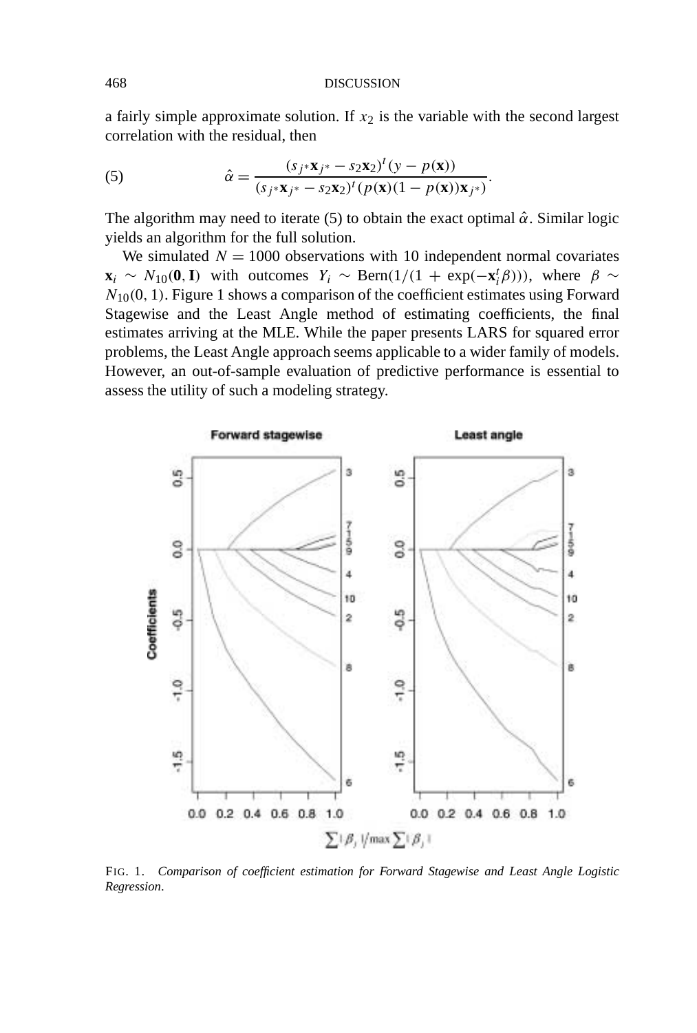a fairly simple approximate solution. If $x_2$ is the variable with the second largest correlation with the residual, then

$$\hat{\alpha} = \frac{(s_{j^*}\mathbf{x}_{j^*} - s_2\mathbf{x}_2)^t(y - p(\mathbf{x}))}{(s_{j^*}\mathbf{x}_{j^*} - s_2\mathbf{x}_2)^t(p(\mathbf{x})(1 - p(\mathbf{x}))\mathbf{x}_{j^*})}. \tag{5}$$

The algorithm may need to iterate (5) to obtain the exact optimal $\hat{\alpha}$. Similar logic yields an algorithm for the full solution.

We simulated $N = 1000$ observations with 10 independent normal covariates $\mathbf{x}_i \sim N_{10}(\mathbf{0}, \mathbf{I})$ with outcomes $Y_i \sim \text{Bern}(1/(1 + \exp(-\mathbf{x}_i^t\beta)))$, where $\beta \sim N_{10}(0, 1)$. Figure 1 shows a comparison of the coefficient estimates using Forward Stagewise and the Least Angle method of estimating coefficients, the final estimates arriving at the MLE. While the paper presents LARS for squared error problems, the Least Angle approach seems applicable to a wider family of models. However, an out-of-sample evaluation of predictive performance is essential to assess the utility of such a modeling strategy.

FIG. 1. *Comparison of coefficient estimation for Forward Stagewise and Least Angle Logistic Regression.*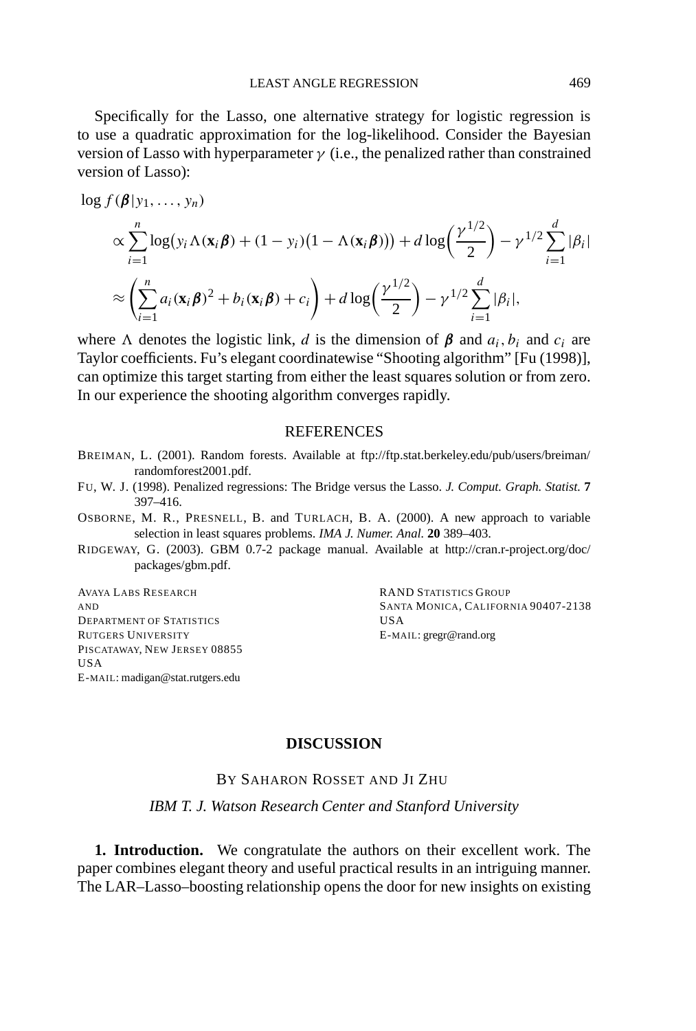Specifically for the Lasso, one alternative strategy for logistic regression is to use a quadratic approximation for the log-likelihood. Consider the Bayesian version of Lasso with hyperparameter $\gamma$ (i.e., the penalized rather than constrained version of Lasso):

$$
\begin{aligned}
&\log f(\boldsymbol{\beta}|y_1, \dots, y_n) \\
&\quad\propto \sum_{i=1}^{n} \log\bigl(y_i \Lambda(\mathbf{x}_i \boldsymbol{\beta}) + (1 - y_i)\bigl(1 - \Lambda(\mathbf{x}_i \boldsymbol{\beta})\bigr)\bigr) + d \log\biggl(\frac{\gamma^{1/2}}{2}\biggr) - \gamma^{1/2} \sum_{i=1}^{d} |\beta_i| \\
&\quad\approx \Biggl(\sum_{i=1}^{n} a_i (\mathbf{x}_i \boldsymbol{\beta})^2 + b_i (\mathbf{x}_i \boldsymbol{\beta}) + c_i\Biggr) + d \log\biggl(\frac{\gamma^{1/2}}{2}\biggr) - \gamma^{1/2} \sum_{i=1}^{d} |\beta_i|,
\end{aligned}
$$

where $\Lambda$ denotes the logistic link, $d$ is the dimension of $\boldsymbol{\beta}$ and $a_i, b_i$ and $c_i$ are Taylor coefficients. Fu's elegant coordinatewise "Shooting algorithm" [Fu (1998)], can optimize this target starting from either the least squares solution or from zero. In our experience the shooting algorithm converges rapidly.

## REFERENCES

BREIMAN, L. (2001). Random forests. Available at ftp://ftp.stat.berkeley.edu/pub/users/breiman/randomforest2001.pdf.

FU, W. J. (1998). Penalized regressions: The Bridge versus the Lasso. *J. Comput. Graph. Statist.* **7** 397–416.

OSBORNE, M. R., PRESNELL, B. and TURLACH, B. A. (2000). A new approach to variable selection in least squares problems. *IMA J. Numer. Anal.* **20** 389–403.

RIDGEWAY, G. (2003). GBM 0.7-2 package manual. Available at http://cran.r-project.org/doc/packages/gbm.pdf.

AVAYA LABS RESEARCH
AND
DEPARTMENT OF STATISTICS
RUTGERS UNIVERSITY
PISCATAWAY, NEW JERSEY 08855
USA
E-MAIL: madigan@stat.rutgers.edu

RAND STATISTICS GROUP
SANTA MONICA, CALIFORNIA 90407-2138
USA
E-MAIL: gregr@rand.org

# DISCUSSION

BY SAHARON ROSSET AND JI ZHU

*IBM T. J. Watson Research Center and Stanford University*

**1. Introduction.** We congratulate the authors on their excellent work. The paper combines elegant theory and useful practical results in an intriguing manner. The LAR–Lasso–boosting relationship opens the door for new insights on existing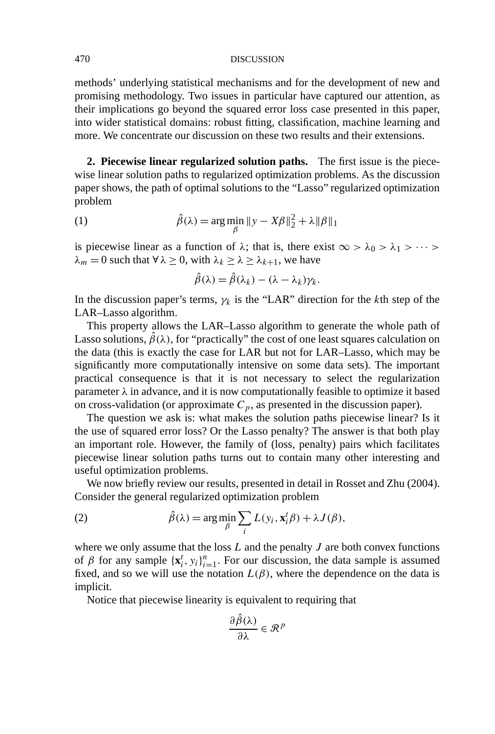methods' underlying statistical mechanisms and for the development of new and promising methodology. Two issues in particular have captured our attention, as their implications go beyond the squared error loss case presented in this paper, into wider statistical domains: robust fitting, classification, machine learning and more. We concentrate our discussion on these two results and their extensions.

**2. Piecewise linear regularized solution paths.** The first issue is the piecewise linear solution paths to regularized optimization problems. As the discussion paper shows, the path of optimal solutions to the "Lasso" regularized optimization problem

$$\hat{\beta}(\lambda) = \arg\min_{\beta} \|y - X\beta\|_2^2 + \lambda\|\beta\|_1 \tag{1}$$

is piecewise linear as a function of $\lambda$; that is, there exist $\infty > \lambda_0 > \lambda_1 > \cdots > \lambda_m = 0$ such that $\forall\, \lambda \geq 0$, with $\lambda_k \geq \lambda \geq \lambda_{k+1}$, we have

$$\hat{\beta}(\lambda) = \hat{\beta}(\lambda_k) - (\lambda - \lambda_k)\gamma_k.$$

In the discussion paper's terms, $\gamma_k$ is the "LAR" direction for the $k$th step of the LAR–Lasso algorithm.

This property allows the LAR–Lasso algorithm to generate the whole path of Lasso solutions, $\hat{\beta}(\lambda)$, for "practically" the cost of one least squares calculation on the data (this is exactly the case for LAR but not for LAR–Lasso, which may be significantly more computationally intensive on some data sets). The important practical consequence is that it is not necessary to select the regularization parameter $\lambda$ in advance, and it is now computationally feasible to optimize it based on cross-validation (or approximate $C_p$, as presented in the discussion paper).

The question we ask is: what makes the solution paths piecewise linear? Is it the use of squared error loss? Or the Lasso penalty? The answer is that both play an important role. However, the family of (loss, penalty) pairs which facilitates piecewise linear solution paths turns out to contain many other interesting and useful optimization problems.

We now briefly review our results, presented in detail in Rosset and Zhu (2004). Consider the general regularized optimization problem

$$\hat{\beta}(\lambda) = \arg\min_{\beta} \sum_i L(y_i, \mathbf{x}_i^t \beta) + \lambda J(\beta), \tag{2}$$

where we only assume that the loss $L$ and the penalty $J$ are both convex functions of $\beta$ for any sample $\{\mathbf{x}_i^t, y_i\}_{i=1}^n$. For our discussion, the data sample is assumed fixed, and so we will use the notation $L(\beta)$, where the dependence on the data is implicit.

Notice that piecewise linearity is equivalent to requiring that

$$\frac{\partial \hat{\beta}(\lambda)}{\partial \lambda} \in \mathcal{R}^p$$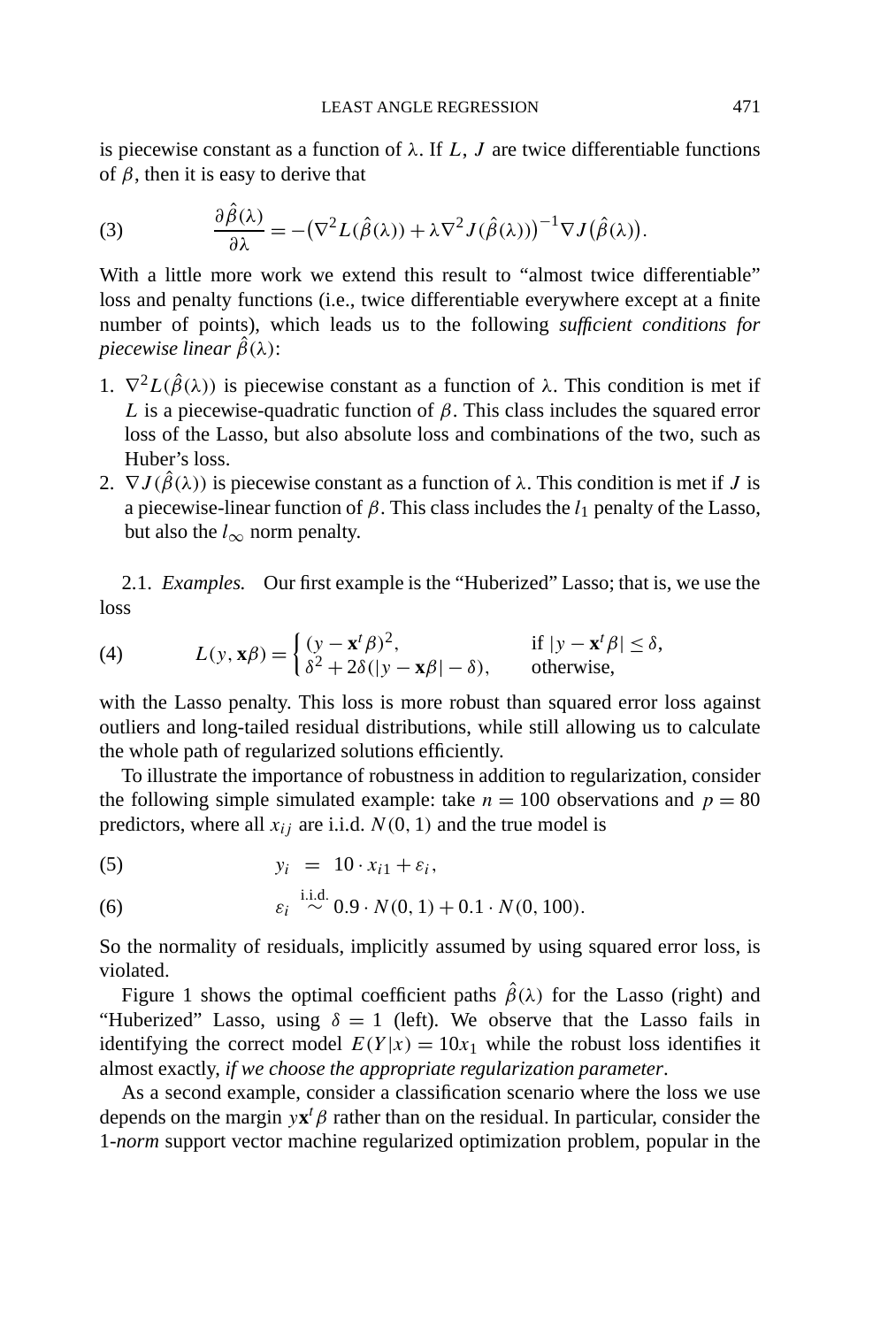is piecewise constant as a function of $\lambda$. If $L$, $J$ are twice differentiable functions of $\beta$, then it is easy to derive that

$$\frac{\partial \hat{\beta}(\lambda)}{\partial \lambda} = -\big(\nabla^2 L(\hat{\beta}(\lambda)) + \lambda \nabla^2 J(\hat{\beta}(\lambda))\big)^{-1} \nabla J\big(\hat{\beta}(\lambda)\big). \tag{3}$$

With a little more work we extend this result to "almost twice differentiable" loss and penalty functions (i.e., twice differentiable everywhere except at a finite number of points), which leads us to the following *sufficient conditions for piecewise linear* $\hat{\beta}(\lambda)$:

1. $\nabla^2 L(\hat{\beta}(\lambda))$ is piecewise constant as a function of $\lambda$. This condition is met if $L$ is a piecewise-quadratic function of $\beta$. This class includes the squared error loss of the Lasso, but also absolute loss and combinations of the two, such as Huber's loss.
2. $\nabla J(\hat{\beta}(\lambda))$ is piecewise constant as a function of $\lambda$. This condition is met if $J$ is a piecewise-linear function of $\beta$. This class includes the $l_1$ penalty of the Lasso, but also the $l_\infty$ norm penalty.

2.1. *Examples.* Our first example is the "Huberized" Lasso; that is, we use the loss

$$L(y, \mathbf{x}\beta) = \begin{cases} (y - \mathbf{x}^t\beta)^2, & \text{if } |y - \mathbf{x}^t\beta| \le \delta, \\ \delta^2 + 2\delta(|y - \mathbf{x}\beta| - \delta), & \text{otherwise,} \end{cases} \tag{4}$$

with the Lasso penalty. This loss is more robust than squared error loss against outliers and long-tailed residual distributions, while still allowing us to calculate the whole path of regularized solutions efficiently.

To illustrate the importance of robustness in addition to regularization, consider the following simple simulated example: take $n = 100$ observations and $p = 80$ predictors, where all $x_{ij}$ are i.i.d. $N(0, 1)$ and the true model is

$$y_i = 10 \cdot x_{i1} + \varepsilon_i, \tag{5}$$

$$\varepsilon_i \overset{\text{i.i.d.}}{\sim} 0.9 \cdot N(0, 1) + 0.1 \cdot N(0, 100). \tag{6}$$

So the normality of residuals, implicitly assumed by using squared error loss, is violated.

Figure 1 shows the optimal coefficient paths $\hat{\beta}(\lambda)$ for the Lasso (right) and "Huberized" Lasso, using $\delta = 1$ (left). We observe that the Lasso fails in identifying the correct model $E(Y|x) = 10x_1$ while the robust loss identifies it almost exactly, *if we choose the appropriate regularization parameter*.

As a second example, consider a classification scenario where the loss we use depends on the margin $y\mathbf{x}^t\beta$ rather than on the residual. In particular, consider the 1-*norm* support vector machine regularized optimization problem, popular in the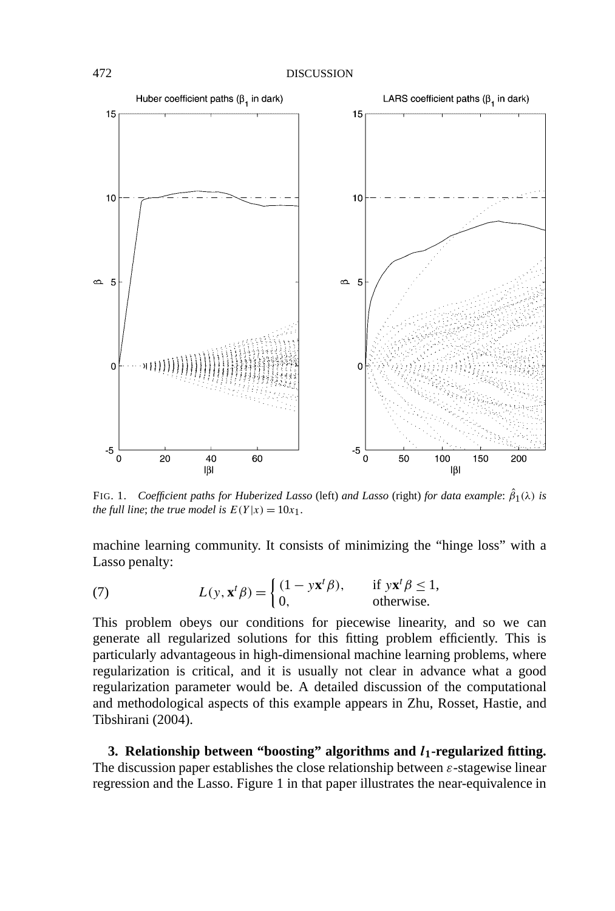FIG. 1. *Coefficient paths for Huberized Lasso* (left) *and Lasso* (right) *for data example*: $\hat{\beta}_1(\lambda)$ *is the full line*; *the true model is* $E(Y|x) = 10x_1$.

machine learning community. It consists of minimizing the "hinge loss" with a Lasso penalty:

$$L(y, \mathbf{x}^t\beta) = \begin{cases} (1 - y\mathbf{x}^t\beta), & \text{if } y\mathbf{x}^t\beta \le 1, \\ 0, & \text{otherwise.} \end{cases} \tag{7}$$

This problem obeys our conditions for piecewise linearity, and so we can generate all regularized solutions for this fitting problem efficiently. This is particularly advantageous in high-dimensional machine learning problems, where regularization is critical, and it is usually not clear in advance what a good regularization parameter would be. A detailed discussion of the computational and methodological aspects of this example appears in Zhu, Rosset, Hastie, and Tibshirani (2004).

**3. Relationship between "boosting" algorithms and $l_1$-regularized fitting.** The discussion paper establishes the close relationship between $\varepsilon$-stagewise linear regression and the Lasso. Figure 1 in that paper illustrates the near-equivalence in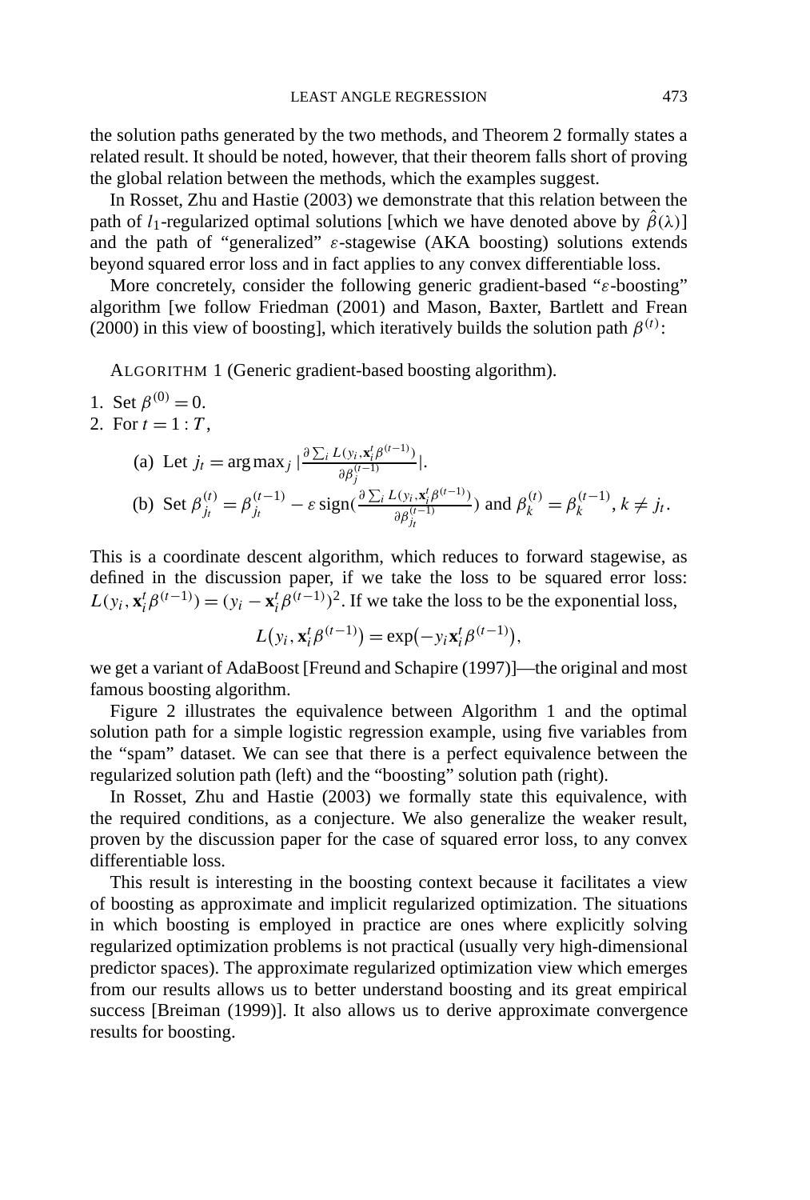the solution paths generated by the two methods, and Theorem 2 formally states a related result. It should be noted, however, that their theorem falls short of proving the global relation between the methods, which the examples suggest.

In Rosset, Zhu and Hastie (2003) we demonstrate that this relation between the path of $l_1$-regularized optimal solutions [which we have denoted above by $\hat{\beta}(\lambda)$] and the path of "generalized" $\varepsilon$-stagewise (AKA boosting) solutions extends beyond squared error loss and in fact applies to any convex differentiable loss.

More concretely, consider the following generic gradient-based "$\varepsilon$-boosting" algorithm [we follow Friedman (2001) and Mason, Baxter, Bartlett and Frean (2000) in this view of boosting], which iteratively builds the solution path $\beta^{(t)}$:

ALGORITHM 1 (Generic gradient-based boosting algorithm).

1. Set $\beta^{(0)} = 0$.
2. For $t = 1 : T$,

   (a) Let $j_t = \arg\max_j |\frac{\partial \sum_i L(y_i, \mathbf{x}_i^t \beta^{(t-1)})}{\partial \beta_j^{(t-1)}}|$.

   (b) Set $\beta_{j_t}^{(t)} = \beta_{j_t}^{(t-1)} - \varepsilon \operatorname{sign}(\frac{\partial \sum_i L(y_i, \mathbf{x}_i^t \beta^{(t-1)})}{\partial \beta_{j_t}^{(t-1)}})$ and $\beta_k^{(t)} = \beta_k^{(t-1)}$, $k \neq j_t$.

This is a coordinate descent algorithm, which reduces to forward stagewise, as defined in the discussion paper, if we take the loss to be squared error loss: $L(y_i, \mathbf{x}_i^t \beta^{(t-1)}) = (y_i - \mathbf{x}_i^t \beta^{(t-1)})^2$. If we take the loss to be the exponential loss,

$$L(y_i, \mathbf{x}_i^t \beta^{(t-1)}) = \exp(-y_i \mathbf{x}_i^t \beta^{(t-1)}),$$

we get a variant of AdaBoost [Freund and Schapire (1997)]—the original and most famous boosting algorithm.

Figure 2 illustrates the equivalence between Algorithm 1 and the optimal solution path for a simple logistic regression example, using five variables from the "spam" dataset. We can see that there is a perfect equivalence between the regularized solution path (left) and the "boosting" solution path (right).

In Rosset, Zhu and Hastie (2003) we formally state this equivalence, with the required conditions, as a conjecture. We also generalize the weaker result, proven by the discussion paper for the case of squared error loss, to any convex differentiable loss.

This result is interesting in the boosting context because it facilitates a view of boosting as approximate and implicit regularized optimization. The situations in which boosting is employed in practice are ones where explicitly solving regularized optimization problems is not practical (usually very high-dimensional predictor spaces). The approximate regularized optimization view which emerges from our results allows us to better understand boosting and its great empirical success [Breiman (1999)]. It also allows us to derive approximate convergence results for boosting.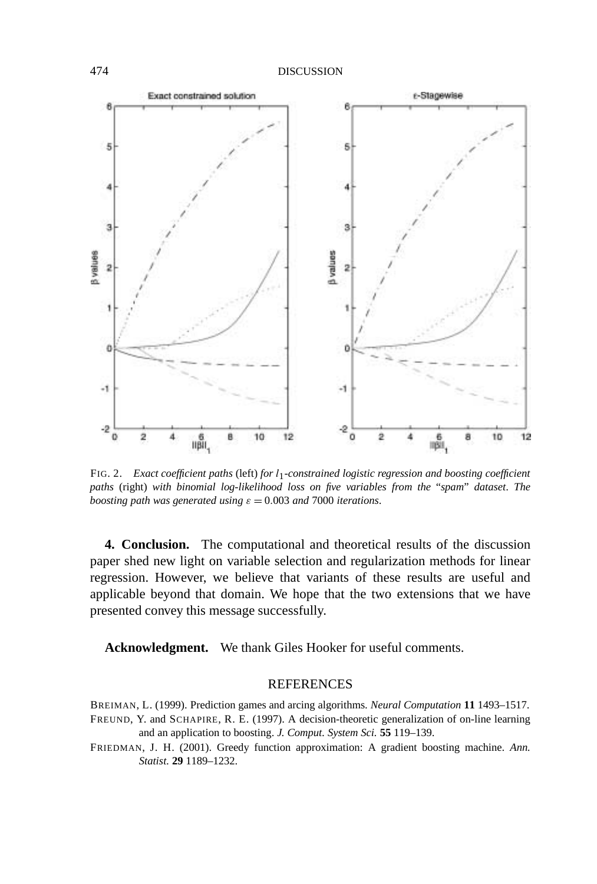FIG. 2. *Exact coefficient paths* (left) *for $l_1$-constrained logistic regression and boosting coefficient paths* (right) *with binomial log-likelihood loss on five variables from the* "*spam*" *dataset*. *The boosting path was generated using $\varepsilon = 0.003$ and* 7000 *iterations*.

**4. Conclusion.** The computational and theoretical results of the discussion paper shed new light on variable selection and regularization methods for linear regression. However, we believe that variants of these results are useful and applicable beyond that domain. We hope that the two extensions that we have presented convey this message successfully.

**Acknowledgment.** We thank Giles Hooker for useful comments.

## REFERENCES

BREIMAN, L. (1999). Prediction games and arcing algorithms. *Neural Computation* **11** 1493–1517.

FREUND, Y. and SCHAPIRE, R. E. (1997). A decision-theoretic generalization of on-line learning and an application to boosting. *J. Comput. System Sci.* **55** 119–139.

FRIEDMAN, J. H. (2001). Greedy function approximation: A gradient boosting machine. *Ann. Statist.* **29** 1189–1232.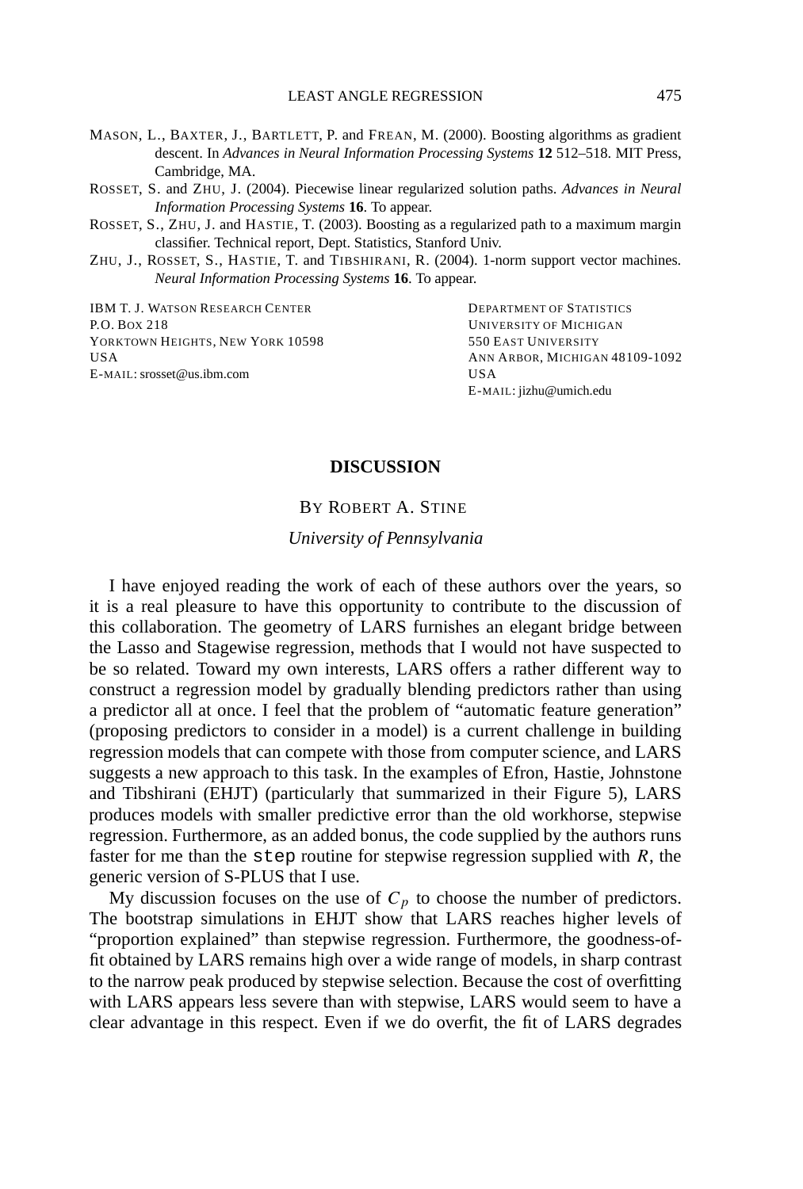MASON, L., BAXTER, J., BARTLETT, P. and FREAN, M. (2000). Boosting algorithms as gradient descent. In *Advances in Neural Information Processing Systems* **12** 512–518. MIT Press, Cambridge, MA.

ROSSET, S. and ZHU, J. (2004). Piecewise linear regularized solution paths. *Advances in Neural Information Processing Systems* **16**. To appear.

ROSSET, S., ZHU, J. and HASTIE, T. (2003). Boosting as a regularized path to a maximum margin classifier. Technical report, Dept. Statistics, Stanford Univ.

ZHU, J., ROSSET, S., HASTIE, T. and TIBSHIRANI, R. (2004). 1-norm support vector machines. *Neural Information Processing Systems* **16**. To appear.

IBM T. J. WATSON RESEARCH CENTER
P.O. BOX 218
YORKTOWN HEIGHTS, NEW YORK 10598
USA
E-MAIL: srosset@us.ibm.com

DEPARTMENT OF STATISTICS
UNIVERSITY OF MICHIGAN
550 EAST UNIVERSITY
ANN ARBOR, MICHIGAN 48109-1092
USA
E-MAIL: jizhu@umich.edu

# DISCUSSION

BY ROBERT A. STINE

*University of Pennsylvania*

I have enjoyed reading the work of each of these authors over the years, so it is a real pleasure to have this opportunity to contribute to the discussion of this collaboration. The geometry of LARS furnishes an elegant bridge between the Lasso and Stagewise regression, methods that I would not have suspected to be so related. Toward my own interests, LARS offers a rather different way to construct a regression model by gradually blending predictors rather than using a predictor all at once. I feel that the problem of "automatic feature generation" (proposing predictors to consider in a model) is a current challenge in building regression models that can compete with those from computer science, and LARS suggests a new approach to this task. In the examples of Efron, Hastie, Johnstone and Tibshirani (EHJT) (particularly that summarized in their Figure 5), LARS produces models with smaller predictive error than the old workhorse, stepwise regression. Furthermore, as an added bonus, the code supplied by the authors runs faster for me than the `step` routine for stepwise regression supplied with *R*, the generic version of S-PLUS that I use.

My discussion focuses on the use of $C_p$ to choose the number of predictors. The bootstrap simulations in EHJT show that LARS reaches higher levels of "proportion explained" than stepwise regression. Furthermore, the goodness-of-fit obtained by LARS remains high over a wide range of models, in sharp contrast to the narrow peak produced by stepwise selection. Because the cost of overfitting with LARS appears less severe than with stepwise, LARS would seem to have a clear advantage in this respect. Even if we do overfit, the fit of LARS degrades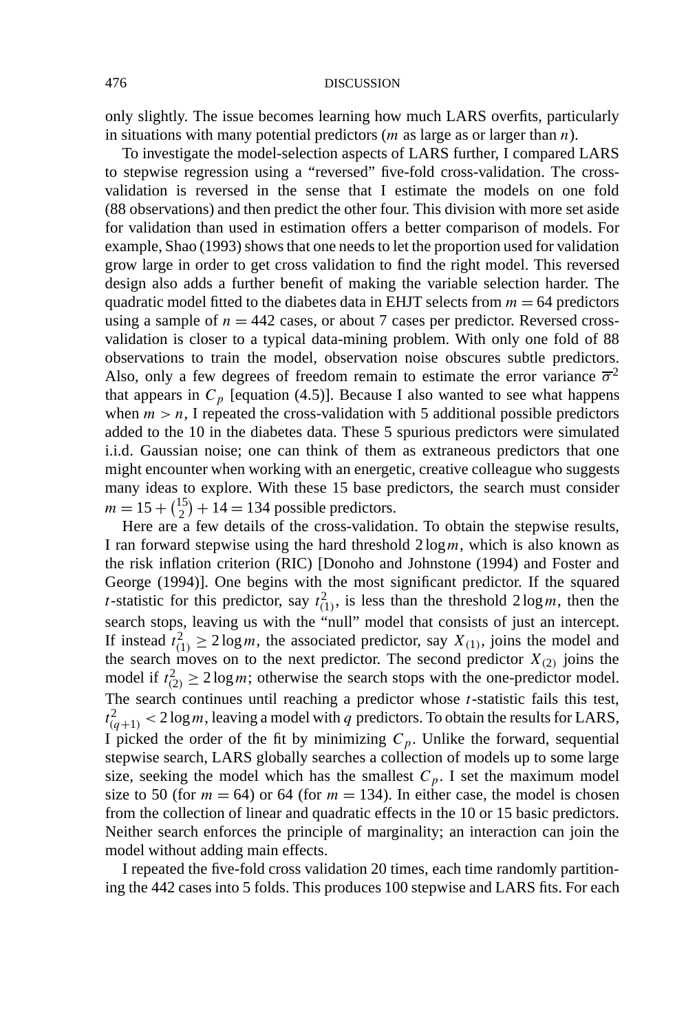only slightly. The issue becomes learning how much LARS overfits, particularly in situations with many potential predictors ($m$ as large as or larger than $n$).

To investigate the model-selection aspects of LARS further, I compared LARS to stepwise regression using a "reversed" five-fold cross-validation. The cross-validation is reversed in the sense that I estimate the models on one fold (88 observations) and then predict the other four. This division with more set aside for validation than used in estimation offers a better comparison of models. For example, Shao (1993) shows that one needs to let the proportion used for validation grow large in order to get cross validation to find the right model. This reversed design also adds a further benefit of making the variable selection harder. The quadratic model fitted to the diabetes data in EHJT selects from $m = 64$ predictors using a sample of $n = 442$ cases, or about 7 cases per predictor. Reversed cross-validation is closer to a typical data-mining problem. With only one fold of 88 observations to train the model, observation noise obscures subtle predictors. Also, only a few degrees of freedom remain to estimate the error variance $\overline{\sigma}^2$ that appears in $C_p$ [equation (4.5)]. Because I also wanted to see what happens when $m > n$, I repeated the cross-validation with 5 additional possible predictors added to the 10 in the diabetes data. These 5 spurious predictors were simulated i.i.d. Gaussian noise; one can think of them as extraneous predictors that one might encounter when working with an energetic, creative colleague who suggests many ideas to explore. With these 15 base predictors, the search must consider $m = 15 + \binom{15}{2} + 14 = 134$ possible predictors.

Here are a few details of the cross-validation. To obtain the stepwise results, I ran forward stepwise using the hard threshold $2 \log m$, which is also known as the risk inflation criterion (RIC) [Donoho and Johnstone (1994) and Foster and George (1994)]. One begins with the most significant predictor. If the squared $t$-statistic for this predictor, say $t^2_{(1)}$, is less than the threshold $2 \log m$, then the search stops, leaving us with the "null" model that consists of just an intercept. If instead $t^2_{(1)} \geq 2 \log m$, the associated predictor, say $X_{(1)}$, joins the model and the search moves on to the next predictor. The second predictor $X_{(2)}$ joins the model if $t^2_{(2)} \geq 2 \log m$; otherwise the search stops with the one-predictor model. The search continues until reaching a predictor whose $t$-statistic fails this test, $t^2_{(q+1)} < 2 \log m$, leaving a model with $q$ predictors. To obtain the results for LARS, I picked the order of the fit by minimizing $C_p$. Unlike the forward, sequential stepwise search, LARS globally searches a collection of models up to some large size, seeking the model which has the smallest $C_p$. I set the maximum model size to 50 (for $m = 64$) or 64 (for $m = 134$). In either case, the model is chosen from the collection of linear and quadratic effects in the 10 or 15 basic predictors. Neither search enforces the principle of marginality; an interaction can join the model without adding main effects.

I repeated the five-fold cross validation 20 times, each time randomly partitioning the 442 cases into 5 folds. This produces 100 stepwise and LARS fits. For each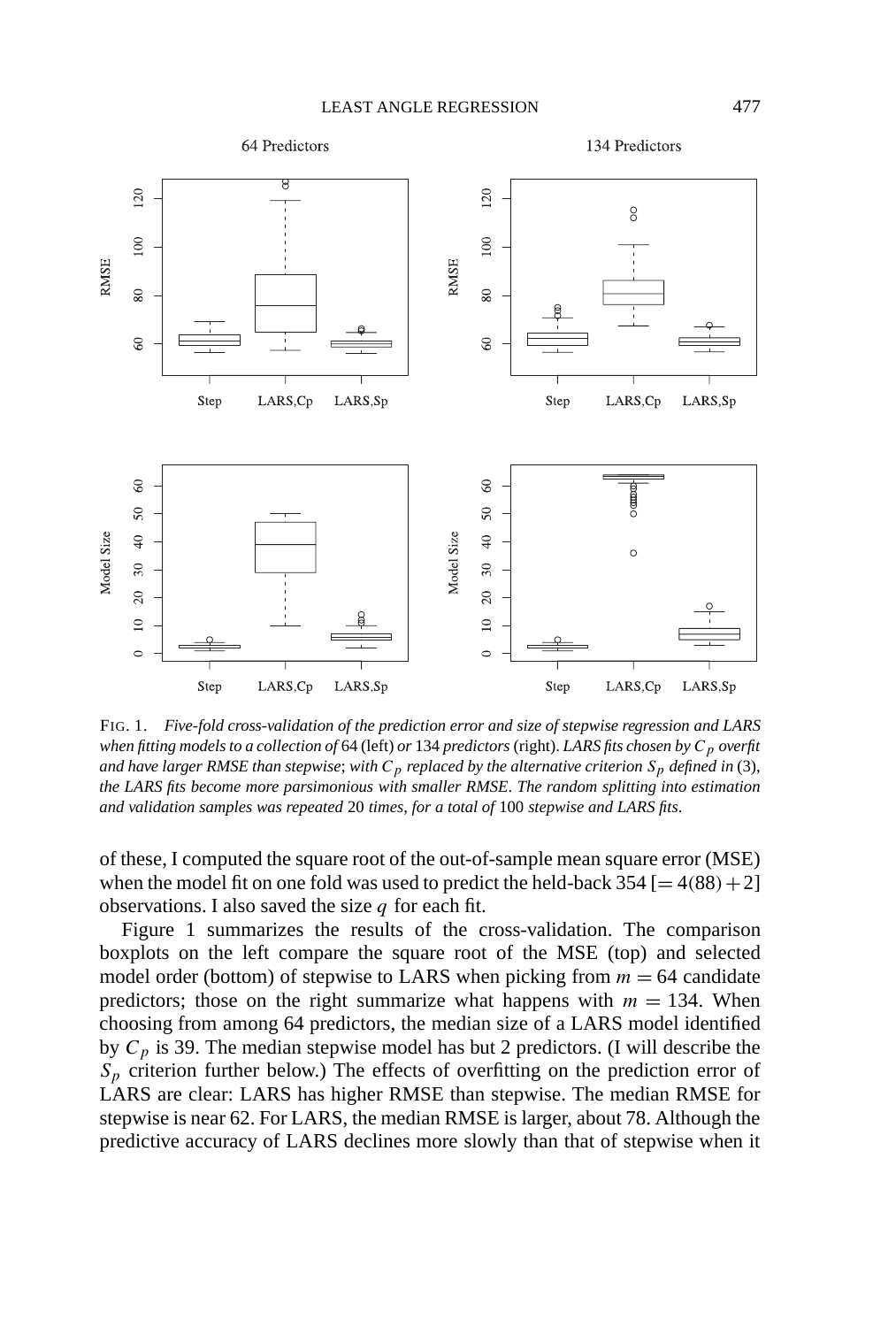FIG. 1. *Five-fold cross-validation of the prediction error and size of stepwise regression and LARS when fitting models to a collection of* 64 (left) *or* 134 *predictors* (right). *LARS fits chosen by $C_p$ overfit and have larger RMSE than stepwise*; *with $C_p$ replaced by the alternative criterion $S_p$ defined in* (3), *the LARS fits become more parsimonious with smaller RMSE*. *The random splitting into estimation and validation samples was repeated* 20 *times*, *for a total of* 100 *stepwise and LARS fits*.

of these, I computed the square root of the out-of-sample mean square error (MSE) when the model fit on one fold was used to predict the held-back 354 [$= 4(88) + 2$] observations. I also saved the size $q$ for each fit.

Figure 1 summarizes the results of the cross-validation. The comparison boxplots on the left compare the square root of the MSE (top) and selected model order (bottom) of stepwise to LARS when picking from $m = 64$ candidate predictors; those on the right summarize what happens with $m = 134$. When choosing from among 64 predictors, the median size of a LARS model identified by $C_p$ is 39. The median stepwise model has but 2 predictors. (I will describe the $S_p$ criterion further below.) The effects of overfitting on the prediction error of LARS are clear: LARS has higher RMSE than stepwise. The median RMSE for stepwise is near 62. For LARS, the median RMSE is larger, about 78. Although the predictive accuracy of LARS declines more slowly than that of stepwise when it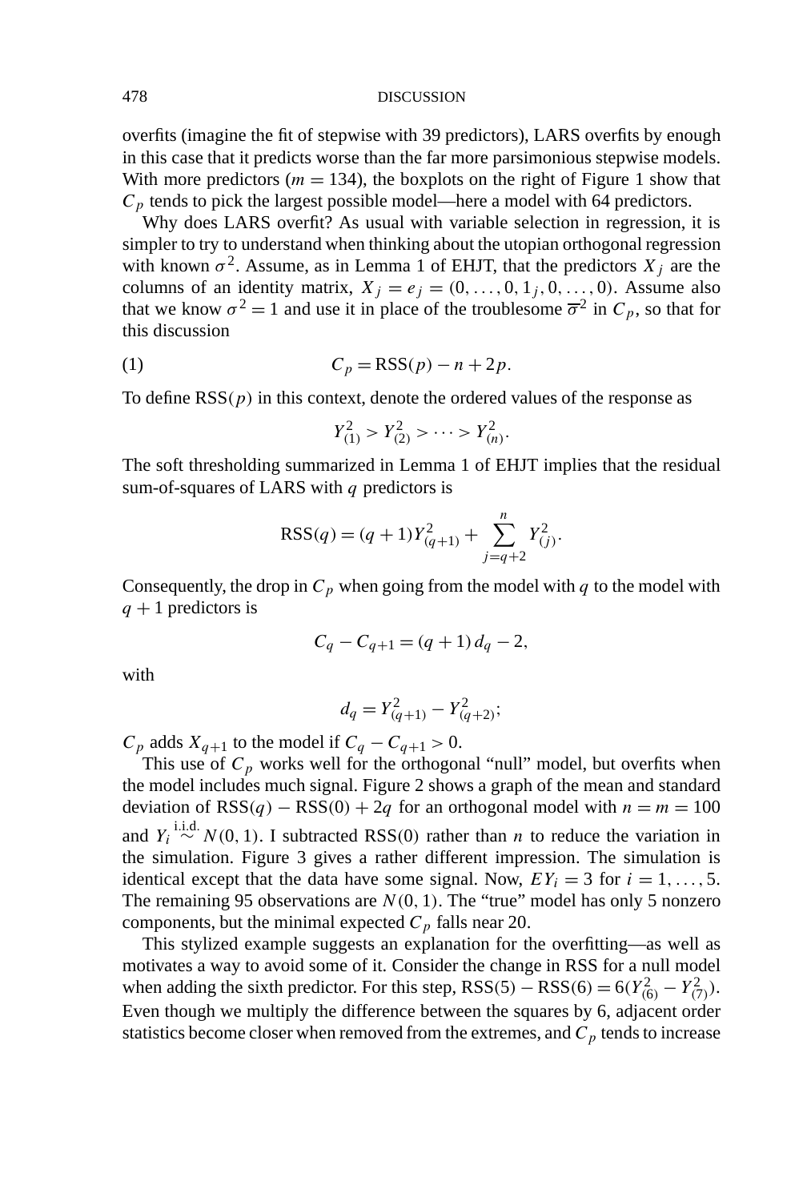overfits (imagine the fit of stepwise with 39 predictors), LARS overfits by enough in this case that it predicts worse than the far more parsimonious stepwise models. With more predictors ($m = 134$), the boxplots on the right of Figure 1 show that $C_p$ tends to pick the largest possible model—here a model with 64 predictors.

Why does LARS overfit? As usual with variable selection in regression, it is simpler to try to understand when thinking about the utopian orthogonal regression with known $\sigma^2$. Assume, as in Lemma 1 of EHJT, that the predictors $X_j$ are the columns of an identity matrix, $X_j = e_j = (0, \ldots, 0, 1_j, 0, \ldots, 0)$. Assume also that we know $\sigma^2 = 1$ and use it in place of the troublesome $\overline{\sigma}^2$ in $C_p$, so that for this discussion

$$C_p = \text{RSS}(p) - n + 2p. \tag{1}$$

To define $\text{RSS}(p)$ in this context, denote the ordered values of the response as

$$Y_{(1)}^2 > Y_{(2)}^2 > \cdots > Y_{(n)}^2.$$

The soft thresholding summarized in Lemma 1 of EHJT implies that the residual sum-of-squares of LARS with $q$ predictors is

$$\text{RSS}(q) = (q+1)Y_{(q+1)}^2 + \sum_{j=q+2}^{n} Y_{(j)}^2.$$

Consequently, the drop in $C_p$ when going from the model with $q$ to the model with $q+1$ predictors is

$$C_q - C_{q+1} = (q+1)\, d_q - 2,$$

with

$$d_q = Y_{(q+1)}^2 - Y_{(q+2)}^2;$$

$C_p$ adds $X_{q+1}$ to the model if $C_q - C_{q+1} > 0$.

This use of $C_p$ works well for the orthogonal "null" model, but overfits when the model includes much signal. Figure 2 shows a graph of the mean and standard deviation of $\text{RSS}(q) - \text{RSS}(0) + 2q$ for an orthogonal model with $n = m = 100$ and $Y_i \overset{\text{i.i.d.}}{\sim} N(0, 1)$. I subtracted $\text{RSS}(0)$ rather than $n$ to reduce the variation in the simulation. Figure 3 gives a rather different impression. The simulation is identical except that the data have some signal. Now, $EY_i = 3$ for $i = 1, \ldots, 5$. The remaining 95 observations are $N(0, 1)$. The "true" model has only 5 nonzero components, but the minimal expected $C_p$ falls near 20.

This stylized example suggests an explanation for the overfitting—as well as motivates a way to avoid some of it. Consider the change in RSS for a null model when adding the sixth predictor. For this step, $\text{RSS}(5) - \text{RSS}(6) = 6(Y_{(6)}^2 - Y_{(7)}^2)$. Even though we multiply the difference between the squares by 6, adjacent order statistics become closer when removed from the extremes, and $C_p$ tends to increase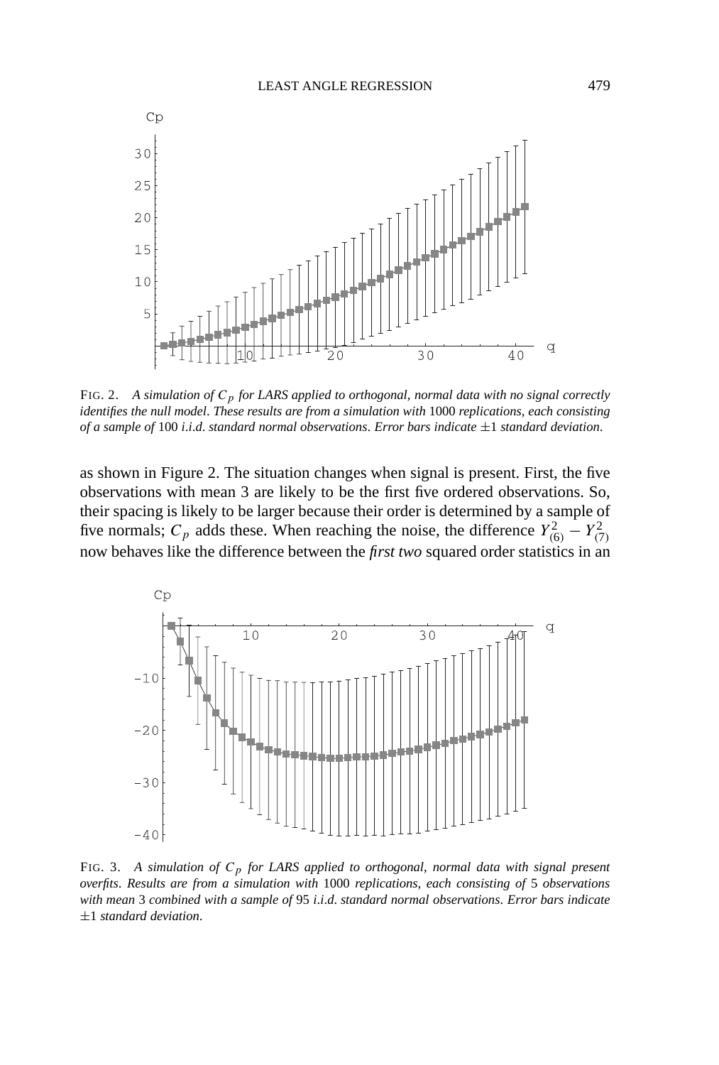FIG. 2. *A simulation of $C_p$ for LARS applied to orthogonal, normal data with no signal correctly identifies the null model. These results are from a simulation with* 1000 *replications, each consisting of a sample of* 100 *i.i.d. standard normal observations. Error bars indicate* $\pm 1$ *standard deviation.*

as shown in Figure 2. The situation changes when signal is present. First, the five observations with mean 3 are likely to be the first five ordered observations. So, their spacing is likely to be larger because their order is determined by a sample of five normals; $C_p$ adds these. When reaching the noise, the difference $Y_{(6)}^2 - Y_{(7)}^2$ now behaves like the difference between the *first two* squared order statistics in an

FIG. 3. *A simulation of $C_p$ for LARS applied to orthogonal, normal data with signal present overfits. Results are from a simulation with* 1000 *replications, each consisting of* 5 *observations with mean* 3 *combined with a sample of* 95 *i.i.d. standard normal observations. Error bars indicate* $\pm 1$ *standard deviation.*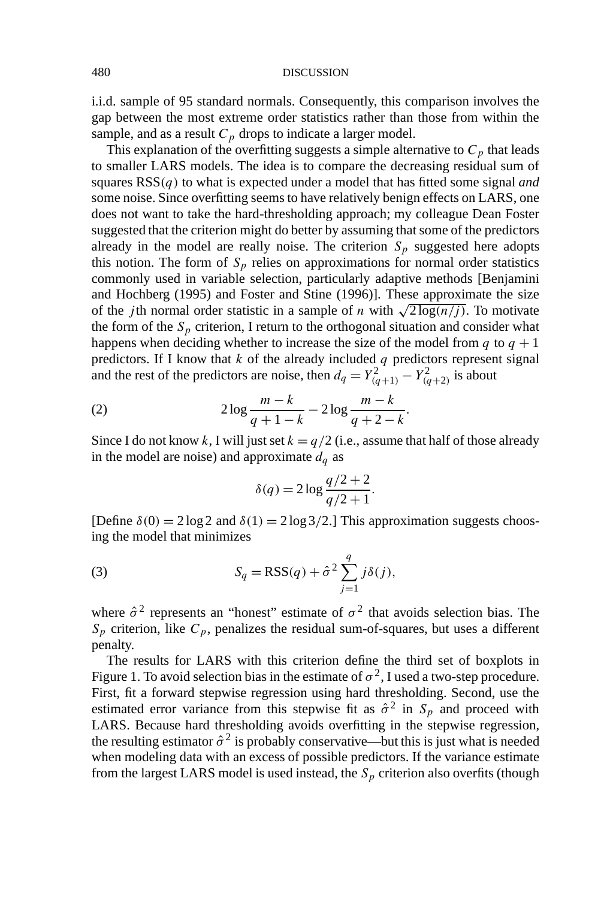i.i.d. sample of 95 standard normals. Consequently, this comparison involves the gap between the most extreme order statistics rather than those from within the sample, and as a result $C_p$ drops to indicate a larger model.

This explanation of the overfitting suggests a simple alternative to $C_p$ that leads to smaller LARS models. The idea is to compare the decreasing residual sum of squares $\mathrm{RSS}(q)$ to what is expected under a model that has fitted some signal *and* some noise. Since overfitting seems to have relatively benign effects on LARS, one does not want to take the hard-thresholding approach; my colleague Dean Foster suggested that the criterion might do better by assuming that some of the predictors already in the model are really noise. The criterion $S_p$ suggested here adopts this notion. The form of $S_p$ relies on approximations for normal order statistics commonly used in variable selection, particularly adaptive methods [Benjamini and Hochberg (1995) and Foster and Stine (1996)]. These approximate the size of the $j$th normal order statistic in a sample of $n$ with $\sqrt{2\log(n/j)}$. To motivate the form of the $S_p$ criterion, I return to the orthogonal situation and consider what happens when deciding whether to increase the size of the model from $q$ to $q+1$ predictors. If I know that $k$ of the already included $q$ predictors represent signal and the rest of the predictors are noise, then $d_q = Y_{(q+1)}^2 - Y_{(q+2)}^2$ is about

$$2\log\frac{m-k}{q+1-k} - 2\log\frac{m-k}{q+2-k}. \tag{2}$$

Since I do not know $k$, I will just set $k = q/2$ (i.e., assume that half of those already in the model are noise) and approximate $d_q$ as

$$\delta(q) = 2\log\frac{q/2+2}{q/2+1}.$$

[Define $\delta(0) = 2\log 2$ and $\delta(1) = 2\log 3/2$.] This approximation suggests choosing the model that minimizes

$$S_q = \mathrm{RSS}(q) + \hat{\sigma}^2 \sum_{j=1}^{q} j\delta(j), \tag{3}$$

where $\hat{\sigma}^2$ represents an "honest" estimate of $\sigma^2$ that avoids selection bias. The $S_p$ criterion, like $C_p$, penalizes the residual sum-of-squares, but uses a different penalty.

The results for LARS with this criterion define the third set of boxplots in Figure 1. To avoid selection bias in the estimate of $\sigma^2$, I used a two-step procedure. First, fit a forward stepwise regression using hard thresholding. Second, use the estimated error variance from this stepwise fit as $\hat{\sigma}^2$ in $S_p$ and proceed with LARS. Because hard thresholding avoids overfitting in the stepwise regression, the resulting estimator $\hat{\sigma}^2$ is probably conservative—but this is just what is needed when modeling data with an excess of possible predictors. If the variance estimate from the largest LARS model is used instead, the $S_p$ criterion also overfits (though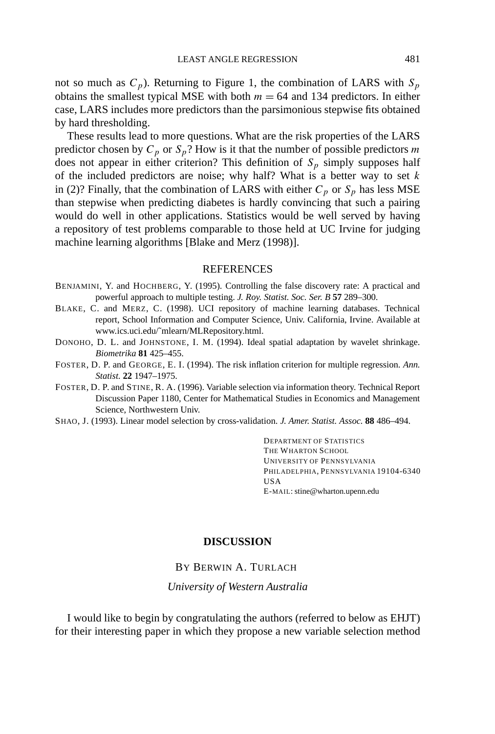not so much as $C_p$). Returning to Figure 1, the combination of LARS with $S_p$ obtains the smallest typical MSE with both $m = 64$ and 134 predictors. In either case, LARS includes more predictors than the parsimonious stepwise fits obtained by hard thresholding.

These results lead to more questions. What are the risk properties of the LARS predictor chosen by $C_p$ or $S_p$? How is it that the number of possible predictors $m$ does not appear in either criterion? This definition of $S_p$ simply supposes half of the included predictors are noise; why half? What is a better way to set $k$ in (2)? Finally, that the combination of LARS with either $C_p$ or $S_p$ has less MSE than stepwise when predicting diabetes is hardly convincing that such a pairing would do well in other applications. Statistics would be well served by having a repository of test problems comparable to those held at UC Irvine for judging machine learning algorithms [Blake and Merz (1998)].

## REFERENCES

BENJAMINI, Y. and HOCHBERG, Y. (1995). Controlling the false discovery rate: A practical and powerful approach to multiple testing. *J. Roy. Statist. Soc. Ser. B* **57** 289–300.

BLAKE, C. and MERZ, C. (1998). UCI repository of machine learning databases. Technical report, School Information and Computer Science, Univ. California, Irvine. Available at www.ics.uci.edu/˜mlearn/MLRepository.html.

DONOHO, D. L. and JOHNSTONE, I. M. (1994). Ideal spatial adaptation by wavelet shrinkage. *Biometrika* **81** 425–455.

FOSTER, D. P. and GEORGE, E. I. (1994). The risk inflation criterion for multiple regression. *Ann. Statist.* **22** 1947–1975.

FOSTER, D. P. and STINE, R. A. (1996). Variable selection via information theory. Technical Report Discussion Paper 1180, Center for Mathematical Studies in Economics and Management Science, Northwestern Univ.

SHAO, J. (1993). Linear model selection by cross-validation. *J. Amer. Statist. Assoc.* **88** 486–494.

DEPARTMENT OF STATISTICS
THE WHARTON SCHOOL
UNIVERSITY OF PENNSYLVANIA
PHILADELPHIA, PENNSYLVANIA 19104-6340
USA
E-MAIL: stine@wharton.upenn.edu

# DISCUSSION

BY BERWIN A. TURLACH

*University of Western Australia*

I would like to begin by congratulating the authors (referred to below as EHJT) for their interesting paper in which they propose a new variable selection method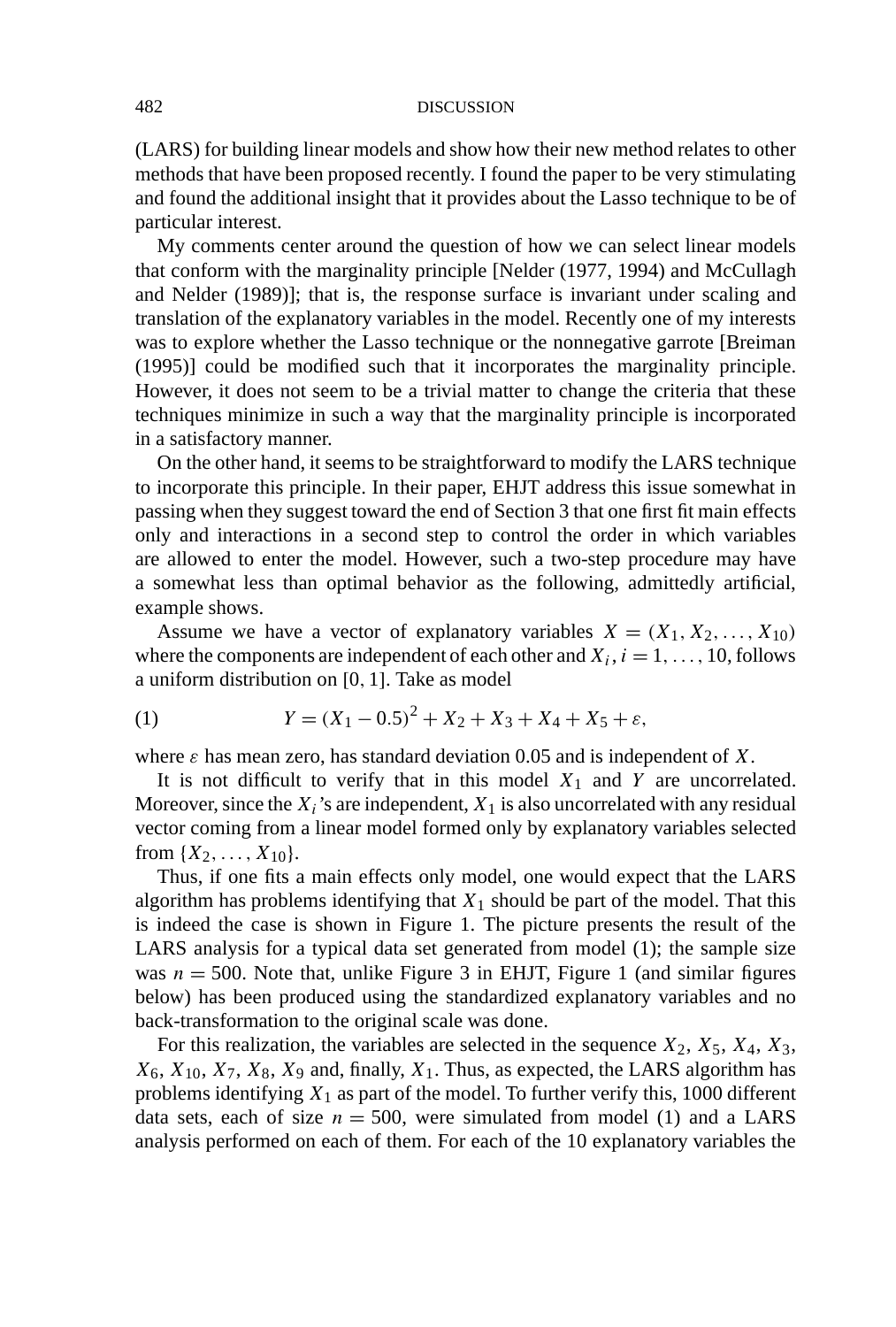(LARS) for building linear models and show how their new method relates to other methods that have been proposed recently. I found the paper to be very stimulating and found the additional insight that it provides about the Lasso technique to be of particular interest.

My comments center around the question of how we can select linear models that conform with the marginality principle [Nelder (1977, 1994) and McCullagh and Nelder (1989)]; that is, the response surface is invariant under scaling and translation of the explanatory variables in the model. Recently one of my interests was to explore whether the Lasso technique or the nonnegative garrote [Breiman (1995)] could be modified such that it incorporates the marginality principle. However, it does not seem to be a trivial matter to change the criteria that these techniques minimize in such a way that the marginality principle is incorporated in a satisfactory manner.

On the other hand, it seems to be straightforward to modify the LARS technique to incorporate this principle. In their paper, EHJT address this issue somewhat in passing when they suggest toward the end of Section 3 that one first fit main effects only and interactions in a second step to control the order in which variables are allowed to enter the model. However, such a two-step procedure may have a somewhat less than optimal behavior as the following, admittedly artificial, example shows.

Assume we have a vector of explanatory variables $X = (X_1, X_2, \dots, X_{10})$ where the components are independent of each other and $X_i$, $i = 1, \dots, 10$, follows a uniform distribution on $[0, 1]$. Take as model

$$Y = (X_1 - 0.5)^2 + X_2 + X_3 + X_4 + X_5 + \varepsilon, \tag{1}$$

where $\varepsilon$ has mean zero, has standard deviation 0.05 and is independent of $X$.

It is not difficult to verify that in this model $X_1$ and $Y$ are uncorrelated. Moreover, since the $X_i$'s are independent, $X_1$ is also uncorrelated with any residual vector coming from a linear model formed only by explanatory variables selected from $\{X_2, \dots, X_{10}\}$.

Thus, if one fits a main effects only model, one would expect that the LARS algorithm has problems identifying that $X_1$ should be part of the model. That this is indeed the case is shown in Figure 1. The picture presents the result of the LARS analysis for a typical data set generated from model (1); the sample size was $n = 500$. Note that, unlike Figure 3 in EHJT, Figure 1 (and similar figures below) has been produced using the standardized explanatory variables and no back-transformation to the original scale was done.

For this realization, the variables are selected in the sequence $X_2$, $X_5$, $X_4$, $X_3$, $X_6$, $X_{10}$, $X_7$, $X_8$, $X_9$ and, finally, $X_1$. Thus, as expected, the LARS algorithm has problems identifying $X_1$ as part of the model. To further verify this, 1000 different data sets, each of size $n = 500$, were simulated from model (1) and a LARS analysis performed on each of them. For each of the 10 explanatory variables the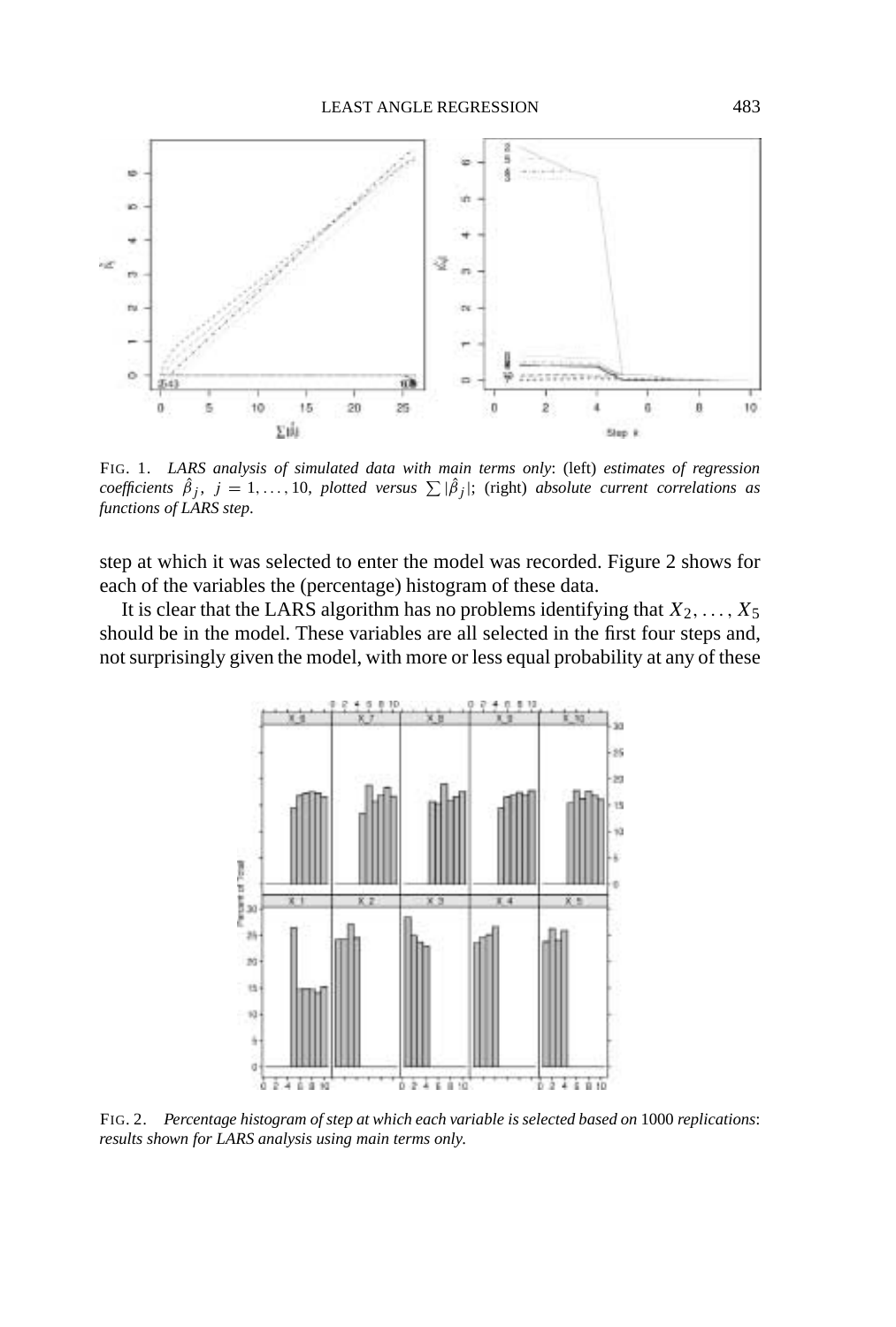FIG. 1. *LARS analysis of simulated data with main terms only*: (left) *estimates of regression coefficients* $\hat{\beta}_j$, $j = 1, \ldots, 10$, *plotted versus* $\sum |\hat{\beta}_j|$; (right) *absolute current correlations as functions of LARS step.*

step at which it was selected to enter the model was recorded. Figure 2 shows for each of the variables the (percentage) histogram of these data.

It is clear that the LARS algorithm has no problems identifying that $X_2, \ldots, X_5$ should be in the model. These variables are all selected in the first four steps and, not surprisingly given the model, with more or less equal probability at any of these

FIG. 2. *Percentage histogram of step at which each variable is selected based on* 1000 *replications*: *results shown for LARS analysis using main terms only.*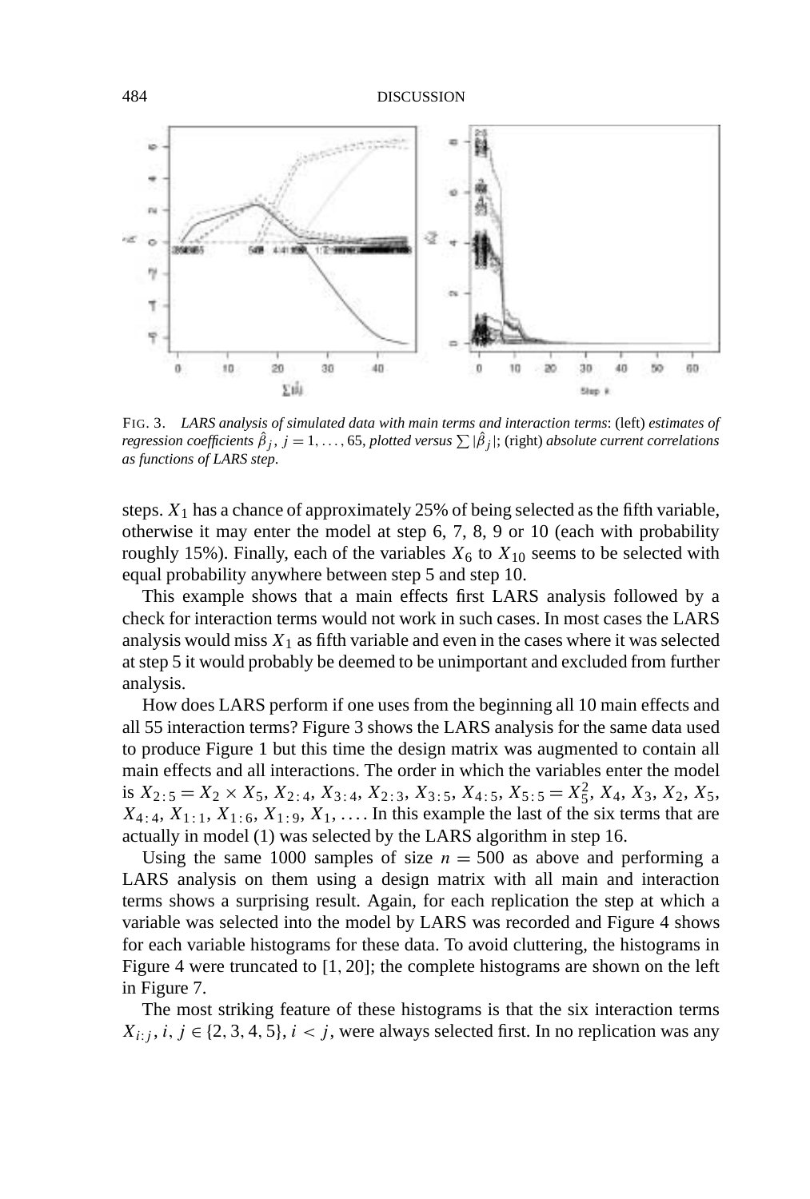FIG. 3. *LARS analysis of simulated data with main terms and interaction terms*: (left) *estimates of regression coefficients* $\hat{\beta}_j$, $j = 1, \ldots, 65$, *plotted versus* $\sum |\hat{\beta}_j|$; (right) *absolute current correlations as functions of LARS step*.

steps. $X_1$ has a chance of approximately 25% of being selected as the fifth variable, otherwise it may enter the model at step 6, 7, 8, 9 or 10 (each with probability roughly 15%). Finally, each of the variables $X_6$ to $X_{10}$ seems to be selected with equal probability anywhere between step 5 and step 10.

This example shows that a main effects first LARS analysis followed by a check for interaction terms would not work in such cases. In most cases the LARS analysis would miss $X_1$ as fifth variable and even in the cases where it was selected at step 5 it would probably be deemed to be unimportant and excluded from further analysis.

How does LARS perform if one uses from the beginning all 10 main effects and all 55 interaction terms? Figure 3 shows the LARS analysis for the same data used to produce Figure 1 but this time the design matrix was augmented to contain all main effects and all interactions. The order in which the variables enter the model is $X_{2:5} = X_2 \times X_5$, $X_{2:4}$, $X_{3:4}$, $X_{2:3}$, $X_{3:5}$, $X_{4:5}$, $X_{5:5} = X_5^2$, $X_4$, $X_3$, $X_2$, $X_5$, $X_{4:4}$, $X_{1:1}$, $X_{1:6}$, $X_{1:9}$, $X_1$, .... In this example the last of the six terms that are actually in model (1) was selected by the LARS algorithm in step 16.

Using the same 1000 samples of size $n = 500$ as above and performing a LARS analysis on them using a design matrix with all main and interaction terms shows a surprising result. Again, for each replication the step at which a variable was selected into the model by LARS was recorded and Figure 4 shows for each variable histograms for these data. To avoid cluttering, the histograms in Figure 4 were truncated to [1, 20]; the complete histograms are shown on the left in Figure 7.

The most striking feature of these histograms is that the six interaction terms $X_{i:j}$, $i, j \in \{2, 3, 4, 5\}$, $i < j$, were always selected first. In no replication was any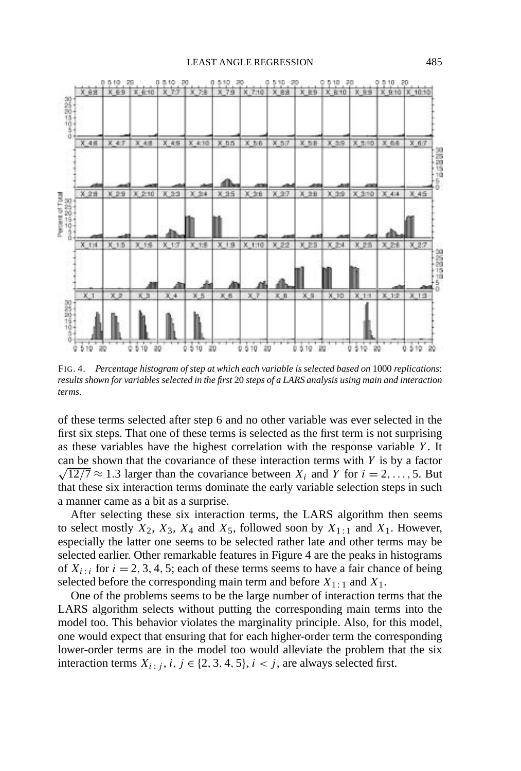FIG. 4. *Percentage histogram of step at which each variable is selected based on* 1000 *replications*: *results shown for variables selected in the first* 20 *steps of a LARS analysis using main and interaction terms*.

of these terms selected after step 6 and no other variable was ever selected in the first six steps. That one of these terms is selected as the first term is not surprising as these variables have the highest correlation with the response variable $Y$. It can be shown that the covariance of these interaction terms with $Y$ is by a factor $\sqrt{12/7} \approx 1.3$ larger than the covariance between $X_i$ and $Y$ for $i = 2, \dots, 5$. But that these six interaction terms dominate the early variable selection steps in such a manner came as a bit as a surprise.

After selecting these six interaction terms, the LARS algorithm then seems to select mostly $X_2$, $X_3$, $X_4$ and $X_5$, followed soon by $X_{1:1}$ and $X_1$. However, especially the latter one seems to be selected rather late and other terms may be selected earlier. Other remarkable features in Figure 4 are the peaks in histograms of $X_{i:i}$ for $i = 2, 3, 4, 5$; each of these terms seems to have a fair chance of being selected before the corresponding main term and before $X_{1:1}$ and $X_1$.

One of the problems seems to be the large number of interaction terms that the LARS algorithm selects without putting the corresponding main terms into the model too. This behavior violates the marginality principle. Also, for this model, one would expect that ensuring that for each higher-order term the corresponding lower-order terms are in the model too would alleviate the problem that the six interaction terms $X_{i:j}$, $i, j \in \{2, 3, 4, 5\}$, $i < j$, are always selected first.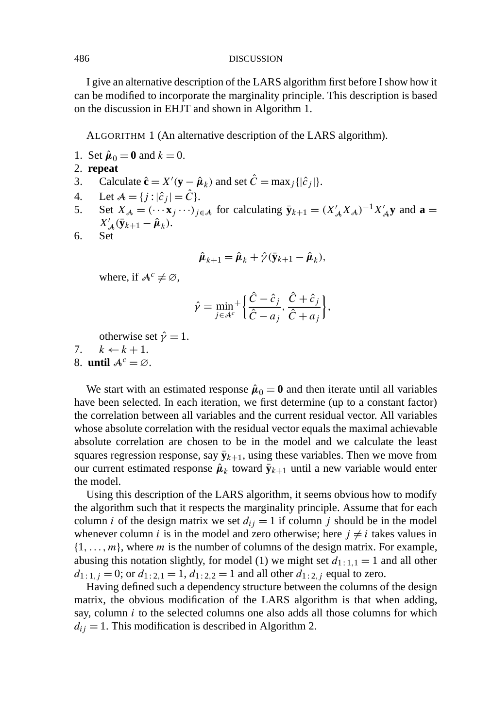I give an alternative description of the LARS algorithm first before I show how it can be modified to incorporate the marginality principle. This description is based on the discussion in EHJT and shown in Algorithm 1.

ALGORITHM 1 (An alternative description of the LARS algorithm).

1. Set $\hat{\boldsymbol{\mu}}_0 = \mathbf{0}$ and $k = 0$.
2. **repeat**
3. Calculate $\hat{\mathbf{c}} = X'(\mathbf{y} - \hat{\boldsymbol{\mu}}_k)$ and set $\hat{C} = \max_j\{|\hat{c}_j|\}$.
4. Let $\mathcal{A} = \{j : |\hat{c}_j| = \hat{C}\}$.
5. Set $X_{\mathcal{A}} = (\cdots \mathbf{x}_j \cdots)_{j \in \mathcal{A}}$ for calculating $\bar{\mathbf{y}}_{k+1} = (X'_{\mathcal{A}} X_{\mathcal{A}})^{-1} X'_{\mathcal{A}} \mathbf{y}$ and $\mathbf{a} = X'_{\mathcal{A}}(\bar{\mathbf{y}}_{k+1} - \hat{\boldsymbol{\mu}}_k)$.
6. Set

$$\hat{\boldsymbol{\mu}}_{k+1} = \hat{\boldsymbol{\mu}}_k + \hat{\gamma}(\bar{\mathbf{y}}_{k+1} - \hat{\boldsymbol{\mu}}_k),$$

   where, if $\mathcal{A}^c \neq \varnothing$,

$$\hat{\gamma} = \min_{j \in \mathcal{A}^c}{}^{+} \left\{ \frac{\hat{C} - \hat{c}_j}{\hat{C} - a_j}, \frac{\hat{C} + \hat{c}_j}{\hat{C} + a_j} \right\},$$

   otherwise set $\hat{\gamma} = 1$.

7. $k \leftarrow k + 1$.
8. **until** $\mathcal{A}^c = \varnothing$.

We start with an estimated response $\hat{\boldsymbol{\mu}}_0 = \mathbf{0}$ and then iterate until all variables have been selected. In each iteration, we first determine (up to a constant factor) the correlation between all variables and the current residual vector. All variables whose absolute correlation with the residual vector equals the maximal achievable absolute correlation are chosen to be in the model and we calculate the least squares regression response, say $\bar{\mathbf{y}}_{k+1}$, using these variables. Then we move from our current estimated response $\hat{\boldsymbol{\mu}}_k$ toward $\bar{\mathbf{y}}_{k+1}$ until a new variable would enter the model.

Using this description of the LARS algorithm, it seems obvious how to modify the algorithm such that it respects the marginality principle. Assume that for each column $i$ of the design matrix we set $d_{ij} = 1$ if column $j$ should be in the model whenever column $i$ is in the model and zero otherwise; here $j \neq i$ takes values in $\{1, \ldots, m\}$, where $m$ is the number of columns of the design matrix. For example, abusing this notation slightly, for model (1) we might set $d_{1:1,1} = 1$ and all other $d_{1:1,j} = 0$; or $d_{1:2,1} = 1$, $d_{1:2,2} = 1$ and all other $d_{1:2,j}$ equal to zero.

Having defined such a dependency structure between the columns of the design matrix, the obvious modification of the LARS algorithm is that when adding, say, column $i$ to the selected columns one also adds all those columns for which $d_{ij} = 1$. This modification is described in Algorithm 2.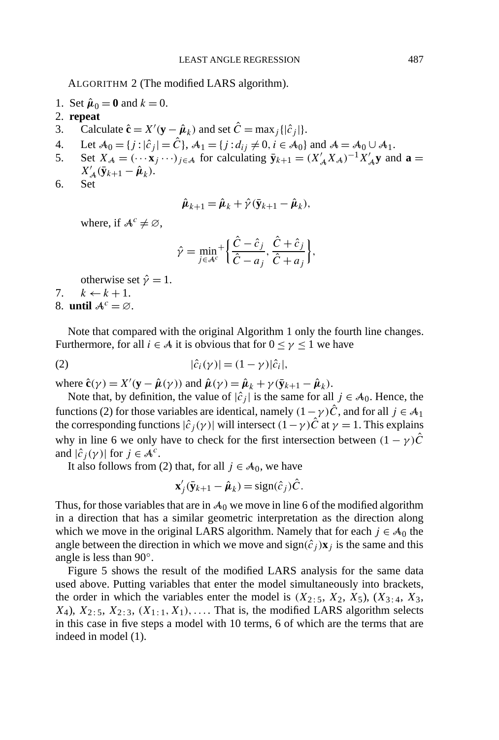ALGORITHM 2 (The modified LARS algorithm).

1. Set $\hat{\boldsymbol{\mu}}_0 = \mathbf{0}$ and $k = 0$.
2. **repeat**
3. Calculate $\hat{\mathbf{c}} = X'(\mathbf{y} - \hat{\boldsymbol{\mu}}_k)$ and set $\hat{C} = \max_j\{|\hat{c}_j|\}$.
4. Let $\mathcal{A}_0 = \{j : |\hat{c}_j| = \hat{C}\}$, $\mathcal{A}_1 = \{j : d_{ij} \neq 0, i \in \mathcal{A}_0\}$ and $\mathcal{A} = \mathcal{A}_0 \cup \mathcal{A}_1$.
5. Set $X_{\mathcal{A}} = (\cdots \mathbf{x}_j \cdots)_{j \in \mathcal{A}}$ for calculating $\bar{\mathbf{y}}_{k+1} = (X'_{\mathcal{A}} X_{\mathcal{A}})^{-1} X'_{\mathcal{A}} \mathbf{y}$ and $\mathbf{a} = X'_{\mathcal{A}}(\bar{\mathbf{y}}_{k+1} - \hat{\boldsymbol{\mu}}_k)$.
6. Set

$$\hat{\boldsymbol{\mu}}_{k+1} = \hat{\boldsymbol{\mu}}_k + \hat{\gamma}(\bar{\mathbf{y}}_{k+1} - \hat{\boldsymbol{\mu}}_k),$$

   where, if $\mathcal{A}^c \neq \varnothing$,

$$\hat{\gamma} = \min_{j \in \mathcal{A}^c}{}^{+}\left\{\frac{\hat{C} - \hat{c}_j}{\hat{C} - a_j}, \frac{\hat{C} + \hat{c}_j}{\hat{C} + a_j}\right\},$$

   otherwise set $\hat{\gamma} = 1$.
7. $k \leftarrow k + 1$.
8. **until** $\mathcal{A}^c = \varnothing$.

Note that compared with the original Algorithm 1 only the fourth line changes. Furthermore, for all $i \in \mathcal{A}$ it is obvious that for $0 \leq \gamma \leq 1$ we have

$$|\hat{c}_i(\gamma)| = (1 - \gamma)|\hat{c}_i|, \tag{2}$$

where $\hat{\mathbf{c}}(\gamma) = X'(\mathbf{y} - \hat{\boldsymbol{\mu}}(\gamma))$ and $\hat{\boldsymbol{\mu}}(\gamma) = \hat{\boldsymbol{\mu}}_k + \gamma(\bar{\mathbf{y}}_{k+1} - \hat{\boldsymbol{\mu}}_k)$.

Note that, by definition, the value of $|\hat{c}_j|$ is the same for all $j \in \mathcal{A}_0$. Hence, the functions (2) for those variables are identical, namely $(1 - \gamma)\hat{C}$, and for all $j \in \mathcal{A}_1$ the corresponding functions $|\hat{c}_j(\gamma)|$ will intersect $(1 - \gamma)\hat{C}$ at $\gamma = 1$. This explains why in line 6 we only have to check for the first intersection between $(1 - \gamma)\hat{C}$ and $|\hat{c}_j(\gamma)|$ for $j \in \mathcal{A}^c$.

It also follows from (2) that, for all $j \in \mathcal{A}_0$, we have

$$\mathbf{x}'_j(\bar{\mathbf{y}}_{k+1} - \hat{\boldsymbol{\mu}}_k) = \operatorname{sign}(\hat{c}_j)\hat{C}.$$

Thus, for those variables that are in $\mathcal{A}_0$ we move in line 6 of the modified algorithm in a direction that has a similar geometric interpretation as the direction along which we move in the original LARS algorithm. Namely that for each $j \in \mathcal{A}_0$ the angle between the direction in which we move and $\operatorname{sign}(\hat{c}_j)\mathbf{x}_j$ is the same and this angle is less than $90^\circ$.

Figure 5 shows the result of the modified LARS analysis for the same data used above. Putting variables that enter the model simultaneously into brackets, the order in which the variables enter the model is $(X_{2:5}, X_2, X_5)$, $(X_{3:4}, X_3, X_4)$, $X_{2:5}$, $X_{2:3}$, $(X_{1:1}, X_1)$, .... That is, the modified LARS algorithm selects in this case in five steps a model with 10 terms, 6 of which are the terms that are indeed in model (1).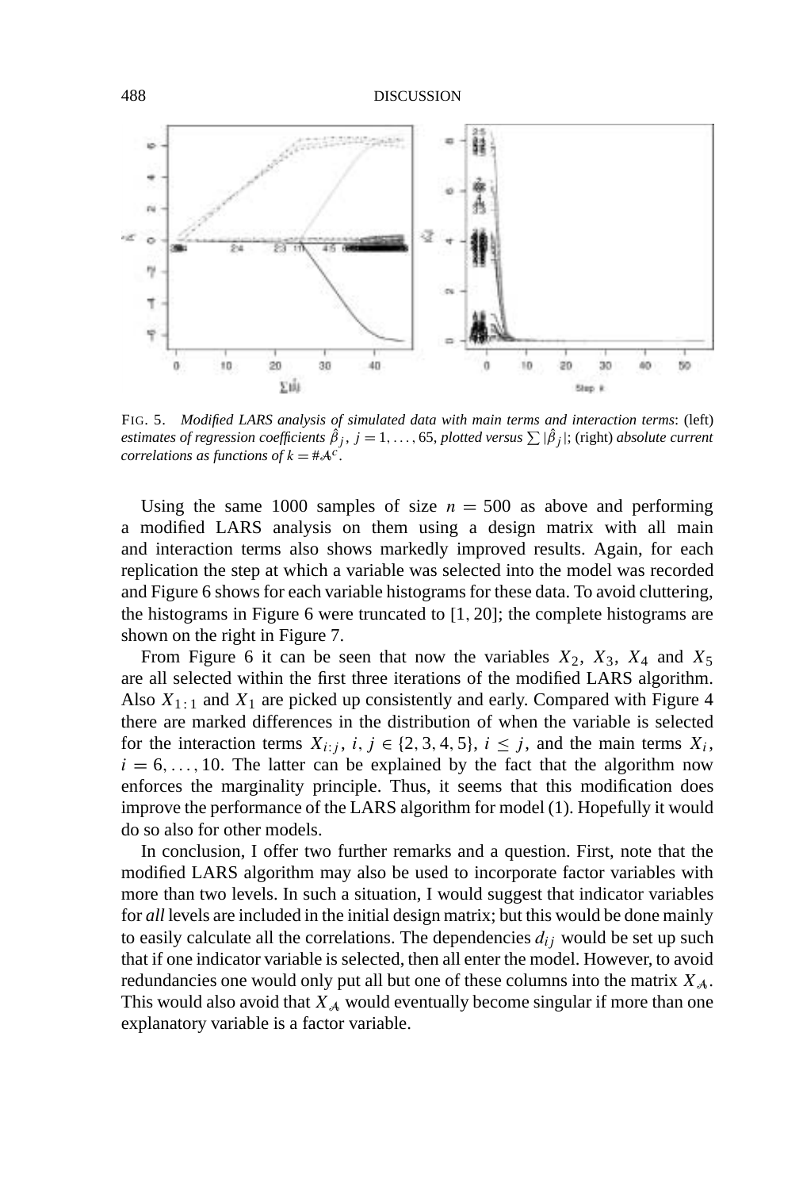FIG. 5. *Modified LARS analysis of simulated data with main terms and interaction terms*: (left) *estimates of regression coefficients* $\hat{\beta}_j$, $j = 1, \ldots, 65$, *plotted versus* $\sum |\hat{\beta}_j|$; (right) *absolute current correlations as functions of* $k = \#\mathcal{A}^c$.

Using the same 1000 samples of size $n = 500$ as above and performing a modified LARS analysis on them using a design matrix with all main and interaction terms also shows markedly improved results. Again, for each replication the step at which a variable was selected into the model was recorded and Figure 6 shows for each variable histograms for these data. To avoid cluttering, the histograms in Figure 6 were truncated to $[1, 20]$; the complete histograms are shown on the right in Figure 7.

From Figure 6 it can be seen that now the variables $X_2$, $X_3$, $X_4$ and $X_5$ are all selected within the first three iterations of the modified LARS algorithm. Also $X_{1:1}$ and $X_1$ are picked up consistently and early. Compared with Figure 4 there are marked differences in the distribution of when the variable is selected for the interaction terms $X_{i:j}$, $i, j \in \{2, 3, 4, 5\}$, $i \leq j$, and the main terms $X_i$, $i = 6, \ldots, 10$. The latter can be explained by the fact that the algorithm now enforces the marginality principle. Thus, it seems that this modification does improve the performance of the LARS algorithm for model (1). Hopefully it would do so also for other models.

In conclusion, I offer two further remarks and a question. First, note that the modified LARS algorithm may also be used to incorporate factor variables with more than two levels. In such a situation, I would suggest that indicator variables for *all* levels are included in the initial design matrix; but this would be done mainly to easily calculate all the correlations. The dependencies $d_{ij}$ would be set up such that if one indicator variable is selected, then all enter the model. However, to avoid redundancies one would only put all but one of these columns into the matrix $X_{\mathcal{A}}$. This would also avoid that $X_{\mathcal{A}}$ would eventually become singular if more than one explanatory variable is a factor variable.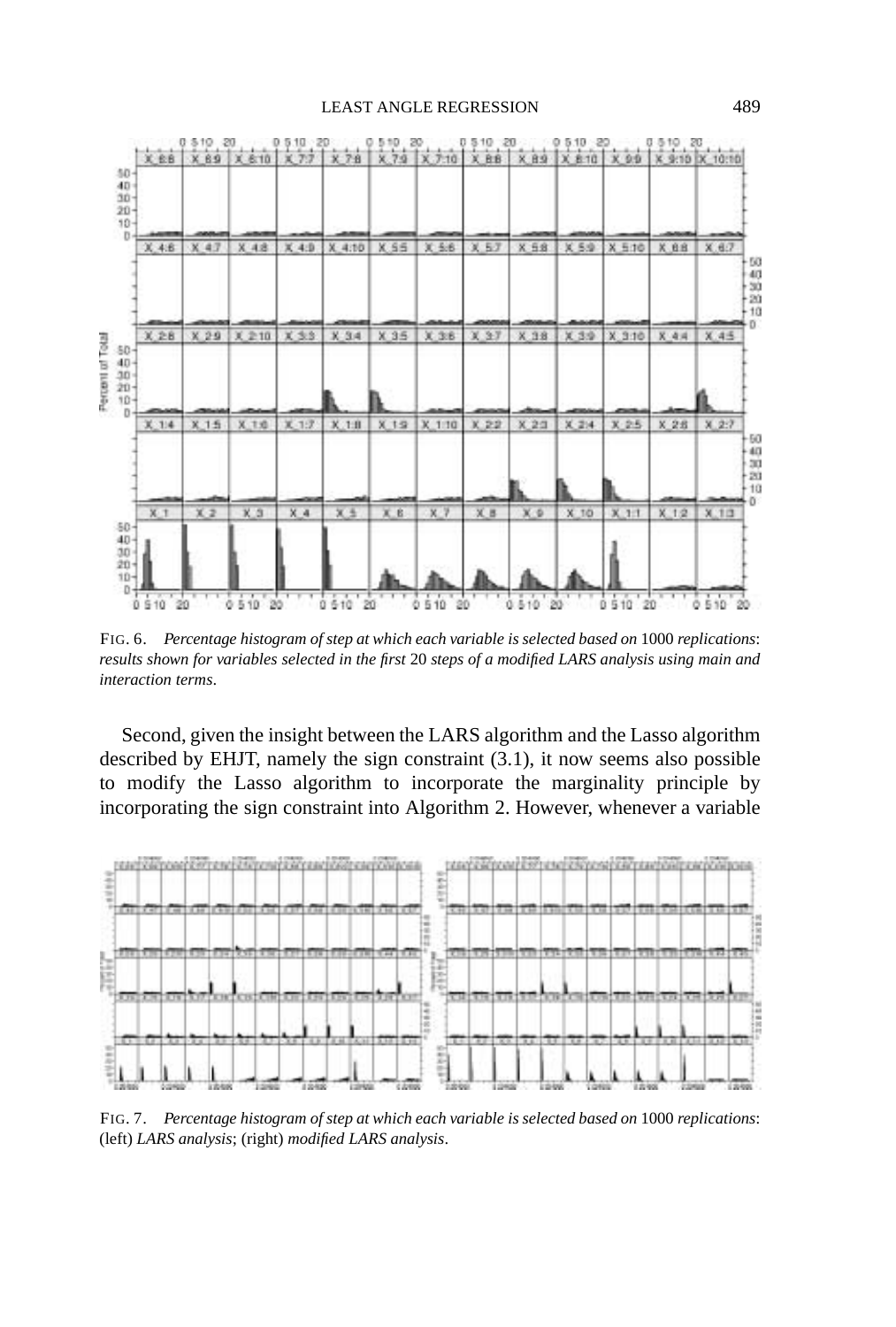FIG. 6. *Percentage histogram of step at which each variable is selected based on* 1000 *replications*: *results shown for variables selected in the first* 20 *steps of a modified LARS analysis using main and interaction terms*.

Second, given the insight between the LARS algorithm and the Lasso algorithm described by EHJT, namely the sign constraint (3.1), it now seems also possible to modify the Lasso algorithm to incorporate the marginality principle by incorporating the sign constraint into Algorithm 2. However, whenever a variable

FIG. 7. *Percentage histogram of step at which each variable is selected based on* 1000 *replications*: (left) *LARS analysis*; (right) *modified LARS analysis*.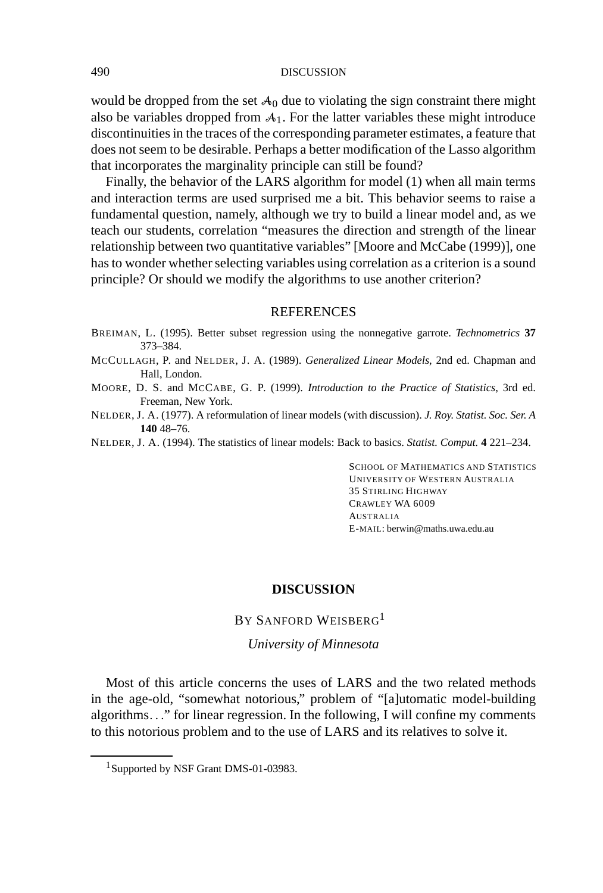would be dropped from the set $\mathcal{A}_0$ due to violating the sign constraint there might also be variables dropped from $\mathcal{A}_1$. For the latter variables these might introduce discontinuities in the traces of the corresponding parameter estimates, a feature that does not seem to be desirable. Perhaps a better modification of the Lasso algorithm that incorporates the marginality principle can still be found?

Finally, the behavior of the LARS algorithm for model (1) when all main terms and interaction terms are used surprised me a bit. This behavior seems to raise a fundamental question, namely, although we try to build a linear model and, as we teach our students, correlation "measures the direction and strength of the linear relationship between two quantitative variables" [Moore and McCabe (1999)], one has to wonder whether selecting variables using correlation as a criterion is a sound principle? Or should we modify the algorithms to use another criterion?

## REFERENCES

BREIMAN, L. (1995). Better subset regression using the nonnegative garrote. *Technometrics* **37** 373–384.

MCCULLAGH, P. and NELDER, J. A. (1989). *Generalized Linear Models*, 2nd ed. Chapman and Hall, London.

MOORE, D. S. and MCCABE, G. P. (1999). *Introduction to the Practice of Statistics*, 3rd ed. Freeman, New York.

NELDER, J. A. (1977). A reformulation of linear models (with discussion). *J. Roy. Statist. Soc. Ser. A* **140** 48–76.

NELDER, J. A. (1994). The statistics of linear models: Back to basics. *Statist. Comput.* **4** 221–234.

SCHOOL OF MATHEMATICS AND STATISTICS
UNIVERSITY OF WESTERN AUSTRALIA
35 STIRLING HIGHWAY
CRAWLEY WA 6009
AUSTRALIA
E-MAIL: berwin@maths.uwa.edu.au

# DISCUSSION

BY SANFORD WEISBERG[1]

*University of Minnesota*

Most of this article concerns the uses of LARS and the two related methods in the age-old, "somewhat notorious," problem of "[a]utomatic model-building algorithms..." for linear regression. In the following, I will confine my comments to this notorious problem and to the use of LARS and its relatives to solve it.

[1]Supported by NSF Grant DMS-01-03983.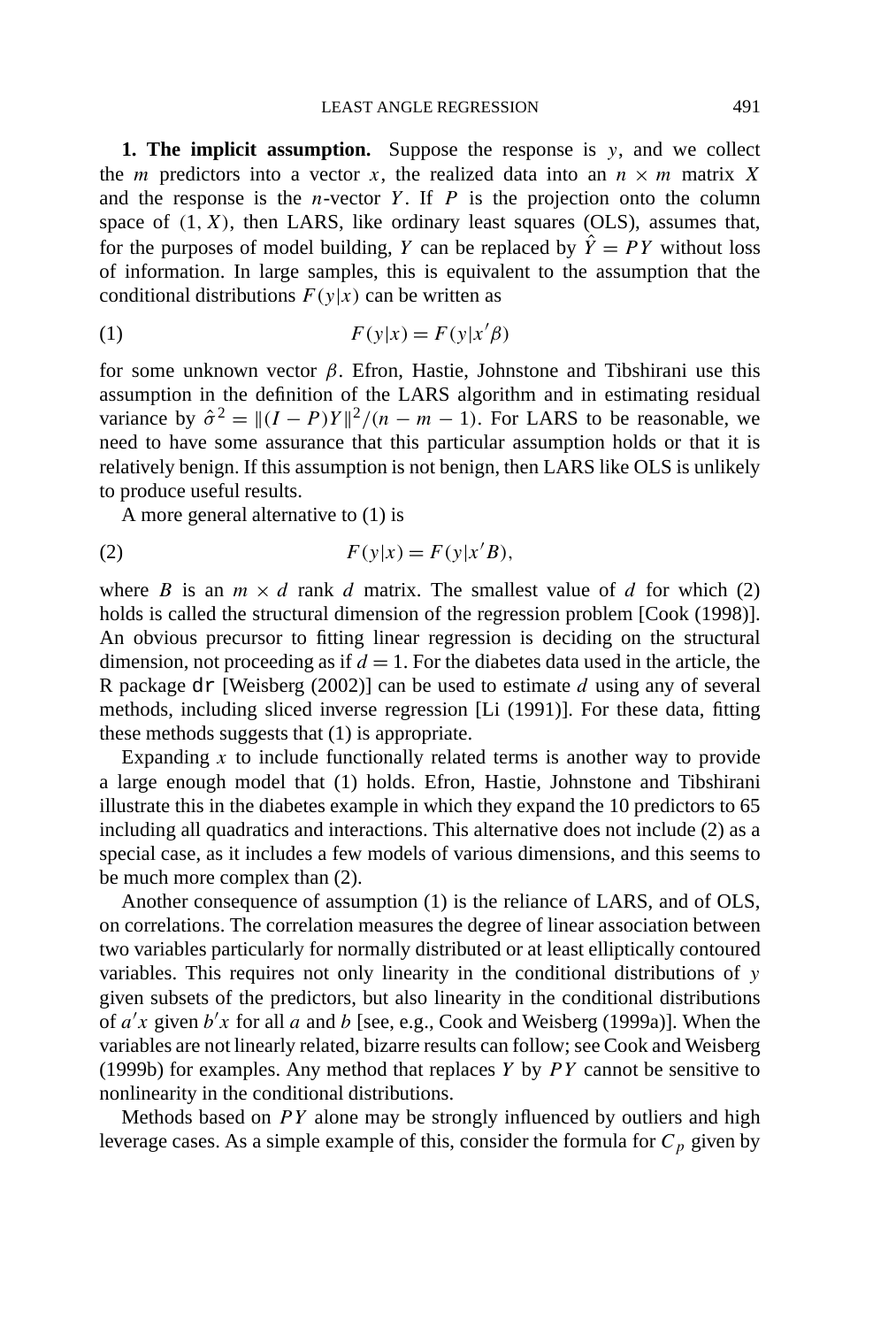**1. The implicit assumption.** Suppose the response is $y$, and we collect the $m$ predictors into a vector $x$, the realized data into an $n \times m$ matrix $X$ and the response is the $n$-vector $Y$. If $P$ is the projection onto the column space of $(1, X)$, then LARS, like ordinary least squares (OLS), assumes that, for the purposes of model building, $Y$ can be replaced by $\hat{Y} = PY$ without loss of information. In large samples, this is equivalent to the assumption that the conditional distributions $F(y|x)$ can be written as

$$F(y|x) = F(y|x'\beta) \tag{1}$$

for some unknown vector $\beta$. Efron, Hastie, Johnstone and Tibshirani use this assumption in the definition of the LARS algorithm and in estimating residual variance by $\hat{\sigma}^2 = \|(I - P)Y\|^2/(n - m - 1)$. For LARS to be reasonable, we need to have some assurance that this particular assumption holds or that it is relatively benign. If this assumption is not benign, then LARS like OLS is unlikely to produce useful results.

A more general alternative to (1) is

$$F(y|x) = F(y|x'B), \tag{2}$$

where $B$ is an $m \times d$ rank $d$ matrix. The smallest value of $d$ for which (2) holds is called the structural dimension of the regression problem [Cook (1998)]. An obvious precursor to fitting linear regression is deciding on the structural dimension, not proceeding as if $d = 1$. For the diabetes data used in the article, the R package `dr` [Weisberg (2002)] can be used to estimate $d$ using any of several methods, including sliced inverse regression [Li (1991)]. For these data, fitting these methods suggests that (1) is appropriate.

Expanding $x$ to include functionally related terms is another way to provide a large enough model that (1) holds. Efron, Hastie, Johnstone and Tibshirani illustrate this in the diabetes example in which they expand the 10 predictors to 65 including all quadratics and interactions. This alternative does not include (2) as a special case, as it includes a few models of various dimensions, and this seems to be much more complex than (2).

Another consequence of assumption (1) is the reliance of LARS, and of OLS, on correlations. The correlation measures the degree of linear association between two variables particularly for normally distributed or at least elliptically contoured variables. This requires not only linearity in the conditional distributions of $y$ given subsets of the predictors, but also linearity in the conditional distributions of $a'x$ given $b'x$ for all $a$ and $b$ [see, e.g., Cook and Weisberg (1999a)]. When the variables are not linearly related, bizarre results can follow; see Cook and Weisberg (1999b) for examples. Any method that replaces $Y$ by $PY$ cannot be sensitive to nonlinearity in the conditional distributions.

Methods based on $PY$ alone may be strongly influenced by outliers and high leverage cases. As a simple example of this, consider the formula for $C_p$ given by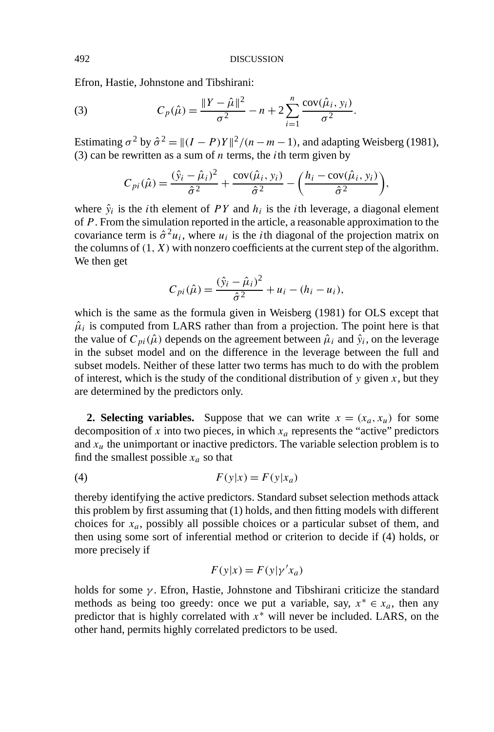Efron, Hastie, Johnstone and Tibshirani:

$$C_p(\hat{\mu}) = \frac{\|Y - \hat{\mu}\|^2}{\sigma^2} - n + 2\sum_{i=1}^{n} \frac{\operatorname{cov}(\hat{\mu}_i, y_i)}{\sigma^2}. \tag{3}$$

Estimating $\sigma^2$ by $\hat{\sigma}^2 = \|(I - P)Y\|^2/(n - m - 1)$, and adapting Weisberg (1981), (3) can be rewritten as a sum of $n$ terms, the $i$th term given by

$$C_{pi}(\hat{\mu}) = \frac{(\hat{y}_i - \hat{\mu}_i)^2}{\hat{\sigma}^2} + \frac{\operatorname{cov}(\hat{\mu}_i, y_i)}{\hat{\sigma}^2} - \left(\frac{h_i - \operatorname{cov}(\hat{\mu}_i, y_i)}{\hat{\sigma}^2}\right),$$

where $\hat{y}_i$ is the $i$th element of $PY$ and $h_i$ is the $i$th leverage, a diagonal element of $P$. From the simulation reported in the article, a reasonable approximation to the covariance term is $\hat{\sigma}^2 u_i$, where $u_i$ is the $i$th diagonal of the projection matrix on the columns of $(1, X)$ with nonzero coefficients at the current step of the algorithm. We then get

$$C_{pi}(\hat{\mu}) = \frac{(\hat{y}_i - \hat{\mu}_i)^2}{\hat{\sigma}^2} + u_i - (h_i - u_i),$$

which is the same as the formula given in Weisberg (1981) for OLS except that $\hat{\mu}_i$ is computed from LARS rather than from a projection. The point here is that the value of $C_{pi}(\hat{\mu})$ depends on the agreement between $\hat{\mu}_i$ and $\hat{y}_i$, on the leverage in the subset model and on the difference in the leverage between the full and subset models. Neither of these latter two terms has much to do with the problem of interest, which is the study of the conditional distribution of $y$ given $x$, but they are determined by the predictors only.

**2. Selecting variables.** Suppose that we can write $x = (x_a, x_u)$ for some decomposition of $x$ into two pieces, in which $x_a$ represents the "active" predictors and $x_u$ the unimportant or inactive predictors. The variable selection problem is to find the smallest possible $x_a$ so that

$$F(y|x) = F(y|x_a) \tag{4}$$

thereby identifying the active predictors. Standard subset selection methods attack this problem by first assuming that (1) holds, and then fitting models with different choices for $x_a$, possibly all possible choices or a particular subset of them, and then using some sort of inferential method or criterion to decide if (4) holds, or more precisely if

$$F(y|x) = F(y|\gamma' x_a)$$

holds for some $\gamma$. Efron, Hastie, Johnstone and Tibshirani criticize the standard methods as being too greedy: once we put a variable, say, $x^* \in x_a$, then any predictor that is highly correlated with $x^*$ will never be included. LARS, on the other hand, permits highly correlated predictors to be used.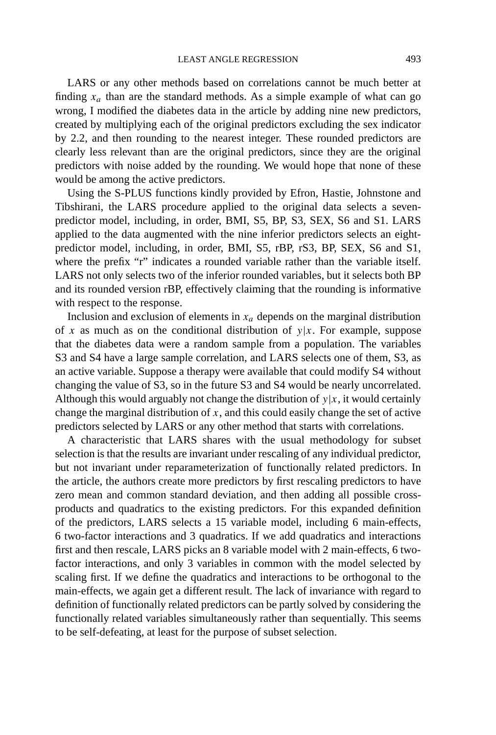LARS or any other methods based on correlations cannot be much better at finding $x_a$ than are the standard methods. As a simple example of what can go wrong, I modified the diabetes data in the article by adding nine new predictors, created by multiplying each of the original predictors excluding the sex indicator by 2.2, and then rounding to the nearest integer. These rounded predictors are clearly less relevant than are the original predictors, since they are the original predictors with noise added by the rounding. We would hope that none of these would be among the active predictors.

Using the S-PLUS functions kindly provided by Efron, Hastie, Johnstone and Tibshirani, the LARS procedure applied to the original data selects a seven-predictor model, including, in order, BMI, S5, BP, S3, SEX, S6 and S1. LARS applied to the data augmented with the nine inferior predictors selects an eight-predictor model, including, in order, BMI, S5, rBP, rS3, BP, SEX, S6 and S1, where the prefix "r" indicates a rounded variable rather than the variable itself. LARS not only selects two of the inferior rounded variables, but it selects both BP and its rounded version rBP, effectively claiming that the rounding is informative with respect to the response.

Inclusion and exclusion of elements in $x_a$ depends on the marginal distribution of $x$ as much as on the conditional distribution of $y|x$. For example, suppose that the diabetes data were a random sample from a population. The variables S3 and S4 have a large sample correlation, and LARS selects one of them, S3, as an active variable. Suppose a therapy were available that could modify S4 without changing the value of S3, so in the future S3 and S4 would be nearly uncorrelated. Although this would arguably not change the distribution of $y|x$, it would certainly change the marginal distribution of $x$, and this could easily change the set of active predictors selected by LARS or any other method that starts with correlations.

A characteristic that LARS shares with the usual methodology for subset selection is that the results are invariant under rescaling of any individual predictor, but not invariant under reparameterization of functionally related predictors. In the article, the authors create more predictors by first rescaling predictors to have zero mean and common standard deviation, and then adding all possible cross-products and quadratics to the existing predictors. For this expanded definition of the predictors, LARS selects a 15 variable model, including 6 main-effects, 6 two-factor interactions and 3 quadratics. If we add quadratics and interactions first and then rescale, LARS picks an 8 variable model with 2 main-effects, 6 two-factor interactions, and only 3 variables in common with the model selected by scaling first. If we define the quadratics and interactions to be orthogonal to the main-effects, we again get a different result. The lack of invariance with regard to definition of functionally related predictors can be partly solved by considering the functionally related variables simultaneously rather than sequentially. This seems to be self-defeating, at least for the purpose of subset selection.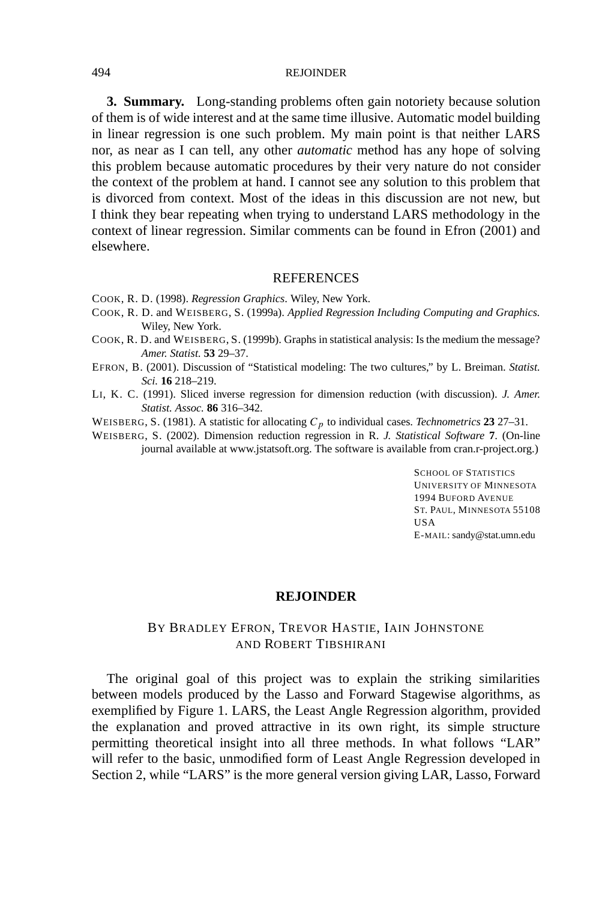**3. Summary.** Long-standing problems often gain notoriety because solution of them is of wide interest and at the same time illusive. Automatic model building in linear regression is one such problem. My main point is that neither LARS nor, as near as I can tell, any other *automatic* method has any hope of solving this problem because automatic procedures by their very nature do not consider the context of the problem at hand. I cannot see any solution to this problem that is divorced from context. Most of the ideas in this discussion are not new, but I think they bear repeating when trying to understand LARS methodology in the context of linear regression. Similar comments can be found in Efron (2001) and elsewhere.

## REFERENCES

COOK, R. D. (1998). *Regression Graphics*. Wiley, New York.

COOK, R. D. and WEISBERG, S. (1999a). *Applied Regression Including Computing and Graphics*. Wiley, New York.

COOK, R. D. and WEISBERG, S. (1999b). Graphs in statistical analysis: Is the medium the message? *Amer. Statist.* **53** 29–37.

EFRON, B. (2001). Discussion of "Statistical modeling: The two cultures," by L. Breiman. *Statist. Sci.* **16** 218–219.

LI, K. C. (1991). Sliced inverse regression for dimension reduction (with discussion). *J. Amer. Statist. Assoc.* **86** 316–342.

WEISBERG, S. (1981). A statistic for allocating $C_p$ to individual cases. *Technometrics* **23** 27–31.

WEISBERG, S. (2002). Dimension reduction regression in R. *J. Statistical Software* **7**. (On-line journal available at www.jstatsoft.org. The software is available from cran.r-project.org.)

SCHOOL OF STATISTICS
UNIVERSITY OF MINNESOTA
1994 BUFORD AVENUE
ST. PAUL, MINNESOTA 55108
USA
E-MAIL: sandy@stat.umn.edu

# REJOINDER

BY BRADLEY EFRON, TREVOR HASTIE, IAIN JOHNSTONE AND ROBERT TIBSHIRANI

The original goal of this project was to explain the striking similarities between models produced by the Lasso and Forward Stagewise algorithms, as exemplified by Figure 1. LARS, the Least Angle Regression algorithm, provided the explanation and proved attractive in its own right, its simple structure permitting theoretical insight into all three methods. In what follows "LAR" will refer to the basic, unmodified form of Least Angle Regression developed in Section 2, while "LARS" is the more general version giving LAR, Lasso, Forward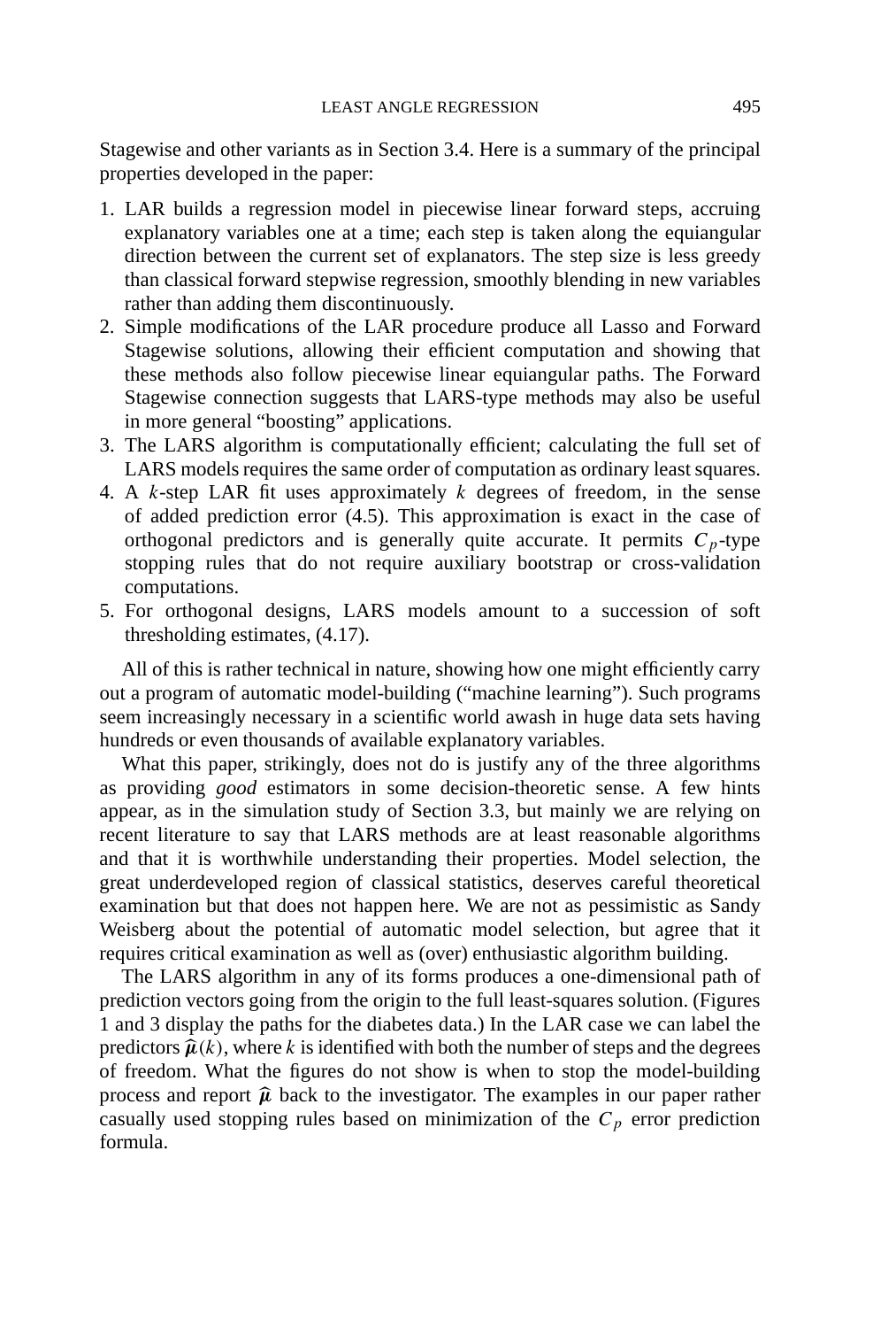Stagewise and other variants as in Section 3.4. Here is a summary of the principal properties developed in the paper:

1. LAR builds a regression model in piecewise linear forward steps, accruing explanatory variables one at a time; each step is taken along the equiangular direction between the current set of explanators. The step size is less greedy than classical forward stepwise regression, smoothly blending in new variables rather than adding them discontinuously.
2. Simple modifications of the LAR procedure produce all Lasso and Forward Stagewise solutions, allowing their efficient computation and showing that these methods also follow piecewise linear equiangular paths. The Forward Stagewise connection suggests that LARS-type methods may also be useful in more general "boosting" applications.
3. The LARS algorithm is computationally efficient; calculating the full set of LARS models requires the same order of computation as ordinary least squares.
4. A $k$-step LAR fit uses approximately $k$ degrees of freedom, in the sense of added prediction error (4.5). This approximation is exact in the case of orthogonal predictors and is generally quite accurate. It permits $C_p$-type stopping rules that do not require auxiliary bootstrap or cross-validation computations.
5. For orthogonal designs, LARS models amount to a succession of soft thresholding estimates, (4.17).

All of this is rather technical in nature, showing how one might efficiently carry out a program of automatic model-building ("machine learning"). Such programs seem increasingly necessary in a scientific world awash in huge data sets having hundreds or even thousands of available explanatory variables.

What this paper, strikingly, does not do is justify any of the three algorithms as providing *good* estimators in some decision-theoretic sense. A few hints appear, as in the simulation study of Section 3.3, but mainly we are relying on recent literature to say that LARS methods are at least reasonable algorithms and that it is worthwhile understanding their properties. Model selection, the great underdeveloped region of classical statistics, deserves careful theoretical examination but that does not happen here. We are not as pessimistic as Sandy Weisberg about the potential of automatic model selection, but agree that it requires critical examination as well as (over) enthusiastic algorithm building.

The LARS algorithm in any of its forms produces a one-dimensional path of prediction vectors going from the origin to the full least-squares solution. (Figures 1 and 3 display the paths for the diabetes data.) In the LAR case we can label the predictors $\widehat{\boldsymbol{\mu}}(k)$, where $k$ is identified with both the number of steps and the degrees of freedom. What the figures do not show is when to stop the model-building process and report $\widehat{\boldsymbol{\mu}}$ back to the investigator. The examples in our paper rather casually used stopping rules based on minimization of the $C_p$ error prediction formula.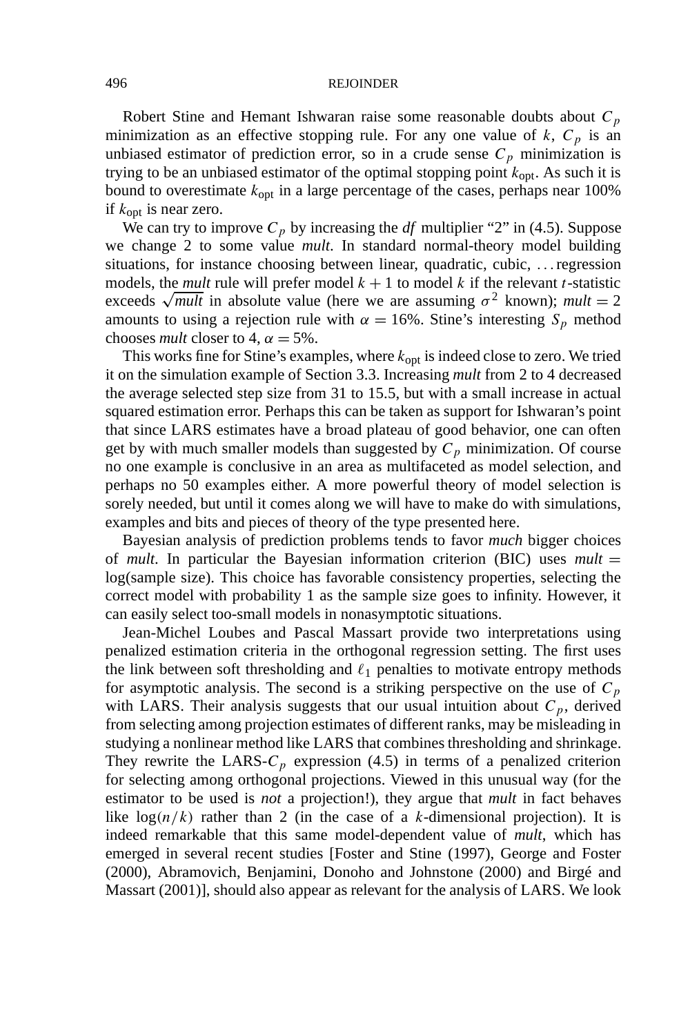Robert Stine and Hemant Ishwaran raise some reasonable doubts about $C_p$ minimization as an effective stopping rule. For any one value of $k$, $C_p$ is an unbiased estimator of prediction error, so in a crude sense $C_p$ minimization is trying to be an unbiased estimator of the optimal stopping point $k_{\text{opt}}$. As such it is bound to overestimate $k_{\text{opt}}$ in a large percentage of the cases, perhaps near 100% if $k_{\text{opt}}$ is near zero.

We can try to improve $C_p$ by increasing the *df* multiplier "2" in (4.5). Suppose we change 2 to some value *mult*. In standard normal-theory model building situations, for instance choosing between linear, quadratic, cubic, ... regression models, the *mult* rule will prefer model $k+1$ to model $k$ if the relevant $t$-statistic exceeds $\sqrt{mult}$ in absolute value (here we are assuming $\sigma^2$ known); $mult = 2$ amounts to using a rejection rule with $\alpha = 16\%$. Stine's interesting $S_p$ method chooses *mult* closer to 4, $\alpha = 5\%$.

This works fine for Stine's examples, where $k_{\text{opt}}$ is indeed close to zero. We tried it on the simulation example of Section 3.3. Increasing *mult* from 2 to 4 decreased the average selected step size from 31 to 15.5, but with a small increase in actual squared estimation error. Perhaps this can be taken as support for Ishwaran's point that since LARS estimates have a broad plateau of good behavior, one can often get by with much smaller models than suggested by $C_p$ minimization. Of course no one example is conclusive in an area as multifaceted as model selection, and perhaps no 50 examples either. A more powerful theory of model selection is sorely needed, but until it comes along we will have to make do with simulations, examples and bits and pieces of theory of the type presented here.

Bayesian analysis of prediction problems tends to favor *much* bigger choices of *mult*. In particular the Bayesian information criterion (BIC) uses $mult = \log(\text{sample size})$. This choice has favorable consistency properties, selecting the correct model with probability 1 as the sample size goes to infinity. However, it can easily select too-small models in nonasymptotic situations.

Jean-Michel Loubes and Pascal Massart provide two interpretations using penalized estimation criteria in the orthogonal regression setting. The first uses the link between soft thresholding and $\ell_1$ penalties to motivate entropy methods for asymptotic analysis. The second is a striking perspective on the use of $C_p$ with LARS. Their analysis suggests that our usual intuition about $C_p$, derived from selecting among projection estimates of different ranks, may be misleading in studying a nonlinear method like LARS that combines thresholding and shrinkage. They rewrite the LARS-$C_p$ expression (4.5) in terms of a penalized criterion for selecting among orthogonal projections. Viewed in this unusual way (for the estimator to be used is *not* a projection!), they argue that *mult* in fact behaves like $\log(n/k)$ rather than 2 (in the case of a $k$-dimensional projection). It is indeed remarkable that this same model-dependent value of *mult*, which has emerged in several recent studies [Foster and Stine (1997), George and Foster (2000), Abramovich, Benjamini, Donoho and Johnstone (2000) and Birgé and Massart (2001)], should also appear as relevant for the analysis of LARS. We look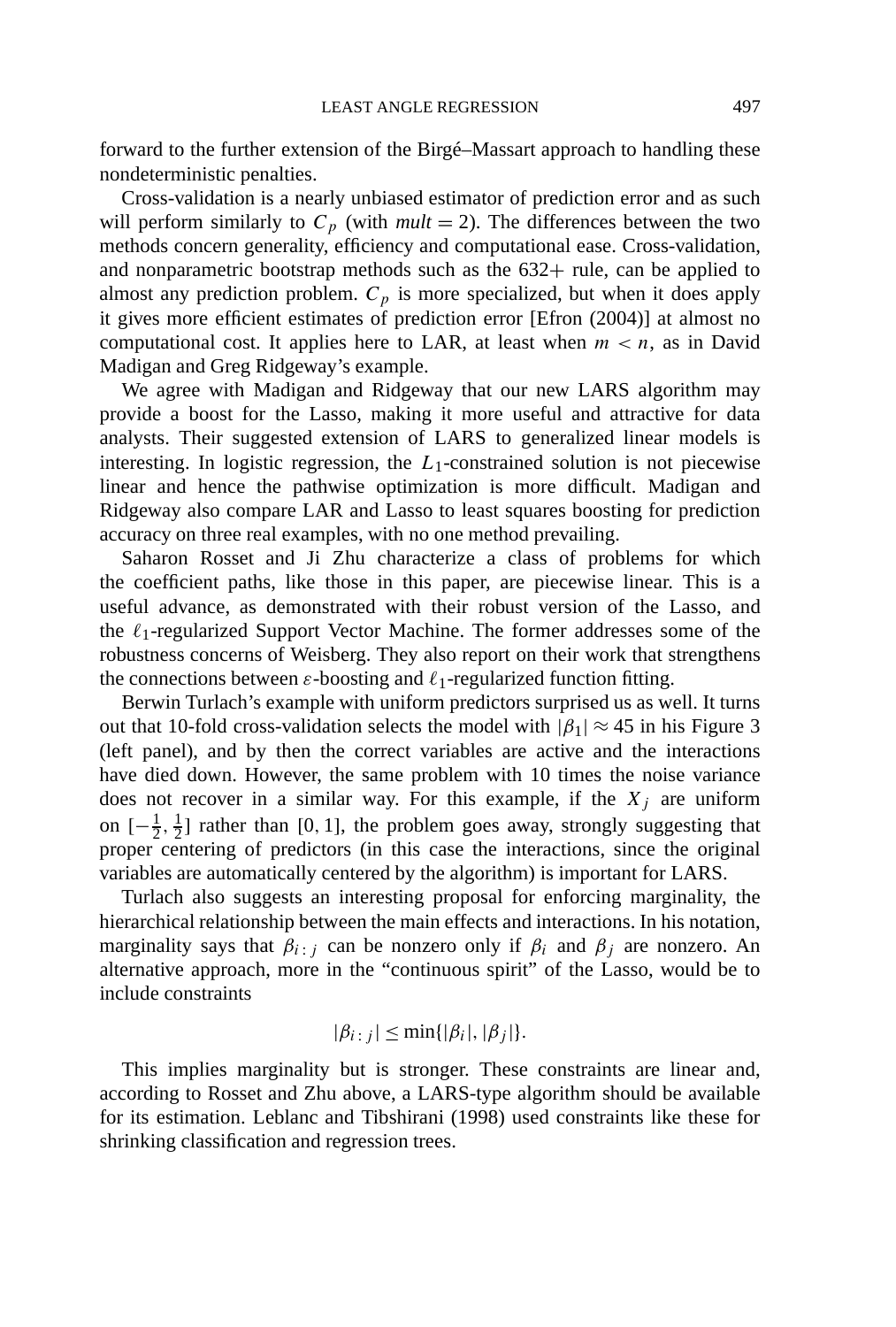forward to the further extension of the Birgé–Massart approach to handling these nondeterministic penalties.

Cross-validation is a nearly unbiased estimator of prediction error and as such will perform similarly to $C_p$ (with $mult = 2$). The differences between the two methods concern generality, efficiency and computational ease. Cross-validation, and nonparametric bootstrap methods such as the 632+ rule, can be applied to almost any prediction problem. $C_p$ is more specialized, but when it does apply it gives more efficient estimates of prediction error [Efron (2004)] at almost no computational cost. It applies here to LAR, at least when $m < n$, as in David Madigan and Greg Ridgeway's example.

We agree with Madigan and Ridgeway that our new LARS algorithm may provide a boost for the Lasso, making it more useful and attractive for data analysts. Their suggested extension of LARS to generalized linear models is interesting. In logistic regression, the $L_1$-constrained solution is not piecewise linear and hence the pathwise optimization is more difficult. Madigan and Ridgeway also compare LAR and Lasso to least squares boosting for prediction accuracy on three real examples, with no one method prevailing.

Saharon Rosset and Ji Zhu characterize a class of problems for which the coefficient paths, like those in this paper, are piecewise linear. This is a useful advance, as demonstrated with their robust version of the Lasso, and the $\ell_1$-regularized Support Vector Machine. The former addresses some of the robustness concerns of Weisberg. They also report on their work that strengthens the connections between $\varepsilon$-boosting and $\ell_1$-regularized function fitting.

Berwin Turlach's example with uniform predictors surprised us as well. It turns out that 10-fold cross-validation selects the model with $|\beta_1| \approx 45$ in his Figure 3 (left panel), and by then the correct variables are active and the interactions have died down. However, the same problem with 10 times the noise variance does not recover in a similar way. For this example, if the $X_j$ are uniform on $[-\frac{1}{2}, \frac{1}{2}]$ rather than $[0, 1]$, the problem goes away, strongly suggesting that proper centering of predictors (in this case the interactions, since the original variables are automatically centered by the algorithm) is important for LARS.

Turlach also suggests an interesting proposal for enforcing marginality, the hierarchical relationship between the main effects and interactions. In his notation, marginality says that $\beta_{i:j}$ can be nonzero only if $\beta_i$ and $\beta_j$ are nonzero. An alternative approach, more in the "continuous spirit" of the Lasso, would be to include constraints

$$|\beta_{i:j}| \leq \min\{|\beta_i|, |\beta_j|\}.$$

This implies marginality but is stronger. These constraints are linear and, according to Rosset and Zhu above, a LARS-type algorithm should be available for its estimation. Leblanc and Tibshirani (1998) used constraints like these for shrinking classification and regression trees.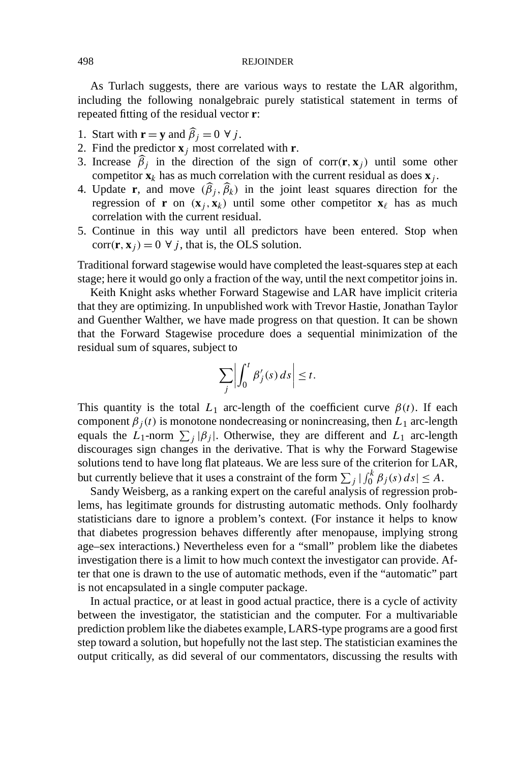As Turlach suggests, there are various ways to restate the LAR algorithm, including the following nonalgebraic purely statistical statement in terms of repeated fitting of the residual vector $\mathbf{r}$:

1. Start with $\mathbf{r} = \mathbf{y}$ and $\widehat{\beta}_j = 0 \ \forall\, j$.
2. Find the predictor $\mathbf{x}_j$ most correlated with $\mathbf{r}$.
3. Increase $\widehat{\beta}_j$ in the direction of the sign of $\operatorname{corr}(\mathbf{r}, \mathbf{x}_j)$ until some other competitor $\mathbf{x}_k$ has as much correlation with the current residual as does $\mathbf{x}_j$.
4. Update $\mathbf{r}$, and move $(\widehat{\beta}_j, \widehat{\beta}_k)$ in the joint least squares direction for the regression of $\mathbf{r}$ on $(\mathbf{x}_j, \mathbf{x}_k)$ until some other competitor $\mathbf{x}_\ell$ has as much correlation with the current residual.
5. Continue in this way until all predictors have been entered. Stop when $\operatorname{corr}(\mathbf{r}, \mathbf{x}_j) = 0 \ \forall\, j$, that is, the OLS solution.

Traditional forward stagewise would have completed the least-squares step at each stage; here it would go only a fraction of the way, until the next competitor joins in.

Keith Knight asks whether Forward Stagewise and LAR have implicit criteria that they are optimizing. In unpublished work with Trevor Hastie, Jonathan Taylor and Guenther Walther, we have made progress on that question. It can be shown that the Forward Stagewise procedure does a sequential minimization of the residual sum of squares, subject to

$$\sum_j \left| \int_0^t \beta_j'(s)\, ds \right| \le t.$$

This quantity is the total $L_1$ arc-length of the coefficient curve $\beta(t)$. If each component $\beta_j(t)$ is monotone nondecreasing or nonincreasing, then $L_1$ arc-length equals the $L_1$-norm $\sum_j |\beta_j|$. Otherwise, they are different and $L_1$ arc-length discourages sign changes in the derivative. That is why the Forward Stagewise solutions tend to have long flat plateaus. We are less sure of the criterion for LAR, but currently believe that it uses a constraint of the form $\sum_j |\int_0^k \beta_j(s)\, ds| \le A$.

Sandy Weisberg, as a ranking expert on the careful analysis of regression problems, has legitimate grounds for distrusting automatic methods. Only foolhardy statisticians dare to ignore a problem's context. (For instance it helps to know that diabetes progression behaves differently after menopause, implying strong age–sex interactions.) Nevertheless even for a "small" problem like the diabetes investigation there is a limit to how much context the investigator can provide. After that one is drawn to the use of automatic methods, even if the "automatic" part is not encapsulated in a single computer package.

In actual practice, or at least in good actual practice, there is a cycle of activity between the investigator, the statistician and the computer. For a multivariable prediction problem like the diabetes example, LARS-type programs are a good first step toward a solution, but hopefully not the last step. The statistician examines the output critically, as did several of our commentators, discussing the results with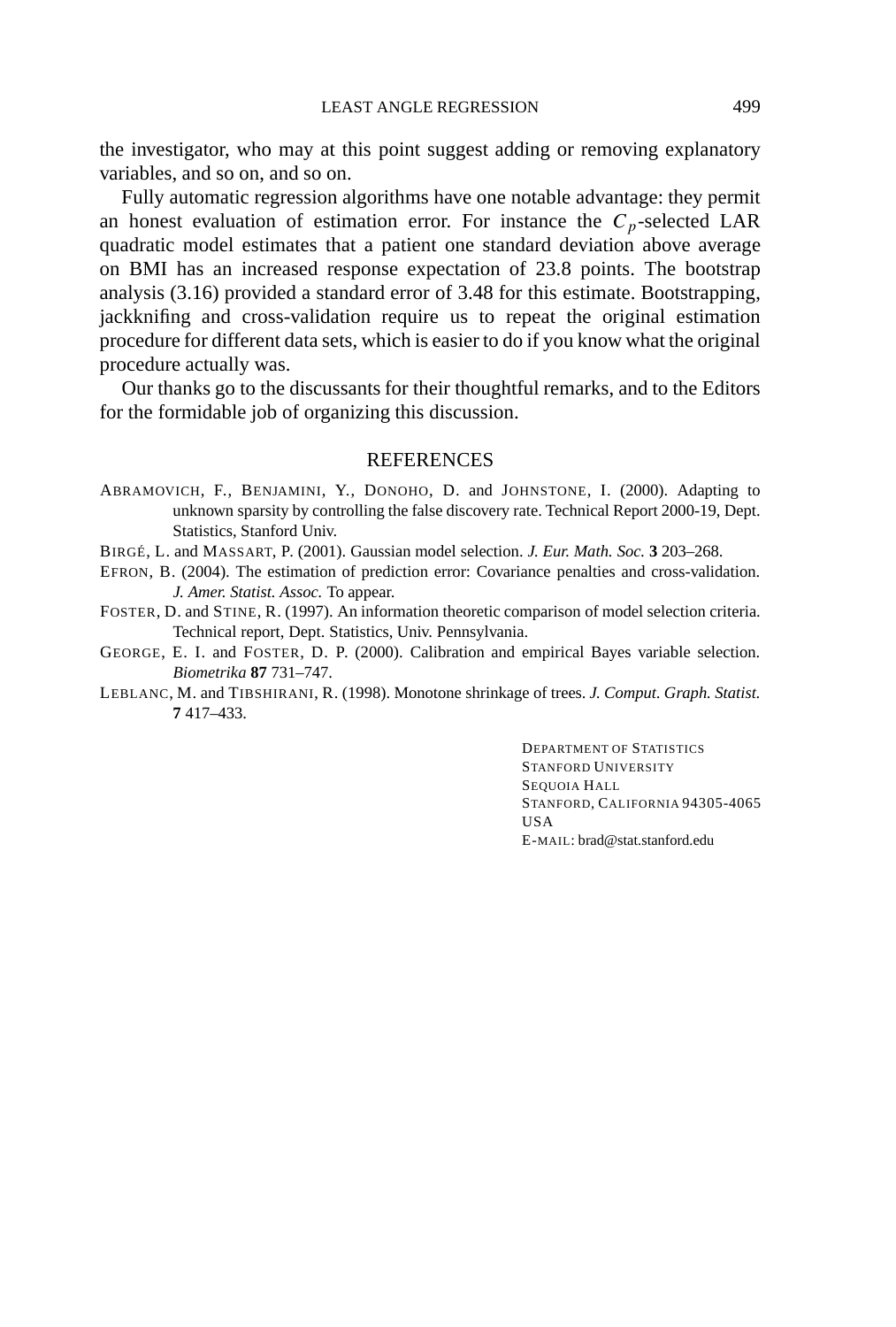the investigator, who may at this point suggest adding or removing explanatory variables, and so on, and so on.

Fully automatic regression algorithms have one notable advantage: they permit an honest evaluation of estimation error. For instance the $C_p$-selected LAR quadratic model estimates that a patient one standard deviation above average on BMI has an increased response expectation of 23.8 points. The bootstrap analysis (3.16) provided a standard error of 3.48 for this estimate. Bootstrapping, jackknifing and cross-validation require us to repeat the original estimation procedure for different data sets, which is easier to do if you know what the original procedure actually was.

Our thanks go to the discussants for their thoughtful remarks, and to the Editors for the formidable job of organizing this discussion.

## REFERENCES

ABRAMOVICH, F., BENJAMINI, Y., DONOHO, D. and JOHNSTONE, I. (2000). Adapting to unknown sparsity by controlling the false discovery rate. Technical Report 2000-19, Dept. Statistics, Stanford Univ.

BIRGÉ, L. and MASSART, P. (2001). Gaussian model selection. *J. Eur. Math. Soc.* **3** 203–268.

EFRON, B. (2004). The estimation of prediction error: Covariance penalties and cross-validation. *J. Amer. Statist. Assoc.* To appear.

FOSTER, D. and STINE, R. (1997). An information theoretic comparison of model selection criteria. Technical report, Dept. Statistics, Univ. Pennsylvania.

GEORGE, E. I. and FOSTER, D. P. (2000). Calibration and empirical Bayes variable selection. *Biometrika* **87** 731–747.

LEBLANC, M. and TIBSHIRANI, R. (1998). Monotone shrinkage of trees. *J. Comput. Graph. Statist.* **7** 417–433.

DEPARTMENT OF STATISTICS
STANFORD UNIVERSITY
SEQUOIA HALL
STANFORD, CALIFORNIA 94305-4065
USA
E-MAIL: brad@stat.stanford.edu